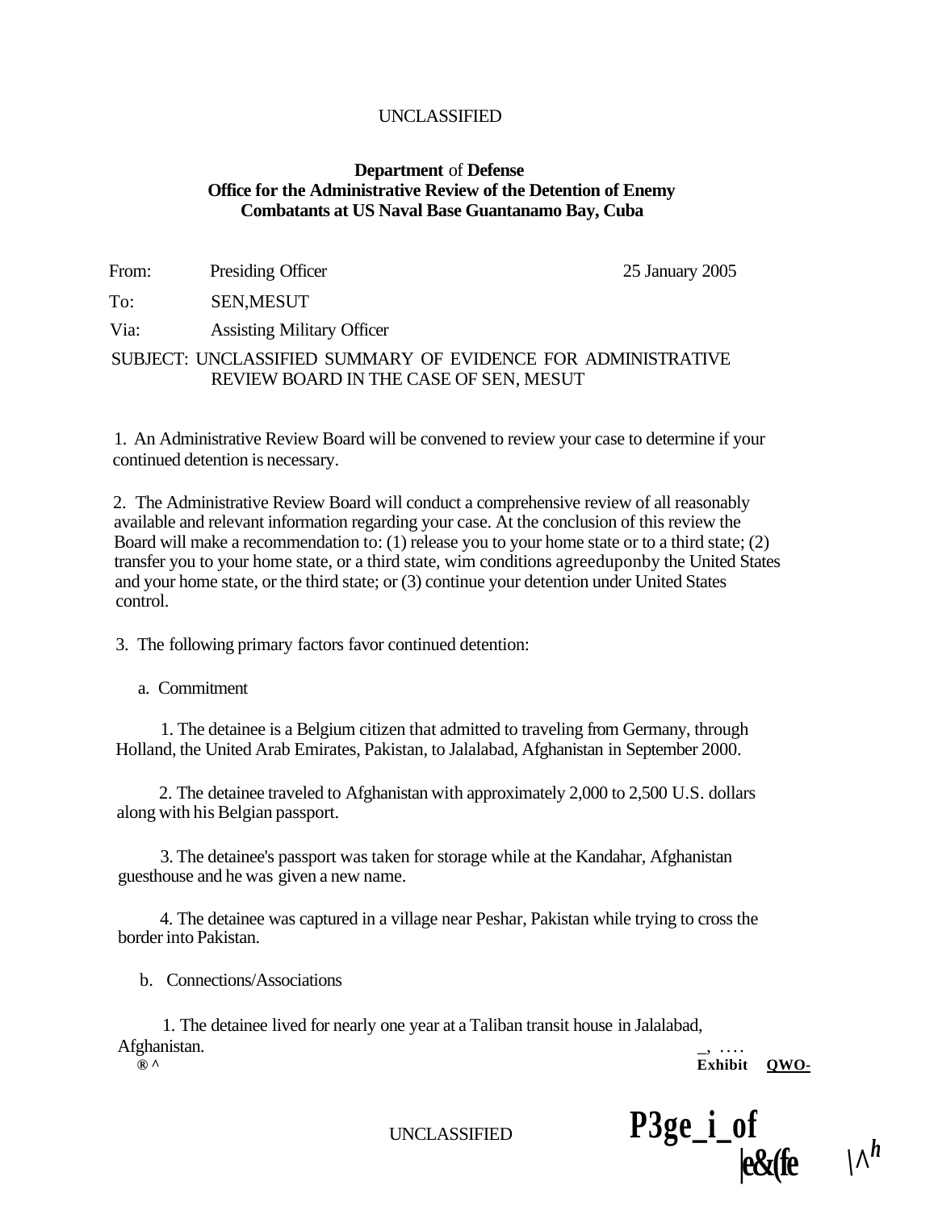UNCLASSIFIED

**Department** of **Defense**
**Office for the Administrative Review of the Detention of Enemy Combatants at US Naval Base Guantanamo Bay, Cuba**

From: Presiding Officer 25 January 2005

To: SEN,MESUT

Via: Assisting Military Officer

SUBJECT: UNCLASSIFIED SUMMARY OF EVIDENCE FOR ADMINISTRATIVE REVIEW BOARD IN THE CASE OF SEN, MESUT

1. An Administrative Review Board will be convened to review your case to determine if your continued detention is necessary.

2. The Administrative Review Board will conduct a comprehensive review of all reasonably available and relevant information regarding your case. At the conclusion of this review the Board will make a recommendation to: (1) release you to your home state or to a third state; (2) transfer you to your home state, or a third state, wim conditions agreeduponby the United States and your home state, or the third state; or (3) continue your detention under United States control.

3. The following primary factors favor continued detention:

a. Commitment

1. The detainee is a Belgium citizen that admitted to traveling from Germany, through Holland, the United Arab Emirates, Pakistan, to Jalalabad, Afghanistan in September 2000.

2. The detainee traveled to Afghanistan with approximately 2,000 to 2,500 U.S. dollars along with his Belgian passport.

3. The detainee's passport was taken for storage while at the Kandahar, Afghanistan guesthouse and he was given a new name.

4. The detainee was captured in a village near Peshar, Pakistan while trying to cross the border into Pakistan.

b. Connections/Associations

1. The detainee lived for nearly one year at a Taliban transit house in Jalalabad, Afghanistan.

Exhibit QWO-

UNCLASSIFIED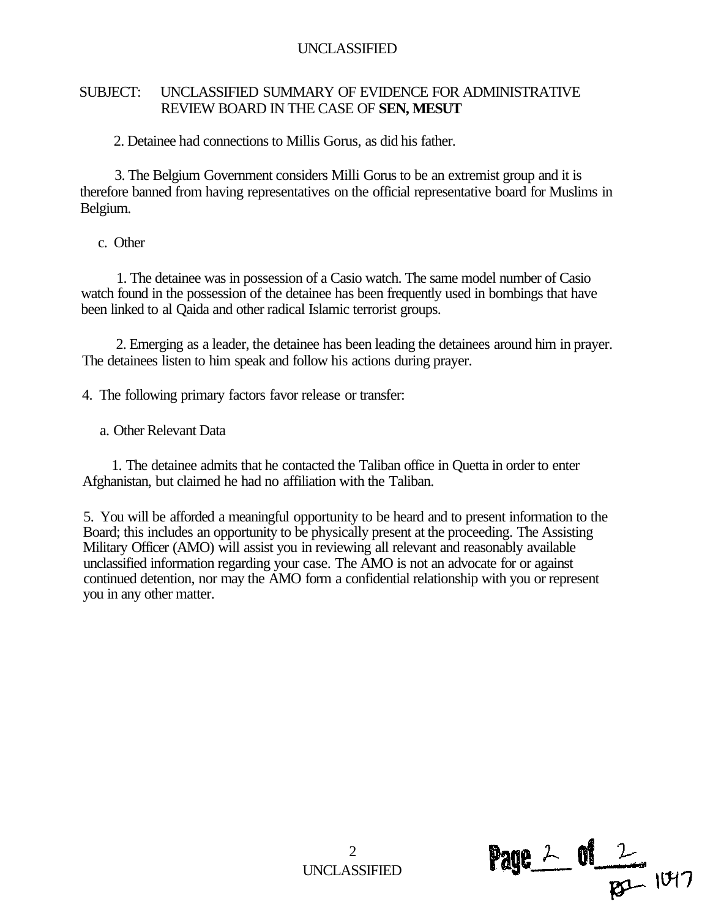SUBJECT: UNCLASSIFIED SUMMARY OF EVIDENCE FOR ADMINISTRATIVE REVIEW BOARD IN THE CASE OF **SEN, MESUT**

2. Detainee had connections to Millis Gorus, as did his father.

3. The Belgium Government considers Milli Gorus to be an extremist group and it is therefore banned from having representatives on the official representative board for Muslims in Belgium.

c. Other

1. The detainee was in possession of a Casio watch. The same model number of Casio watch found in the possession of the detainee has been frequently used in bombings that have been linked to al Qaida and other radical Islamic terrorist groups.

2. Emerging as a leader, the detainee has been leading the detainees around him in prayer. The detainees listen to him speak and follow his actions during prayer.

4. The following primary factors favor release or transfer:

a. Other Relevant Data

1. The detainee admits that he contacted the Taliban office in Quetta in order to enter Afghanistan, but claimed he had no affiliation with the Taliban.

5. You will be afforded a meaningful opportunity to be heard and to present information to the Board; this includes an opportunity to be physically present at the proceeding. The Assisting Military Officer (AMO) will assist you in reviewing all relevant and reasonably available unclassified information regarding your case. The AMO is not an advocate for or against continued detention, nor may the AMO form a confidential relationship with you or represent you in any other matter.

B2- 1047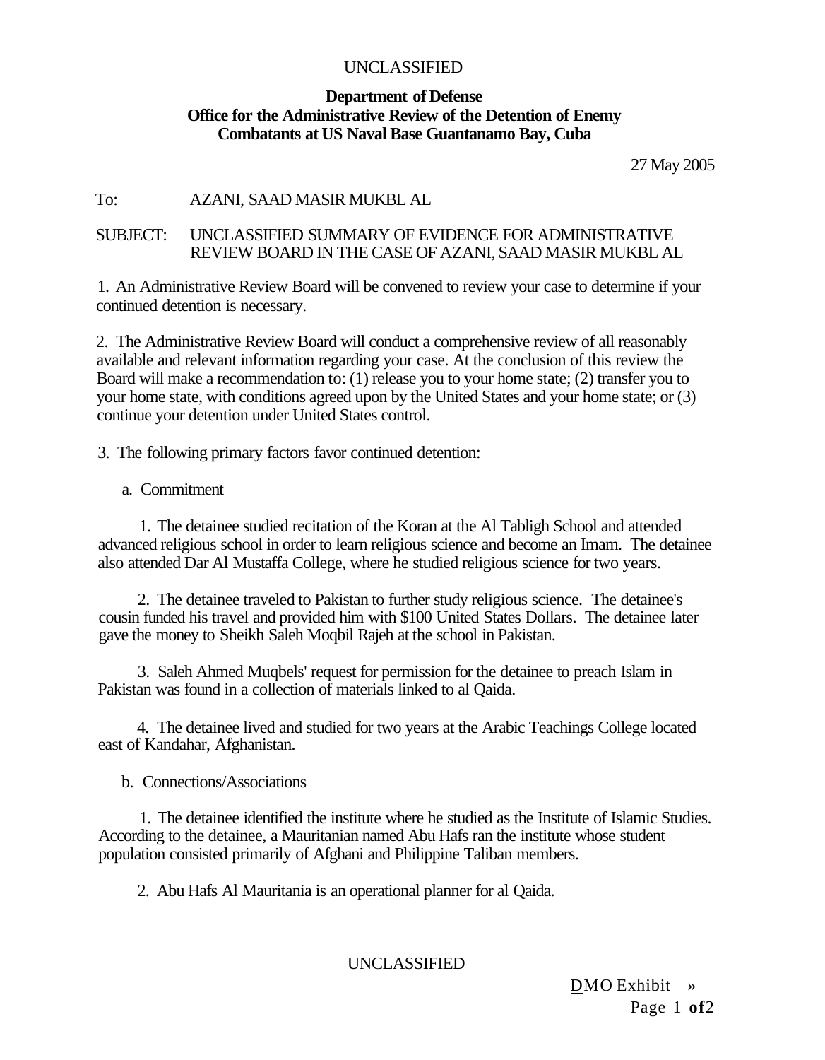UNCLASSIFIED

**Department of Defense**
**Office for the Administrative Review of the Detention of Enemy Combatants at US Naval Base Guantanamo Bay, Cuba**

27 May 2005

To: AZANI, SAAD MASIR MUKBL AL

SUBJECT: UNCLASSIFIED SUMMARY OF EVIDENCE FOR ADMINISTRATIVE REVIEW BOARD IN THE CASE OF AZANI, SAAD MASIR MUKBL AL

1. An Administrative Review Board will be convened to review your case to determine if your continued detention is necessary.

2. The Administrative Review Board will conduct a comprehensive review of all reasonably available and relevant information regarding your case. At the conclusion of this review the Board will make a recommendation to: (1) release you to your home state; (2) transfer you to your home state, with conditions agreed upon by the United States and your home state; or (3) continue your detention under United States control.

3. The following primary factors favor continued detention:

a. Commitment

1. The detainee studied recitation of the Koran at the Al Tabligh School and attended advanced religious school in order to learn religious science and become an Imam. The detainee also attended Dar Al Mustaffa College, where he studied religious science for two years.

2. The detainee traveled to Pakistan to further study religious science. The detainee's cousin funded his travel and provided him with $100 United States Dollars. The detainee later gave the money to Sheikh Saleh Moqbil Rajeh at the school in Pakistan.

3. Saleh Ahmed Muqbels' request for permission for the detainee to preach Islam in Pakistan was found in a collection of materials linked to al Qaida.

4. The detainee lived and studied for two years at the Arabic Teachings College located east of Kandahar, Afghanistan.

b. Connections/Associations

1. The detainee identified the institute where he studied as the Institute of Islamic Studies. According to the detainee, a Mauritanian named Abu Hafs ran the institute whose student population consisted primarily of Afghani and Philippine Taliban members.

2. Abu Hafs Al Mauritania is an operational planner for al Qaida.

UNCLASSIFIED

DMO Exhibit »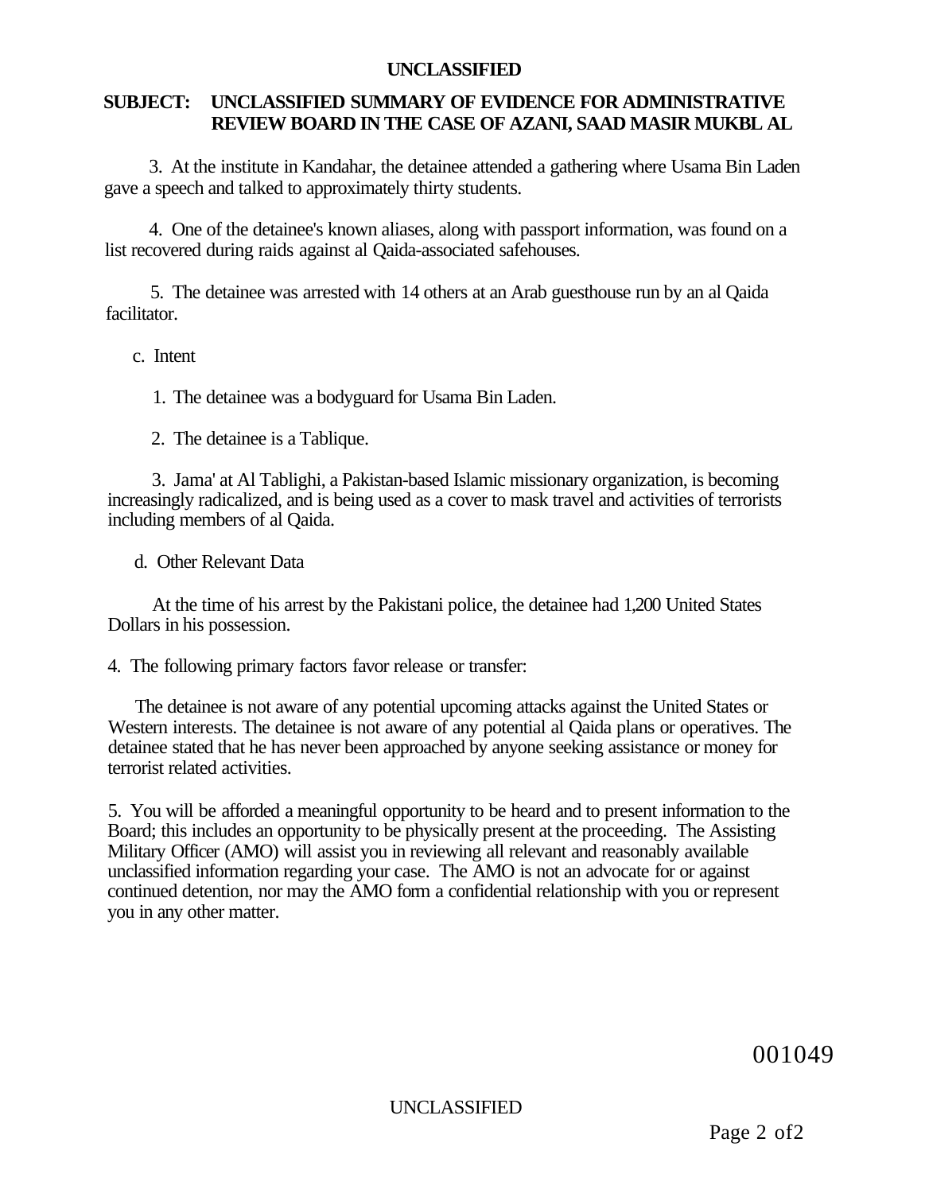**SUBJECT: UNCLASSIFIED SUMMARY OF EVIDENCE FOR ADMINISTRATIVE REVIEW BOARD IN THE CASE OF AZANI, SAAD MASIR MUKBL AL**

3. At the institute in Kandahar, the detainee attended a gathering where Usama Bin Laden gave a speech and talked to approximately thirty students.

4. One of the detainee's known aliases, along with passport information, was found on a list recovered during raids against al Qaida-associated safehouses.

5. The detainee was arrested with 14 others at an Arab guesthouse run by an al Qaida facilitator.

c. Intent

1. The detainee was a bodyguard for Usama Bin Laden.

2. The detainee is a Tablique.

3. Jama' at Al Tablighi, a Pakistan-based Islamic missionary organization, is becoming increasingly radicalized, and is being used as a cover to mask travel and activities of terrorists including members of al Qaida.

d. Other Relevant Data

At the time of his arrest by the Pakistani police, the detainee had 1,200 United States Dollars in his possession.

4. The following primary factors favor release or transfer:

The detainee is not aware of any potential upcoming attacks against the United States or Western interests. The detainee is not aware of any potential al Qaida plans or operatives. The detainee stated that he has never been approached by anyone seeking assistance or money for terrorist related activities.

5. You will be afforded a meaningful opportunity to be heard and to present information to the Board; this includes an opportunity to be physically present at the proceeding. The Assisting Military Officer (AMO) will assist you in reviewing all relevant and reasonably available unclassified information regarding your case. The AMO is not an advocate for or against continued detention, nor may the AMO form a confidential relationship with you or represent you in any other matter.

001049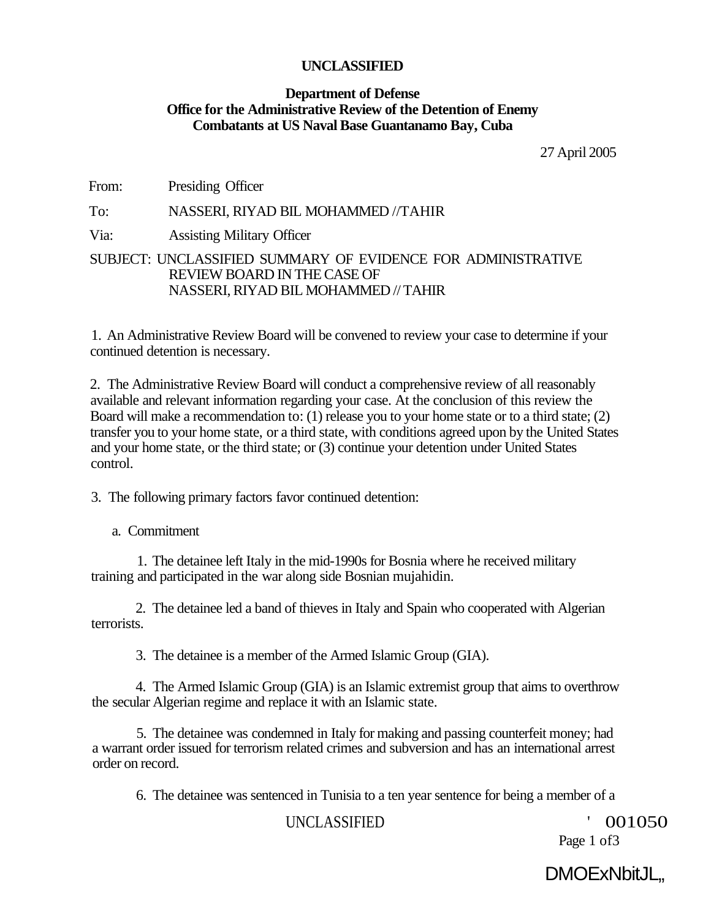**UNCLASSIFIED**

**Department of Defense**
**Office for the Administrative Review of the Detention of Enemy Combatants at US Naval Base Guantanamo Bay, Cuba**

27 April 2005

From: Presiding Officer

To: NASSERI, RIYAD BIL MOHAMMED //TAHIR

Via: Assisting Military Officer

SUBJECT: UNCLASSIFIED SUMMARY OF EVIDENCE FOR ADMINISTRATIVE REVIEW BOARD IN THE CASE OF NASSERI, RIYAD BIL MOHAMMED // TAHIR

1. An Administrative Review Board will be convened to review your case to determine if your continued detention is necessary.

2. The Administrative Review Board will conduct a comprehensive review of all reasonably available and relevant information regarding your case. At the conclusion of this review the Board will make a recommendation to: (1) release you to your home state or to a third state; (2) transfer you to your home state, or a third state, with conditions agreed upon by the United States and your home state, or the third state; or (3) continue your detention under United States control.

3. The following primary factors favor continued detention:

a. Commitment

1. The detainee left Italy in the mid-1990s for Bosnia where he received military training and participated in the war along side Bosnian mujahidin.

2. The detainee led a band of thieves in Italy and Spain who cooperated with Algerian terrorists.

3. The detainee is a member of the Armed Islamic Group (GIA).

4. The Armed Islamic Group (GIA) is an Islamic extremist group that aims to overthrow the secular Algerian regime and replace it with an Islamic state.

5. The detainee was condemned in Italy for making and passing counterfeit money; had a warrant order issued for terrorism related crimes and subversion and has an international arrest order on record.

6. The detainee was sentenced in Tunisia to a ten year sentence for being a member of a

UNCLASSIFIED ' 001050

DMOExNbitJL„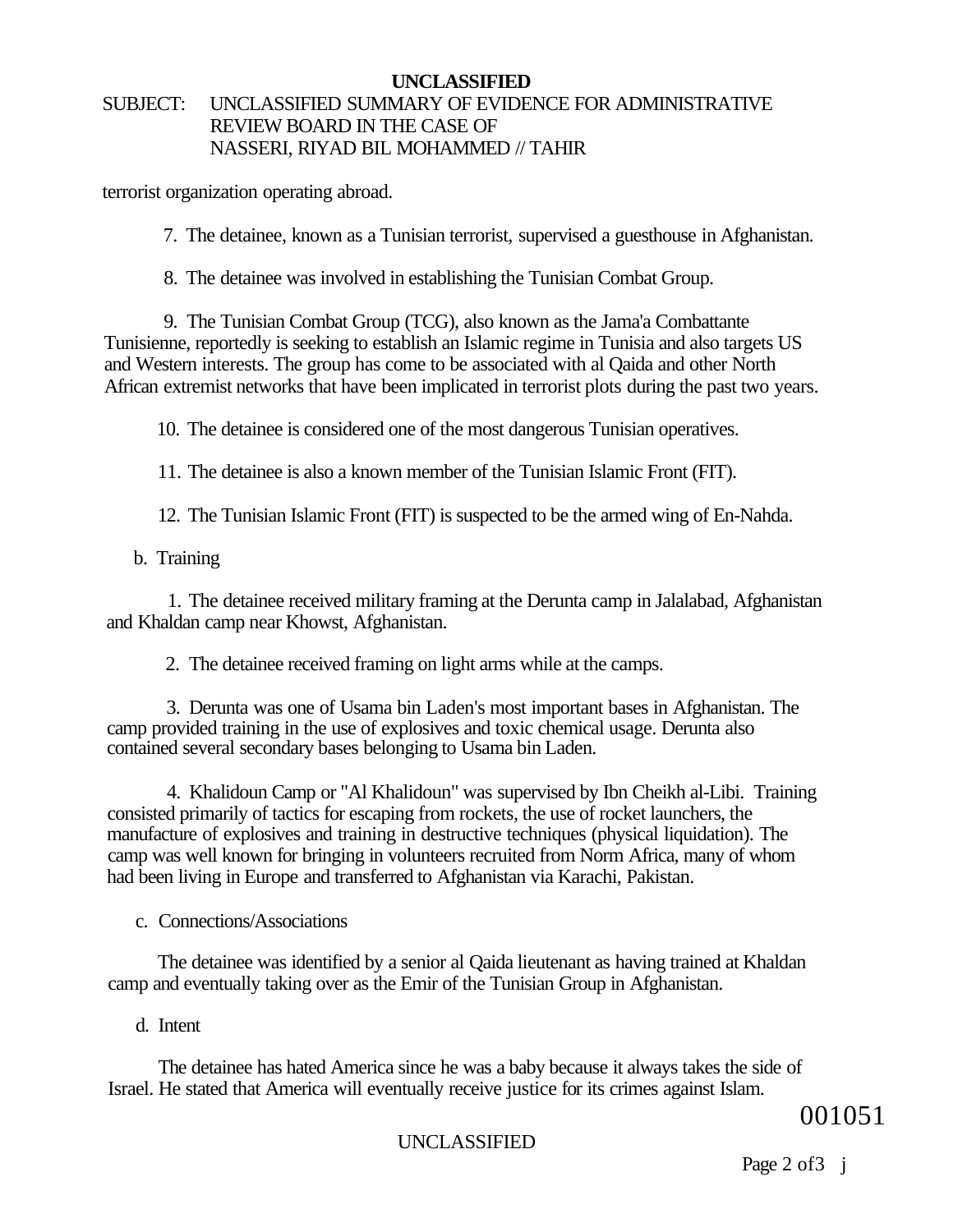**UNCLASSIFIED**

SUBJECT: UNCLASSIFIED SUMMARY OF EVIDENCE FOR ADMINISTRATIVE REVIEW BOARD IN THE CASE OF NASSERI, RIYAD BIL MOHAMMED // TAHIR

terrorist organization operating abroad.

7. The detainee, known as a Tunisian terrorist, supervised a guesthouse in Afghanistan.

8. The detainee was involved in establishing the Tunisian Combat Group.

9. The Tunisian Combat Group (TCG), also known as the Jama'a Combattante Tunisienne, reportedly is seeking to establish an Islamic regime in Tunisia and also targets US and Western interests. The group has come to be associated with al Qaida and other North African extremist networks that have been implicated in terrorist plots during the past two years.

10. The detainee is considered one of the most dangerous Tunisian operatives.

11. The detainee is also a known member of the Tunisian Islamic Front (FIT).

12. The Tunisian Islamic Front (FIT) is suspected to be the armed wing of En-Nahda.

b. Training

1. The detainee received military framing at the Derunta camp in Jalalabad, Afghanistan and Khaldan camp near Khowst, Afghanistan.

2. The detainee received framing on light arms while at the camps.

3. Derunta was one of Usama bin Laden's most important bases in Afghanistan. The camp provided training in the use of explosives and toxic chemical usage. Derunta also contained several secondary bases belonging to Usama bin Laden.

4. Khalidoun Camp or "Al Khalidoun" was supervised by Ibn Cheikh al-Libi. Training consisted primarily of tactics for escaping from rockets, the use of rocket launchers, the manufacture of explosives and training in destructive techniques (physical liquidation). The camp was well known for bringing in volunteers recruited from Norm Africa, many of whom had been living in Europe and transferred to Afghanistan via Karachi, Pakistan.

c. Connections/Associations

The detainee was identified by a senior al Qaida lieutenant as having trained at Khaldan camp and eventually taking over as the Emir of the Tunisian Group in Afghanistan.

d. Intent

The detainee has hated America since he was a baby because it always takes the side of Israel. He stated that America will eventually receive justice for its crimes against Islam.

001051

UNCLASSIFIED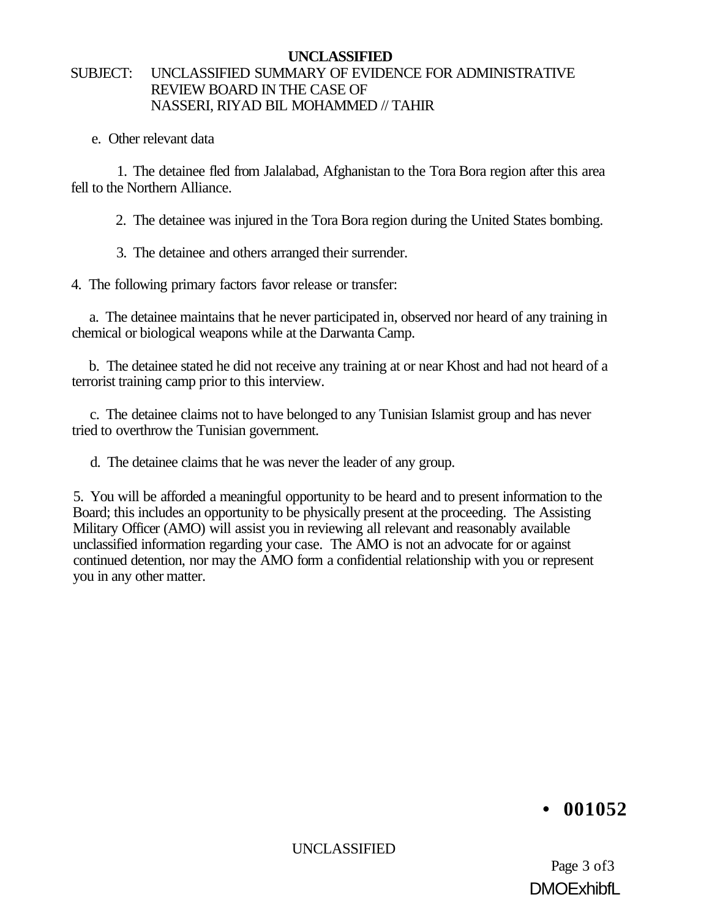**UNCLASSIFIED**

SUBJECT: UNCLASSIFIED SUMMARY OF EVIDENCE FOR ADMINISTRATIVE REVIEW BOARD IN THE CASE OF NASSERI, RIYAD BIL MOHAMMED // TAHIR

e. Other relevant data

1. The detainee fled from Jalalabad, Afghanistan to the Tora Bora region after this area fell to the Northern Alliance.

2. The detainee was injured in the Tora Bora region during the United States bombing.

3. The detainee and others arranged their surrender.

4. The following primary factors favor release or transfer:

a. The detainee maintains that he never participated in, observed nor heard of any training in chemical or biological weapons while at the Darwanta Camp.

b. The detainee stated he did not receive any training at or near Khost and had not heard of a terrorist training camp prior to this interview.

c. The detainee claims not to have belonged to any Tunisian Islamist group and has never tried to overthrow the Tunisian government.

d. The detainee claims that he was never the leader of any group.

5. You will be afforded a meaningful opportunity to be heard and to present information to the Board; this includes an opportunity to be physically present at the proceeding. The Assisting Military Officer (AMO) will assist you in reviewing all relevant and reasonably available unclassified information regarding your case. The AMO is not an advocate for or against continued detention, nor may the AMO form a confidential relationship with you or represent you in any other matter.

**• 001052**

UNCLASSIFIED

DMOExhibfL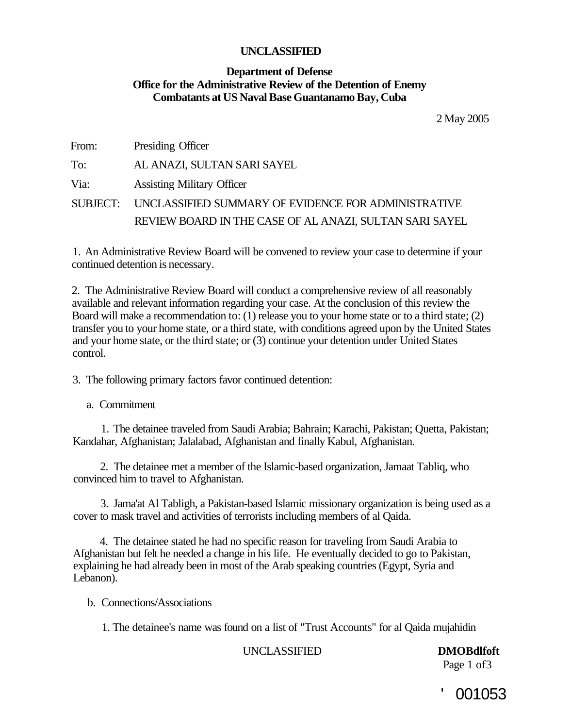**UNCLASSIFIED**

**Department of Defense**
**Office for the Administrative Review of the Detention of Enemy Combatants at US Naval Base Guantanamo Bay, Cuba**

2 May 2005

From: Presiding Officer

To: AL ANAZI, SULTAN SARI SAYEL

Via: Assisting Military Officer

SUBJECT: UNCLASSIFIED SUMMARY OF EVIDENCE FOR ADMINISTRATIVE REVIEW BOARD IN THE CASE OF AL ANAZI, SULTAN SARI SAYEL

1. An Administrative Review Board will be convened to review your case to determine if your continued detention is necessary.

2. The Administrative Review Board will conduct a comprehensive review of all reasonably available and relevant information regarding your case. At the conclusion of this review the Board will make a recommendation to: (1) release you to your home state or to a third state; (2) transfer you to your home state, or a third state, with conditions agreed upon by the United States and your home state, or the third state; or (3) continue your detention under United States control.

3. The following primary factors favor continued detention:

a. Commitment

1. The detainee traveled from Saudi Arabia; Bahrain; Karachi, Pakistan; Quetta, Pakistan; Kandahar, Afghanistan; Jalalabad, Afghanistan and finally Kabul, Afghanistan.

2. The detainee met a member of the Islamic-based organization, Jamaat Tabliq, who convinced him to travel to Afghanistan.

3. Jama'at Al Tabligh, a Pakistan-based Islamic missionary organization is being used as a cover to mask travel and activities of terrorists including members of al Qaida.

4. The detainee stated he had no specific reason for traveling from Saudi Arabia to Afghanistan but felt he needed a change in his life. He eventually decided to go to Pakistan, explaining he had already been in most of the Arab speaking countries (Egypt, Syria and Lebanon).

b. Connections/Associations

1. The detainee's name was found on a list of "Trust Accounts" for al Qaida mujahidin

UNCLASSIFIED **DMOBdlfoft**

' 001053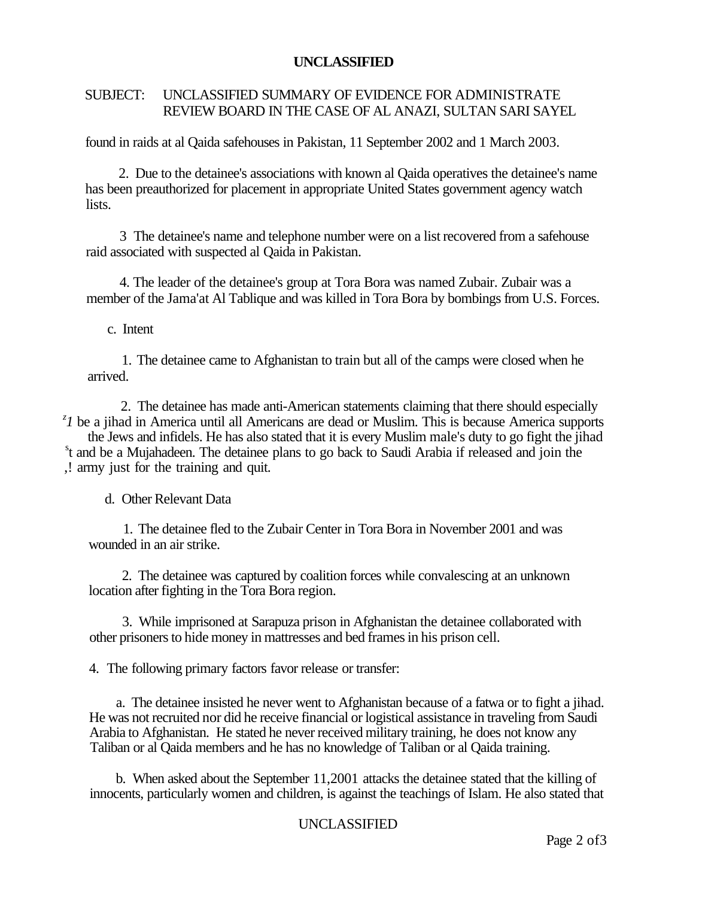UNCLASSIFIED

SUBJECT: UNCLASSIFIED SUMMARY OF EVIDENCE FOR ADMINISTRATE REVIEW BOARD IN THE CASE OF AL ANAZI, SULTAN SARI SAYEL

found in raids at al Qaida safehouses in Pakistan, 11 September 2002 and 1 March 2003.

2. Due to the detainee's associations with known al Qaida operatives the detainee's name has been preauthorized for placement in appropriate United States government agency watch lists.

3 The detainee's name and telephone number were on a list recovered from a safehouse raid associated with suspected al Qaida in Pakistan.

4. The leader of the detainee's group at Tora Bora was named Zubair. Zubair was a member of the Jama'at Al Tablique and was killed in Tora Bora by bombings from U.S. Forces.

c. Intent

1. The detainee came to Afghanistan to train but all of the camps were closed when he arrived.

2. The detainee has made anti-American statements claiming that there should especially be a jihad in America until all Americans are dead or Muslim. This is because America supports the Jews and infidels. He has also stated that it is every Muslim male's duty to go fight the jihad and be a Mujahadeen. The detainee plans to go back to Saudi Arabia if released and join the army just for the training and quit.

d. Other Relevant Data

1. The detainee fled to the Zubair Center in Tora Bora in November 2001 and was wounded in an air strike.

2. The detainee was captured by coalition forces while convalescing at an unknown location after fighting in the Tora Bora region.

3. While imprisoned at Sarapuza prison in Afghanistan the detainee collaborated with other prisoners to hide money in mattresses and bed frames in his prison cell.

4. The following primary factors favor release or transfer:

a. The detainee insisted he never went to Afghanistan because of a fatwa or to fight a jihad. He was not recruited nor did he receive financial or logistical assistance in traveling from Saudi Arabia to Afghanistan. He stated he never received military training, he does not know any Taliban or al Qaida members and he has no knowledge of Taliban or al Qaida training.

b. When asked about the September 11,2001 attacks the detainee stated that the killing of innocents, particularly women and children, is against the teachings of Islam. He also stated that

UNCLASSIFIED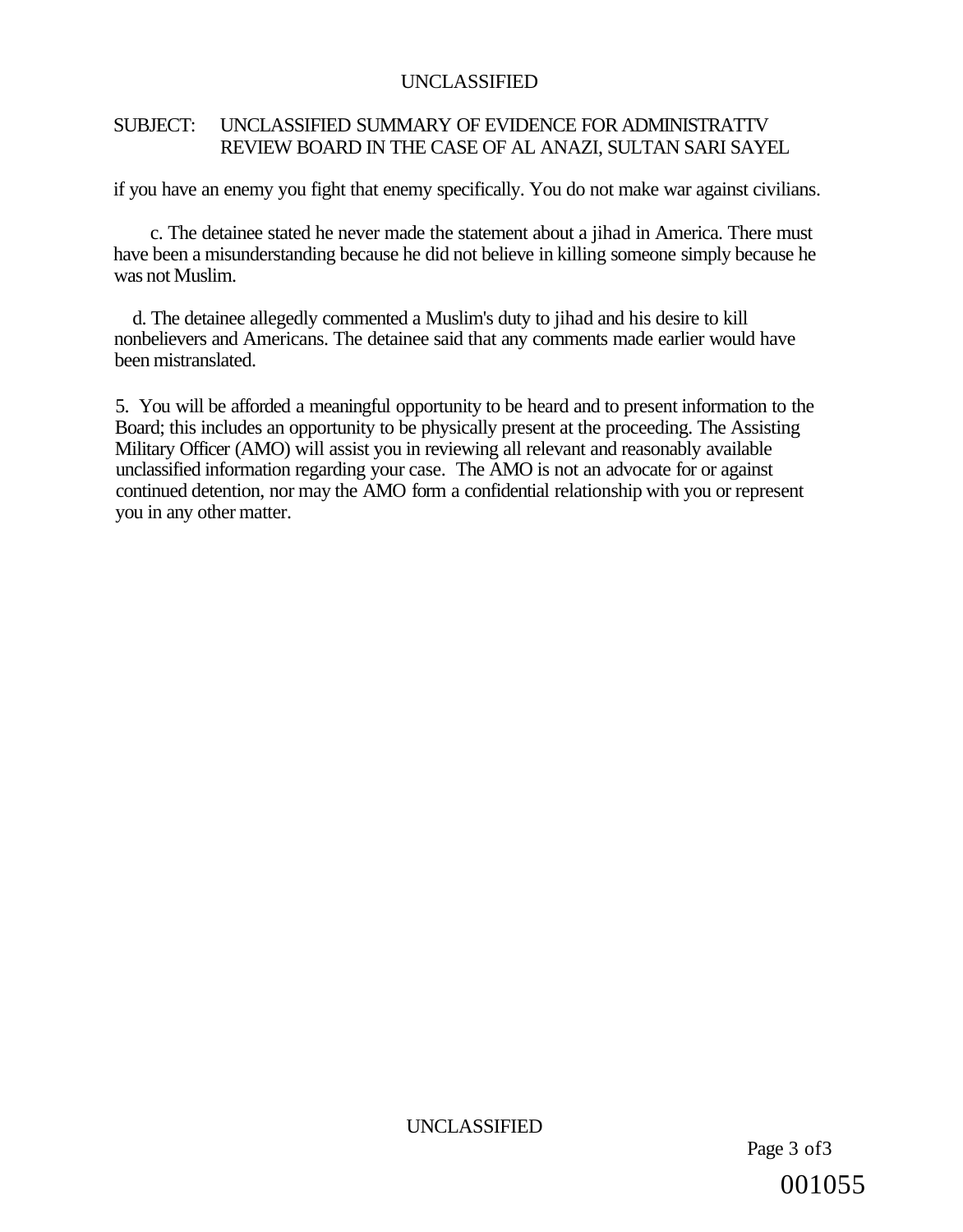SUBJECT: UNCLASSIFIED SUMMARY OF EVIDENCE FOR ADMINISTRATTV REVIEW BOARD IN THE CASE OF AL ANAZI, SULTAN SARI SAYEL

if you have an enemy you fight that enemy specifically. You do not make war against civilians.

c. The detainee stated he never made the statement about a jihad in America. There must have been a misunderstanding because he did not believe in killing someone simply because he was not Muslim.

d. The detainee allegedly commented a Muslim's duty to jihad and his desire to kill nonbelievers and Americans. The detainee said that any comments made earlier would have been mistranslated.

5. You will be afforded a meaningful opportunity to be heard and to present information to the Board; this includes an opportunity to be physically present at the proceeding. The Assisting Military Officer (AMO) will assist you in reviewing all relevant and reasonably available unclassified information regarding your case. The AMO is not an advocate for or against continued detention, nor may the AMO form a confidential relationship with you or represent you in any other matter.

001055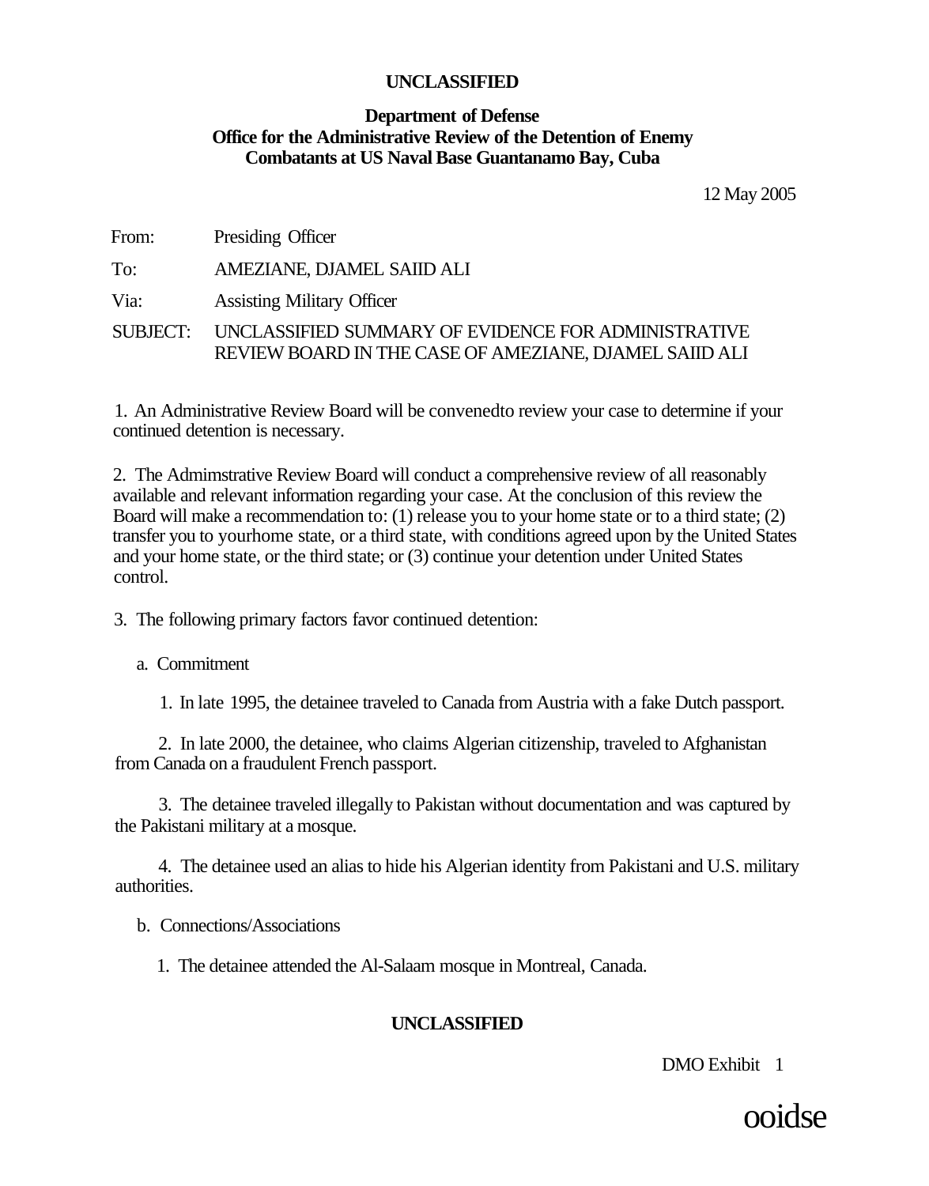**UNCLASSIFIED**

**Department of Defense**
**Office for the Administrative Review of the Detention of Enemy Combatants at US Naval Base Guantanamo Bay, Cuba**

12 May 2005

From: Presiding Officer

To: AMEZIANE, DJAMEL SAIID ALI

Via: Assisting Military Officer

SUBJECT: UNCLASSIFIED SUMMARY OF EVIDENCE FOR ADMINISTRATIVE REVIEW BOARD IN THE CASE OF AMEZIANE, DJAMEL SAIID ALI

1. An Administrative Review Board will be convenedto review your case to determine if your continued detention is necessary.

2. The Admimstrative Review Board will conduct a comprehensive review of all reasonably available and relevant information regarding your case. At the conclusion of this review the Board will make a recommendation to: (1) release you to your home state or to a third state; (2) transfer you to yourhome state, or a third state, with conditions agreed upon by the United States and your home state, or the third state; or (3) continue your detention under United States control.

3. The following primary factors favor continued detention:

a. Commitment

1. In late 1995, the detainee traveled to Canada from Austria with a fake Dutch passport.

2. In late 2000, the detainee, who claims Algerian citizenship, traveled to Afghanistan from Canada on a fraudulent French passport.

3. The detainee traveled illegally to Pakistan without documentation and was captured by the Pakistani military at a mosque.

4. The detainee used an alias to hide his Algerian identity from Pakistani and U.S. military authorities.

b. Connections/Associations

1. The detainee attended the Al-Salaam mosque in Montreal, Canada.

**UNCLASSIFIED**

DMO Exhibit 1

ooidse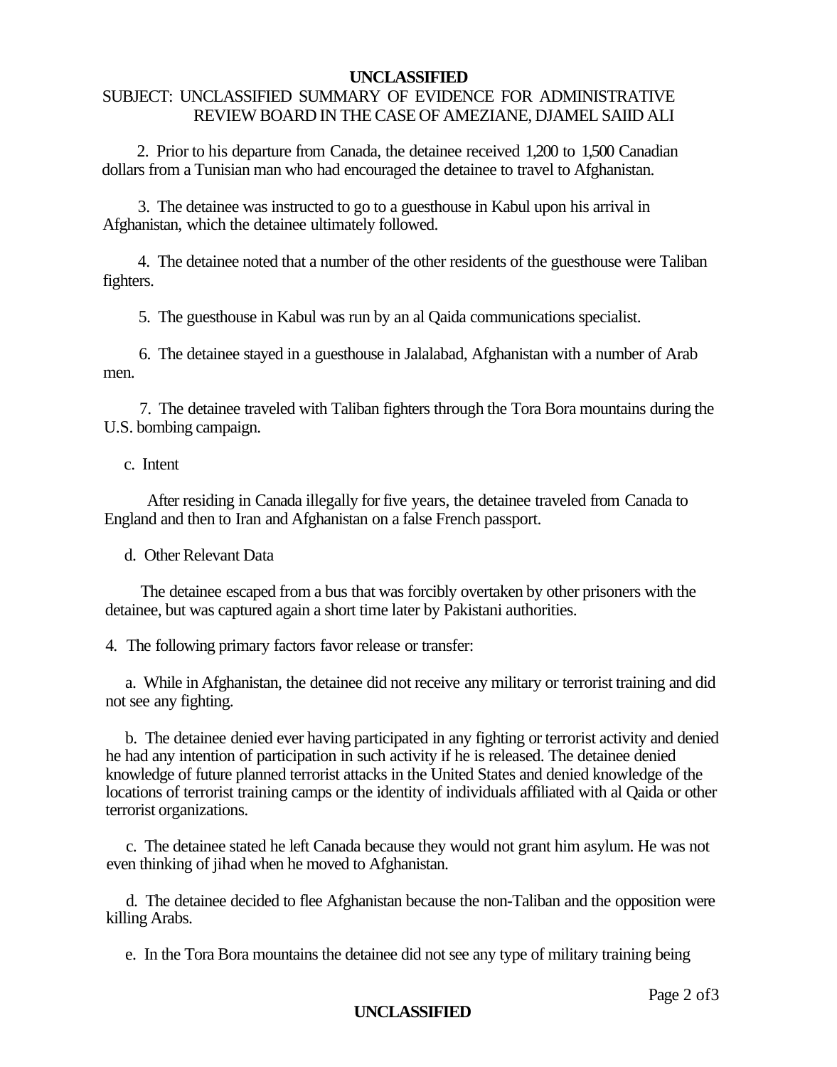SUBJECT: UNCLASSIFIED SUMMARY OF EVIDENCE FOR ADMINISTRATIVE REVIEW BOARD IN THE CASE OF AMEZIANE, DJAMEL SAIID ALI

2. Prior to his departure from Canada, the detainee received 1,200 to 1,500 Canadian dollars from a Tunisian man who had encouraged the detainee to travel to Afghanistan.

3. The detainee was instructed to go to a guesthouse in Kabul upon his arrival in Afghanistan, which the detainee ultimately followed.

4. The detainee noted that a number of the other residents of the guesthouse were Taliban fighters.

5. The guesthouse in Kabul was run by an al Qaida communications specialist.

6. The detainee stayed in a guesthouse in Jalalabad, Afghanistan with a number of Arab men.

7. The detainee traveled with Taliban fighters through the Tora Bora mountains during the U.S. bombing campaign.

c. Intent

After residing in Canada illegally for five years, the detainee traveled from Canada to England and then to Iran and Afghanistan on a false French passport.

d. Other Relevant Data

The detainee escaped from a bus that was forcibly overtaken by other prisoners with the detainee, but was captured again a short time later by Pakistani authorities.

4. The following primary factors favor release or transfer:

a. While in Afghanistan, the detainee did not receive any military or terrorist training and did not see any fighting.

b. The detainee denied ever having participated in any fighting or terrorist activity and denied he had any intention of participation in such activity if he is released. The detainee denied knowledge of future planned terrorist attacks in the United States and denied knowledge of the locations of terrorist training camps or the identity of individuals affiliated with al Qaida or other terrorist organizations.

c. The detainee stated he left Canada because they would not grant him asylum. He was not even thinking of jihad when he moved to Afghanistan.

d. The detainee decided to flee Afghanistan because the non-Taliban and the opposition were killing Arabs.

e. In the Tora Bora mountains the detainee did not see any type of military training being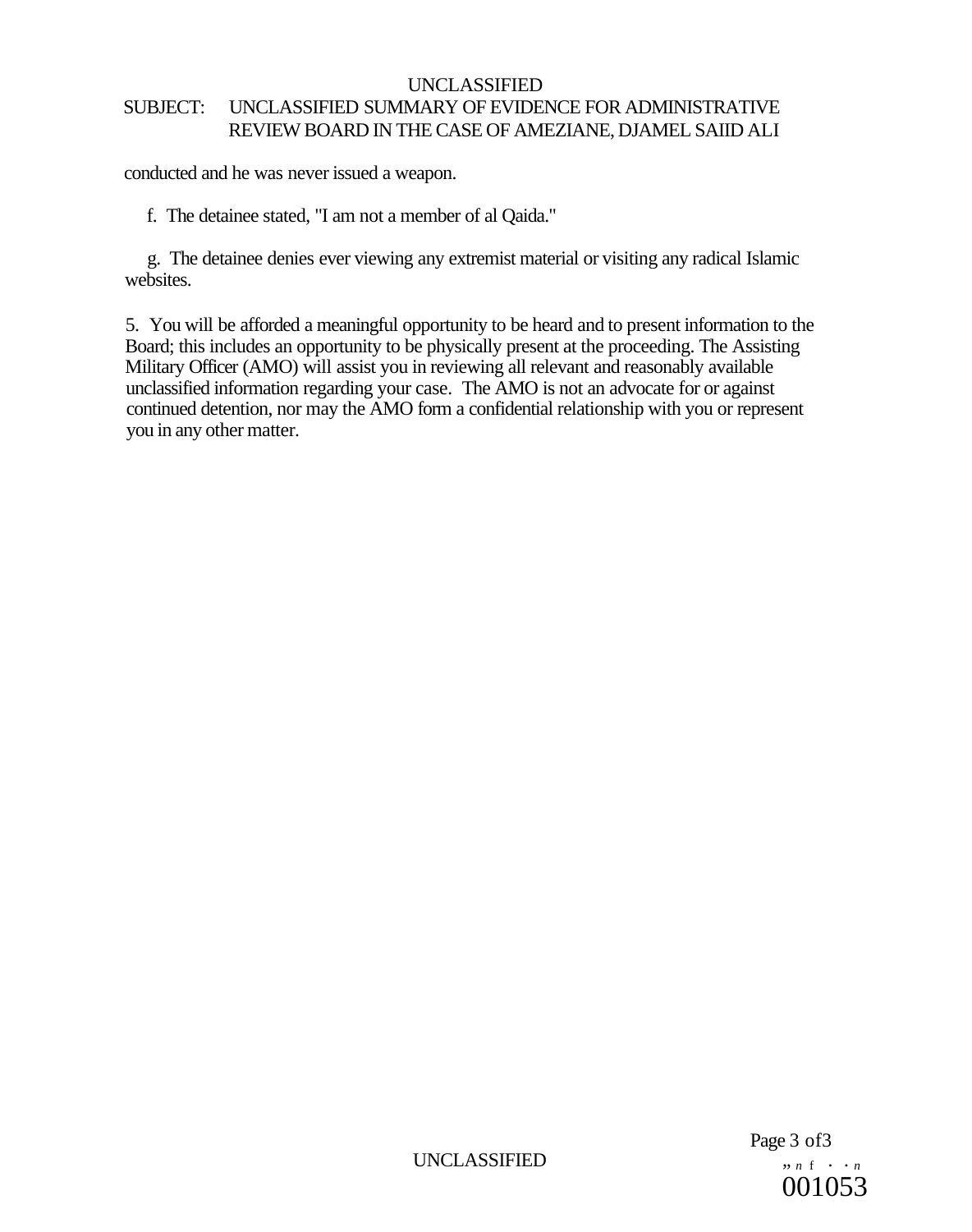conducted and he was never issued a weapon.

f. The detainee stated, "I am not a member of al Qaida."

g. The detainee denies ever viewing any extremist material or visiting any radical Islamic websites.

5. You will be afforded a meaningful opportunity to be heard and to present information to the Board; this includes an opportunity to be physically present at the proceeding. The Assisting Military Officer (AMO) will assist you in reviewing all relevant and reasonably available unclassified information regarding your case. The AMO is not an advocate for or against continued detention, nor may the AMO form a confidential relationship with you or represent you in any other matter.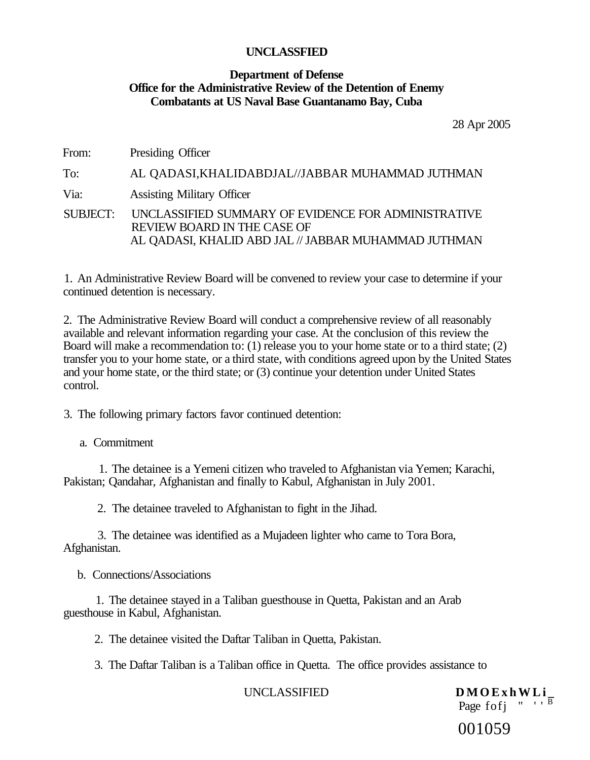**UNCLASSFIED**

**Department of Defense**
**Office for the Administrative Review of the Detention of Enemy Combatants at US Naval Base Guantanamo Bay, Cuba**

28 Apr 2005

From: Presiding Officer

To: AL QADASI,KHALIDABDJAL//JABBAR MUHAMMAD JUTHMAN

Via: Assisting Military Officer

SUBJECT: UNCLASSIFIED SUMMARY OF EVIDENCE FOR ADMINISTRATIVE REVIEW BOARD IN THE CASE OF AL QADASI, KHALID ABD JAL // JABBAR MUHAMMAD JUTHMAN

1. An Administrative Review Board will be convened to review your case to determine if your continued detention is necessary.

2. The Administrative Review Board will conduct a comprehensive review of all reasonably available and relevant information regarding your case. At the conclusion of this review the Board will make a recommendation to: (1) release you to your home state or to a third state; (2) transfer you to your home state, or a third state, with conditions agreed upon by the United States and your home state, or the third state; or (3) continue your detention under United States control.

3. The following primary factors favor continued detention:

a. Commitment

1. The detainee is a Yemeni citizen who traveled to Afghanistan via Yemen; Karachi, Pakistan; Qandahar, Afghanistan and finally to Kabul, Afghanistan in July 2001.

2. The detainee traveled to Afghanistan to fight in the Jihad.

3. The detainee was identified as a Mujadeen lighter who came to Tora Bora, Afghanistan.

b. Connections/Associations

1. The detainee stayed in a Taliban guesthouse in Quetta, Pakistan and an Arab guesthouse in Kabul, Afghanistan.

2. The detainee visited the Daftar Taliban in Quetta, Pakistan.

3. The Daftar Taliban is a Taliban office in Quetta. The office provides assistance to

UNCLASSIFIED

DMOExhWLi_
Page fofj " ' ' B

001059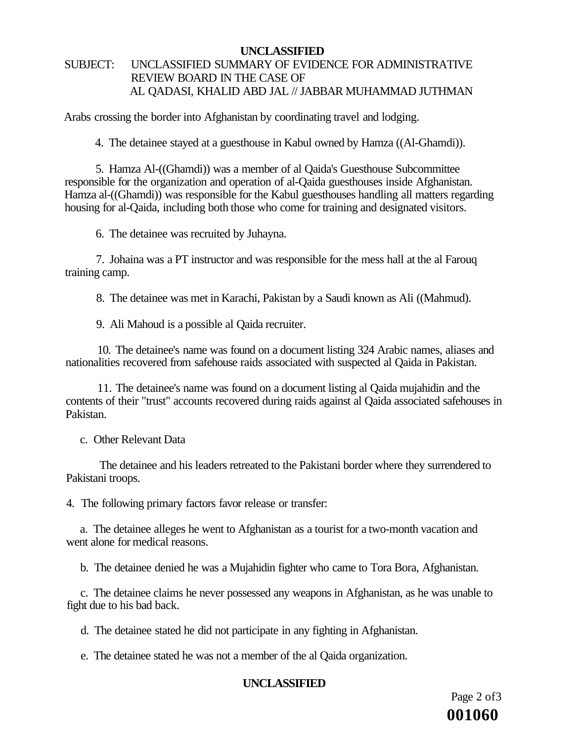UNCLASSIFIED

SUBJECT: UNCLASSIFIED SUMMARY OF EVIDENCE FOR ADMINISTRATIVE REVIEW BOARD IN THE CASE OF AL QADASI, KHALID ABD JAL // JABBAR MUHAMMAD JUTHMAN

Arabs crossing the border into Afghanistan by coordinating travel and lodging.

4. The detainee stayed at a guesthouse in Kabul owned by Hamza ((Al-Ghamdi)).

5. Hamza Al-((Ghamdi)) was a member of al Qaida's Guesthouse Subcommittee responsible for the organization and operation of al-Qaida guesthouses inside Afghanistan. Hamza al-((Ghamdi)) was responsible for the Kabul guesthouses handling all matters regarding housing for al-Qaida, including both those who come for training and designated visitors.

6. The detainee was recruited by Juhayna.

7. Johaina was a PT instructor and was responsible for the mess hall at the al Farouq training camp.

8. The detainee was met in Karachi, Pakistan by a Saudi known as Ali ((Mahmud).

9. Ali Mahoud is a possible al Qaida recruiter.

10. The detainee's name was found on a document listing 324 Arabic names, aliases and nationalities recovered from safehouse raids associated with suspected al Qaida in Pakistan.

11. The detainee's name was found on a document listing al Qaida mujahidin and the contents of their "trust" accounts recovered during raids against al Qaida associated safehouses in Pakistan.

c. Other Relevant Data

The detainee and his leaders retreated to the Pakistani border where they surrendered to Pakistani troops.

4. The following primary factors favor release or transfer:

a. The detainee alleges he went to Afghanistan as a tourist for a two-month vacation and went alone for medical reasons.

b. The detainee denied he was a Mujahidin fighter who came to Tora Bora, Afghanistan.

c. The detainee claims he never possessed any weapons in Afghanistan, as he was unable to fight due to his bad back.

d. The detainee stated he did not participate in any fighting in Afghanistan.

e. The detainee stated he was not a member of the al Qaida organization.

UNCLASSIFIED

001060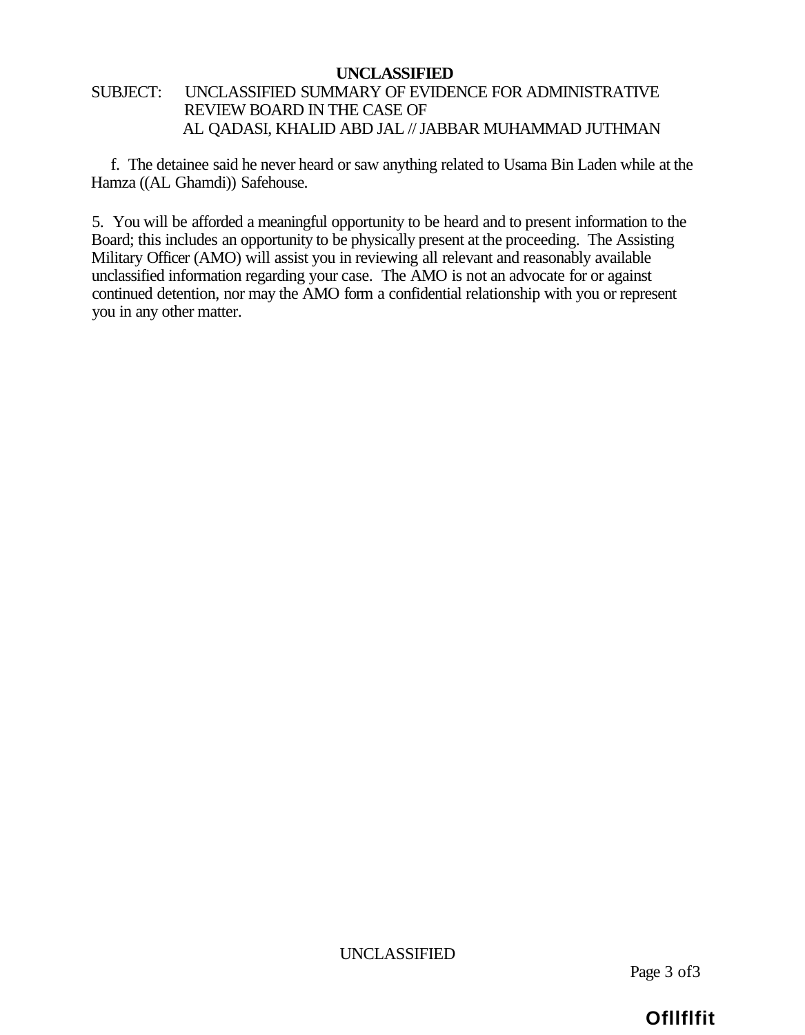SUBJECT: UNCLASSIFIED SUMMARY OF EVIDENCE FOR ADMINISTRATIVE REVIEW BOARD IN THE CASE OF AL QADASI, KHALID ABD JAL // JABBAR MUHAMMAD JUTHMAN

f. The detainee said he never heard or saw anything related to Usama Bin Laden while at the Hamza ((AL Ghamdi)) Safehouse.

5. You will be afforded a meaningful opportunity to be heard and to present information to the Board; this includes an opportunity to be physically present at the proceeding. The Assisting Military Officer (AMO) will assist you in reviewing all relevant and reasonably available unclassified information regarding your case. The AMO is not an advocate for or against continued detention, nor may the AMO form a confidential relationship with you or represent you in any other matter.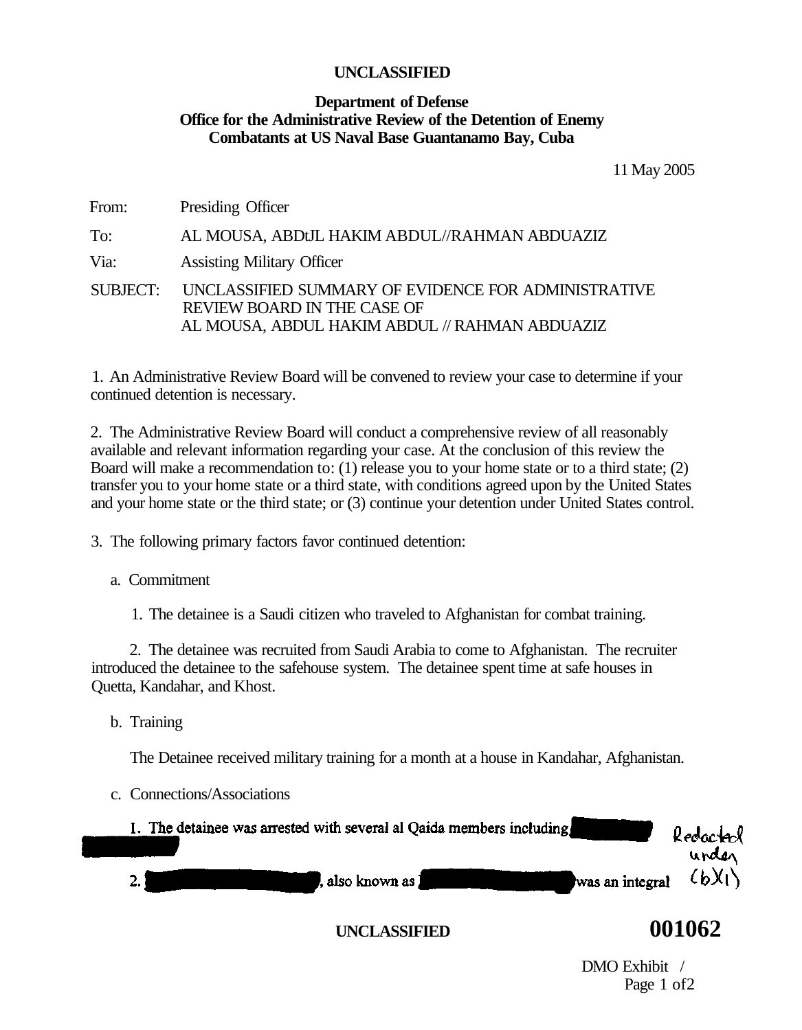**UNCLASSIFIED**

**Department of Defense**
**Office for the Administrative Review of the Detention of Enemy Combatants at US Naval Base Guantanamo Bay, Cuba**

11 May 2005

From: Presiding Officer

To: AL MOUSA, ABDtJL HAKIM ABDUL//RAHMAN ABDUAZIZ

Via: Assisting Military Officer

SUBJECT: UNCLASSIFIED SUMMARY OF EVIDENCE FOR ADMINISTRATIVE REVIEW BOARD IN THE CASE OF AL MOUSA, ABDUL HAKIM ABDUL // RAHMAN ABDUAZIZ

1. An Administrative Review Board will be convened to review your case to determine if your continued detention is necessary.

2. The Administrative Review Board will conduct a comprehensive review of all reasonably available and relevant information regarding your case. At the conclusion of this review the Board will make a recommendation to: (1) release you to your home state or to a third state; (2) transfer you to your home state or a third state, with conditions agreed upon by the United States and your home state or the third state; or (3) continue your detention under United States control.

3. The following primary factors favor continued detention:

a. Commitment

1. The detainee is a Saudi citizen who traveled to Afghanistan for combat training.

2. The detainee was recruited from Saudi Arabia to come to Afghanistan. The recruiter introduced the detainee to the safehouse system. The detainee spent time at safe houses in Quetta, Kandahar, and Khost.

b. Training

The Detainee received military training for a month at a house in Kandahar, Afghanistan.

c. Connections/Associations

1. The detainee was arrested with several al Qaida members including [REDACTED] [REDACTED]

2. [REDACTED], also known as [REDACTED] was an integral

Redacted under (b)(1)

**UNCLASSIFIED** **001062**

DMO Exhibit /
Page 1 of 2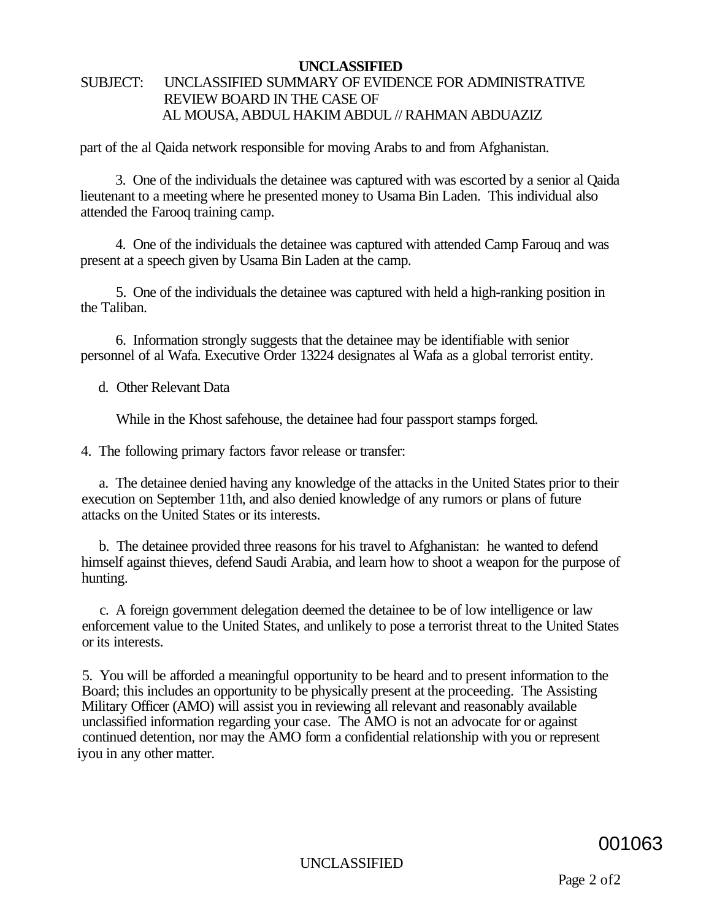part of the al Qaida network responsible for moving Arabs to and from Afghanistan.

3. One of the individuals the detainee was captured with was escorted by a senior al Qaida lieutenant to a meeting where he presented money to Usama Bin Laden. This individual also attended the Farooq training camp.

4. One of the individuals the detainee was captured with attended Camp Farouq and was present at a speech given by Usama Bin Laden at the camp.

5. One of the individuals the detainee was captured with held a high-ranking position in the Taliban.

6. Information strongly suggests that the detainee may be identifiable with senior personnel of al Wafa. Executive Order 13224 designates al Wafa as a global terrorist entity.

d. Other Relevant Data

While in the Khost safehouse, the detainee had four passport stamps forged.

4. The following primary factors favor release or transfer:

a. The detainee denied having any knowledge of the attacks in the United States prior to their execution on September 11th, and also denied knowledge of any rumors or plans of future attacks on the United States or its interests.

b. The detainee provided three reasons for his travel to Afghanistan: he wanted to defend himself against thieves, defend Saudi Arabia, and learn how to shoot a weapon for the purpose of hunting.

c. A foreign government delegation deemed the detainee to be of low intelligence or law enforcement value to the United States, and unlikely to pose a terrorist threat to the United States or its interests.

5. You will be afforded a meaningful opportunity to be heard and to present information to the Board; this includes an opportunity to be physically present at the proceeding. The Assisting Military Officer (AMO) will assist you in reviewing all relevant and reasonably available unclassified information regarding your case. The AMO is not an advocate for or against continued detention, nor may the AMO form a confidential relationship with you or represent iyou in any other matter.

001063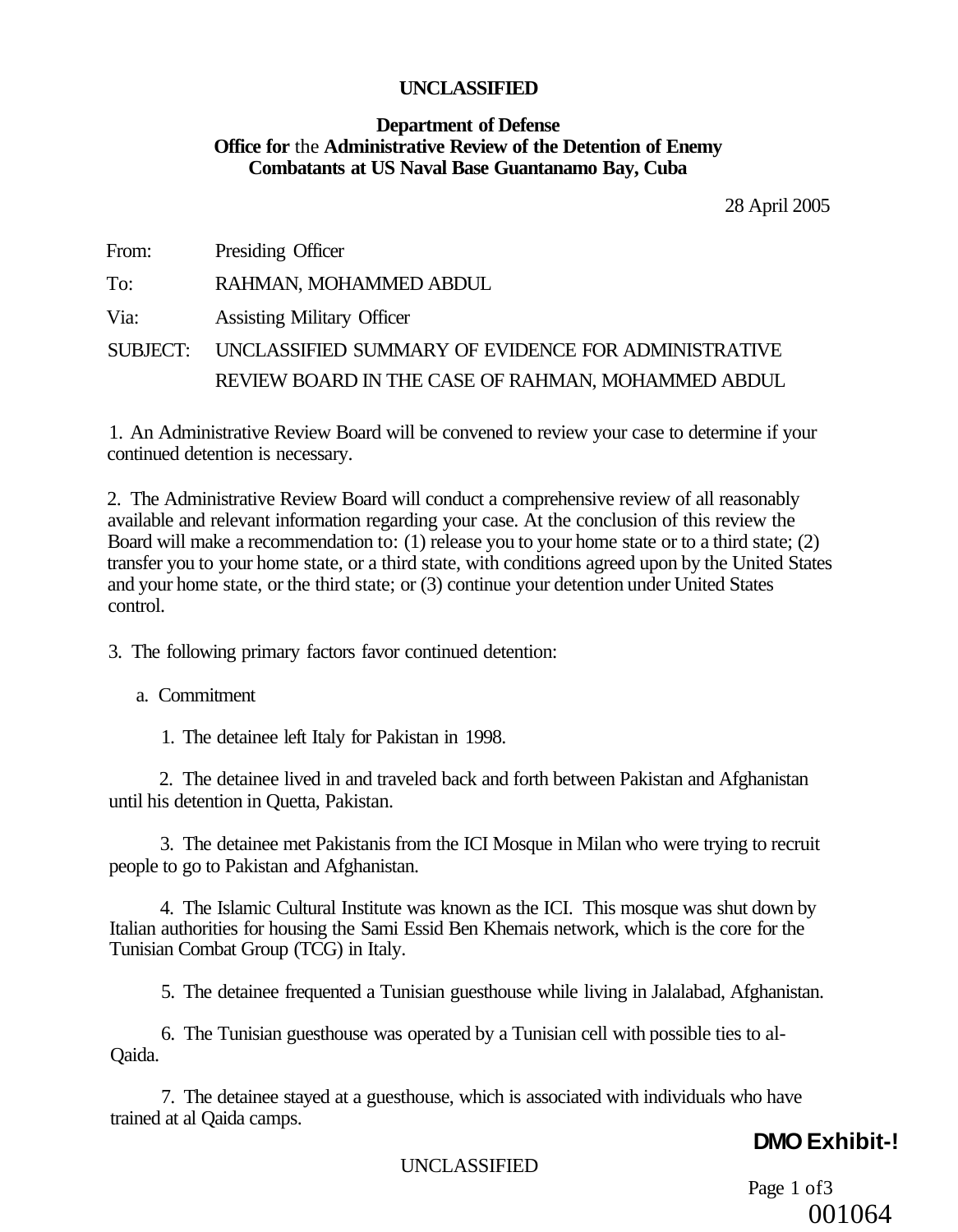**UNCLASSIFIED**

**Department of Defense**
**Office for the Administrative Review of the Detention of Enemy Combatants at US Naval Base Guantanamo Bay, Cuba**

28 April 2005

From: Presiding Officer

To: RAHMAN, MOHAMMED ABDUL

Via: Assisting Military Officer

SUBJECT: UNCLASSIFIED SUMMARY OF EVIDENCE FOR ADMINISTRATIVE REVIEW BOARD IN THE CASE OF RAHMAN, MOHAMMED ABDUL

1. An Administrative Review Board will be convened to review your case to determine if your continued detention is necessary.

2. The Administrative Review Board will conduct a comprehensive review of all reasonably available and relevant information regarding your case. At the conclusion of this review the Board will make a recommendation to: (1) release you to your home state or to a third state; (2) transfer you to your home state, or a third state, with conditions agreed upon by the United States and your home state, or the third state; or (3) continue your detention under United States control.

3. The following primary factors favor continued detention:

a. Commitment

1. The detainee left Italy for Pakistan in 1998.

2. The detainee lived in and traveled back and forth between Pakistan and Afghanistan until his detention in Quetta, Pakistan.

3. The detainee met Pakistanis from the ICI Mosque in Milan who were trying to recruit people to go to Pakistan and Afghanistan.

4. The Islamic Cultural Institute was known as the ICI. This mosque was shut down by Italian authorities for housing the Sami Essid Ben Khemais network, which is the core for the Tunisian Combat Group (TCG) in Italy.

5. The detainee frequented a Tunisian guesthouse while living in Jalalabad, Afghanistan.

6. The Tunisian guesthouse was operated by a Tunisian cell with possible ties to al-Qaida.

7. The detainee stayed at a guesthouse, which is associated with individuals who have trained at al Qaida camps.

UNCLASSIFIED

**DMO Exhibit-!**

001064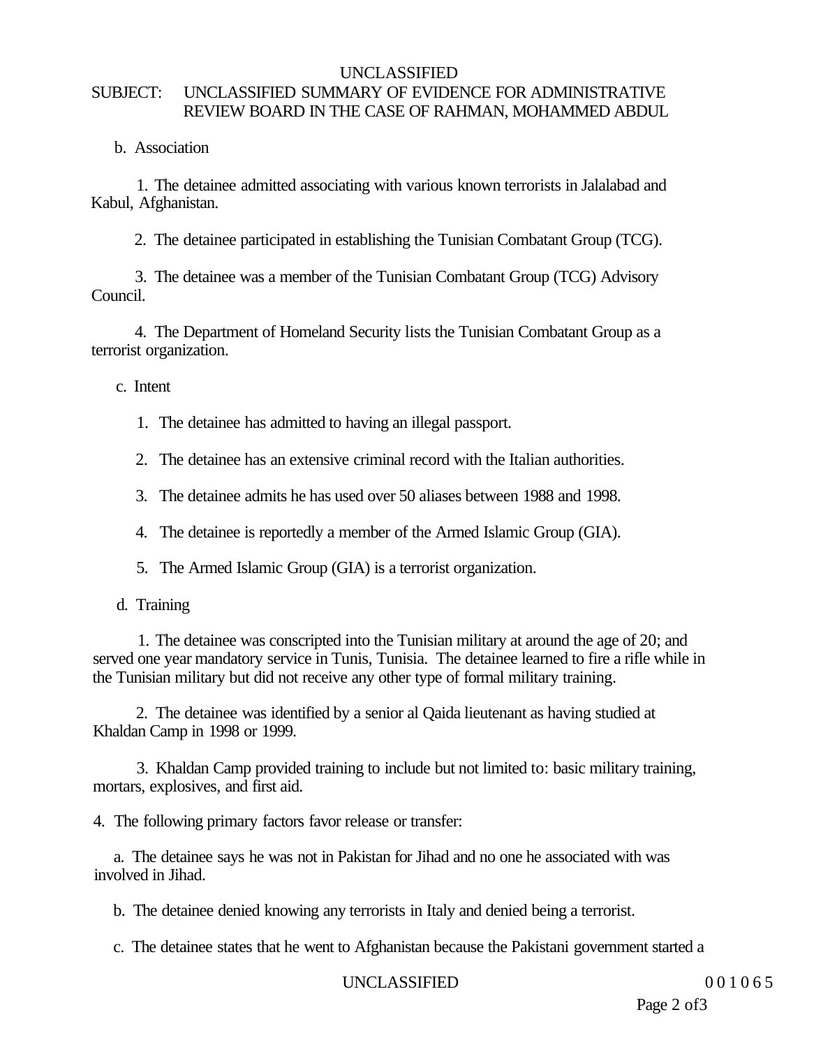SUBJECT: UNCLASSIFIED SUMMARY OF EVIDENCE FOR ADMINISTRATIVE REVIEW BOARD IN THE CASE OF RAHMAN, MOHAMMED ABDUL

b. Association

1. The detainee admitted associating with various known terrorists in Jalalabad and Kabul, Afghanistan.

2. The detainee participated in establishing the Tunisian Combatant Group (TCG).

3. The detainee was a member of the Tunisian Combatant Group (TCG) Advisory Council.

4. The Department of Homeland Security lists the Tunisian Combatant Group as a terrorist organization.

c. Intent

1. The detainee has admitted to having an illegal passport.

2. The detainee has an extensive criminal record with the Italian authorities.

3. The detainee admits he has used over 50 aliases between 1988 and 1998.

4. The detainee is reportedly a member of the Armed Islamic Group (GIA).

5. The Armed Islamic Group (GIA) is a terrorist organization.

d. Training

1. The detainee was conscripted into the Tunisian military at around the age of 20; and served one year mandatory service in Tunis, Tunisia. The detainee learned to fire a rifle while in the Tunisian military but did not receive any other type of formal military training.

2. The detainee was identified by a senior al Qaida lieutenant as having studied at Khaldan Camp in 1998 or 1999.

3. Khaldan Camp provided training to include but not limited to: basic military training, mortars, explosives, and first aid.

4. The following primary factors favor release or transfer:

a. The detainee says he was not in Pakistan for Jihad and no one he associated with was involved in Jihad.

b. The detainee denied knowing any terrorists in Italy and denied being a terrorist.

c. The detainee states that he went to Afghanistan because the Pakistani government started a

001065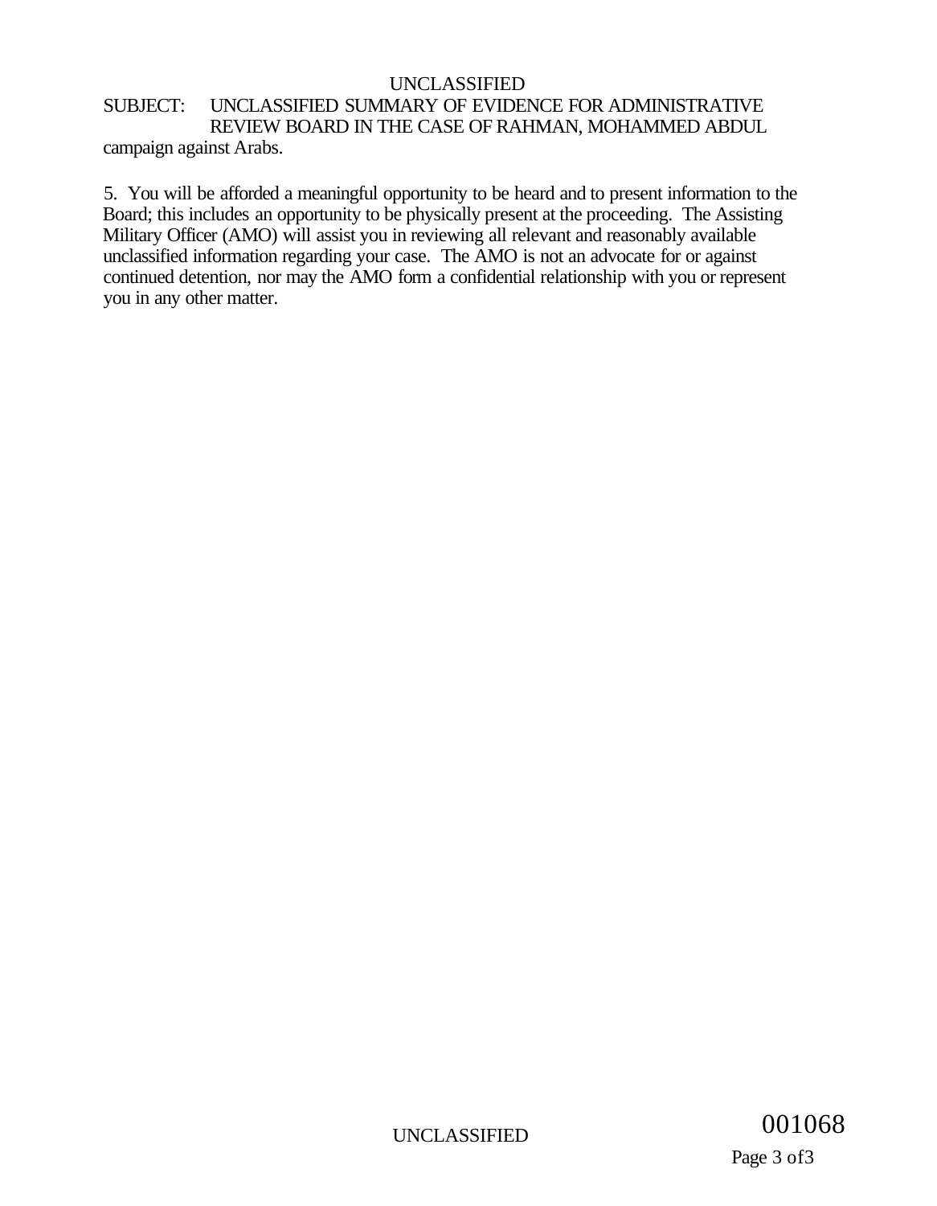campaign against Arabs.

5. You will be afforded a meaningful opportunity to be heard and to present information to the Board; this includes an opportunity to be physically present at the proceeding. The Assisting Military Officer (AMO) will assist you in reviewing all relevant and reasonably available unclassified information regarding your case. The AMO is not an advocate for or against continued detention, nor may the AMO form a confidential relationship with you or represent you in any other matter.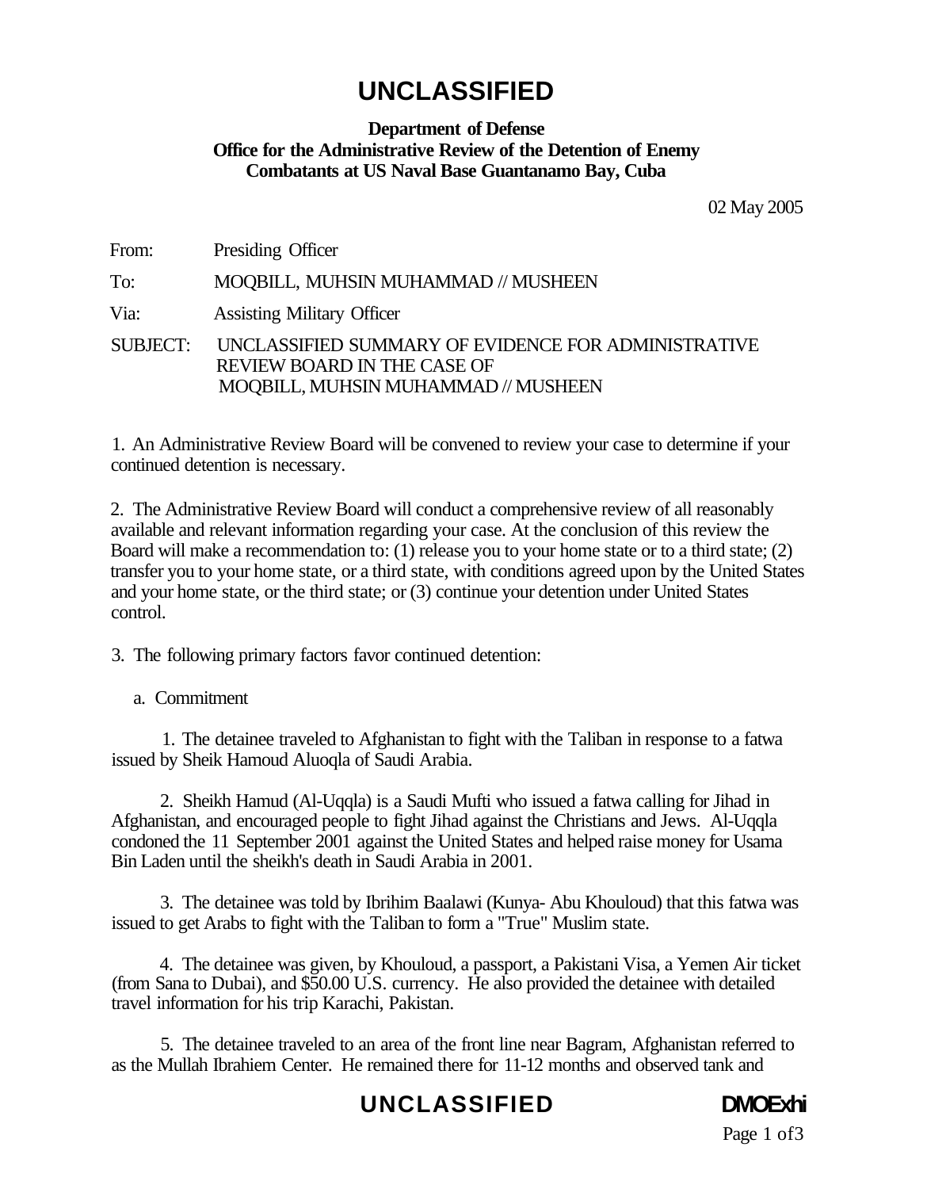# UNCLASSIFIED

**Department of Defense**
**Office for the Administrative Review of the Detention of Enemy Combatants at US Naval Base Guantanamo Bay, Cuba**

02 May 2005

From: Presiding Officer

To: MOQBILL, MUHSIN MUHAMMAD // MUSHEEN

Via: Assisting Military Officer

SUBJECT: UNCLASSIFIED SUMMARY OF EVIDENCE FOR ADMINISTRATIVE REVIEW BOARD IN THE CASE OF MOQBILL, MUHSIN MUHAMMAD // MUSHEEN

1. An Administrative Review Board will be convened to review your case to determine if your continued detention is necessary.

2. The Administrative Review Board will conduct a comprehensive review of all reasonably available and relevant information regarding your case. At the conclusion of this review the Board will make a recommendation to: (1) release you to your home state or to a third state; (2) transfer you to your home state, or a third state, with conditions agreed upon by the United States and your home state, or the third state; or (3) continue your detention under United States control.

3. The following primary factors favor continued detention:

a. Commitment

1. The detainee traveled to Afghanistan to fight with the Taliban in response to a fatwa issued by Sheik Hamoud Aluoqla of Saudi Arabia.

2. Sheikh Hamud (Al-Uqqla) is a Saudi Mufti who issued a fatwa calling for Jihad in Afghanistan, and encouraged people to fight Jihad against the Christians and Jews. Al-Uqqla condoned the 11 September 2001 against the United States and helped raise money for Usama Bin Laden until the sheikh's death in Saudi Arabia in 2001.

3. The detainee was told by Ibrihim Baalawi (Kunya- Abu Khouloud) that this fatwa was issued to get Arabs to fight with the Taliban to form a "True" Muslim state.

4. The detainee was given, by Khouloud, a passport, a Pakistani Visa, a Yemen Air ticket (from Sana to Dubai), and $50.00 U.S. currency. He also provided the detainee with detailed travel information for his trip Karachi, Pakistan.

5. The detainee traveled to an area of the front line near Bagram, Afghanistan referred to as the Mullah Ibrahiem Center. He remained there for 11-12 months and observed tank and

UNCLASSIFIED DMOExhi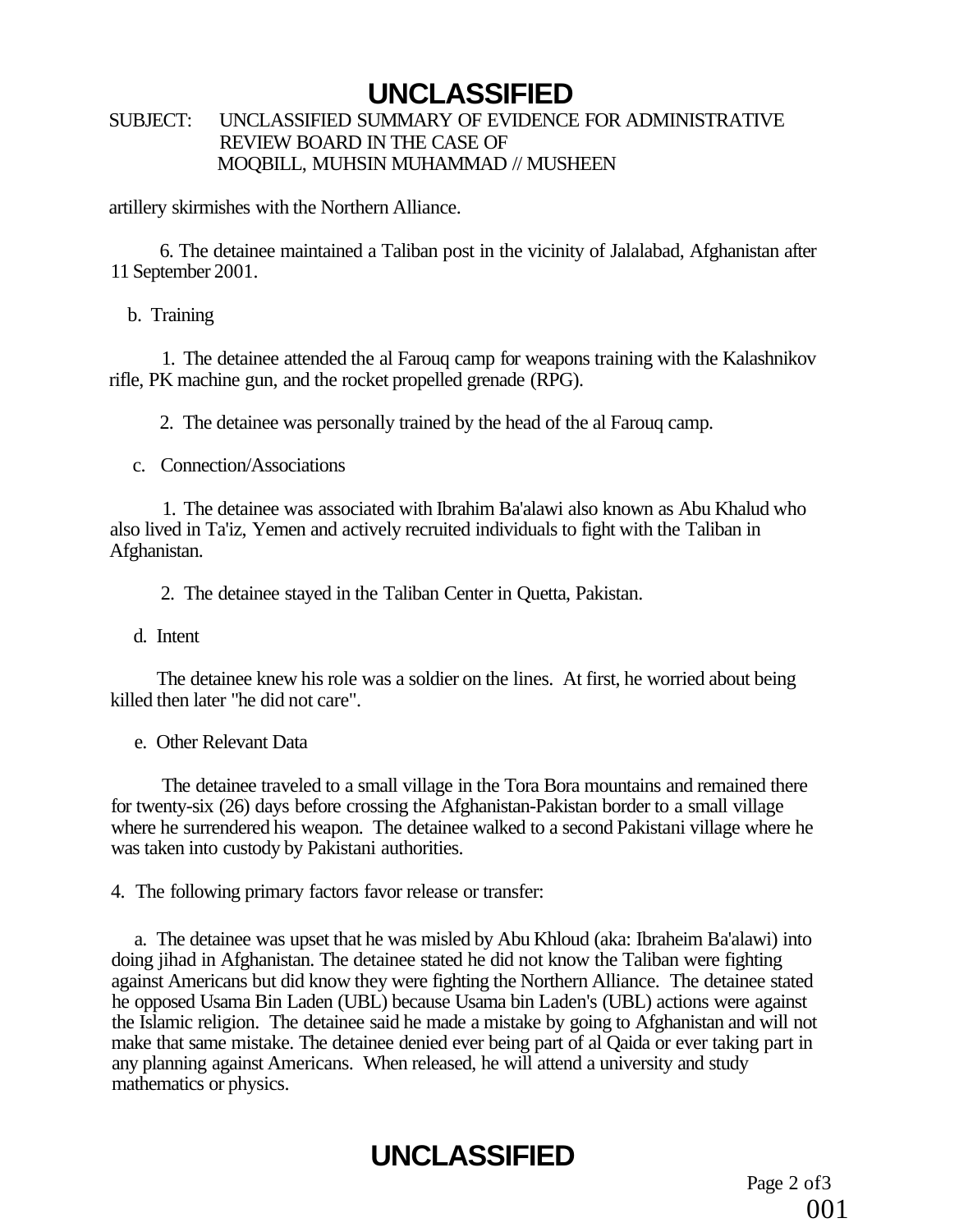artillery skirmishes with the Northern Alliance.

6. The detainee maintained a Taliban post in the vicinity of Jalalabad, Afghanistan after 11 September 2001.

b. Training

1. The detainee attended the al Farouq camp for weapons training with the Kalashnikov rifle, PK machine gun, and the rocket propelled grenade (RPG).

2. The detainee was personally trained by the head of the al Farouq camp.

c. Connection/Associations

1. The detainee was associated with Ibrahim Ba'alawi also known as Abu Khalud who also lived in Ta'iz, Yemen and actively recruited individuals to fight with the Taliban in Afghanistan.

2. The detainee stayed in the Taliban Center in Quetta, Pakistan.

d. Intent

The detainee knew his role was a soldier on the lines. At first, he worried about being killed then later "he did not care".

e. Other Relevant Data

The detainee traveled to a small village in the Tora Bora mountains and remained there for twenty-six (26) days before crossing the Afghanistan-Pakistan border to a small village where he surrendered his weapon. The detainee walked to a second Pakistani village where he was taken into custody by Pakistani authorities.

4. The following primary factors favor release or transfer:

a. The detainee was upset that he was misled by Abu Khloud (aka: Ibraheim Ba'alawi) into doing jihad in Afghanistan. The detainee stated he did not know the Taliban were fighting against Americans but did know they were fighting the Northern Alliance. The detainee stated he opposed Usama Bin Laden (UBL) because Usama bin Laden's (UBL) actions were against the Islamic religion. The detainee said he made a mistake by going to Afghanistan and will not make that same mistake. The detainee denied ever being part of al Qaida or ever taking part in any planning against Americans. When released, he will attend a university and study mathematics or physics.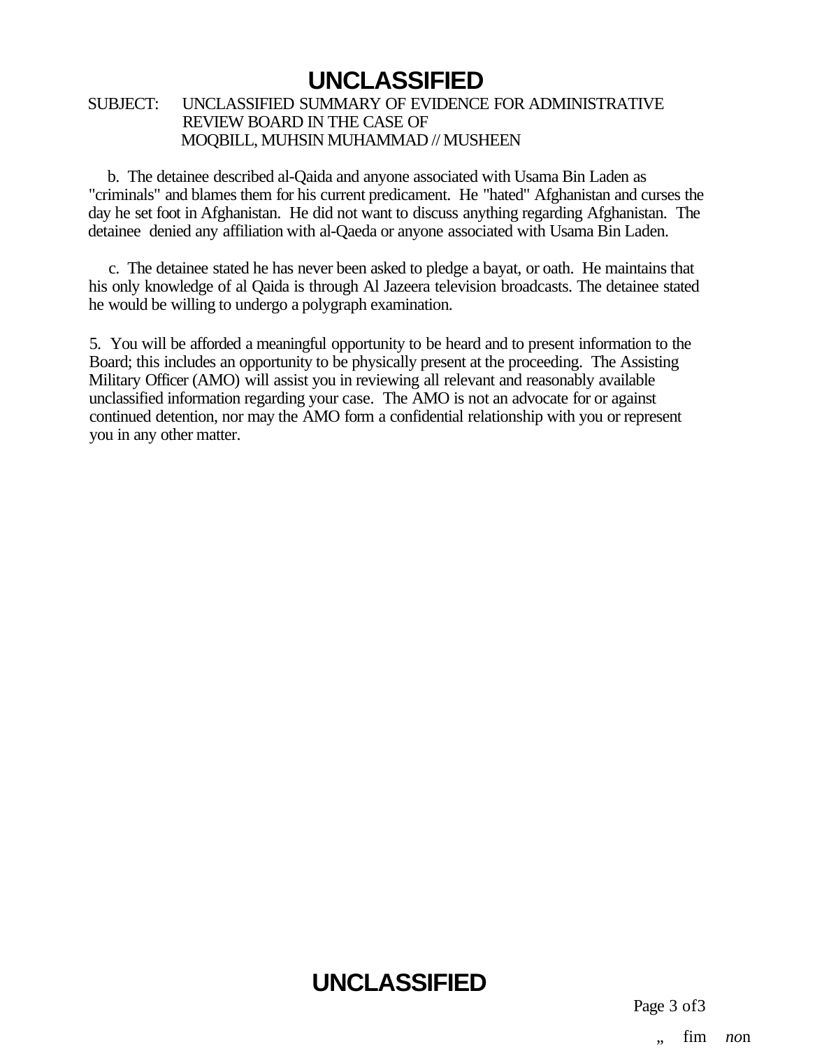SUBJECT: UNCLASSIFIED SUMMARY OF EVIDENCE FOR ADMINISTRATIVE REVIEW BOARD IN THE CASE OF MOQBILL, MUHSIN MUHAMMAD // MUSHEEN

b. The detainee described al-Qaida and anyone associated with Usama Bin Laden as "criminals" and blames them for his current predicament. He "hated" Afghanistan and curses the day he set foot in Afghanistan. He did not want to discuss anything regarding Afghanistan. The detainee denied any affiliation with al-Qaeda or anyone associated with Usama Bin Laden.

c. The detainee stated he has never been asked to pledge a bayat, or oath. He maintains that his only knowledge of al Qaida is through Al Jazeera television broadcasts. The detainee stated he would be willing to undergo a polygraph examination.

5. You will be afforded a meaningful opportunity to be heard and to present information to the Board; this includes an opportunity to be physically present at the proceeding. The Assisting Military Officer (AMO) will assist you in reviewing all relevant and reasonably available unclassified information regarding your case. The AMO is not an advocate for or against continued detention, nor may the AMO form a confidential relationship with you or represent you in any other matter.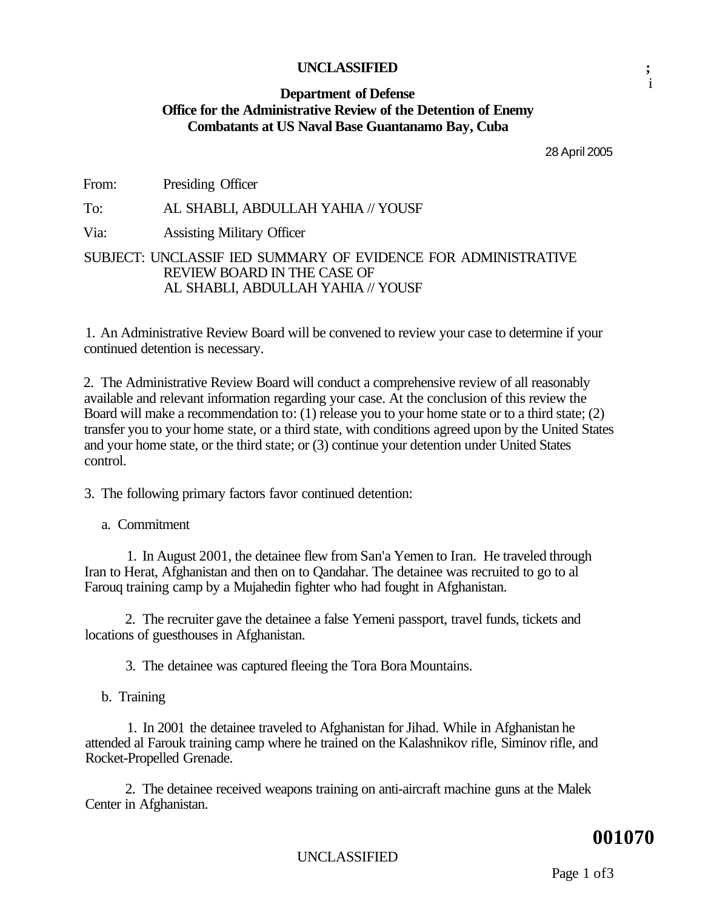**UNCLASSIFIED**

**Department of Defense**
**Office for the Administrative Review of the Detention of Enemy Combatants at US Naval Base Guantanamo Bay, Cuba**

28 April 2005

From: Presiding Officer

To: AL SHABLI, ABDULLAH YAHIA // YOUSF

Via: Assisting Military Officer

SUBJECT: UNCLASSIF IED SUMMARY OF EVIDENCE FOR ADMINISTRATIVE REVIEW BOARD IN THE CASE OF AL SHABLI, ABDULLAH YAHIA // YOUSF

1. An Administrative Review Board will be convened to review your case to determine if your continued detention is necessary.

2. The Administrative Review Board will conduct a comprehensive review of all reasonably available and relevant information regarding your case. At the conclusion of this review the Board will make a recommendation to: (1) release you to your home state or to a third state; (2) transfer you to your home state, or a third state, with conditions agreed upon by the United States and your home state, or the third state; or (3) continue your detention under United States control.

3. The following primary factors favor continued detention:

a. Commitment

1. In August 2001, the detainee flew from San'a Yemen to Iran. He traveled through Iran to Herat, Afghanistan and then on to Qandahar. The detainee was recruited to go to al Farouq training camp by a Mujahedin fighter who had fought in Afghanistan.

2. The recruiter gave the detainee a false Yemeni passport, travel funds, tickets and locations of guesthouses in Afghanistan.

3. The detainee was captured fleeing the Tora Bora Mountains.

b. Training

1. In 2001 the detainee traveled to Afghanistan for Jihad. While in Afghanistan he attended al Farouk training camp where he trained on the Kalashnikov rifle, Siminov rifle, and Rocket-Propelled Grenade.

2. The detainee received weapons training on anti-aircraft machine guns at the Malek Center in Afghanistan.

001070

UNCLASSIFIED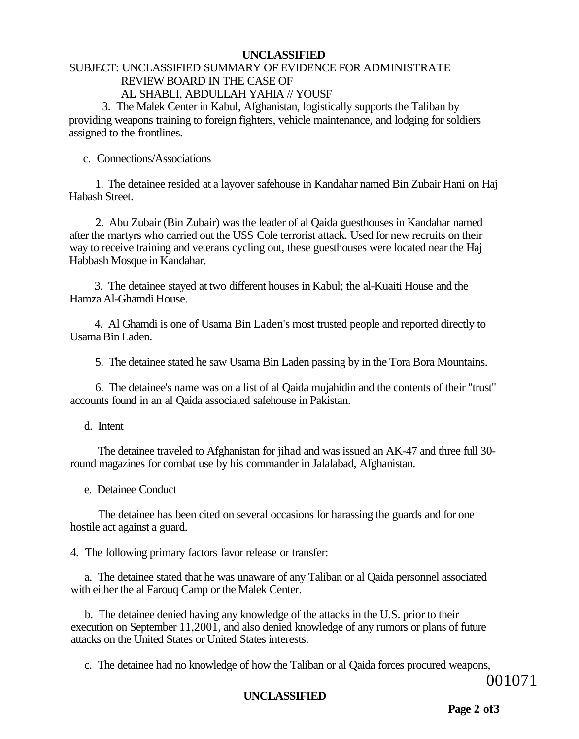**UNCLASSIFIED**

SUBJECT: UNCLASSIFIED SUMMARY OF EVIDENCE FOR ADMINISTRATE REVIEW BOARD IN THE CASE OF AL SHABLI, ABDULLAH YAHIA // YOUSF

3. The Malek Center in Kabul, Afghanistan, logistically supports the Taliban by providing weapons training to foreign fighters, vehicle maintenance, and lodging for soldiers assigned to the frontlines.

c. Connections/Associations

1. The detainee resided at a layover safehouse in Kandahar named Bin Zubair Hani on Haj Habash Street.

2. Abu Zubair (Bin Zubair) was the leader of al Qaida guesthouses in Kandahar named after the martyrs who carried out the USS Cole terrorist attack. Used for new recruits on their way to receive training and veterans cycling out, these guesthouses were located near the Haj Habbash Mosque in Kandahar.

3. The detainee stayed at two different houses in Kabul; the al-Kuaiti House and the Hamza Al-Ghamdi House.

4. Al Ghamdi is one of Usama Bin Laden's most trusted people and reported directly to Usama Bin Laden.

5. The detainee stated he saw Usama Bin Laden passing by in the Tora Bora Mountains.

6. The detainee's name was on a list of al Qaida mujahidin and the contents of their "trust" accounts found in an al Qaida associated safehouse in Pakistan.

d. Intent

The detainee traveled to Afghanistan for jihad and was issued an AK-47 and three full 30-round magazines for combat use by his commander in Jalalabad, Afghanistan.

e. Detainee Conduct

The detainee has been cited on several occasions for harassing the guards and for one hostile act against a guard.

4. The following primary factors favor release or transfer:

a. The detainee stated that he was unaware of any Taliban or al Qaida personnel associated with either the al Farouq Camp or the Malek Center.

b. The detainee denied having any knowledge of the attacks in the U.S. prior to their execution on September 11,2001, and also denied knowledge of any rumors or plans of future attacks on the United States or United States interests.

c. The detainee had no knowledge of how the Taliban or al Qaida forces procured weapons,

001071

**UNCLASSIFIED**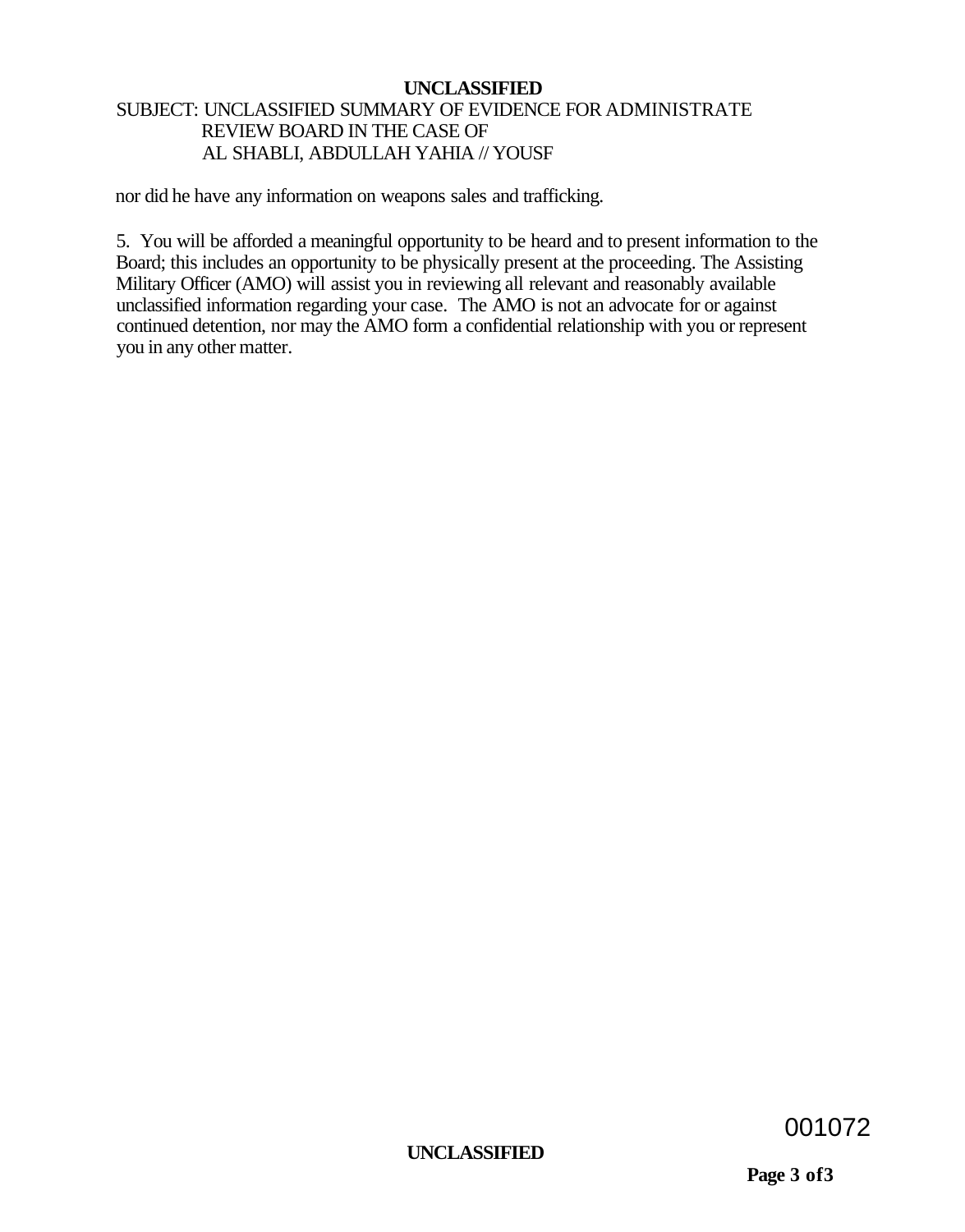nor did he have any information on weapons sales and trafficking.

5. You will be afforded a meaningful opportunity to be heard and to present information to the Board; this includes an opportunity to be physically present at the proceeding. The Assisting Military Officer (AMO) will assist you in reviewing all relevant and reasonably available unclassified information regarding your case. The AMO is not an advocate for or against continued detention, nor may the AMO form a confidential relationship with you or represent you in any other matter.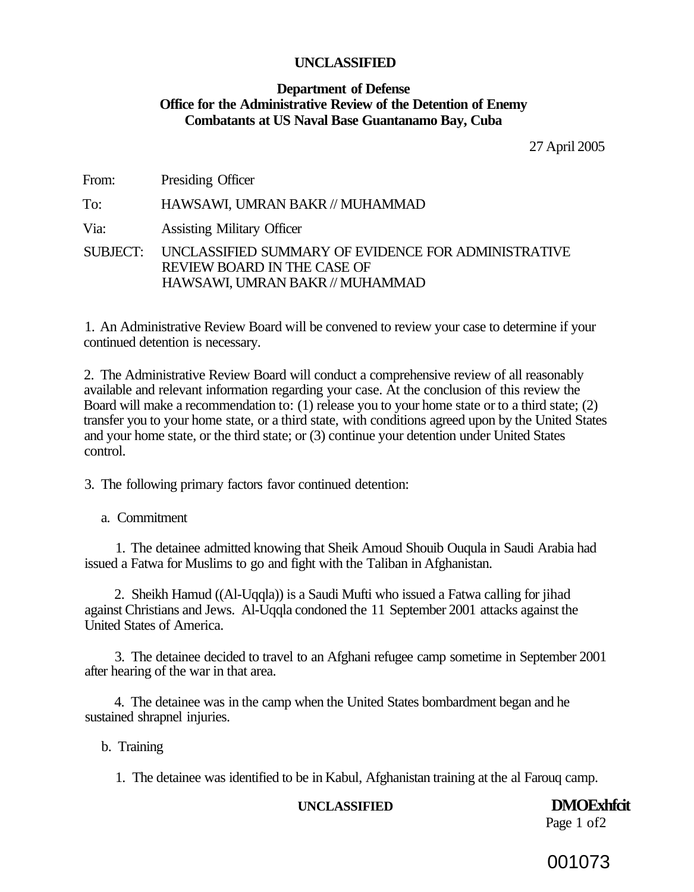**UNCLASSIFIED**

**Department of Defense**
**Office for the Administrative Review of the Detention of Enemy Combatants at US Naval Base Guantanamo Bay, Cuba**

27 April 2005

From: Presiding Officer

To: HAWSAWI, UMRAN BAKR // MUHAMMAD

Via: Assisting Military Officer

SUBJECT: UNCLASSIFIED SUMMARY OF EVIDENCE FOR ADMINISTRATIVE REVIEW BOARD IN THE CASE OF HAWSAWI, UMRAN BAKR // MUHAMMAD

1. An Administrative Review Board will be convened to review your case to determine if your continued detention is necessary.

2. The Administrative Review Board will conduct a comprehensive review of all reasonably available and relevant information regarding your case. At the conclusion of this review the Board will make a recommendation to: (1) release you to your home state or to a third state; (2) transfer you to your home state, or a third state, with conditions agreed upon by the United States and your home state, or the third state; or (3) continue your detention under United States control.

3. The following primary factors favor continued detention:

a. Commitment

1. The detainee admitted knowing that Sheik Amoud Shouib Ouqula in Saudi Arabia had issued a Fatwa for Muslims to go and fight with the Taliban in Afghanistan.

2. Sheikh Hamud ((Al-Uqqla)) is a Saudi Mufti who issued a Fatwa calling for jihad against Christians and Jews. Al-Uqqla condoned the 11 September 2001 attacks against the United States of America.

3. The detainee decided to travel to an Afghani refugee camp sometime in September 2001 after hearing of the war in that area.

4. The detainee was in the camp when the United States bombardment began and he sustained shrapnel injuries.

b. Training

1. The detainee was identified to be in Kabul, Afghanistan training at the al Farouq camp.

UNCLASSIFIED

DMOExhfcit

001073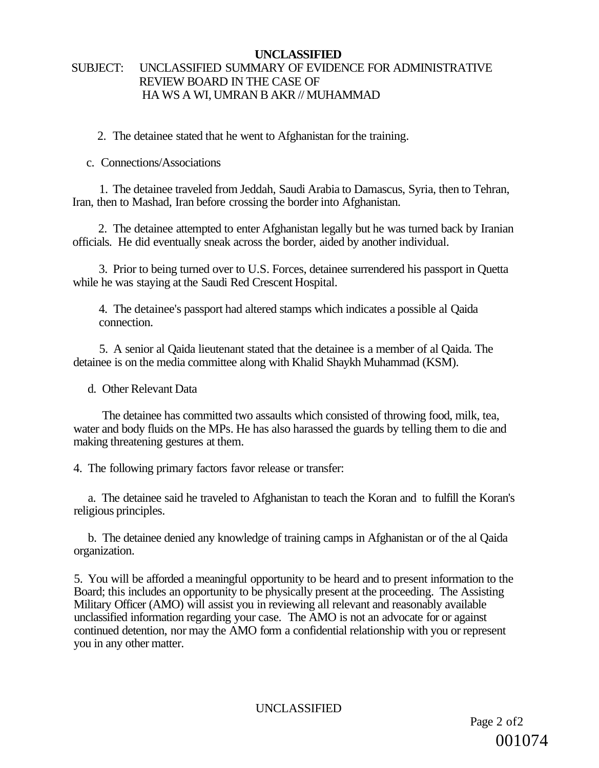**UNCLASSIFIED**

SUBJECT: UNCLASSIFIED SUMMARY OF EVIDENCE FOR ADMINISTRATIVE REVIEW BOARD IN THE CASE OF HA WS A WI, UMRAN B AKR // MUHAMMAD

2. The detainee stated that he went to Afghanistan for the training.

c. Connections/Associations

1. The detainee traveled from Jeddah, Saudi Arabia to Damascus, Syria, then to Tehran, Iran, then to Mashad, Iran before crossing the border into Afghanistan.

2. The detainee attempted to enter Afghanistan legally but he was turned back by Iranian officials. He did eventually sneak across the border, aided by another individual.

3. Prior to being turned over to U.S. Forces, detainee surrendered his passport in Quetta while he was staying at the Saudi Red Crescent Hospital.

4. The detainee's passport had altered stamps which indicates a possible al Qaida connection.

5. A senior al Qaida lieutenant stated that the detainee is a member of al Qaida. The detainee is on the media committee along with Khalid Shaykh Muhammad (KSM).

d. Other Relevant Data

The detainee has committed two assaults which consisted of throwing food, milk, tea, water and body fluids on the MPs. He has also harassed the guards by telling them to die and making threatening gestures at them.

4. The following primary factors favor release or transfer:

a. The detainee said he traveled to Afghanistan to teach the Koran and to fulfill the Koran's religious principles.

b. The detainee denied any knowledge of training camps in Afghanistan or of the al Qaida organization.

5. You will be afforded a meaningful opportunity to be heard and to present information to the Board; this includes an opportunity to be physically present at the proceeding. The Assisting Military Officer (AMO) will assist you in reviewing all relevant and reasonably available unclassified information regarding your case. The AMO is not an advocate for or against continued detention, nor may the AMO form a confidential relationship with you or represent you in any other matter.

UNCLASSIFIED

001074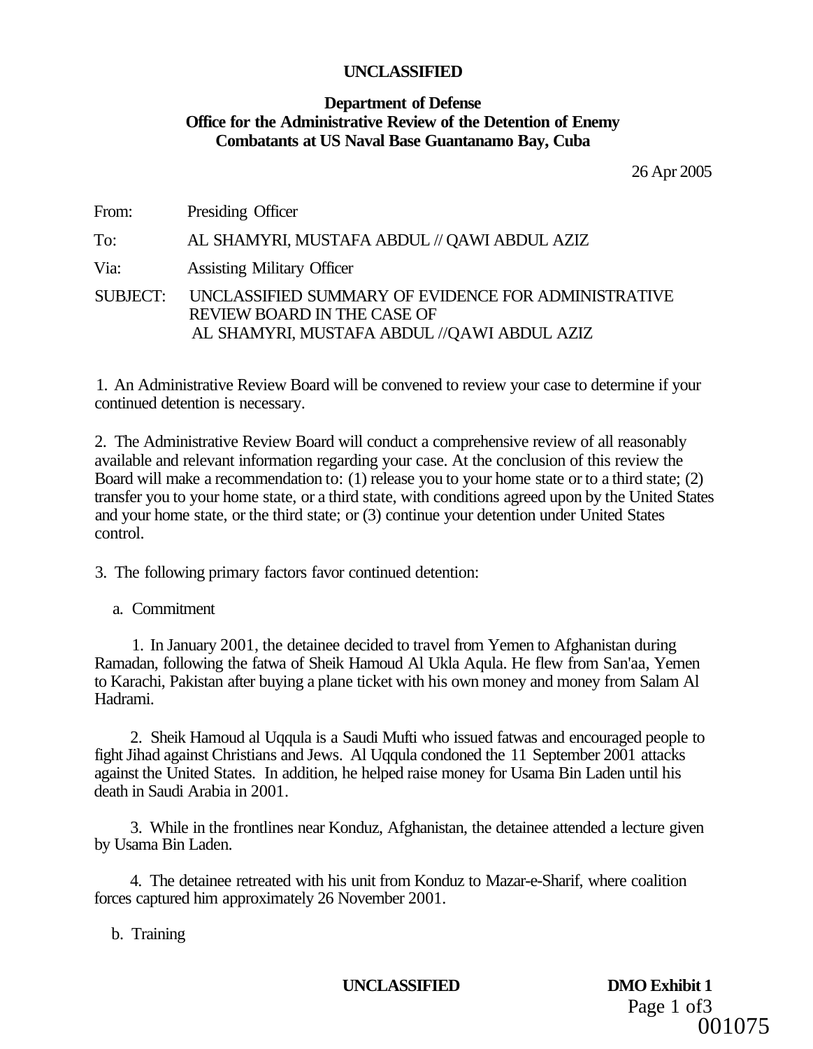**UNCLASSIFIED**

**Department of Defense**
**Office for the Administrative Review of the Detention of Enemy Combatants at US Naval Base Guantanamo Bay, Cuba**

26 Apr 2005

From: Presiding Officer

To: AL SHAMYRI, MUSTAFA ABDUL // QAWI ABDUL AZIZ

Via: Assisting Military Officer

SUBJECT: UNCLASSIFIED SUMMARY OF EVIDENCE FOR ADMINISTRATIVE REVIEW BOARD IN THE CASE OF AL SHAMYRI, MUSTAFA ABDUL //QAWI ABDUL AZIZ

1. An Administrative Review Board will be convened to review your case to determine if your continued detention is necessary.

2. The Administrative Review Board will conduct a comprehensive review of all reasonably available and relevant information regarding your case. At the conclusion of this review the Board will make a recommendation to: (1) release you to your home state or to a third state; (2) transfer you to your home state, or a third state, with conditions agreed upon by the United States and your home state, or the third state; or (3) continue your detention under United States control.

3. The following primary factors favor continued detention:

a. Commitment

1. In January 2001, the detainee decided to travel from Yemen to Afghanistan during Ramadan, following the fatwa of Sheik Hamoud Al Ukla Aqula. He flew from San'aa, Yemen to Karachi, Pakistan after buying a plane ticket with his own money and money from Salam Al Hadrami.

2. Sheik Hamoud al Uqqula is a Saudi Mufti who issued fatwas and encouraged people to fight Jihad against Christians and Jews. Al Uqqula condoned the 11 September 2001 attacks against the United States. In addition, he helped raise money for Usama Bin Laden until his death in Saudi Arabia in 2001.

3. While in the frontlines near Konduz, Afghanistan, the detainee attended a lecture given by Usama Bin Laden.

4. The detainee retreated with his unit from Konduz to Mazar-e-Sharif, where coalition forces captured him approximately 26 November 2001.

b. Training

**UNCLASSIFIED** **DMO Exhibit 1**

001075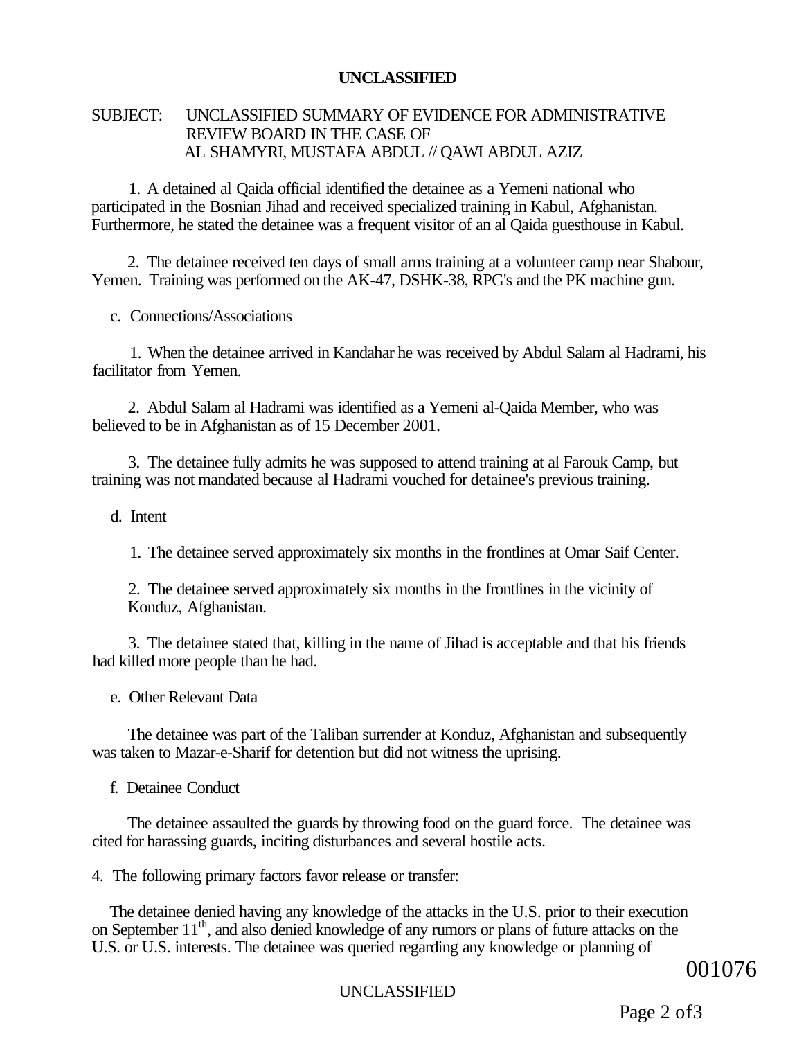SUBJECT: UNCLASSIFIED SUMMARY OF EVIDENCE FOR ADMINISTRATIVE REVIEW BOARD IN THE CASE OF AL SHAMYRI, MUSTAFA ABDUL // QAWI ABDUL AZIZ

1. A detained al Qaida official identified the detainee as a Yemeni national who participated in the Bosnian Jihad and received specialized training in Kabul, Afghanistan. Furthermore, he stated the detainee was a frequent visitor of an al Qaida guesthouse in Kabul.

2. The detainee received ten days of small arms training at a volunteer camp near Shabour, Yemen. Training was performed on the AK-47, DSHK-38, RPG's and the PK machine gun.

c. Connections/Associations

1. When the detainee arrived in Kandahar he was received by Abdul Salam al Hadrami, his facilitator from Yemen.

2. Abdul Salam al Hadrami was identified as a Yemeni al-Qaida Member, who was believed to be in Afghanistan as of 15 December 2001.

3. The detainee fully admits he was supposed to attend training at al Farouk Camp, but training was not mandated because al Hadrami vouched for detainee's previous training.

d. Intent

1. The detainee served approximately six months in the frontlines at Omar Saif Center.

2. The detainee served approximately six months in the frontlines in the vicinity of Konduz, Afghanistan.

3. The detainee stated that, killing in the name of Jihad is acceptable and that his friends had killed more people than he had.

e. Other Relevant Data

The detainee was part of the Taliban surrender at Konduz, Afghanistan and subsequently was taken to Mazar-e-Sharif for detention but did not witness the uprising.

f. Detainee Conduct

The detainee assaulted the guards by throwing food on the guard force. The detainee was cited for harassing guards, inciting disturbances and several hostile acts.

4. The following primary factors favor release or transfer:

The detainee denied having any knowledge of the attacks in the U.S. prior to their execution on September 11th, and also denied knowledge of any rumors or plans of future attacks on the U.S. or U.S. interests. The detainee was queried regarding any knowledge or planning of

001076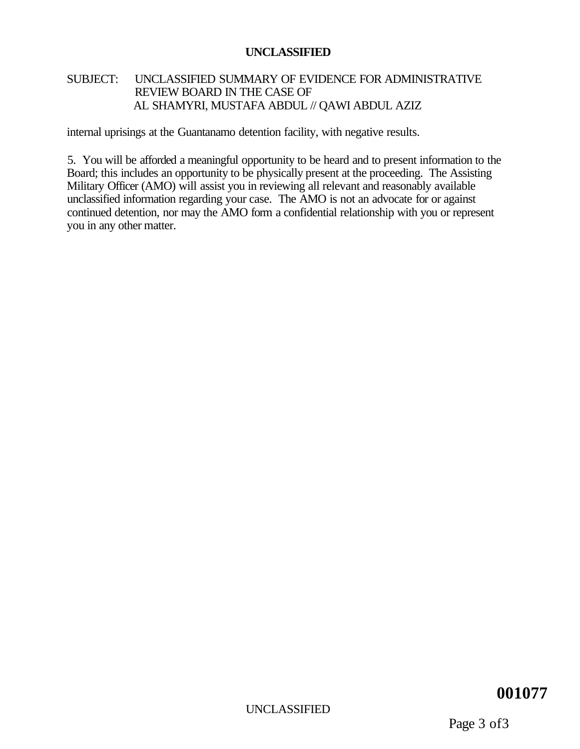SUBJECT: UNCLASSIFIED SUMMARY OF EVIDENCE FOR ADMINISTRATIVE REVIEW BOARD IN THE CASE OF AL SHAMYRI, MUSTAFA ABDUL // QAWI ABDUL AZIZ

internal uprisings at the Guantanamo detention facility, with negative results.

5. You will be afforded a meaningful opportunity to be heard and to present information to the Board; this includes an opportunity to be physically present at the proceeding. The Assisting Military Officer (AMO) will assist you in reviewing all relevant and reasonably available unclassified information regarding your case. The AMO is not an advocate for or against continued detention, nor may the AMO form a confidential relationship with you or represent you in any other matter.

**001077**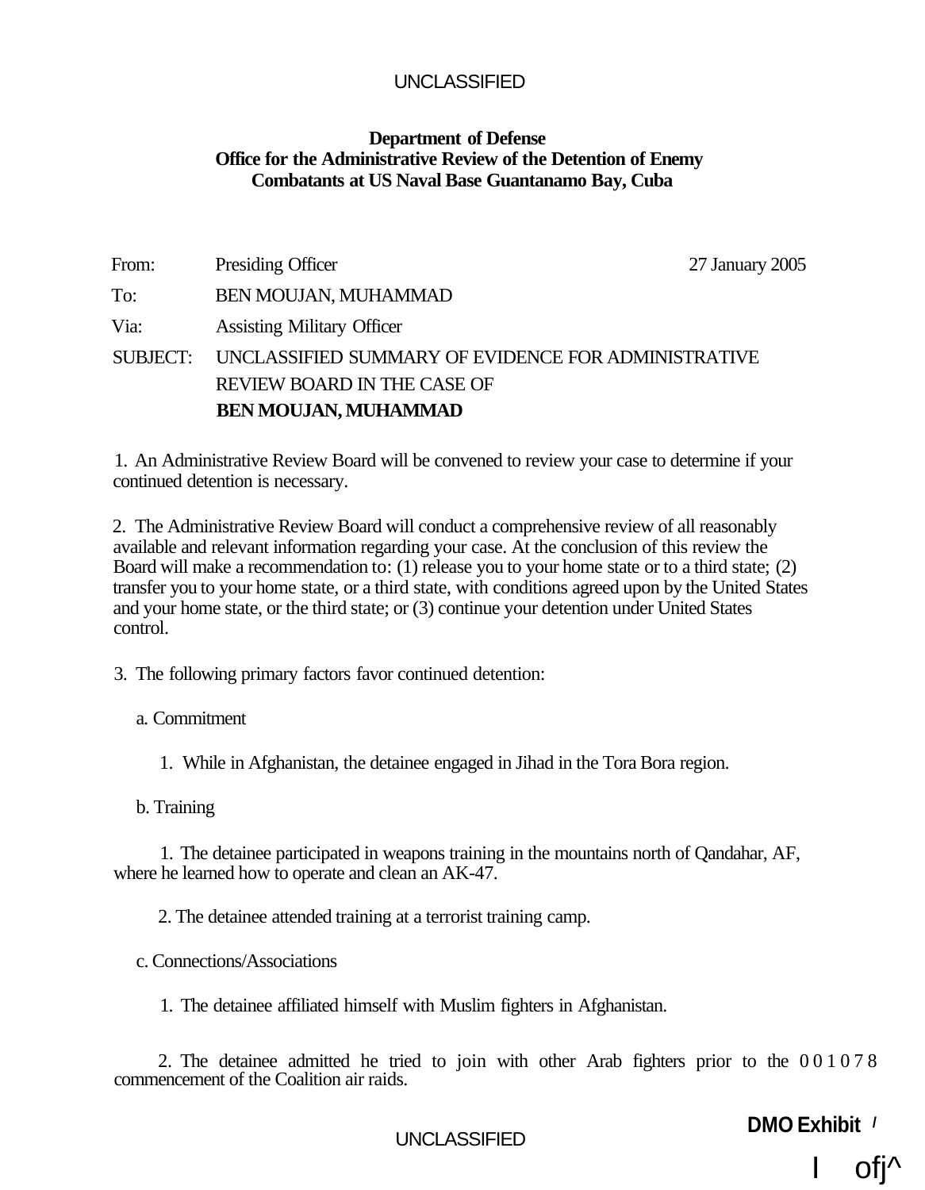UNCLASSIFIED

**Department of Defense**
**Office for the Administrative Review of the Detention of Enemy Combatants at US Naval Base Guantanamo Bay, Cuba**

From: Presiding Officer 27 January 2005

To: BEN MOUJAN, MUHAMMAD

Via: Assisting Military Officer

SUBJECT: UNCLASSIFIED SUMMARY OF EVIDENCE FOR ADMINISTRATIVE REVIEW BOARD IN THE CASE OF **BEN MOUJAN, MUHAMMAD**

1. An Administrative Review Board will be convened to review your case to determine if your continued detention is necessary.

2. The Administrative Review Board will conduct a comprehensive review of all reasonably available and relevant information regarding your case. At the conclusion of this review the Board will make a recommendation to: (1) release you to your home state or to a third state; (2) transfer you to your home state, or a third state, with conditions agreed upon by the United States and your home state, or the third state; or (3) continue your detention under United States control.

3. The following primary factors favor continued detention:

a. Commitment

1. While in Afghanistan, the detainee engaged in Jihad in the Tora Bora region.

b. Training

1. The detainee participated in weapons training in the mountains north of Qandahar, AF, where he learned how to operate and clean an AK-47.

2. The detainee attended training at a terrorist training camp.

c. Connections/Associations

1. The detainee affiliated himself with Muslim fighters in Afghanistan.

2. The detainee admitted he tried to join with other Arab fighters prior to the commencement of the Coalition air raids. 001078

UNCLASSIFIED

DMO Exhibit /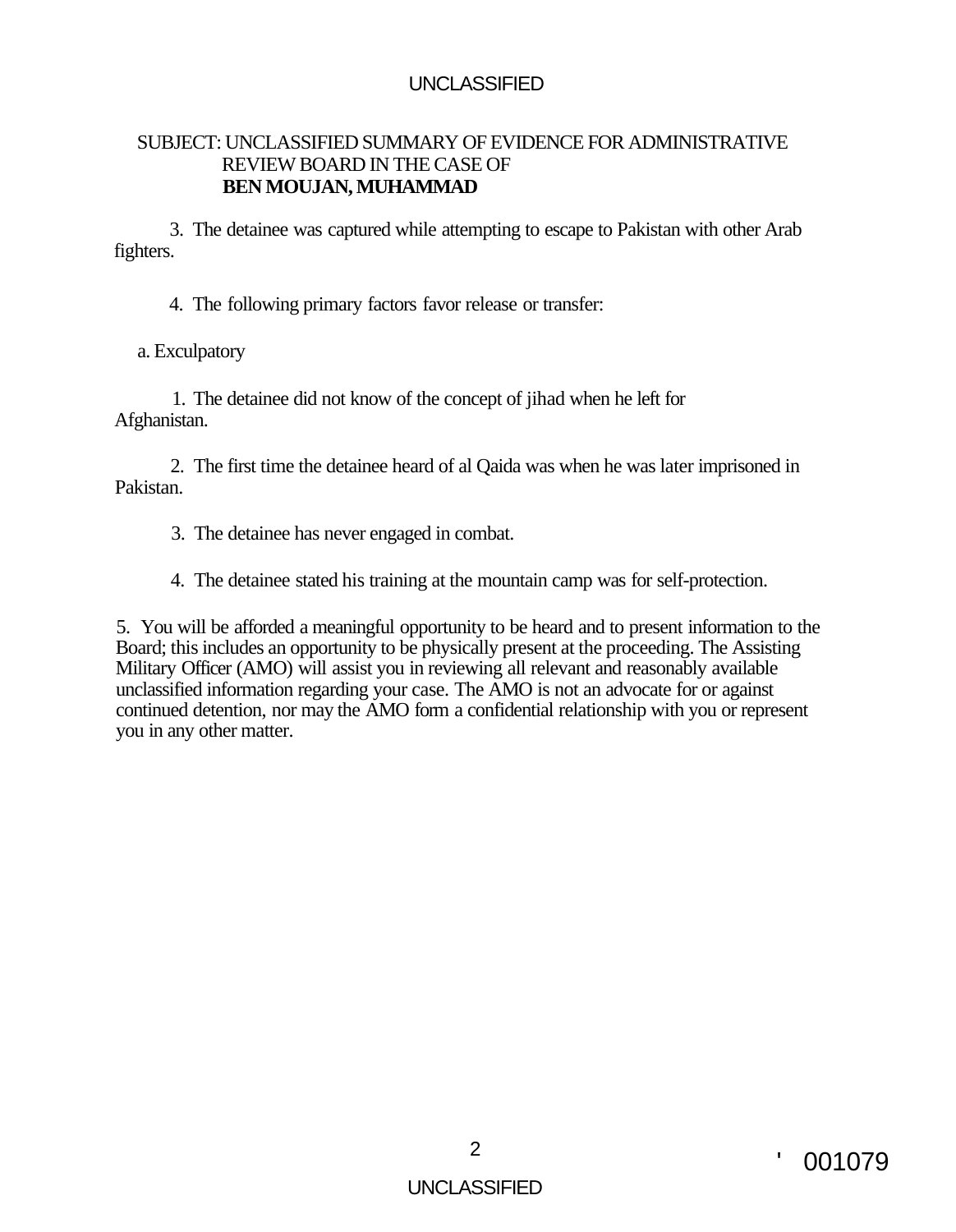SUBJECT: UNCLASSIFIED SUMMARY OF EVIDENCE FOR ADMINISTRATIVE REVIEW BOARD IN THE CASE OF **BEN MOUJAN, MUHAMMAD**

3. The detainee was captured while attempting to escape to Pakistan with other Arab fighters.

4. The following primary factors favor release or transfer:

a. Exculpatory

1. The detainee did not know of the concept of jihad when he left for Afghanistan.

2. The first time the detainee heard of al Qaida was when he was later imprisoned in Pakistan.

3. The detainee has never engaged in combat.

4. The detainee stated his training at the mountain camp was for self-protection.

5. You will be afforded a meaningful opportunity to be heard and to present information to the Board; this includes an opportunity to be physically present at the proceeding. The Assisting Military Officer (AMO) will assist you in reviewing all relevant and reasonably available unclassified information regarding your case. The AMO is not an advocate for or against continued detention, nor may the AMO form a confidential relationship with you or represent you in any other matter.

' 001079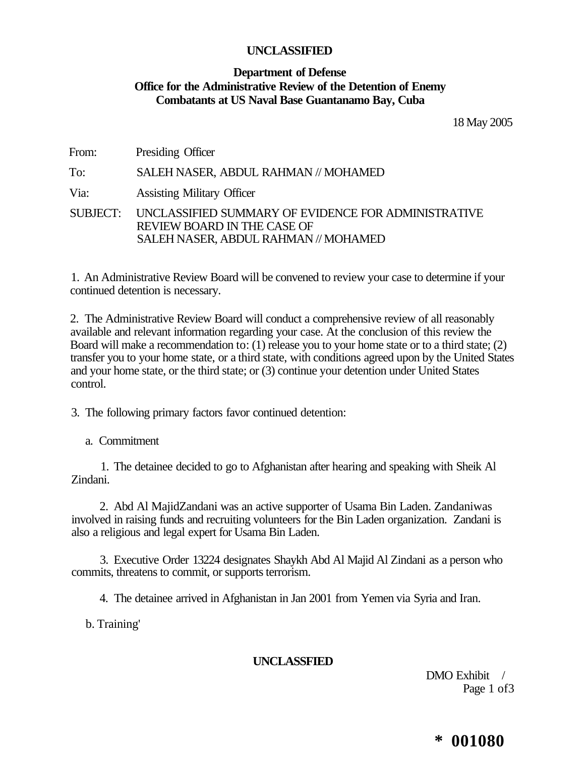**UNCLASSIFIED**

**Department of Defense**
**Office for the Administrative Review of the Detention of Enemy Combatants at US Naval Base Guantanamo Bay, Cuba**

18 May 2005

From: Presiding Officer

To: SALEH NASER, ABDUL RAHMAN // MOHAMED

Via: Assisting Military Officer

SUBJECT: UNCLASSIFIED SUMMARY OF EVIDENCE FOR ADMINISTRATIVE REVIEW BOARD IN THE CASE OF SALEH NASER, ABDUL RAHMAN // MOHAMED

1. An Administrative Review Board will be convened to review your case to determine if your continued detention is necessary.

2. The Administrative Review Board will conduct a comprehensive review of all reasonably available and relevant information regarding your case. At the conclusion of this review the Board will make a recommendation to: (1) release you to your home state or to a third state; (2) transfer you to your home state, or a third state, with conditions agreed upon by the United States and your home state, or the third state; or (3) continue your detention under United States control.

3. The following primary factors favor continued detention:

a. Commitment

1. The detainee decided to go to Afghanistan after hearing and speaking with Sheik Al Zindani.

2. Abd Al MajidZandani was an active supporter of Usama Bin Laden. Zandaniwas involved in raising funds and recruiting volunteers for the Bin Laden organization. Zandani is also a religious and legal expert for Usama Bin Laden.

3. Executive Order 13224 designates Shaykh Abd Al Majid Al Zindani as a person who commits, threatens to commit, or supports terrorism.

4. The detainee arrived in Afghanistan in Jan 2001 from Yemen via Syria and Iran.

b. Training'

**UNCLASSFIED**

DMO Exhibit /

\* 001080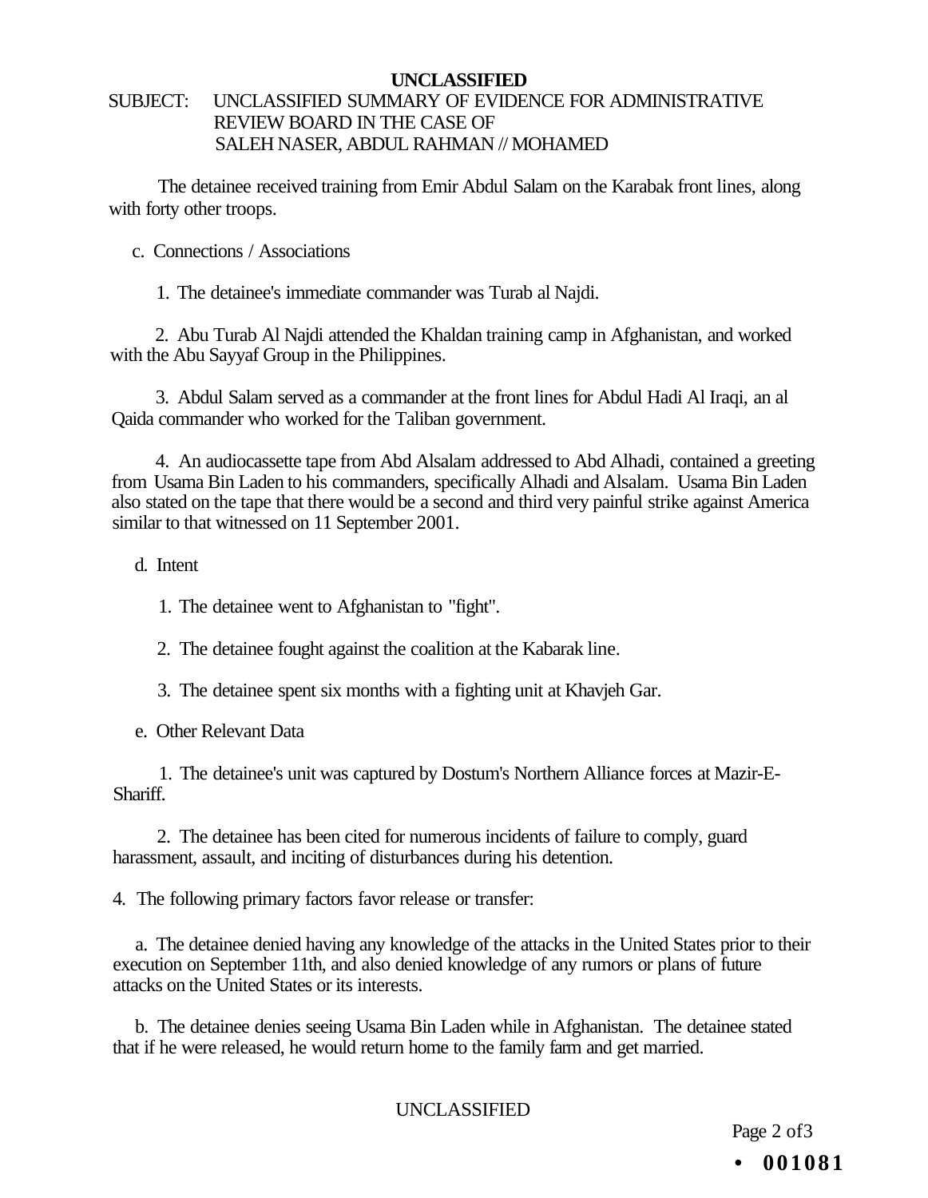**UNCLASSIFIED**

SUBJECT: UNCLASSIFIED SUMMARY OF EVIDENCE FOR ADMINISTRATIVE REVIEW BOARD IN THE CASE OF SALEH NASER, ABDUL RAHMAN // MOHAMED

The detainee received training from Emir Abdul Salam on the Karabak front lines, along with forty other troops.

c. Connections / Associations

1. The detainee's immediate commander was Turab al Najdi.

2. Abu Turab Al Najdi attended the Khaldan training camp in Afghanistan, and worked with the Abu Sayyaf Group in the Philippines.

3. Abdul Salam served as a commander at the front lines for Abdul Hadi Al Iraqi, an al Qaida commander who worked for the Taliban government.

4. An audiocassette tape from Abd Alsalam addressed to Abd Alhadi, contained a greeting from Usama Bin Laden to his commanders, specifically Alhadi and Alsalam. Usama Bin Laden also stated on the tape that there would be a second and third very painful strike against America similar to that witnessed on 11 September 2001.

d. Intent

1. The detainee went to Afghanistan to "fight".

2. The detainee fought against the coalition at the Kabarak line.

3. The detainee spent six months with a fighting unit at Khavjeh Gar.

e. Other Relevant Data

1. The detainee's unit was captured by Dostum's Northern Alliance forces at Mazir-E-Shariff.

2. The detainee has been cited for numerous incidents of failure to comply, guard harassment, assault, and inciting of disturbances during his detention.

4. The following primary factors favor release or transfer:

a. The detainee denied having any knowledge of the attacks in the United States prior to their execution on September 11th, and also denied knowledge of any rumors or plans of future attacks on the United States or its interests.

b. The detainee denies seeing Usama Bin Laden while in Afghanistan. The detainee stated that if he were released, he would return home to the family farm and get married.

UNCLASSIFIED

• 001081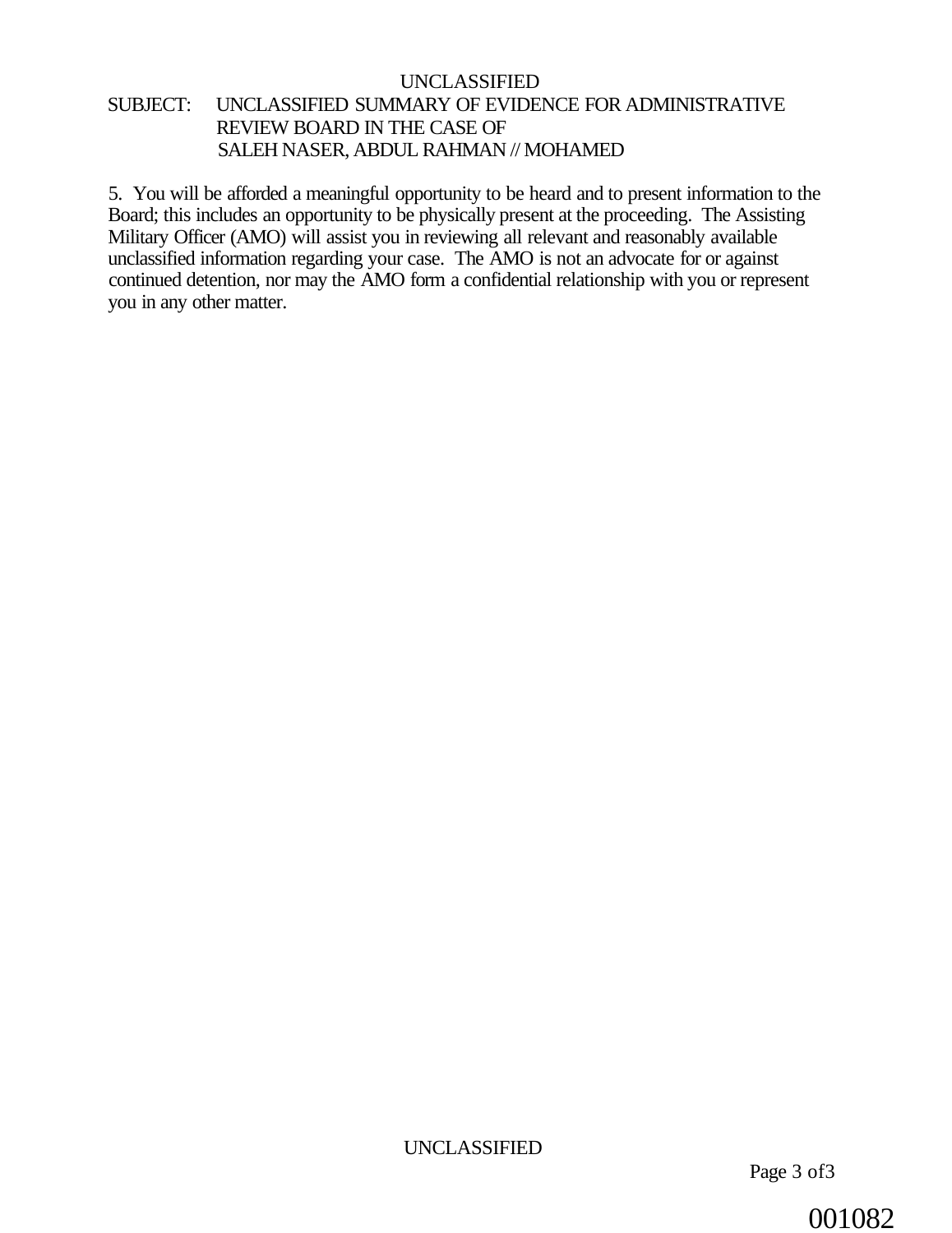SUBJECT: UNCLASSIFIED SUMMARY OF EVIDENCE FOR ADMINISTRATIVE REVIEW BOARD IN THE CASE OF SALEH NASER, ABDUL RAHMAN // MOHAMED

5. You will be afforded a meaningful opportunity to be heard and to present information to the Board; this includes an opportunity to be physically present at the proceeding. The Assisting Military Officer (AMO) will assist you in reviewing all relevant and reasonably available unclassified information regarding your case. The AMO is not an advocate for or against continued detention, nor may the AMO form a confidential relationship with you or represent you in any other matter.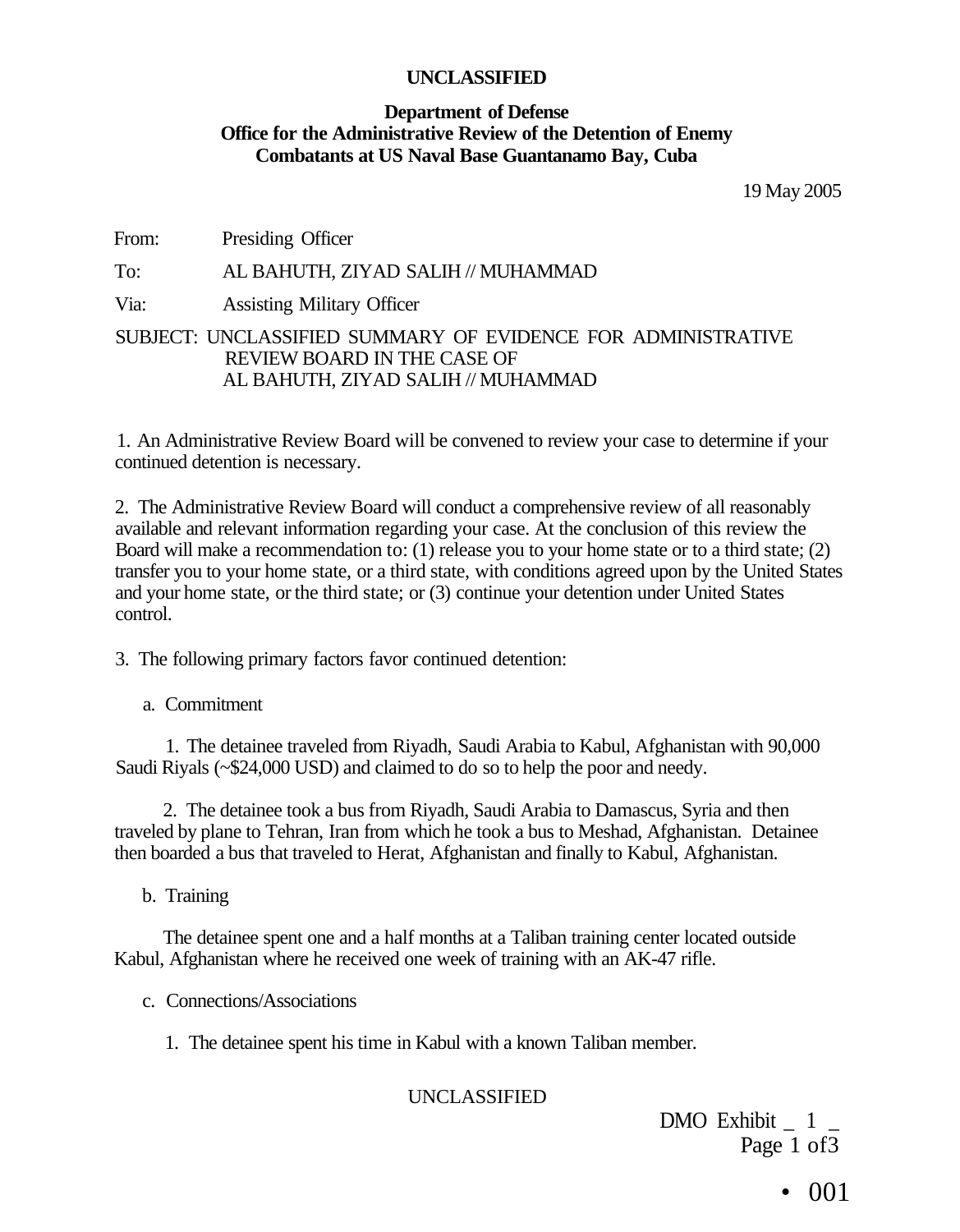**UNCLASSIFIED**

**Department of Defense**
**Office for the Administrative Review of the Detention of Enemy Combatants at US Naval Base Guantanamo Bay, Cuba**

19 May 2005

From: Presiding Officer

To: AL BAHUTH, ZIYAD SALIH // MUHAMMAD

Via: Assisting Military Officer

SUBJECT: UNCLASSIFIED SUMMARY OF EVIDENCE FOR ADMINISTRATIVE REVIEW BOARD IN THE CASE OF AL BAHUTH, ZIYAD SALIH // MUHAMMAD

1. An Administrative Review Board will be convened to review your case to determine if your continued detention is necessary.

2. The Administrative Review Board will conduct a comprehensive review of all reasonably available and relevant information regarding your case. At the conclusion of this review the Board will make a recommendation to: (1) release you to your home state or to a third state; (2) transfer you to your home state, or a third state, with conditions agreed upon by the United States and your home state, or the third state; or (3) continue your detention under United States control.

3. The following primary factors favor continued detention:

a. Commitment

1. The detainee traveled from Riyadh, Saudi Arabia to Kabul, Afghanistan with 90,000 Saudi Riyals (~$24,000 USD) and claimed to do so to help the poor and needy.

2. The detainee took a bus from Riyadh, Saudi Arabia to Damascus, Syria and then traveled by plane to Tehran, Iran from which he took a bus to Meshad, Afghanistan. Detainee then boarded a bus that traveled to Herat, Afghanistan and finally to Kabul, Afghanistan.

b. Training

The detainee spent one and a half months at a Taliban training center located outside Kabul, Afghanistan where he received one week of training with an AK-47 rifle.

c. Connections/Associations

1. The detainee spent his time in Kabul with a known Taliban member.

UNCLASSIFIED

DMO Exhibit _ 1 _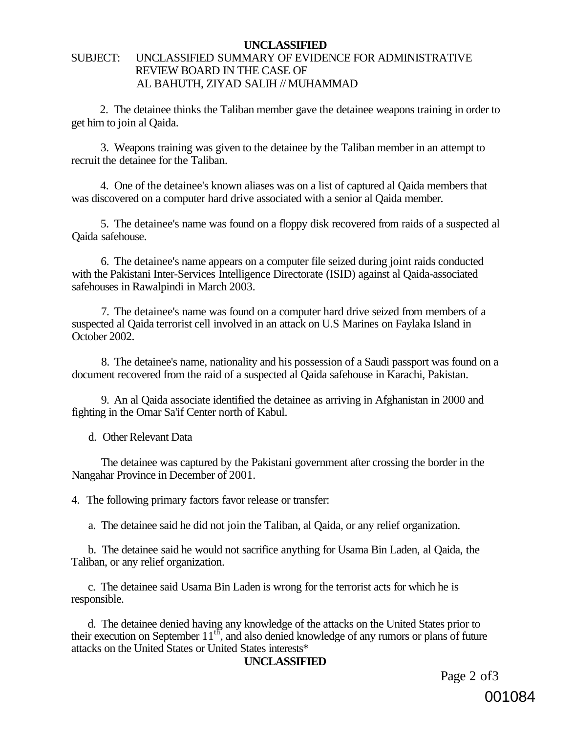**UNCLASSIFIED**

SUBJECT: UNCLASSIFIED SUMMARY OF EVIDENCE FOR ADMINISTRATIVE REVIEW BOARD IN THE CASE OF AL BAHUTH, ZIYAD SALIH // MUHAMMAD

2. The detainee thinks the Taliban member gave the detainee weapons training in order to get him to join al Qaida.

3. Weapons training was given to the detainee by the Taliban member in an attempt to recruit the detainee for the Taliban.

4. One of the detainee's known aliases was on a list of captured al Qaida members that was discovered on a computer hard drive associated with a senior al Qaida member.

5. The detainee's name was found on a floppy disk recovered from raids of a suspected al Qaida safehouse.

6. The detainee's name appears on a computer file seized during joint raids conducted with the Pakistani Inter-Services Intelligence Directorate (ISID) against al Qaida-associated safehouses in Rawalpindi in March 2003.

7. The detainee's name was found on a computer hard drive seized from members of a suspected al Qaida terrorist cell involved in an attack on U.S Marines on Faylaka Island in October 2002.

8. The detainee's name, nationality and his possession of a Saudi passport was found on a document recovered from the raid of a suspected al Qaida safehouse in Karachi, Pakistan.

9. An al Qaida associate identified the detainee as arriving in Afghanistan in 2000 and fighting in the Omar Sa'if Center north of Kabul.

d. Other Relevant Data

The detainee was captured by the Pakistani government after crossing the border in the Nangahar Province in December of 2001.

4. The following primary factors favor release or transfer:

a. The detainee said he did not join the Taliban, al Qaida, or any relief organization.

b. The detainee said he would not sacrifice anything for Usama Bin Laden, al Qaida, the Taliban, or any relief organization.

c. The detainee said Usama Bin Laden is wrong for the terrorist acts for which he is responsible.

d. The detainee denied having any knowledge of the attacks on the United States prior to their execution on September 11th, and also denied knowledge of any rumors or plans of future attacks on the United States or United States interests*

**UNCLASSIFIED**

001084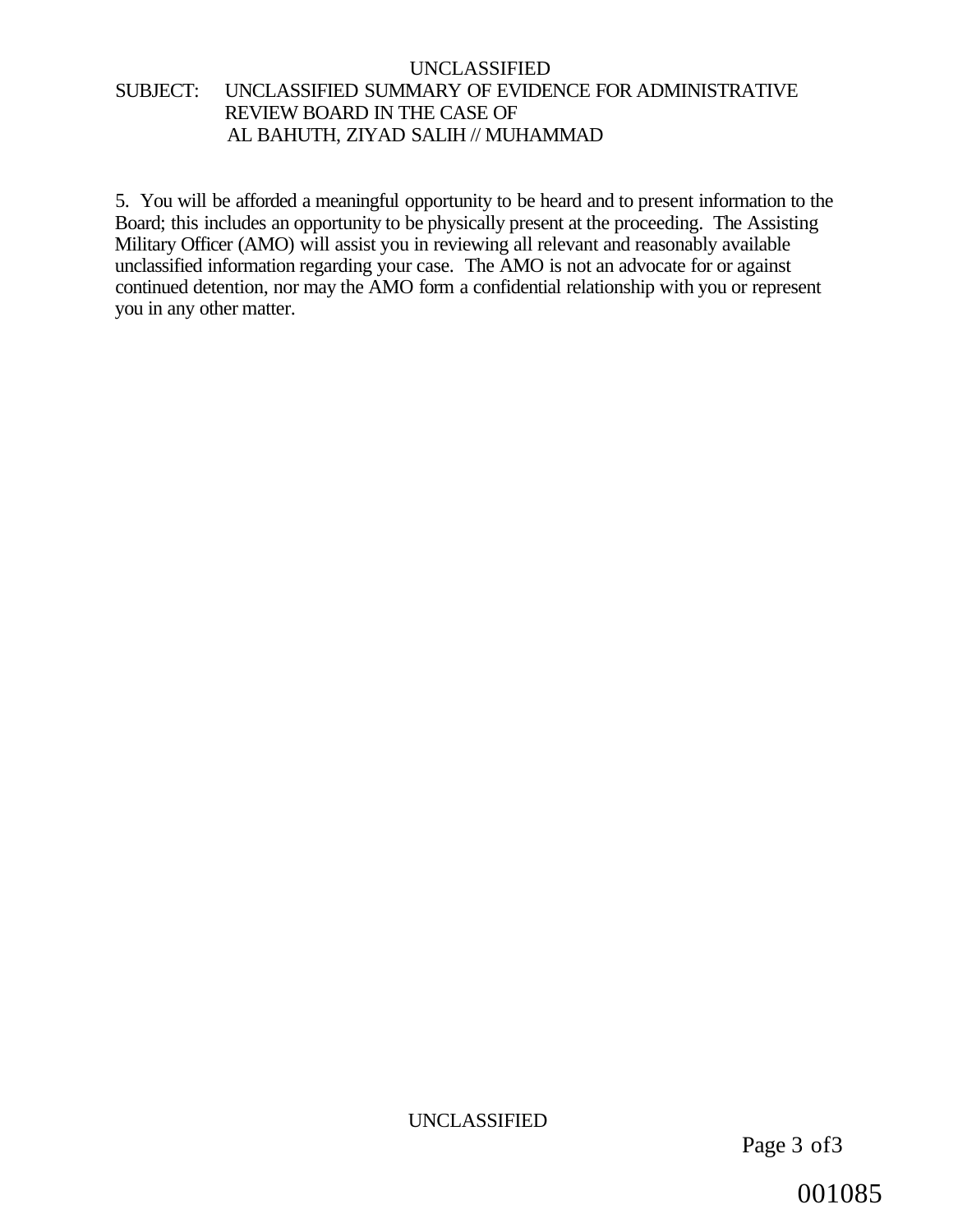5. You will be afforded a meaningful opportunity to be heard and to present information to the Board; this includes an opportunity to be physically present at the proceeding. The Assisting Military Officer (AMO) will assist you in reviewing all relevant and reasonably available unclassified information regarding your case. The AMO is not an advocate for or against continued detention, nor may the AMO form a confidential relationship with you or represent you in any other matter.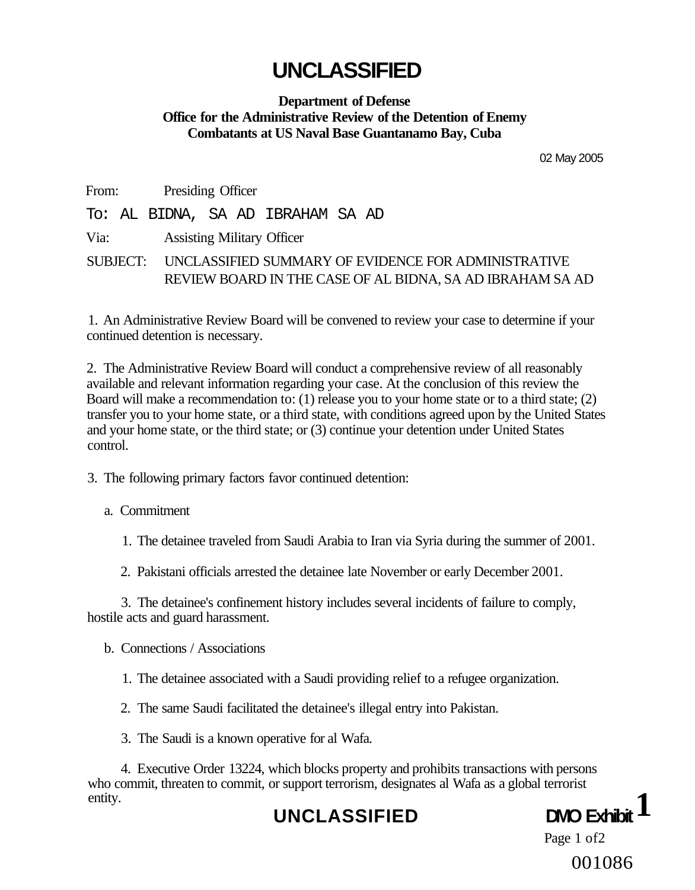# UNCLASSIFIED

**Department of Defense**
**Office for the Administrative Review of the Detention of Enemy Combatants at US Naval Base Guantanamo Bay, Cuba**

02 May 2005

From: Presiding Officer

To: AL BIDNA, SA AD IBRAHAM SA AD

Via: Assisting Military Officer

SUBJECT: UNCLASSIFIED SUMMARY OF EVIDENCE FOR ADMINISTRATIVE REVIEW BOARD IN THE CASE OF AL BIDNA, SA AD IBRAHAM SA AD

1. An Administrative Review Board will be convened to review your case to determine if your continued detention is necessary.

2. The Administrative Review Board will conduct a comprehensive review of all reasonably available and relevant information regarding your case. At the conclusion of this review the Board will make a recommendation to: (1) release you to your home state or to a third state; (2) transfer you to your home state, or a third state, with conditions agreed upon by the United States and your home state, or the third state; or (3) continue your detention under United States control.

3. The following primary factors favor continued detention:

a. Commitment

1. The detainee traveled from Saudi Arabia to Iran via Syria during the summer of 2001.

2. Pakistani officials arrested the detainee late November or early December 2001.

3. The detainee's confinement history includes several incidents of failure to comply, hostile acts and guard harassment.

b. Connections / Associations

1. The detainee associated with a Saudi providing relief to a refugee organization.

2. The same Saudi facilitated the detainee's illegal entry into Pakistan.

3. The Saudi is a known operative for al Wafa.

4. Executive Order 13224, which blocks property and prohibits transactions with persons who commit, threaten to commit, or support terrorism, designates al Wafa as a global terrorist entity.

UNCLASSIFIED

DMO Exhibit 1

001086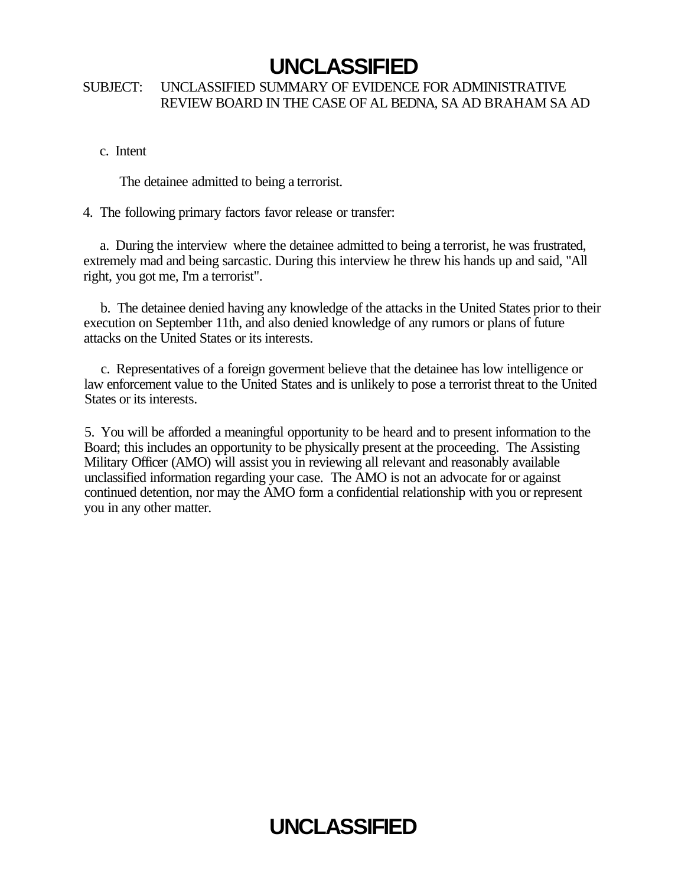UNCLASSIFIED

SUBJECT: UNCLASSIFIED SUMMARY OF EVIDENCE FOR ADMINISTRATIVE REVIEW BOARD IN THE CASE OF AL BEDNA, SA AD BRAHAM SA AD

c. Intent

The detainee admitted to being a terrorist.

4. The following primary factors favor release or transfer:

a. During the interview where the detainee admitted to being a terrorist, he was frustrated, extremely mad and being sarcastic. During this interview he threw his hands up and said, "All right, you got me, I'm a terrorist".

b. The detainee denied having any knowledge of the attacks in the United States prior to their execution on September 11th, and also denied knowledge of any rumors or plans of future attacks on the United States or its interests.

c. Representatives of a foreign goverment believe that the detainee has low intelligence or law enforcement value to the United States and is unlikely to pose a terrorist threat to the United States or its interests.

5. You will be afforded a meaningful opportunity to be heard and to present information to the Board; this includes an opportunity to be physically present at the proceeding. The Assisting Military Officer (AMO) will assist you in reviewing all relevant and reasonably available unclassified information regarding your case. The AMO is not an advocate for or against continued detention, nor may the AMO form a confidential relationship with you or represent you in any other matter.

UNCLASSIFIED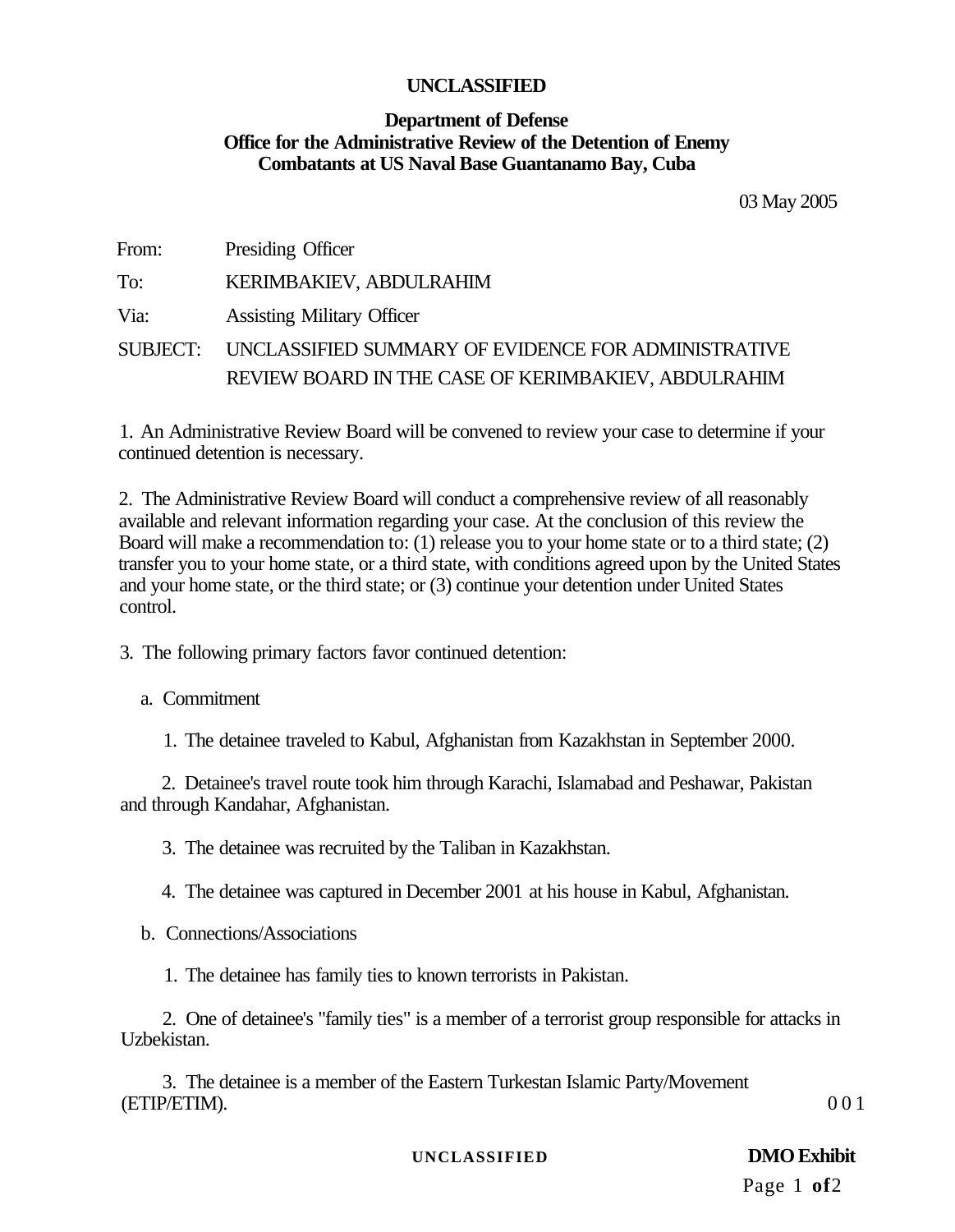UNCLASSIFIED

**Department of Defense**
**Office for the Administrative Review of the Detention of Enemy Combatants at US Naval Base Guantanamo Bay, Cuba**

03 May 2005

From: Presiding Officer

To: KERIMBAKIEV, ABDULRAHIM

Via: Assisting Military Officer

SUBJECT: UNCLASSIFIED SUMMARY OF EVIDENCE FOR ADMINISTRATIVE REVIEW BOARD IN THE CASE OF KERIMBAKIEV, ABDULRAHIM

1. An Administrative Review Board will be convened to review your case to determine if your continued detention is necessary.

2. The Administrative Review Board will conduct a comprehensive review of all reasonably available and relevant information regarding your case. At the conclusion of this review the Board will make a recommendation to: (1) release you to your home state or to a third state; (2) transfer you to your home state, or a third state, with conditions agreed upon by the United States and your home state, or the third state; or (3) continue your detention under United States control.

3. The following primary factors favor continued detention:

a. Commitment

1. The detainee traveled to Kabul, Afghanistan from Kazakhstan in September 2000.

2. Detainee's travel route took him through Karachi, Islamabad and Peshawar, Pakistan and through Kandahar, Afghanistan.

3. The detainee was recruited by the Taliban in Kazakhstan.

4. The detainee was captured in December 2001 at his house in Kabul, Afghanistan.

b. Connections/Associations

1. The detainee has family ties to known terrorists in Pakistan.

2. One of detainee's "family ties" is a member of a terrorist group responsible for attacks in Uzbekistan.

3. The detainee is a member of the Eastern Turkestan Islamic Party/Movement (ETIP/ETIM).

0 0 1

UNCLASSIFIED

**DMO Exhibit**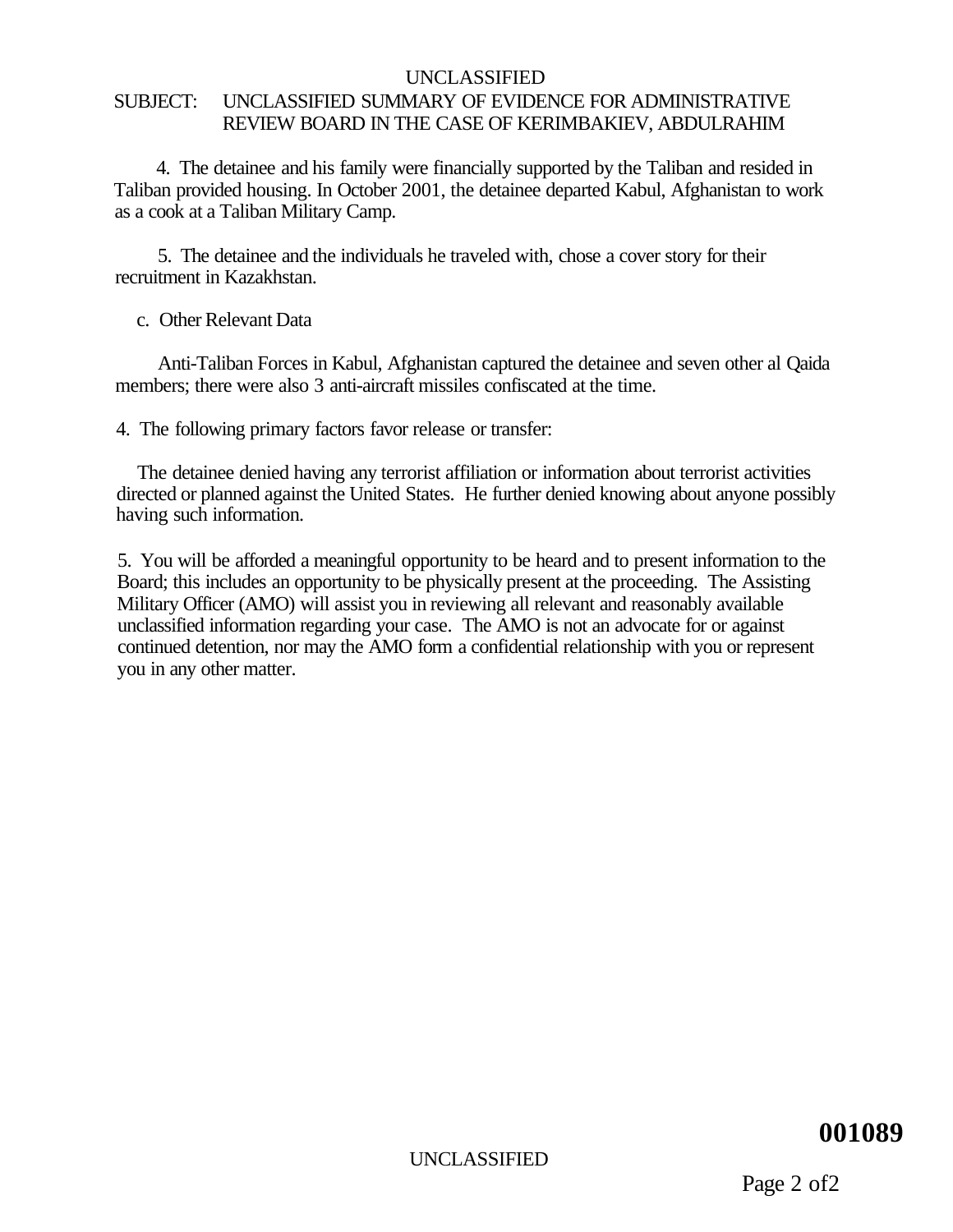SUBJECT: UNCLASSIFIED SUMMARY OF EVIDENCE FOR ADMINISTRATIVE REVIEW BOARD IN THE CASE OF KERIMBAKIEV, ABDULRAHIM

4. The detainee and his family were financially supported by the Taliban and resided in Taliban provided housing. In October 2001, the detainee departed Kabul, Afghanistan to work as a cook at a Taliban Military Camp.

5. The detainee and the individuals he traveled with, chose a cover story for their recruitment in Kazakhstan.

c. Other Relevant Data

Anti-Taliban Forces in Kabul, Afghanistan captured the detainee and seven other al Qaida members; there were also 3 anti-aircraft missiles confiscated at the time.

4. The following primary factors favor release or transfer:

The detainee denied having any terrorist affiliation or information about terrorist activities directed or planned against the United States. He further denied knowing about anyone possibly having such information.

5. You will be afforded a meaningful opportunity to be heard and to present information to the Board; this includes an opportunity to be physically present at the proceeding. The Assisting Military Officer (AMO) will assist you in reviewing all relevant and reasonably available unclassified information regarding your case. The AMO is not an advocate for or against continued detention, nor may the AMO form a confidential relationship with you or represent you in any other matter.

**001089**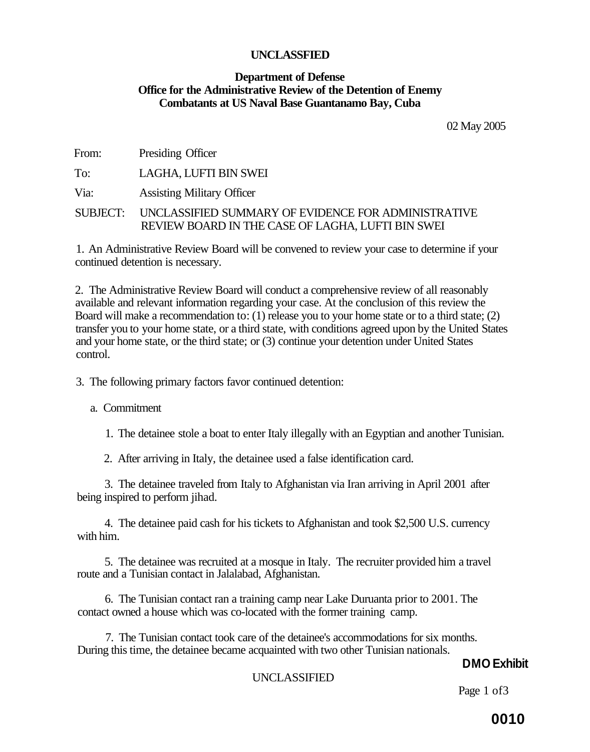**UNCLASSIFIED**

**Department of Defense**
**Office for the Administrative Review of the Detention of Enemy Combatants at US Naval Base Guantanamo Bay, Cuba**

02 May 2005

From: Presiding Officer

To: LAGHA, LUFTI BIN SWEI

Via: Assisting Military Officer

SUBJECT: UNCLASSIFIED SUMMARY OF EVIDENCE FOR ADMINISTRATIVE REVIEW BOARD IN THE CASE OF LAGHA, LUFTI BIN SWEI

1. An Administrative Review Board will be convened to review your case to determine if your continued detention is necessary.

2. The Administrative Review Board will conduct a comprehensive review of all reasonably available and relevant information regarding your case. At the conclusion of this review the Board will make a recommendation to: (1) release you to your home state or to a third state; (2) transfer you to your home state, or a third state, with conditions agreed upon by the United States and your home state, or the third state; or (3) continue your detention under United States control.

3. The following primary factors favor continued detention:

a. Commitment

1. The detainee stole a boat to enter Italy illegally with an Egyptian and another Tunisian.

2. After arriving in Italy, the detainee used a false identification card.

3. The detainee traveled from Italy to Afghanistan via Iran arriving in April 2001 after being inspired to perform jihad.

4. The detainee paid cash for his tickets to Afghanistan and took $2,500 U.S. currency with him.

5. The detainee was recruited at a mosque in Italy. The recruiter provided him a travel route and a Tunisian contact in Jalalabad, Afghanistan.

6. The Tunisian contact ran a training camp near Lake Duruanta prior to 2001. The contact owned a house which was co-located with the former training camp.

7. The Tunisian contact took care of the detainee's accommodations for six months. During this time, the detainee became acquainted with two other Tunisian nationals.

**DMO Exhibit**

UNCLASSIFIED

**0010**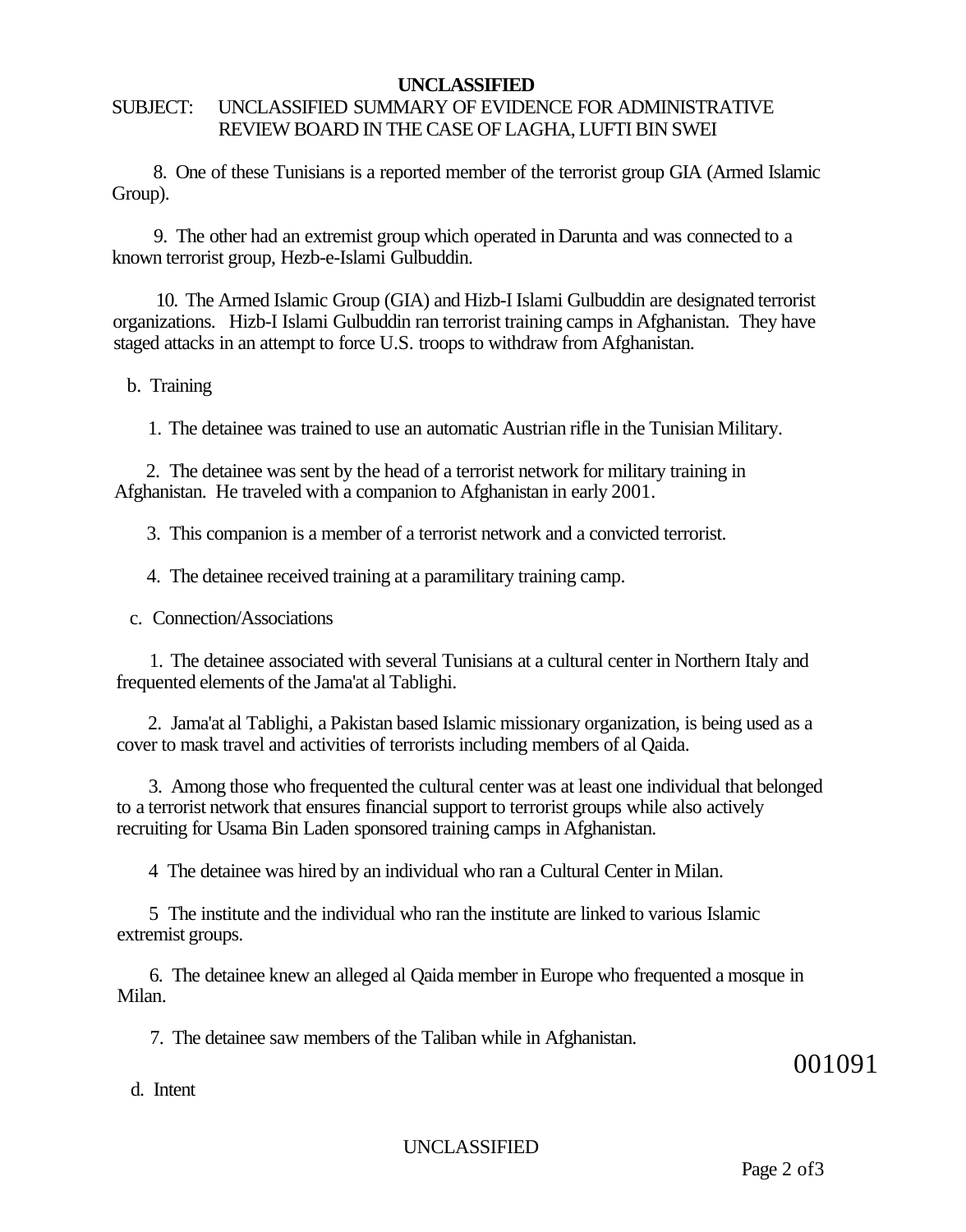**UNCLASSIFIED**

SUBJECT: UNCLASSIFIED SUMMARY OF EVIDENCE FOR ADMINISTRATIVE REVIEW BOARD IN THE CASE OF LAGHA, LUFTI BIN SWEI

8. One of these Tunisians is a reported member of the terrorist group GIA (Armed Islamic Group).

9. The other had an extremist group which operated in Darunta and was connected to a known terrorist group, Hezb-e-Islami Gulbuddin.

10. The Armed Islamic Group (GIA) and Hizb-I Islami Gulbuddin are designated terrorist organizations. Hizb-I Islami Gulbuddin ran terrorist training camps in Afghanistan. They have staged attacks in an attempt to force U.S. troops to withdraw from Afghanistan.

b. Training

1. The detainee was trained to use an automatic Austrian rifle in the Tunisian Military.

2. The detainee was sent by the head of a terrorist network for military training in Afghanistan. He traveled with a companion to Afghanistan in early 2001.

3. This companion is a member of a terrorist network and a convicted terrorist.

4. The detainee received training at a paramilitary training camp.

c. Connection/Associations

1. The detainee associated with several Tunisians at a cultural center in Northern Italy and frequented elements of the Jama'at al Tablighi.

2. Jama'at al Tablighi, a Pakistan based Islamic missionary organization, is being used as a cover to mask travel and activities of terrorists including members of al Qaida.

3. Among those who frequented the cultural center was at least one individual that belonged to a terrorist network that ensures financial support to terrorist groups while also actively recruiting for Usama Bin Laden sponsored training camps in Afghanistan.

4 The detainee was hired by an individual who ran a Cultural Center in Milan.

5 The institute and the individual who ran the institute are linked to various Islamic extremist groups.

6. The detainee knew an alleged al Qaida member in Europe who frequented a mosque in Milan.

7. The detainee saw members of the Taliban while in Afghanistan.

001091

d. Intent

UNCLASSIFIED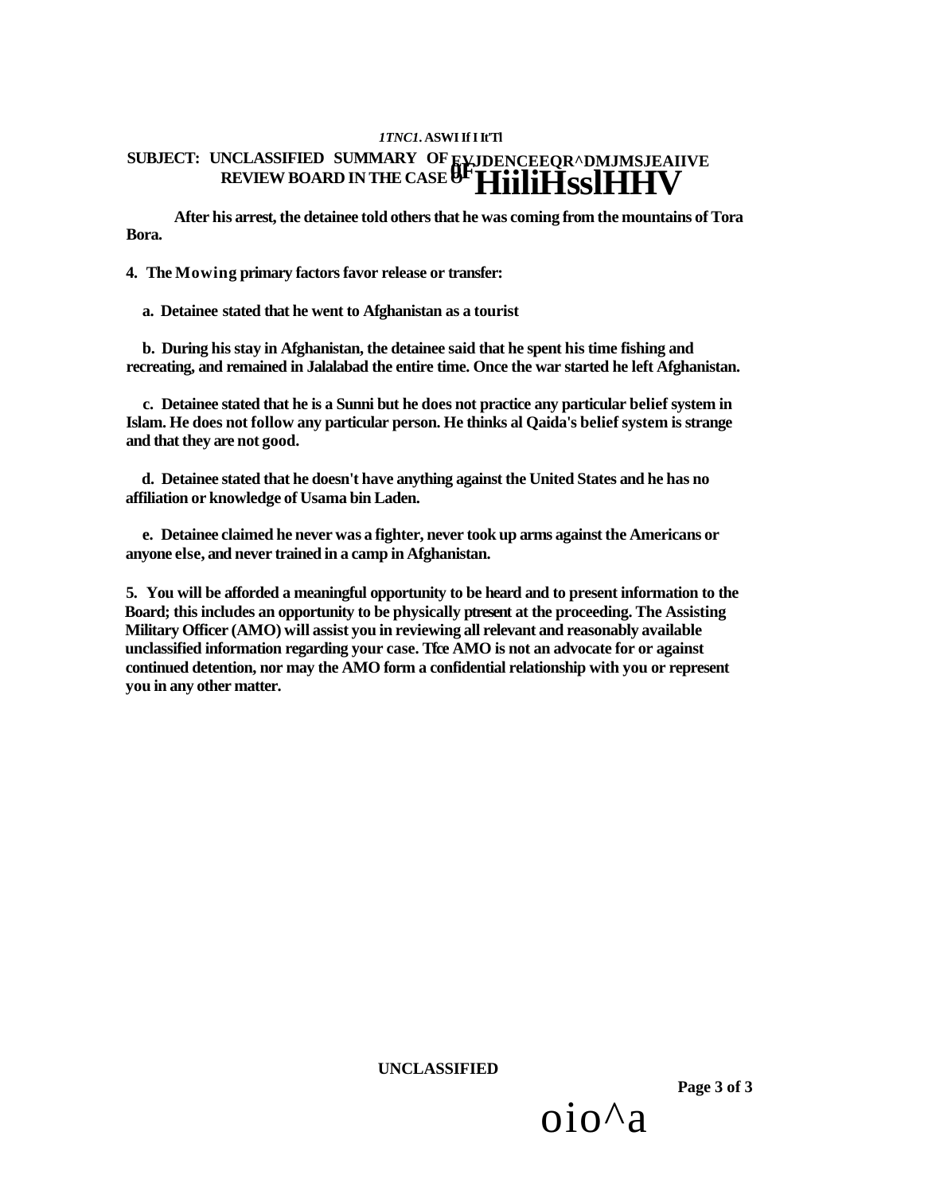**SUBJECT: UNCLASSIFIED SUMMARY OF EVIDENCE FOR ADMINISTRATIVE REVIEW BOARD IN THE CASE OF HiiliHsslHHV**

After his arrest, the detainee told others that he was coming from the mountains of Tora Bora.

4. The Mowing primary factors favor release or transfer:

a. Detainee stated that he went to Afghanistan as a tourist

b. During his stay in Afghanistan, the detainee said that he spent his time fishing and recreating, and remained in Jalalabad the entire time. Once the war started he left Afghanistan.

c. Detainee stated that he is a Sunni but he does not practice any particular belief system in Islam. He does not follow any particular person. He thinks al Qaida's belief system is strange and that they are not good.

d. Detainee stated that he doesn't have anything against the United States and he has no affiliation or knowledge of Usama bin Laden.

e. Detainee claimed he never was a fighter, never took up arms against the Americans or anyone else, and never trained in a camp in Afghanistan.

5. You will be afforded a meaningful opportunity to be heard and to present information to the Board; this includes an opportunity to be physically ptresent at the proceeding. The Assisting Military Officer (AMO) will assist you in reviewing all relevant and reasonably available unclassified information regarding your case. Tfce AMO is not an advocate for or against continued detention, nor may the AMO form a confidential relationship with you or represent you in any other matter.

UNCLASSIFIED

oio^a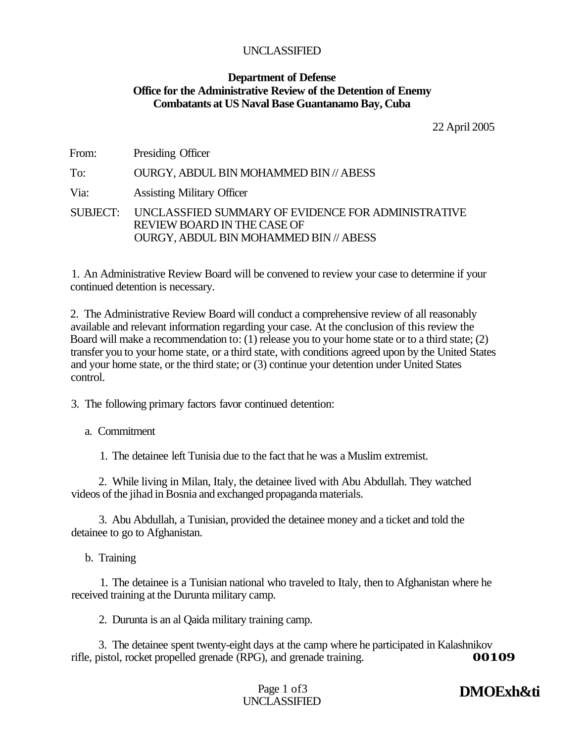UNCLASSIFIED

**Department of Defense**
**Office for the Administrative Review of the Detention of Enemy Combatants at US Naval Base Guantanamo Bay, Cuba**

22 April 2005

From: Presiding Officer

To: OURGY, ABDUL BIN MOHAMMED BIN // ABESS

Via: Assisting Military Officer

SUBJECT: UNCLASSFIED SUMMARY OF EVIDENCE FOR ADMINISTRATIVE REVIEW BOARD IN THE CASE OF OURGY, ABDUL BIN MOHAMMED BIN // ABESS

1. An Administrative Review Board will be convened to review your case to determine if your continued detention is necessary.

2. The Administrative Review Board will conduct a comprehensive review of all reasonably available and relevant information regarding your case. At the conclusion of this review the Board will make a recommendation to: (1) release you to your home state or to a third state; (2) transfer you to your home state, or a third state, with conditions agreed upon by the United States and your home state, or the third state; or (3) continue your detention under United States control.

3. The following primary factors favor continued detention:

a. Commitment

1. The detainee left Tunisia due to the fact that he was a Muslim extremist.

2. While living in Milan, Italy, the detainee lived with Abu Abdullah. They watched videos of the jihad in Bosnia and exchanged propaganda materials.

3. Abu Abdullah, a Tunisian, provided the detainee money and a ticket and told the detainee to go to Afghanistan.

b. Training

1. The detainee is a Tunisian national who traveled to Italy, then to Afghanistan where he received training at the Durunta military camp.

2. Durunta is an al Qaida military training camp.

3. The detainee spent twenty-eight days at the camp where he participated in Kalashnikov rifle, pistol, rocket propelled grenade (RPG), and grenade training.

00109

UNCLASSIFIED

DMOExh&ti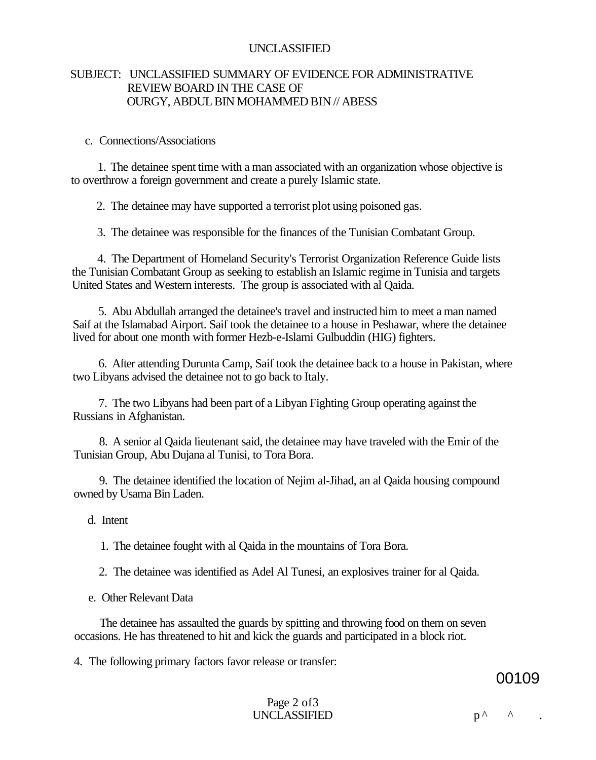SUBJECT: UNCLASSIFIED SUMMARY OF EVIDENCE FOR ADMINISTRATIVE REVIEW BOARD IN THE CASE OF OURGY, ABDUL BIN MOHAMMED BIN // ABESS

c. Connections/Associations

1. The detainee spent time with a man associated with an organization whose objective is to overthrow a foreign government and create a purely Islamic state.

2. The detainee may have supported a terrorist plot using poisoned gas.

3. The detainee was responsible for the finances of the Tunisian Combatant Group.

4. The Department of Homeland Security's Terrorist Organization Reference Guide lists the Tunisian Combatant Group as seeking to establish an Islamic regime in Tunisia and targets United States and Western interests. The group is associated with al Qaida.

5. Abu Abdullah arranged the detainee's travel and instructed him to meet a man named Saif at the Islamabad Airport. Saif took the detainee to a house in Peshawar, where the detainee lived for about one month with former Hezb-e-Islami Gulbuddin (HIG) fighters.

6. After attending Durunta Camp, Saif took the detainee back to a house in Pakistan, where two Libyans advised the detainee not to go back to Italy.

7. The two Libyans had been part of a Libyan Fighting Group operating against the Russians in Afghanistan.

8. A senior al Qaida lieutenant said, the detainee may have traveled with the Emir of the Tunisian Group, Abu Dujana al Tunisi, to Tora Bora.

9. The detainee identified the location of Nejim al-Jihad, an al Qaida housing compound owned by Usama Bin Laden.

d. Intent

1. The detainee fought with al Qaida in the mountains of Tora Bora.

2. The detainee was identified as Adel Al Tunesi, an explosives trainer for al Qaida.

e. Other Relevant Data

The detainee has assaulted the guards by spitting and throwing food on them on seven occasions. He has threatened to hit and kick the guards and participated in a block riot.

4. The following primary factors favor release or transfer:

00109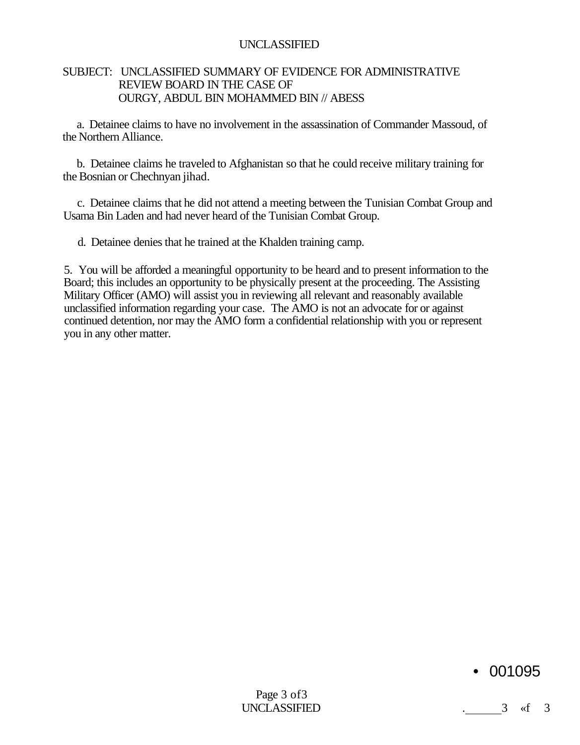SUBJECT: UNCLASSIFIED SUMMARY OF EVIDENCE FOR ADMINISTRATIVE REVIEW BOARD IN THE CASE OF OURGY, ABDUL BIN MOHAMMED BIN // ABESS

a. Detainee claims to have no involvement in the assassination of Commander Massoud, of the Northern Alliance.

b. Detainee claims he traveled to Afghanistan so that he could receive military training for the Bosnian or Chechnyan jihad.

c. Detainee claims that he did not attend a meeting between the Tunisian Combat Group and Usama Bin Laden and had never heard of the Tunisian Combat Group.

d. Detainee denies that he trained at the Khalden training camp.

5. You will be afforded a meaningful opportunity to be heard and to present information to the Board; this includes an opportunity to be physically present at the proceeding. The Assisting Military Officer (AMO) will assist you in reviewing all relevant and reasonably available unclassified information regarding your case. The AMO is not an advocate for or against continued detention, nor may the AMO form a confidential relationship with you or represent you in any other matter.

• 001095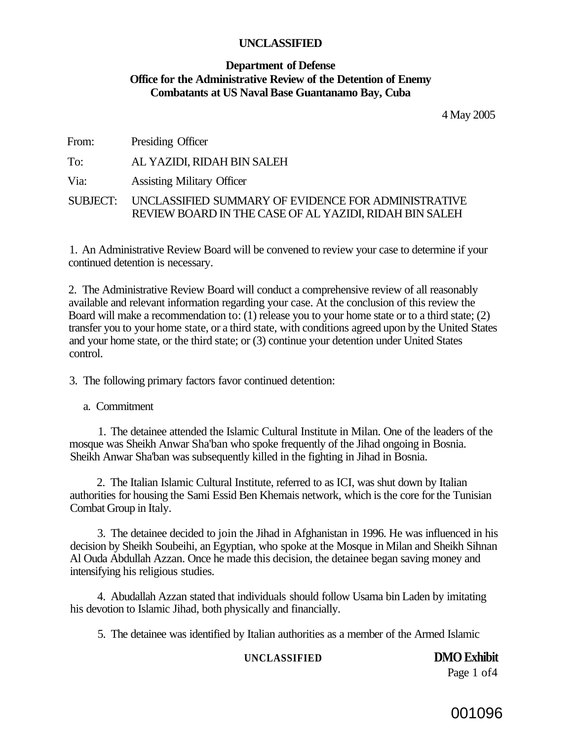**UNCLASSIFIED**

**Department of Defense**
**Office for the Administrative Review of the Detention of Enemy Combatants at US Naval Base Guantanamo Bay, Cuba**

4 May 2005

From: Presiding Officer

To: AL YAZIDI, RIDAH BIN SALEH

Via: Assisting Military Officer

SUBJECT: UNCLASSIFIED SUMMARY OF EVIDENCE FOR ADMINISTRATIVE REVIEW BOARD IN THE CASE OF AL YAZIDI, RIDAH BIN SALEH

1. An Administrative Review Board will be convened to review your case to determine if your continued detention is necessary.

2. The Administrative Review Board will conduct a comprehensive review of all reasonably available and relevant information regarding your case. At the conclusion of this review the Board will make a recommendation to: (1) release you to your home state or to a third state; (2) transfer you to your home state, or a third state, with conditions agreed upon by the United States and your home state, or the third state; or (3) continue your detention under United States control.

3. The following primary factors favor continued detention:

a. Commitment

1. The detainee attended the Islamic Cultural Institute in Milan. One of the leaders of the mosque was Sheikh Anwar Sha'ban who spoke frequently of the Jihad ongoing in Bosnia. Sheikh Anwar Sha'ban was subsequently killed in the fighting in Jihad in Bosnia.

2. The Italian Islamic Cultural Institute, referred to as ICI, was shut down by Italian authorities for housing the Sami Essid Ben Khemais network, which is the core for the Tunisian Combat Group in Italy.

3. The detainee decided to join the Jihad in Afghanistan in 1996. He was influenced in his decision by Sheikh Soubeihi, an Egyptian, who spoke at the Mosque in Milan and Sheikh Sihnan Al Ouda Abdullah Azzan. Once he made this decision, the detainee began saving money and intensifying his religious studies.

4. Abudallah Azzan stated that individuals should follow Usama bin Laden by imitating his devotion to Islamic Jihad, both physically and financially.

5. The detainee was identified by Italian authorities as a member of the Armed Islamic

UNCLASSIFIED

**DMO Exhibit**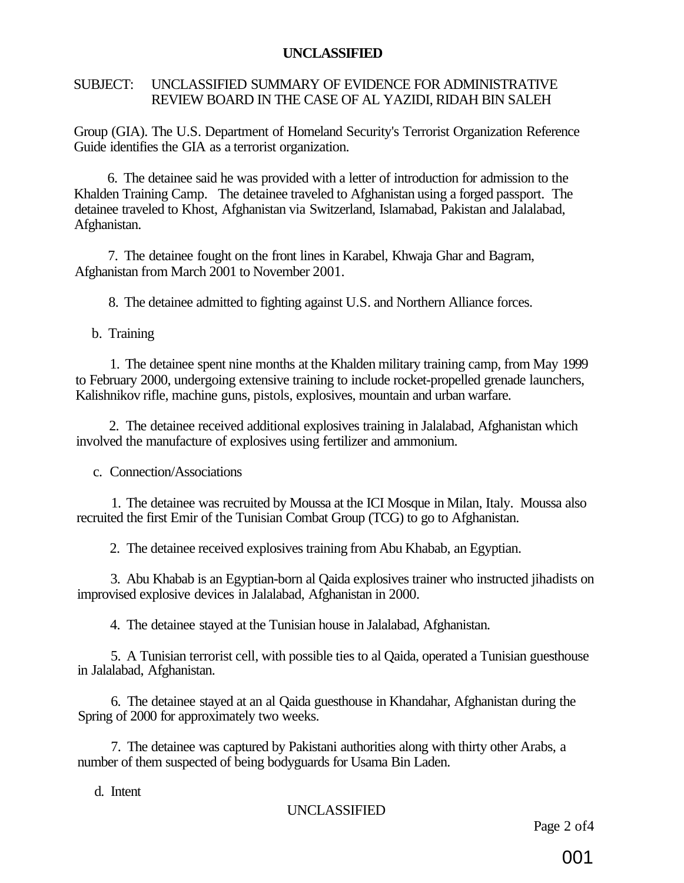SUBJECT: UNCLASSIFIED SUMMARY OF EVIDENCE FOR ADMINISTRATIVE REVIEW BOARD IN THE CASE OF AL YAZIDI, RIDAH BIN SALEH

Group (GIA). The U.S. Department of Homeland Security's Terrorist Organization Reference Guide identifies the GIA as a terrorist organization.

6. The detainee said he was provided with a letter of introduction for admission to the Khalden Training Camp. The detainee traveled to Afghanistan using a forged passport. The detainee traveled to Khost, Afghanistan via Switzerland, Islamabad, Pakistan and Jalalabad, Afghanistan.

7. The detainee fought on the front lines in Karabel, Khwaja Ghar and Bagram, Afghanistan from March 2001 to November 2001.

8. The detainee admitted to fighting against U.S. and Northern Alliance forces.

b. Training

1. The detainee spent nine months at the Khalden military training camp, from May 1999 to February 2000, undergoing extensive training to include rocket-propelled grenade launchers, Kalishnikov rifle, machine guns, pistols, explosives, mountain and urban warfare.

2. The detainee received additional explosives training in Jalalabad, Afghanistan which involved the manufacture of explosives using fertilizer and ammonium.

c. Connection/Associations

1. The detainee was recruited by Moussa at the ICI Mosque in Milan, Italy. Moussa also recruited the first Emir of the Tunisian Combat Group (TCG) to go to Afghanistan.

2. The detainee received explosives training from Abu Khabab, an Egyptian.

3. Abu Khabab is an Egyptian-born al Qaida explosives trainer who instructed jihadists on improvised explosive devices in Jalalabad, Afghanistan in 2000.

4. The detainee stayed at the Tunisian house in Jalalabad, Afghanistan.

5. A Tunisian terrorist cell, with possible ties to al Qaida, operated a Tunisian guesthouse in Jalalabad, Afghanistan.

6. The detainee stayed at an al Qaida guesthouse in Khandahar, Afghanistan during the Spring of 2000 for approximately two weeks.

7. The detainee was captured by Pakistani authorities along with thirty other Arabs, a number of them suspected of being bodyguards for Usama Bin Laden.

d. Intent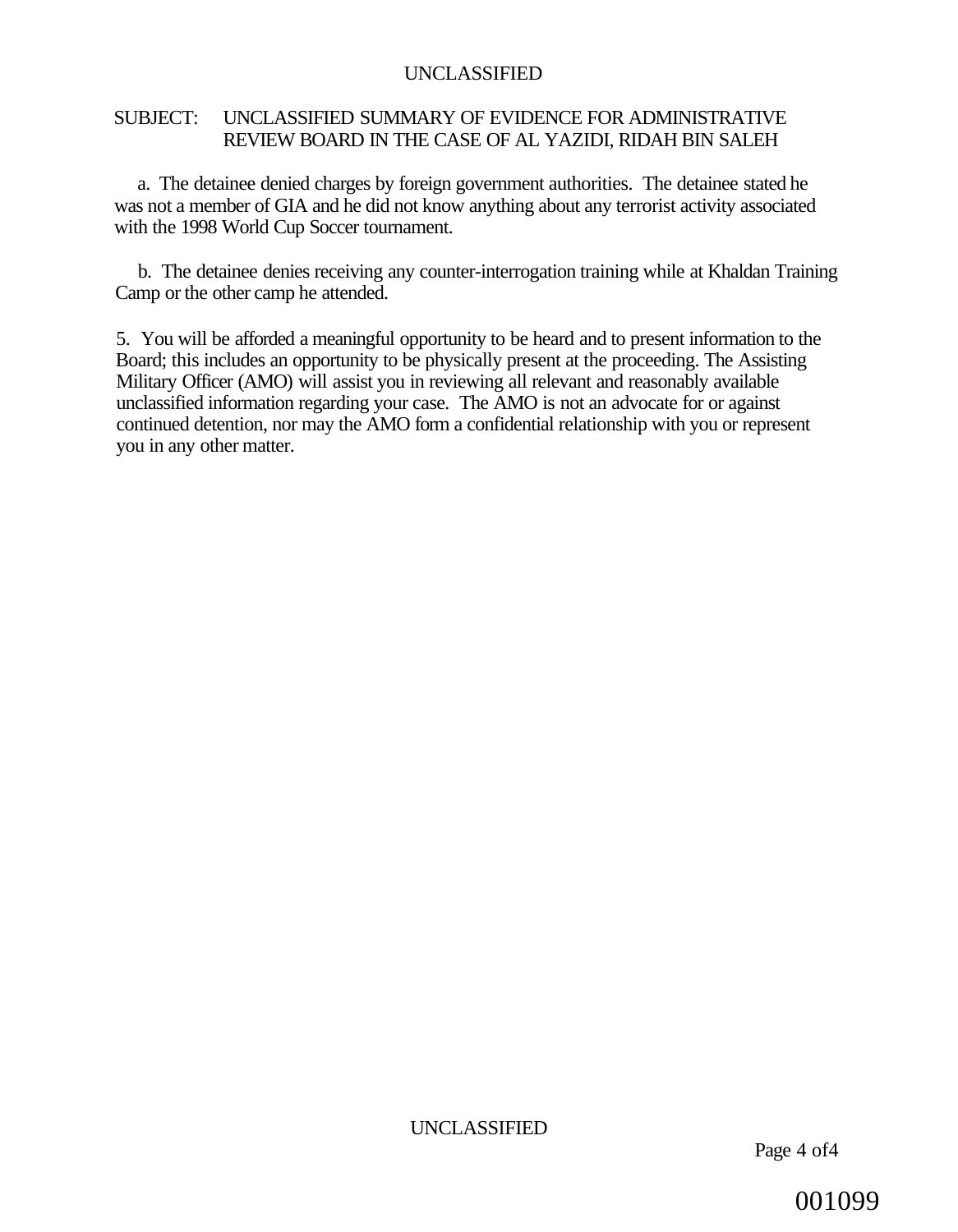SUBJECT: UNCLASSIFIED SUMMARY OF EVIDENCE FOR ADMINISTRATIVE REVIEW BOARD IN THE CASE OF AL YAZIDI, RIDAH BIN SALEH

a. The detainee denied charges by foreign government authorities. The detainee stated he was not a member of GIA and he did not know anything about any terrorist activity associated with the 1998 World Cup Soccer tournament.

b. The detainee denies receiving any counter-interrogation training while at Khaldan Training Camp or the other camp he attended.

5. You will be afforded a meaningful opportunity to be heard and to present information to the Board; this includes an opportunity to be physically present at the proceeding. The Assisting Military Officer (AMO) will assist you in reviewing all relevant and reasonably available unclassified information regarding your case. The AMO is not an advocate for or against continued detention, nor may the AMO form a confidential relationship with you or represent you in any other matter.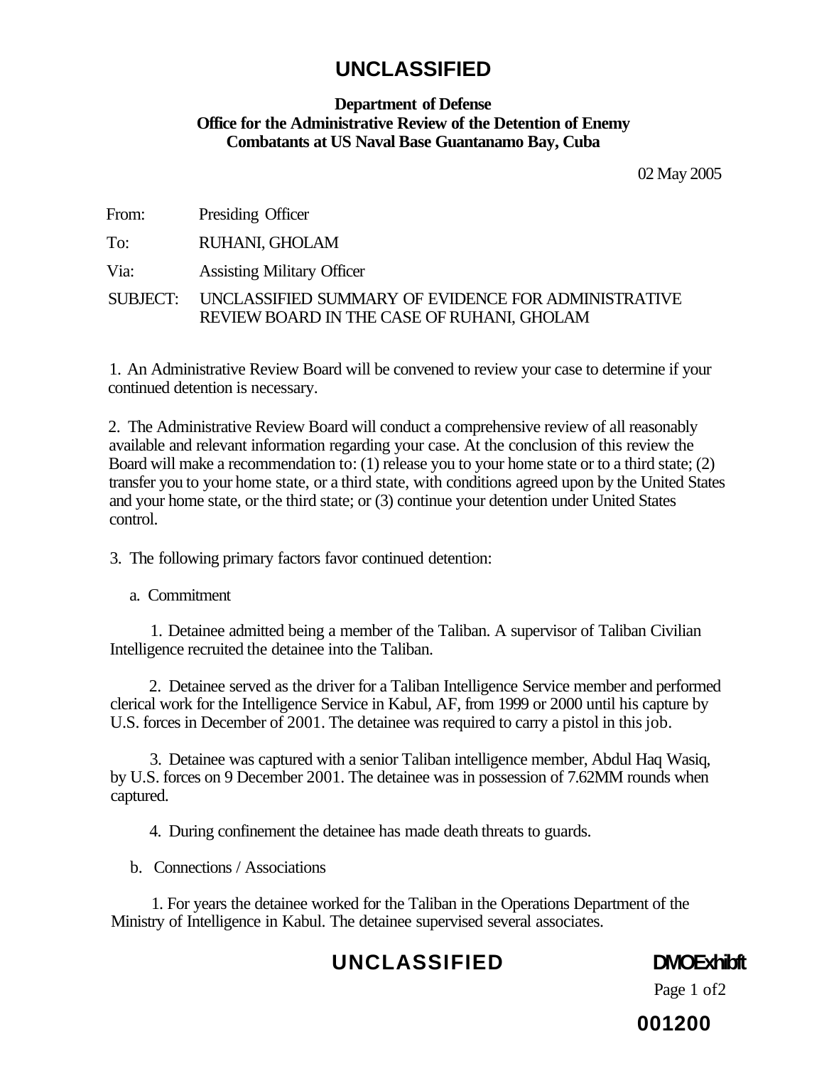**UNCLASSIFIED**

**Department of Defense**
**Office for the Administrative Review of the Detention of Enemy Combatants at US Naval Base Guantanamo Bay, Cuba**

02 May 2005

From: Presiding Officer

To: RUHANI, GHOLAM

Via: Assisting Military Officer

SUBJECT: UNCLASSIFIED SUMMARY OF EVIDENCE FOR ADMINISTRATIVE REVIEW BOARD IN THE CASE OF RUHANI, GHOLAM

1. An Administrative Review Board will be convened to review your case to determine if your continued detention is necessary.

2. The Administrative Review Board will conduct a comprehensive review of all reasonably available and relevant information regarding your case. At the conclusion of this review the Board will make a recommendation to: (1) release you to your home state or to a third state; (2) transfer you to your home state, or a third state, with conditions agreed upon by the United States and your home state, or the third state; or (3) continue your detention under United States control.

3. The following primary factors favor continued detention:

a. Commitment

1. Detainee admitted being a member of the Taliban. A supervisor of Taliban Civilian Intelligence recruited the detainee into the Taliban.

2. Detainee served as the driver for a Taliban Intelligence Service member and performed clerical work for the Intelligence Service in Kabul, AF, from 1999 or 2000 until his capture by U.S. forces in December of 2001. The detainee was required to carry a pistol in this job.

3. Detainee was captured with a senior Taliban intelligence member, Abdul Haq Wasiq, by U.S. forces on 9 December 2001. The detainee was in possession of 7.62MM rounds when captured.

4. During confinement the detainee has made death threats to guards.

b. Connections / Associations

1. For years the detainee worked for the Taliban in the Operations Department of the Ministry of Intelligence in Kabul. The detainee supervised several associates.

**UNCLASSIFIED**

DMO Exhibit

001200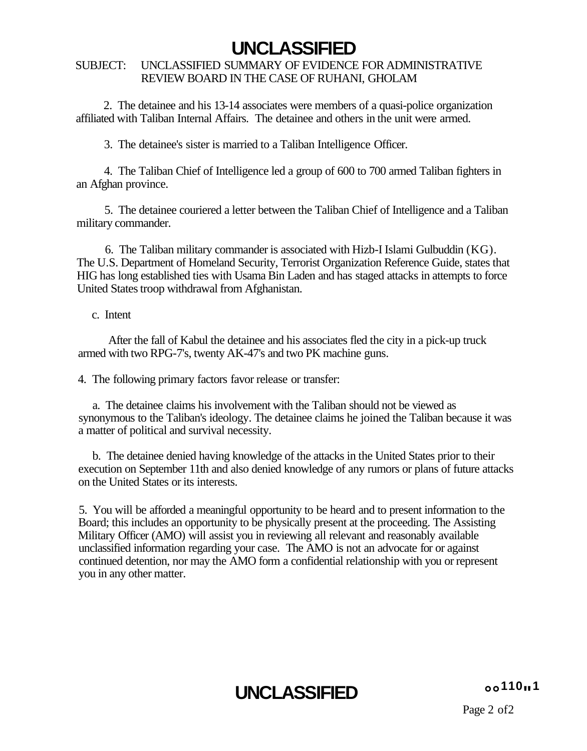UNCLASSIFIED

SUBJECT: UNCLASSIFIED SUMMARY OF EVIDENCE FOR ADMINISTRATIVE REVIEW BOARD IN THE CASE OF RUHANI, GHOLAM

2. The detainee and his 13-14 associates were members of a quasi-police organization affiliated with Taliban Internal Affairs. The detainee and others in the unit were armed.

3. The detainee's sister is married to a Taliban Intelligence Officer.

4. The Taliban Chief of Intelligence led a group of 600 to 700 armed Taliban fighters in an Afghan province.

5. The detainee couriered a letter between the Taliban Chief of Intelligence and a Taliban military commander.

6. The Taliban military commander is associated with Hizb-I Islami Gulbuddin (KG). The U.S. Department of Homeland Security, Terrorist Organization Reference Guide, states that HIG has long established ties with Usama Bin Laden and has staged attacks in attempts to force United States troop withdrawal from Afghanistan.

c. Intent

After the fall of Kabul the detainee and his associates fled the city in a pick-up truck armed with two RPG-7's, twenty AK-47's and two PK machine guns.

4. The following primary factors favor release or transfer:

a. The detainee claims his involvement with the Taliban should not be viewed as synonymous to the Taliban's ideology. The detainee claims he joined the Taliban because it was a matter of political and survival necessity.

b. The detainee denied having knowledge of the attacks in the United States prior to their execution on September 11th and also denied knowledge of any rumors or plans of future attacks on the United States or its interests.

5. You will be afforded a meaningful opportunity to be heard and to present information to the Board; this includes an opportunity to be physically present at the proceeding. The Assisting Military Officer (AMO) will assist you in reviewing all relevant and reasonably available unclassified information regarding your case. The AMO is not an advocate for or against continued detention, nor may the AMO form a confidential relationship with you or represent you in any other matter.

UNCLASSIFIED

oo110‖1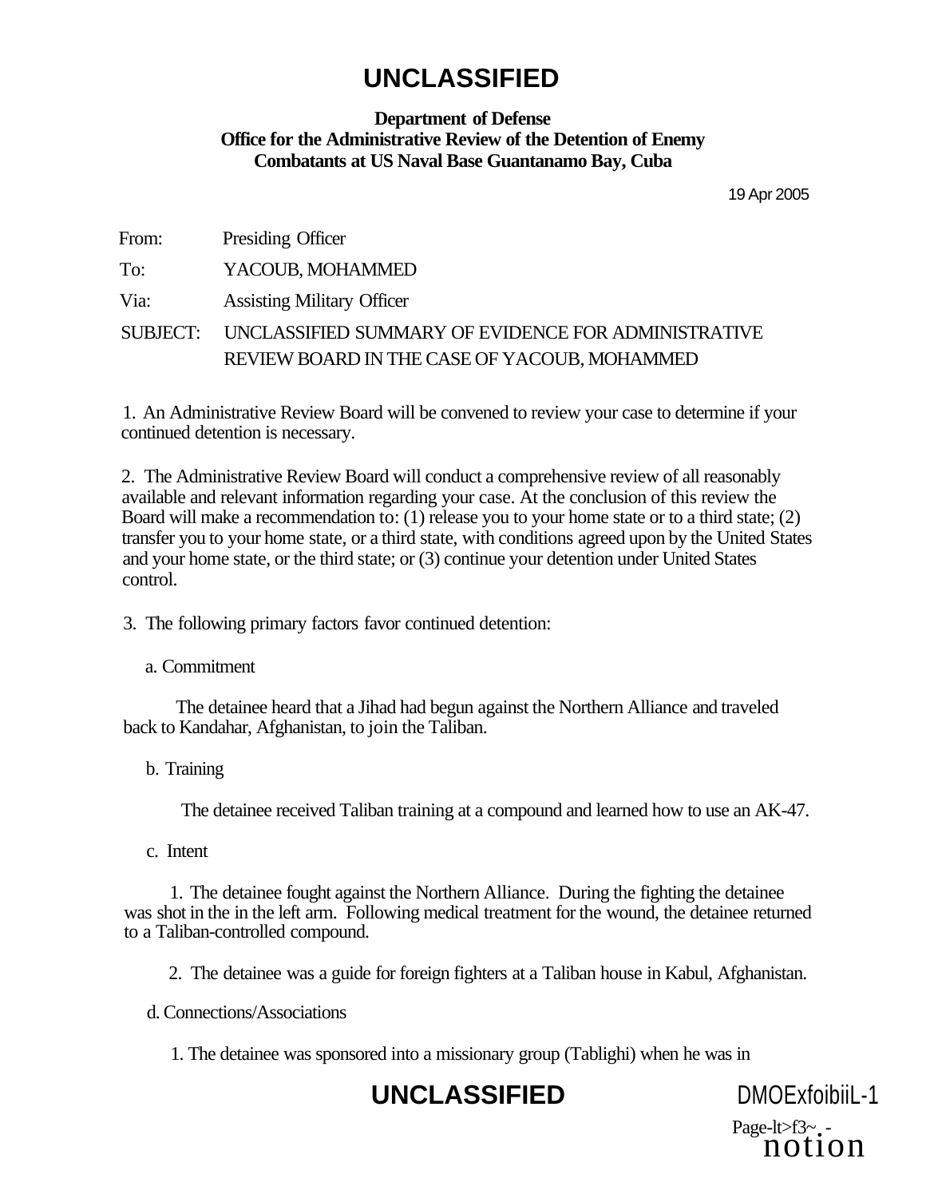# UNCLASSIFIED

**Department of Defense**
**Office for the Administrative Review of the Detention of Enemy Combatants at US Naval Base Guantanamo Bay, Cuba**

19 Apr 2005

From: Presiding Officer

To: YACOUB, MOHAMMED

Via: Assisting Military Officer

SUBJECT: UNCLASSIFIED SUMMARY OF EVIDENCE FOR ADMINISTRATIVE REVIEW BOARD IN THE CASE OF YACOUB, MOHAMMED

1. An Administrative Review Board will be convened to review your case to determine if your continued detention is necessary.

2. The Administrative Review Board will conduct a comprehensive review of all reasonably available and relevant information regarding your case. At the conclusion of this review the Board will make a recommendation to: (1) release you to your home state or to a third state; (2) transfer you to your home state, or a third state, with conditions agreed upon by the United States and your home state, or the third state; or (3) continue your detention under United States control.

3. The following primary factors favor continued detention:

a. Commitment

The detainee heard that a Jihad had begun against the Northern Alliance and traveled back to Kandahar, Afghanistan, to join the Taliban.

b. Training

The detainee received Taliban training at a compound and learned how to use an AK-47.

c. Intent

1. The detainee fought against the Northern Alliance. During the fighting the detainee was shot in the in the left arm. Following medical treatment for the wound, the detainee returned to a Taliban-controlled compound.

2. The detainee was a guide for foreign fighters at a Taliban house in Kabul, Afghanistan.

d. Connections/Associations

1. The detainee was sponsored into a missionary group (Tablighi) when he was in

UNCLASSIFIED

DMOExfoibiiL-1
Page-lt>f3~ . -
notion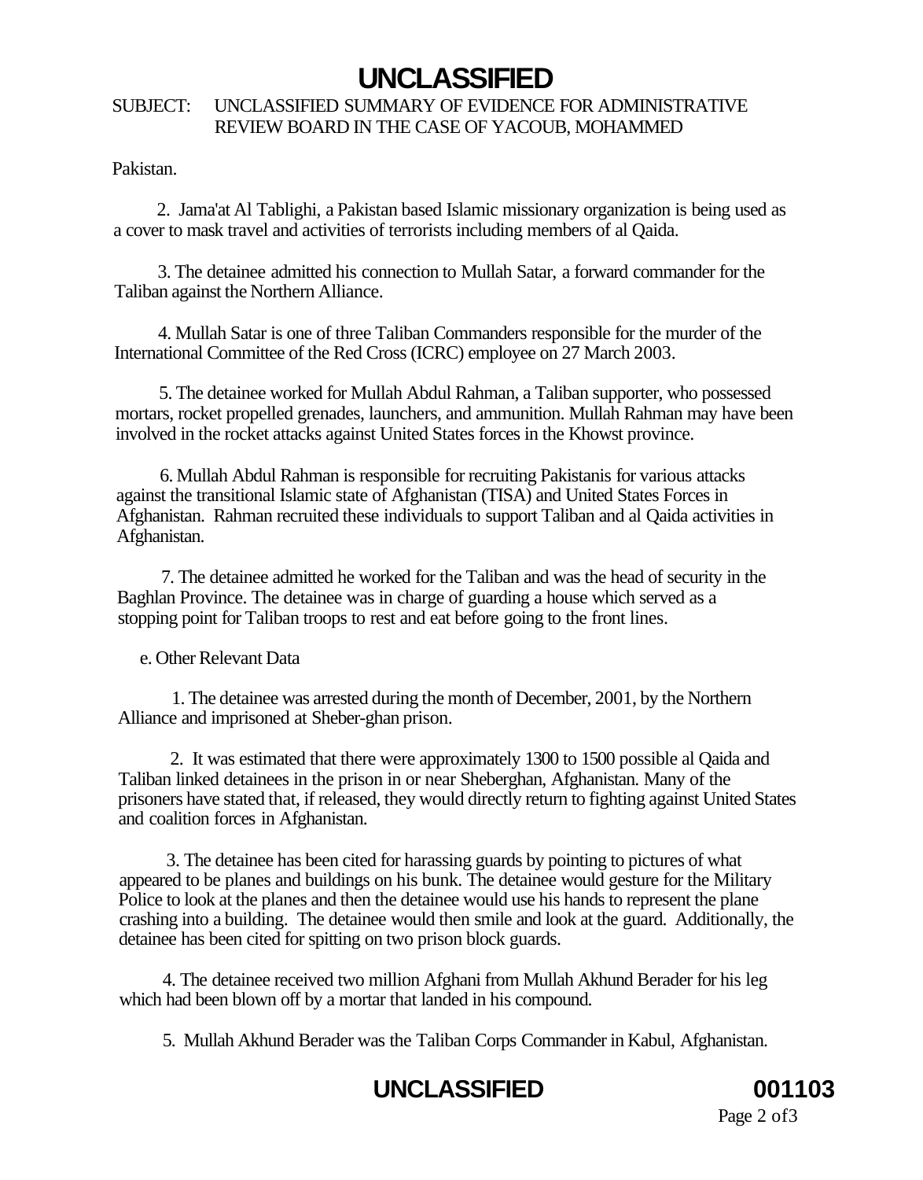SUBJECT: UNCLASSIFIED SUMMARY OF EVIDENCE FOR ADMINISTRATIVE REVIEW BOARD IN THE CASE OF YACOUB, MOHAMMED

Pakistan.

2. Jama'at Al Tablighi, a Pakistan based Islamic missionary organization is being used as a cover to mask travel and activities of terrorists including members of al Qaida.

3. The detainee admitted his connection to Mullah Satar, a forward commander for the Taliban against the Northern Alliance.

4. Mullah Satar is one of three Taliban Commanders responsible for the murder of the International Committee of the Red Cross (ICRC) employee on 27 March 2003.

5. The detainee worked for Mullah Abdul Rahman, a Taliban supporter, who possessed mortars, rocket propelled grenades, launchers, and ammunition. Mullah Rahman may have been involved in the rocket attacks against United States forces in the Khowst province.

6. Mullah Abdul Rahman is responsible for recruiting Pakistanis for various attacks against the transitional Islamic state of Afghanistan (TISA) and United States Forces in Afghanistan. Rahman recruited these individuals to support Taliban and al Qaida activities in Afghanistan.

7. The detainee admitted he worked for the Taliban and was the head of security in the Baghlan Province. The detainee was in charge of guarding a house which served as a stopping point for Taliban troops to rest and eat before going to the front lines.

e. Other Relevant Data

1. The detainee was arrested during the month of December, 2001, by the Northern Alliance and imprisoned at Sheber-ghan prison.

2. It was estimated that there were approximately 1300 to 1500 possible al Qaida and Taliban linked detainees in the prison in or near Sheberghan, Afghanistan. Many of the prisoners have stated that, if released, they would directly return to fighting against United States and coalition forces in Afghanistan.

3. The detainee has been cited for harassing guards by pointing to pictures of what appeared to be planes and buildings on his bunk. The detainee would gesture for the Military Police to look at the planes and then the detainee would use his hands to represent the plane crashing into a building. The detainee would then smile and look at the guard. Additionally, the detainee has been cited for spitting on two prison block guards.

4. The detainee received two million Afghani from Mullah Akhund Berader for his leg which had been blown off by a mortar that landed in his compound.

5. Mullah Akhund Berader was the Taliban Corps Commander in Kabul, Afghanistan.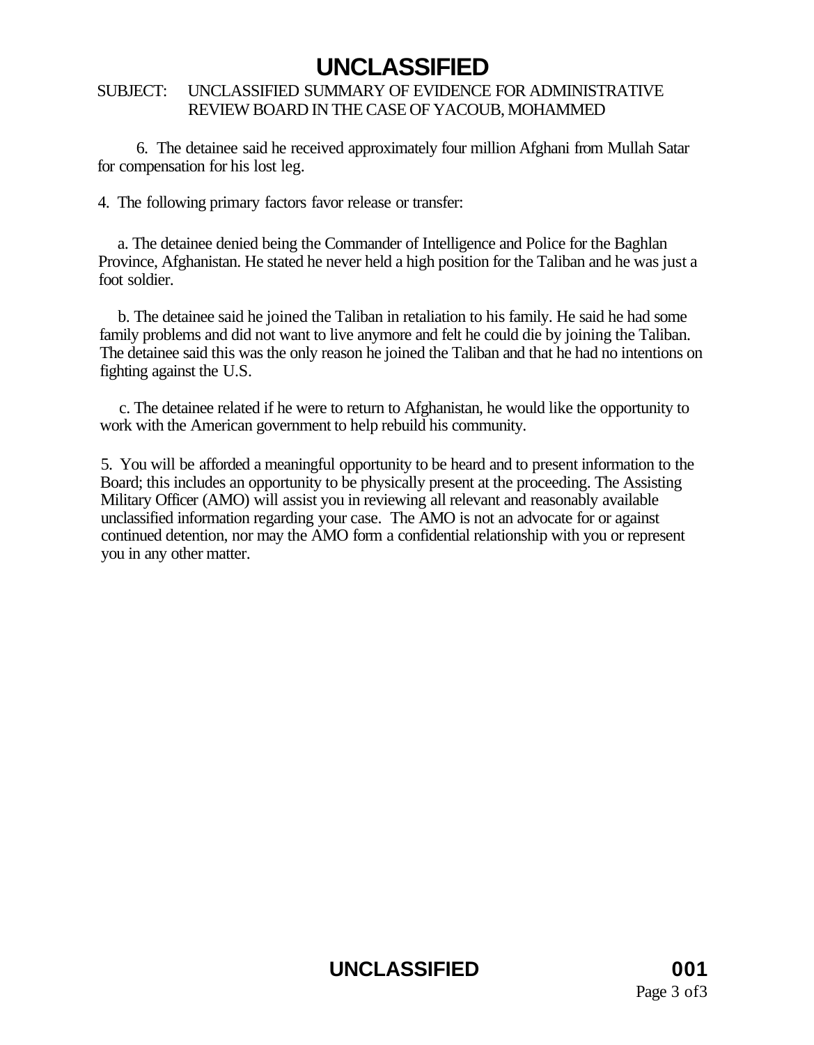6. The detainee said he received approximately four million Afghani from Mullah Satar for compensation for his lost leg.

4. The following primary factors favor release or transfer:

a. The detainee denied being the Commander of Intelligence and Police for the Baghlan Province, Afghanistan. He stated he never held a high position for the Taliban and he was just a foot soldier.

b. The detainee said he joined the Taliban in retaliation to his family. He said he had some family problems and did not want to live anymore and felt he could die by joining the Taliban. The detainee said this was the only reason he joined the Taliban and that he had no intentions on fighting against the U.S.

c. The detainee related if he were to return to Afghanistan, he would like the opportunity to work with the American government to help rebuild his community.

5. You will be afforded a meaningful opportunity to be heard and to present information to the Board; this includes an opportunity to be physically present at the proceeding. The Assisting Military Officer (AMO) will assist you in reviewing all relevant and reasonably available unclassified information regarding your case. The AMO is not an advocate for or against continued detention, nor may the AMO form a confidential relationship with you or represent you in any other matter.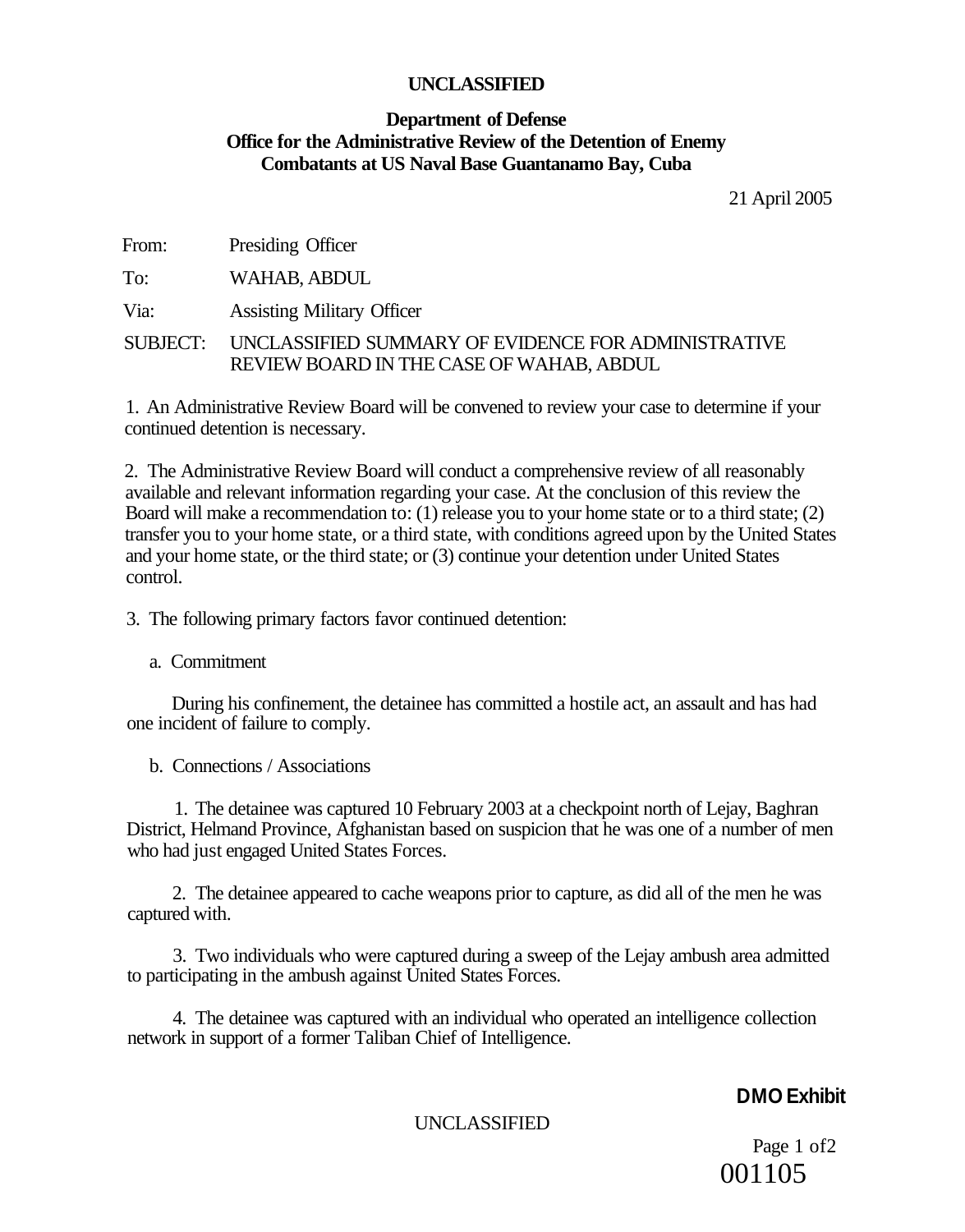**UNCLASSIFIED**

**Department of Defense**
**Office for the Administrative Review of the Detention of Enemy Combatants at US Naval Base Guantanamo Bay, Cuba**

21 April 2005

From: Presiding Officer

To: WAHAB, ABDUL

Via: Assisting Military Officer

SUBJECT: UNCLASSIFIED SUMMARY OF EVIDENCE FOR ADMINISTRATIVE REVIEW BOARD IN THE CASE OF WAHAB, ABDUL

1. An Administrative Review Board will be convened to review your case to determine if your continued detention is necessary.

2. The Administrative Review Board will conduct a comprehensive review of all reasonably available and relevant information regarding your case. At the conclusion of this review the Board will make a recommendation to: (1) release you to your home state or to a third state; (2) transfer you to your home state, or a third state, with conditions agreed upon by the United States and your home state, or the third state; or (3) continue your detention under United States control.

3. The following primary factors favor continued detention:

a. Commitment

During his confinement, the detainee has committed a hostile act, an assault and has had one incident of failure to comply.

b. Connections / Associations

1. The detainee was captured 10 February 2003 at a checkpoint north of Lejay, Baghran District, Helmand Province, Afghanistan based on suspicion that he was one of a number of men who had just engaged United States Forces.

2. The detainee appeared to cache weapons prior to capture, as did all of the men he was captured with.

3. Two individuals who were captured during a sweep of the Lejay ambush area admitted to participating in the ambush against United States Forces.

4. The detainee was captured with an individual who operated an intelligence collection network in support of a former Taliban Chief of Intelligence.

**DMO Exhibit**

UNCLASSIFIED

001105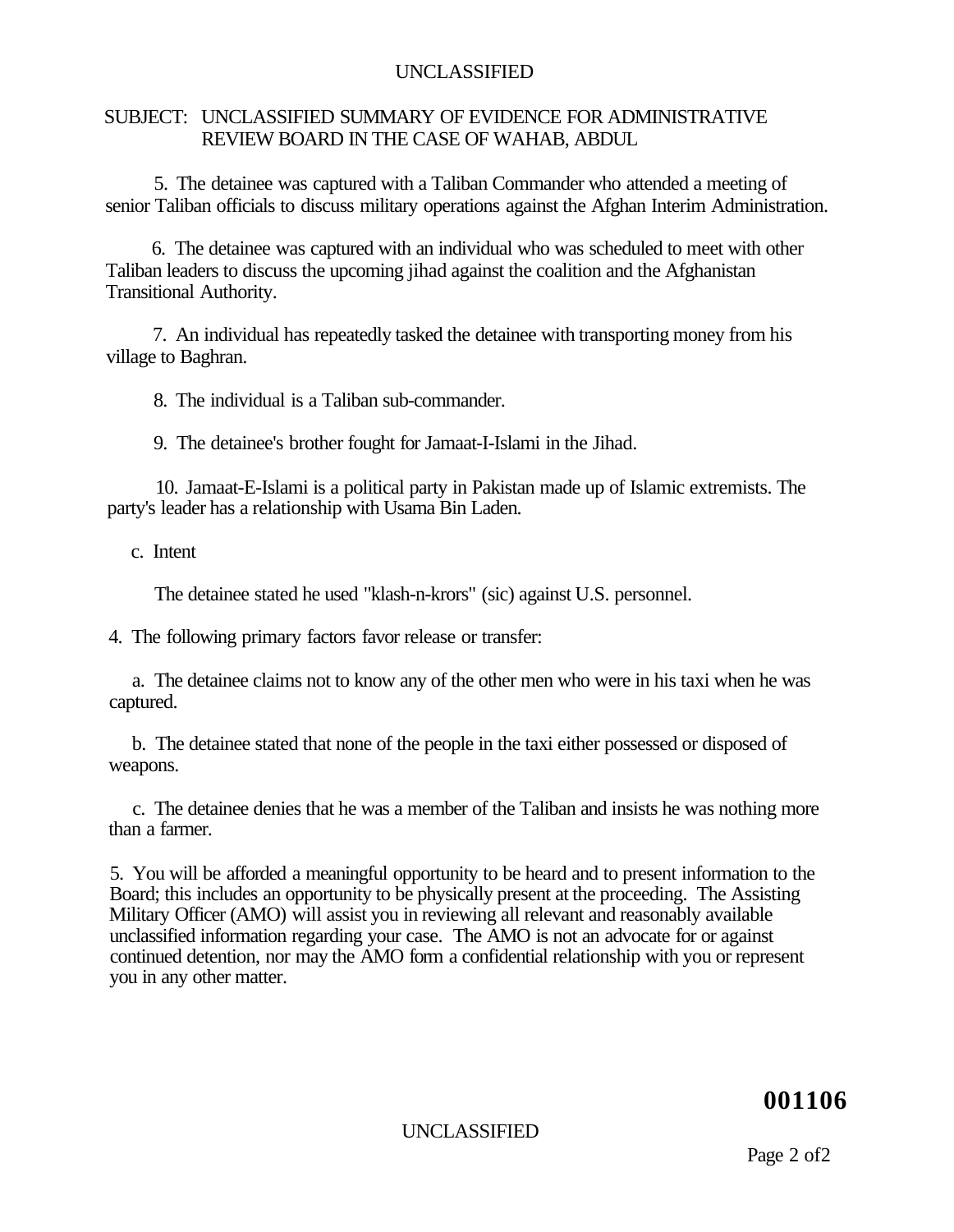SUBJECT: UNCLASSIFIED SUMMARY OF EVIDENCE FOR ADMINISTRATIVE REVIEW BOARD IN THE CASE OF WAHAB, ABDUL

5. The detainee was captured with a Taliban Commander who attended a meeting of senior Taliban officials to discuss military operations against the Afghan Interim Administration.

6. The detainee was captured with an individual who was scheduled to meet with other Taliban leaders to discuss the upcoming jihad against the coalition and the Afghanistan Transitional Authority.

7. An individual has repeatedly tasked the detainee with transporting money from his village to Baghran.

8. The individual is a Taliban sub-commander.

9. The detainee's brother fought for Jamaat-I-Islami in the Jihad.

10. Jamaat-E-Islami is a political party in Pakistan made up of Islamic extremists. The party's leader has a relationship with Usama Bin Laden.

c. Intent

The detainee stated he used "klash-n-krors" (sic) against U.S. personnel.

4. The following primary factors favor release or transfer:

a. The detainee claims not to know any of the other men who were in his taxi when he was captured.

b. The detainee stated that none of the people in the taxi either possessed or disposed of weapons.

c. The detainee denies that he was a member of the Taliban and insists he was nothing more than a farmer.

5. You will be afforded a meaningful opportunity to be heard and to present information to the Board; this includes an opportunity to be physically present at the proceeding. The Assisting Military Officer (AMO) will assist you in reviewing all relevant and reasonably available unclassified information regarding your case. The AMO is not an advocate for or against continued detention, nor may the AMO form a confidential relationship with you or represent you in any other matter.

**001106**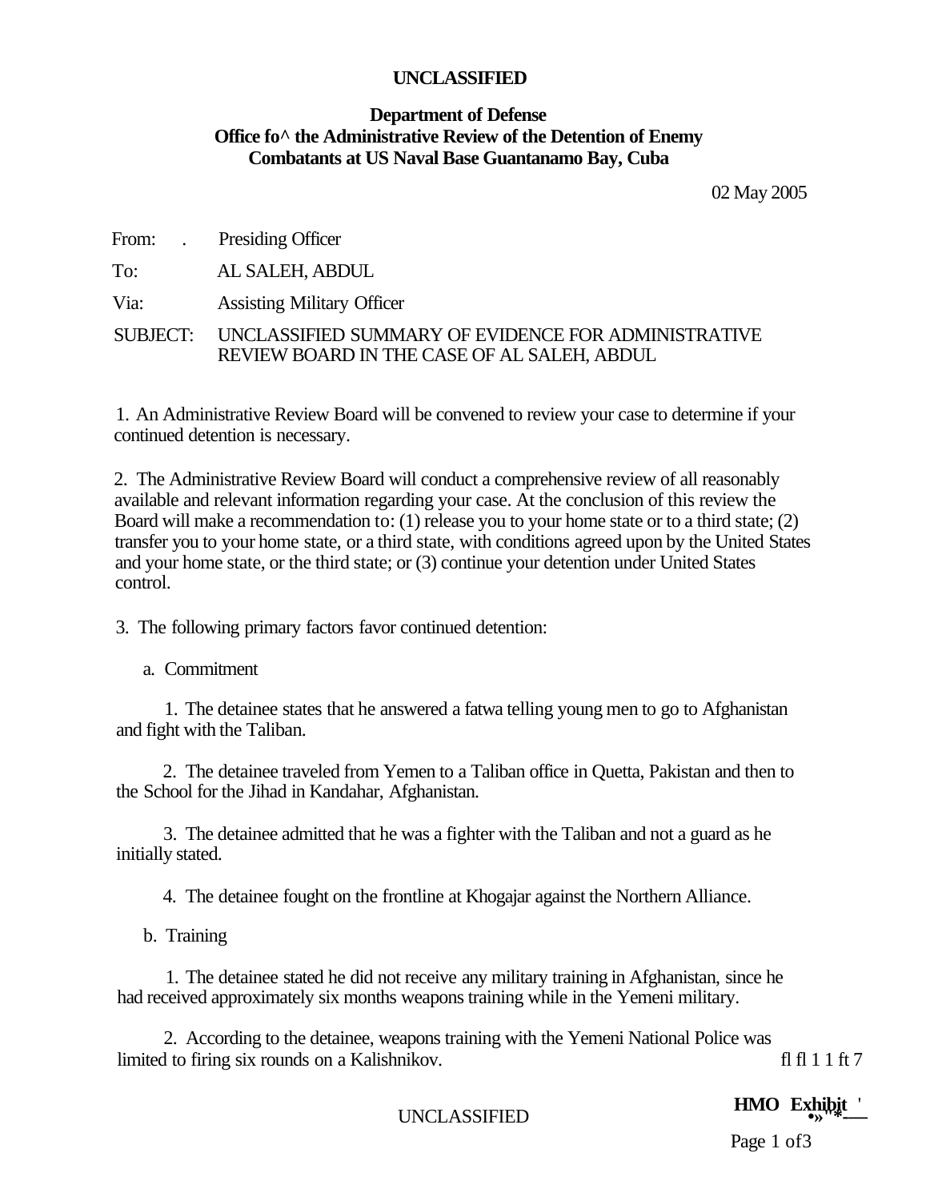**UNCLASSIFIED**

**Department of Defense**
**Office fo^ the Administrative Review of the Detention of Enemy Combatants at US Naval Base Guantanamo Bay, Cuba**

02 May 2005

From: . Presiding Officer

To: AL SALEH, ABDUL

Via: Assisting Military Officer

SUBJECT: UNCLASSIFIED SUMMARY OF EVIDENCE FOR ADMINISTRATIVE REVIEW BOARD IN THE CASE OF AL SALEH, ABDUL

1. An Administrative Review Board will be convened to review your case to determine if your continued detention is necessary.

2. The Administrative Review Board will conduct a comprehensive review of all reasonably available and relevant information regarding your case. At the conclusion of this review the Board will make a recommendation to: (1) release you to your home state or to a third state; (2) transfer you to your home state, or a third state, with conditions agreed upon by the United States and your home state, or the third state; or (3) continue your detention under United States control.

3. The following primary factors favor continued detention:

a. Commitment

1. The detainee states that he answered a fatwa telling young men to go to Afghanistan and fight with the Taliban.

2. The detainee traveled from Yemen to a Taliban office in Quetta, Pakistan and then to the School for the Jihad in Kandahar, Afghanistan.

3. The detainee admitted that he was a fighter with the Taliban and not a guard as he initially stated.

4. The detainee fought on the frontline at Khogajar against the Northern Alliance.

b. Training

1. The detainee stated he did not receive any military training in Afghanistan, since he had received approximately six months weapons training while in the Yemeni military.

2. According to the detainee, weapons training with the Yemeni National Police was limited to firing six rounds on a Kalishnikov. fl fl 1 1 ft 7

UNCLASSIFIED

**HMO Exhibit**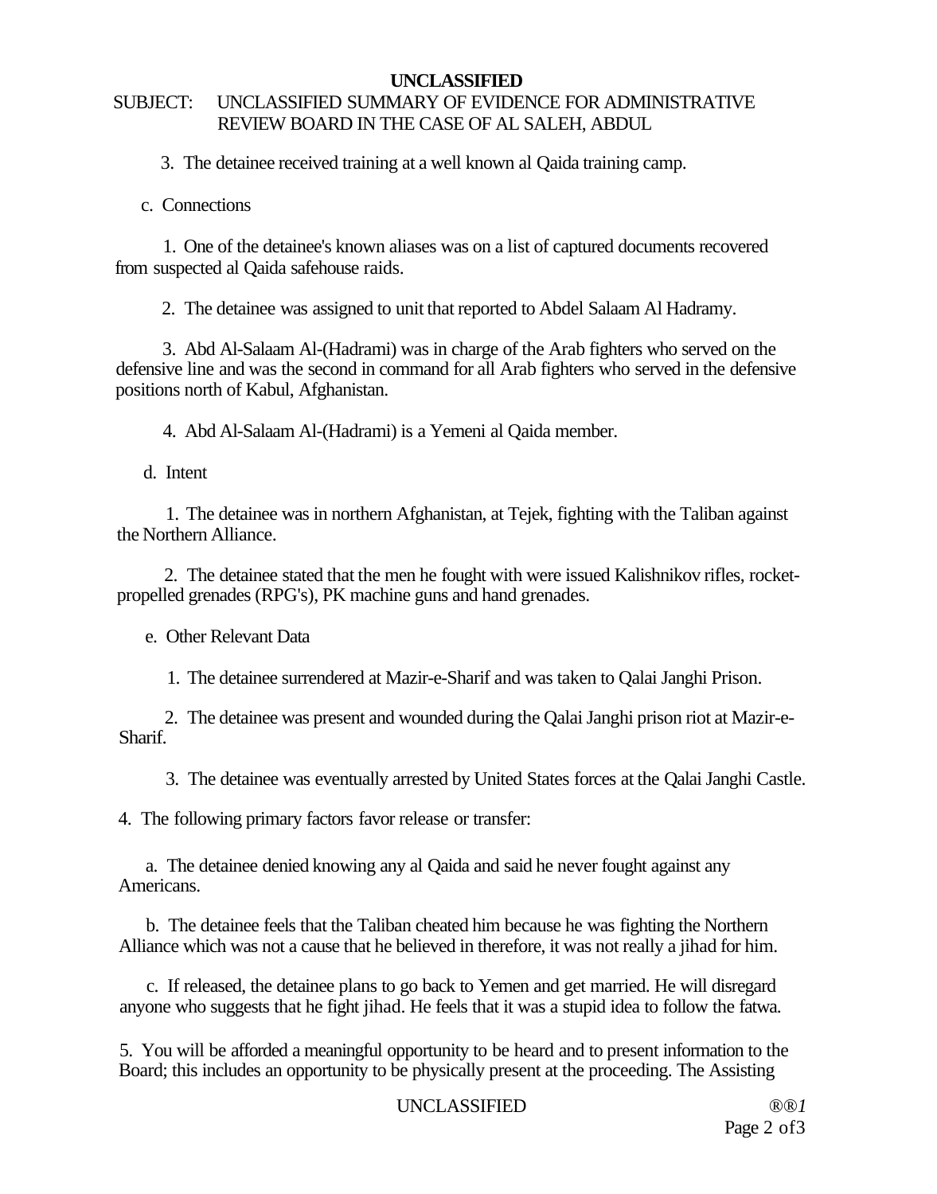**UNCLASSIFIED**

SUBJECT: UNCLASSIFIED SUMMARY OF EVIDENCE FOR ADMINISTRATIVE REVIEW BOARD IN THE CASE OF AL SALEH, ABDUL

3. The detainee received training at a well known al Qaida training camp.

c. Connections

1. One of the detainee's known aliases was on a list of captured documents recovered from suspected al Qaida safehouse raids.

2. The detainee was assigned to unit that reported to Abdel Salaam Al Hadramy.

3. Abd Al-Salaam Al-(Hadrami) was in charge of the Arab fighters who served on the defensive line and was the second in command for all Arab fighters who served in the defensive positions north of Kabul, Afghanistan.

4. Abd Al-Salaam Al-(Hadrami) is a Yemeni al Qaida member.

d. Intent

1. The detainee was in northern Afghanistan, at Tejek, fighting with the Taliban against the Northern Alliance.

2. The detainee stated that the men he fought with were issued Kalishnikov rifles, rocket-propelled grenades (RPG's), PK machine guns and hand grenades.

e. Other Relevant Data

1. The detainee surrendered at Mazir-e-Sharif and was taken to Qalai Janghi Prison.

2. The detainee was present and wounded during the Qalai Janghi prison riot at Mazir-e-Sharif.

3. The detainee was eventually arrested by United States forces at the Qalai Janghi Castle.

4. The following primary factors favor release or transfer:

a. The detainee denied knowing any al Qaida and said he never fought against any Americans.

b. The detainee feels that the Taliban cheated him because he was fighting the Northern Alliance which was not a cause that he believed in therefore, it was not really a jihad for him.

c. If released, the detainee plans to go back to Yemen and get married. He will disregard anyone who suggests that he fight jihad. He feels that it was a stupid idea to follow the fatwa.

5. You will be afforded a meaningful opportunity to be heard and to present information to the Board; this includes an opportunity to be physically present at the proceeding. The Assisting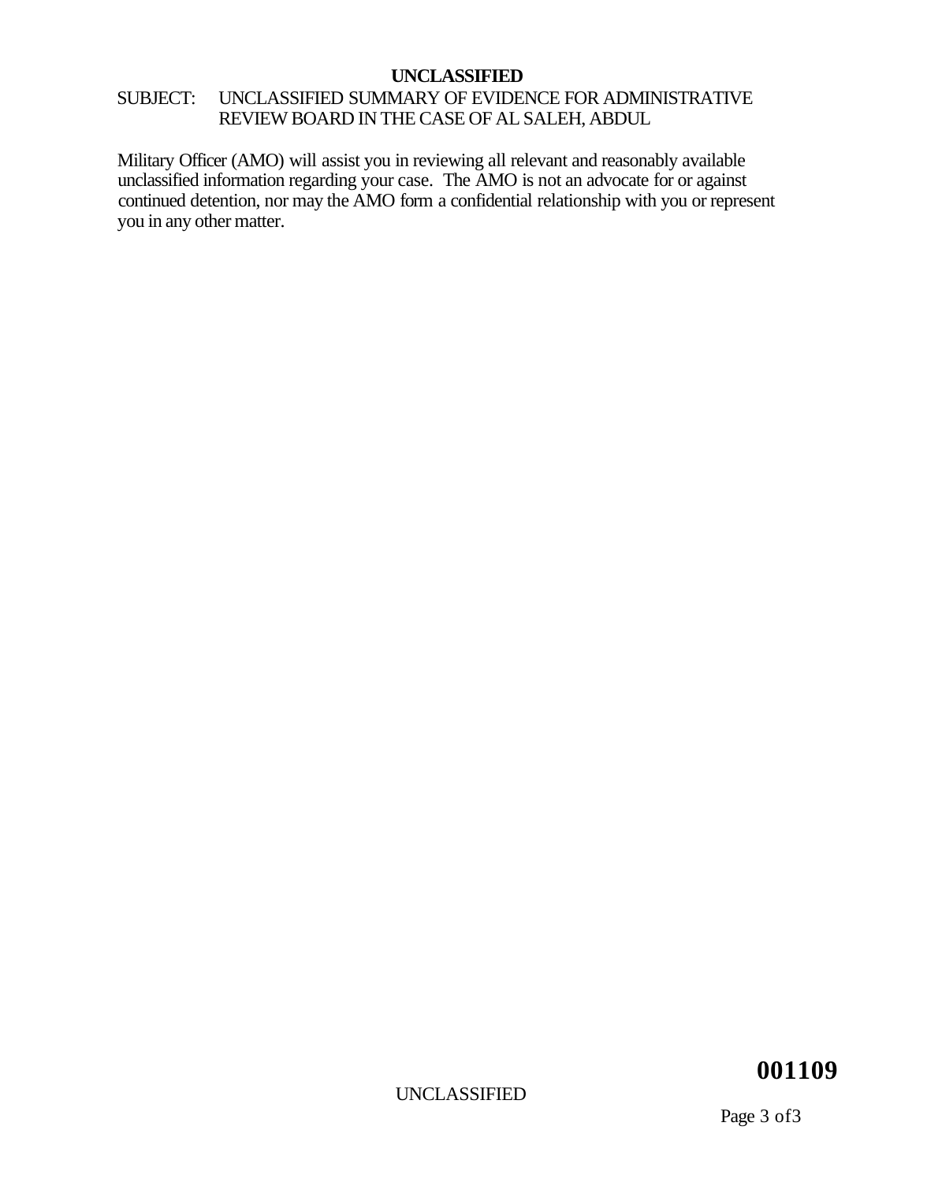**UNCLASSIFIED**

SUBJECT: UNCLASSIFIED SUMMARY OF EVIDENCE FOR ADMINISTRATIVE REVIEW BOARD IN THE CASE OF AL SALEH, ABDUL

Military Officer (AMO) will assist you in reviewing all relevant and reasonably available unclassified information regarding your case. The AMO is not an advocate for or against continued detention, nor may the AMO form a confidential relationship with you or represent you in any other matter.

**001109**

UNCLASSIFIED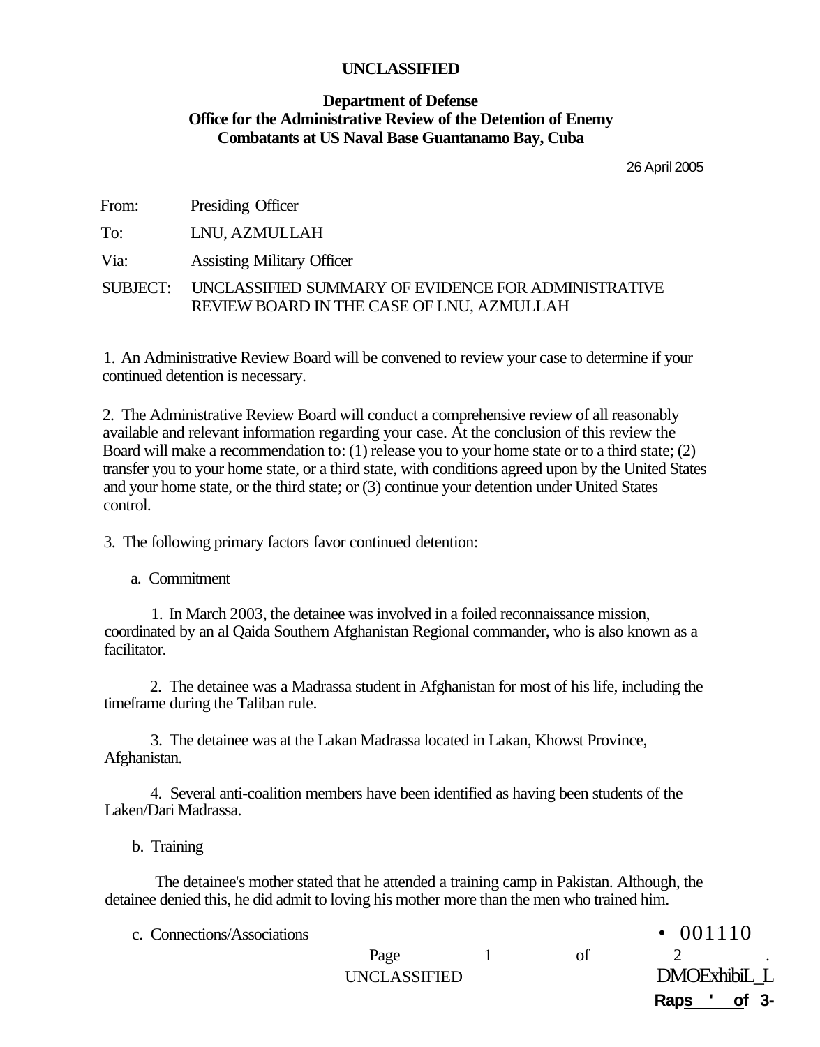**UNCLASSIFIED**

**Department of Defense**
**Office for the Administrative Review of the Detention of Enemy Combatants at US Naval Base Guantanamo Bay, Cuba**

26 April 2005

From: Presiding Officer

To: LNU, AZMULLAH

Via: Assisting Military Officer

SUBJECT: UNCLASSIFIED SUMMARY OF EVIDENCE FOR ADMINISTRATIVE REVIEW BOARD IN THE CASE OF LNU, AZMULLAH

1. An Administrative Review Board will be convened to review your case to determine if your continued detention is necessary.

2. The Administrative Review Board will conduct a comprehensive review of all reasonably available and relevant information regarding your case. At the conclusion of this review the Board will make a recommendation to: (1) release you to your home state or to a third state; (2) transfer you to your home state, or a third state, with conditions agreed upon by the United States and your home state, or the third state; or (3) continue your detention under United States control.

3. The following primary factors favor continued detention:

a. Commitment

1. In March 2003, the detainee was involved in a foiled reconnaissance mission, coordinated by an al Qaida Southern Afghanistan Regional commander, who is also known as a facilitator.

2. The detainee was a Madrassa student in Afghanistan for most of his life, including the timeframe during the Taliban rule.

3. The detainee was at the Lakan Madrassa located in Lakan, Khowst Province, Afghanistan.

4. Several anti-coalition members have been identified as having been students of the Laken/Dari Madrassa.

b. Training

The detainee's mother stated that he attended a training camp in Pakistan. Although, the detainee denied this, he did admit to loving his mother more than the men who trained him.

c. Connections/Associations

UNCLASSIFIED

• 001110

DMO Exhibit _L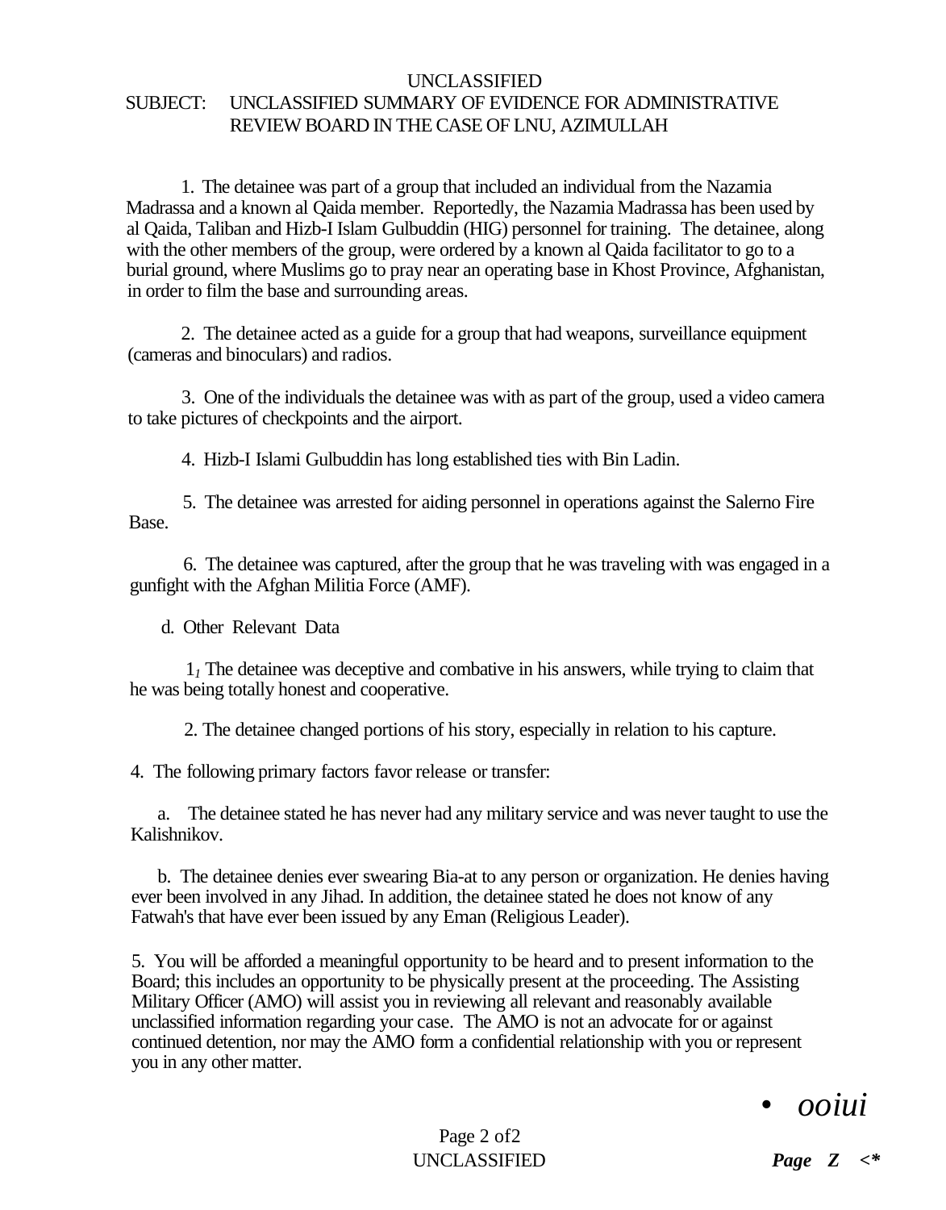SUBJECT: UNCLASSIFIED SUMMARY OF EVIDENCE FOR ADMINISTRATIVE REVIEW BOARD IN THE CASE OF LNU, AZIMULLAH

1. The detainee was part of a group that included an individual from the Nazamia Madrassa and a known al Qaida member. Reportedly, the Nazamia Madrassa has been used by al Qaida, Taliban and Hizb-I Islam Gulbuddin (HIG) personnel for training. The detainee, along with the other members of the group, were ordered by a known al Qaida facilitator to go to a burial ground, where Muslims go to pray near an operating base in Khost Province, Afghanistan, in order to film the base and surrounding areas.

2. The detainee acted as a guide for a group that had weapons, surveillance equipment (cameras and binoculars) and radios.

3. One of the individuals the detainee was with as part of the group, used a video camera to take pictures of checkpoints and the airport.

4. Hizb-I Islami Gulbuddin has long established ties with Bin Ladin.

5. The detainee was arrested for aiding personnel in operations against the Salerno Fire Base.

6. The detainee was captured, after the group that he was traveling with was engaged in a gunfight with the Afghan Militia Force (AMF).

d. Other Relevant Data

1. The detainee was deceptive and combative in his answers, while trying to claim that he was being totally honest and cooperative.

2. The detainee changed portions of his story, especially in relation to his capture.

4. The following primary factors favor release or transfer:

a. The detainee stated he has never had any military service and was never taught to use the Kalishnikov.

b. The detainee denies ever swearing Bia-at to any person or organization. He denies having ever been involved in any Jihad. In addition, the detainee stated he does not know of any Fatwah's that have ever been issued by any Eman (Religious Leader).

5. You will be afforded a meaningful opportunity to be heard and to present information to the Board; this includes an opportunity to be physically present at the proceeding. The Assisting Military Officer (AMO) will assist you in reviewing all relevant and reasonably available unclassified information regarding your case. The AMO is not an advocate for or against continued detention, nor may the AMO form a confidential relationship with you or represent you in any other matter.

• *ooiui*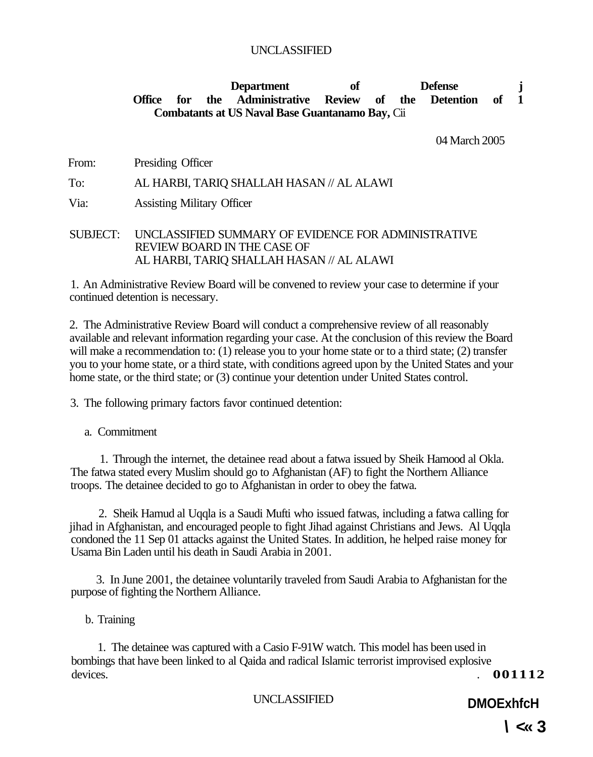UNCLASSIFIED

**Department of Defense**
**Office for the Administrative Review of the Detention of Enemy Combatants at US Naval Base Guantanamo Bay, Cuba**

04 March 2005

From: Presiding Officer

To: AL HARBI, TARIQ SHALLAH HASAN // AL ALAWI

Via: Assisting Military Officer

SUBJECT: UNCLASSIFIED SUMMARY OF EVIDENCE FOR ADMINISTRATIVE REVIEW BOARD IN THE CASE OF AL HARBI, TARIQ SHALLAH HASAN // AL ALAWI

1. An Administrative Review Board will be convened to review your case to determine if your continued detention is necessary.

2. The Administrative Review Board will conduct a comprehensive review of all reasonably available and relevant information regarding your case. At the conclusion of this review the Board will make a recommendation to: (1) release you to your home state or to a third state; (2) transfer you to your home state, or a third state, with conditions agreed upon by the United States and your home state, or the third state; or (3) continue your detention under United States control.

3. The following primary factors favor continued detention:

a. Commitment

1. Through the internet, the detainee read about a fatwa issued by Sheik Hamood al Okla. The fatwa stated every Muslim should go to Afghanistan (AF) to fight the Northern Alliance troops. The detainee decided to go to Afghanistan in order to obey the fatwa.

2. Sheik Hamud al Uqqla is a Saudi Mufti who issued fatwas, including a fatwa calling for jihad in Afghanistan, and encouraged people to fight Jihad against Christians and Jews. Al Uqqla condoned the 11 Sep 01 attacks against the United States. In addition, he helped raise money for Usama Bin Laden until his death in Saudi Arabia in 2001.

3. In June 2001, the detainee voluntarily traveled from Saudi Arabia to Afghanistan for the purpose of fighting the Northern Alliance.

b. Training

1. The detainee was captured with a Casio F-91W watch. This model has been used in bombings that have been linked to al Qaida and radical Islamic terrorist improvised explosive devices.

001112

UNCLASSIFIED

DMO Exhibit 3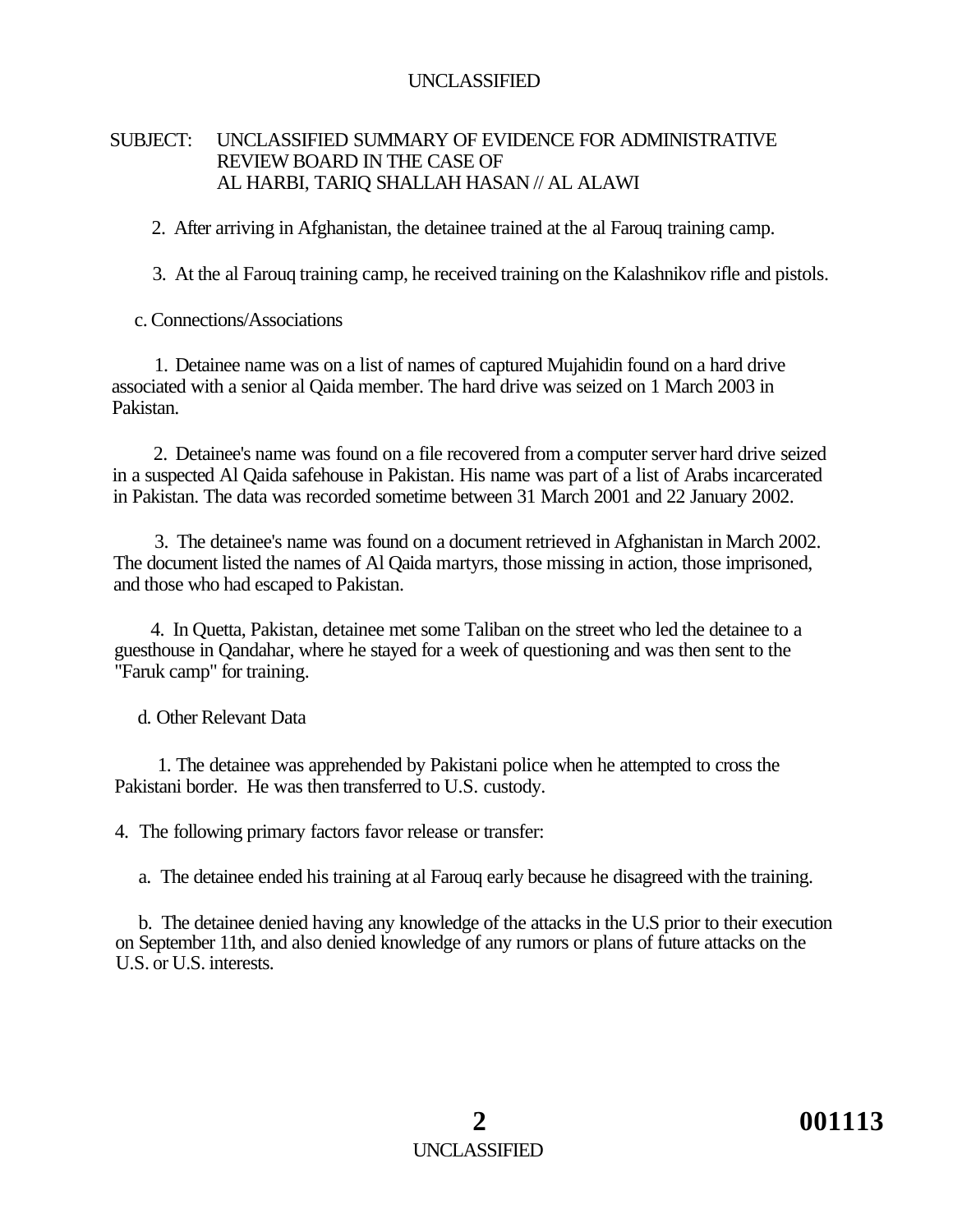SUBJECT: UNCLASSIFIED SUMMARY OF EVIDENCE FOR ADMINISTRATIVE REVIEW BOARD IN THE CASE OF AL HARBI, TARIQ SHALLAH HASAN // AL ALAWI

2. After arriving in Afghanistan, the detainee trained at the al Farouq training camp.

3. At the al Farouq training camp, he received training on the Kalashnikov rifle and pistols.

c. Connections/Associations

1. Detainee name was on a list of names of captured Mujahidin found on a hard drive associated with a senior al Qaida member. The hard drive was seized on 1 March 2003 in Pakistan.

2. Detainee's name was found on a file recovered from a computer server hard drive seized in a suspected Al Qaida safehouse in Pakistan. His name was part of a list of Arabs incarcerated in Pakistan. The data was recorded sometime between 31 March 2001 and 22 January 2002.

3. The detainee's name was found on a document retrieved in Afghanistan in March 2002. The document listed the names of Al Qaida martyrs, those missing in action, those imprisoned, and those who had escaped to Pakistan.

4. In Quetta, Pakistan, detainee met some Taliban on the street who led the detainee to a guesthouse in Qandahar, where he stayed for a week of questioning and was then sent to the "Faruk camp" for training.

d. Other Relevant Data

1. The detainee was apprehended by Pakistani police when he attempted to cross the Pakistani border. He was then transferred to U.S. custody.

4. The following primary factors favor release or transfer:

a. The detainee ended his training at al Farouq early because he disagreed with the training.

b. The detainee denied having any knowledge of the attacks in the U.S prior to their execution on September 11th, and also denied knowledge of any rumors or plans of future attacks on the U.S. or U.S. interests.

001113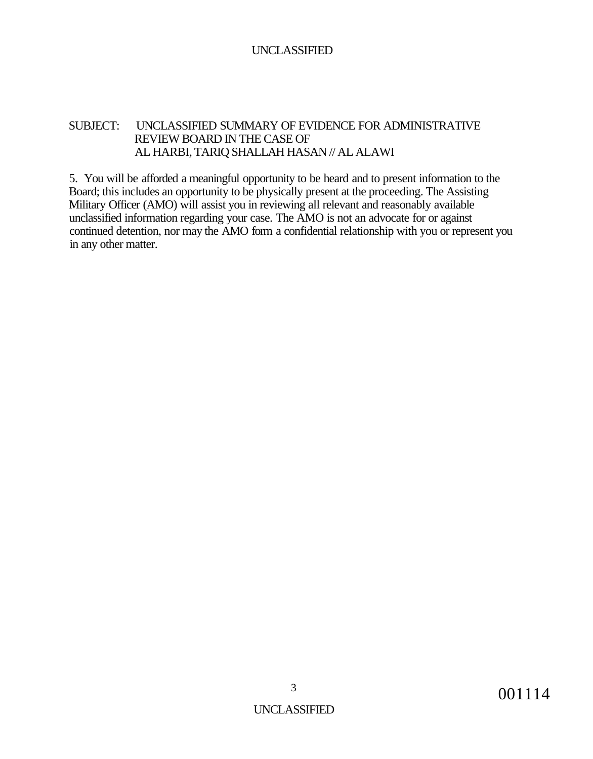SUBJECT: UNCLASSIFIED SUMMARY OF EVIDENCE FOR ADMINISTRATIVE REVIEW BOARD IN THE CASE OF AL HARBI, TARIQ SHALLAH HASAN // AL ALAWI

5. You will be afforded a meaningful opportunity to be heard and to present information to the Board; this includes an opportunity to be physically present at the proceeding. The Assisting Military Officer (AMO) will assist you in reviewing all relevant and reasonably available unclassified information regarding your case. The AMO is not an advocate for or against continued detention, nor may the AMO form a confidential relationship with you or represent you in any other matter.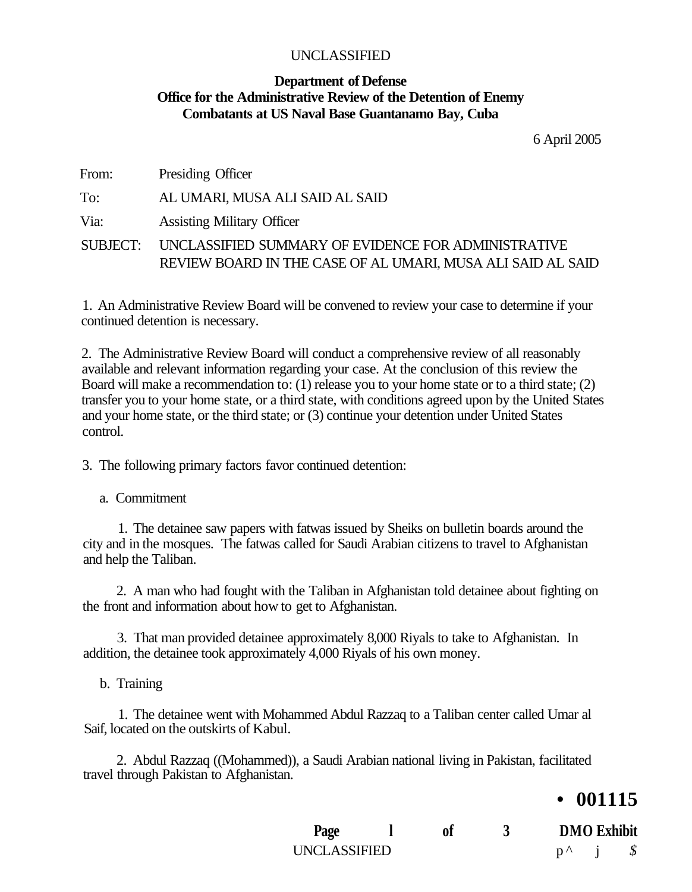UNCLASSIFIED

**Department of Defense**
**Office for the Administrative Review of the Detention of Enemy Combatants at US Naval Base Guantanamo Bay, Cuba**

6 April 2005

From: Presiding Officer

To: AL UMARI, MUSA ALI SAID AL SAID

Via: Assisting Military Officer

SUBJECT: UNCLASSIFIED SUMMARY OF EVIDENCE FOR ADMINISTRATIVE REVIEW BOARD IN THE CASE OF AL UMARI, MUSA ALI SAID AL SAID

1. An Administrative Review Board will be convened to review your case to determine if your continued detention is necessary.

2. The Administrative Review Board will conduct a comprehensive review of all reasonably available and relevant information regarding your case. At the conclusion of this review the Board will make a recommendation to: (1) release you to your home state or to a third state; (2) transfer you to your home state, or a third state, with conditions agreed upon by the United States and your home state, or the third state; or (3) continue your detention under United States control.

3. The following primary factors favor continued detention:

a. Commitment

1. The detainee saw papers with fatwas issued by Sheiks on bulletin boards around the city and in the mosques. The fatwas called for Saudi Arabian citizens to travel to Afghanistan and help the Taliban.

2. A man who had fought with the Taliban in Afghanistan told detainee about fighting on the front and information about how to get to Afghanistan.

3. That man provided detainee approximately 8,000 Riyals to take to Afghanistan. In addition, the detainee took approximately 4,000 Riyals of his own money.

b. Training

1. The detainee went with Mohammed Abdul Razzaq to a Taliban center called Umar al Saif, located on the outskirts of Kabul.

2. Abdul Razzaq ((Mohammed)), a Saudi Arabian national living in Pakistan, facilitated travel through Pakistan to Afghanistan.

• 001115

DMO Exhibit

UNCLASSIFIED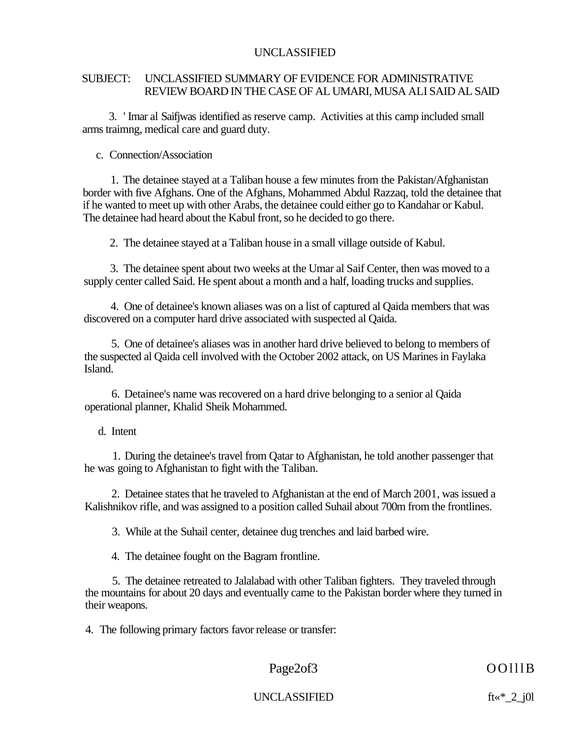SUBJECT: UNCLASSIFIED SUMMARY OF EVIDENCE FOR ADMINISTRATIVE REVIEW BOARD IN THE CASE OF AL UMARI, MUSA ALI SAID AL SAID

3. ' Imar al Saifjwas identified as reserve camp. Activities at this camp included small arms traimng, medical care and guard duty.

c. Connection/Association

1. The detainee stayed at a Taliban house a few minutes from the Pakistan/Afghanistan border with five Afghans. One of the Afghans, Mohammed Abdul Razzaq, told the detainee that if he wanted to meet up with other Arabs, the detainee could either go to Kandahar or Kabul. The detainee had heard about the Kabul front, so he decided to go there.

2. The detainee stayed at a Taliban house in a small village outside of Kabul.

3. The detainee spent about two weeks at the Umar al Saif Center, then was moved to a supply center called Said. He spent about a month and a half, loading trucks and supplies.

4. One of detainee's known aliases was on a list of captured al Qaida members that was discovered on a computer hard drive associated with suspected al Qaida.

5. One of detainee's aliases was in another hard drive believed to belong to members of the suspected al Qaida cell involved with the October 2002 attack, on US Marines in Faylaka Island.

6. Detainee's name was recovered on a hard drive belonging to a senior al Qaida operational planner, Khalid Sheik Mohammed.

d. Intent

1. During the detainee's travel from Qatar to Afghanistan, he told another passenger that he was going to Afghanistan to fight with the Taliban.

2. Detainee states that he traveled to Afghanistan at the end of March 2001, was issued a Kalishnikov rifle, and was assigned to a position called Suhail about 700m from the frontlines.

3. While at the Suhail center, detainee dug trenches and laid barbed wire.

4. The detainee fought on the Bagram frontline.

5. The detainee retreated to Jalalabad with other Taliban fighters. They traveled through the mountains for about 20 days and eventually came to the Pakistan border where they turned in their weapons.

4. The following primary factors favor release or transfer: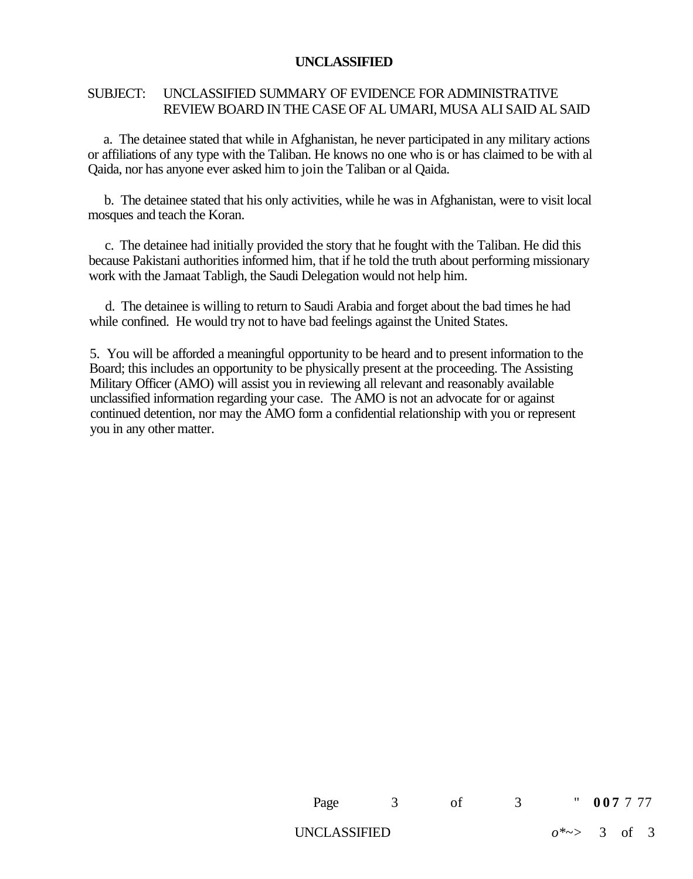SUBJECT: UNCLASSIFIED SUMMARY OF EVIDENCE FOR ADMINISTRATIVE REVIEW BOARD IN THE CASE OF AL UMARI, MUSA ALI SAID AL SAID

a. The detainee stated that while in Afghanistan, he never participated in any military actions or affiliations of any type with the Taliban. He knows no one who is or has claimed to be with al Qaida, nor has anyone ever asked him to join the Taliban or al Qaida.

b. The detainee stated that his only activities, while he was in Afghanistan, were to visit local mosques and teach the Koran.

c. The detainee had initially provided the story that he fought with the Taliban. He did this because Pakistani authorities informed him, that if he told the truth about performing missionary work with the Jamaat Tabligh, the Saudi Delegation would not help him.

d. The detainee is willing to return to Saudi Arabia and forget about the bad times he had while confined. He would try not to have bad feelings against the United States.

5. You will be afforded a meaningful opportunity to be heard and to present information to the Board; this includes an opportunity to be physically present at the proceeding. The Assisting Military Officer (AMO) will assist you in reviewing all relevant and reasonably available unclassified information regarding your case. The AMO is not an advocate for or against continued detention, nor may the AMO form a confidential relationship with you or represent you in any other matter.

" **007** 7 77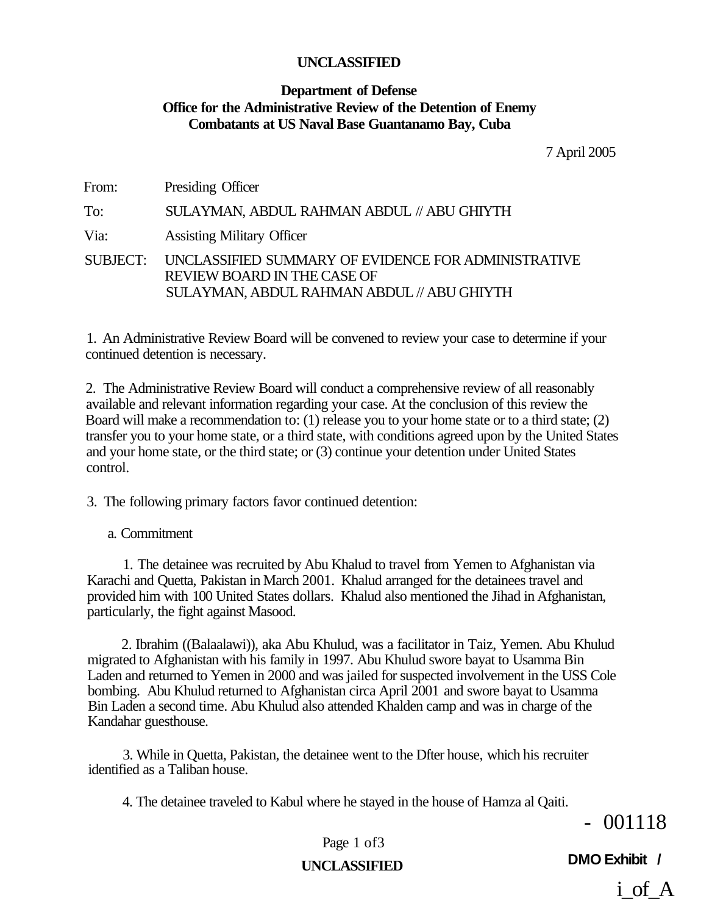**UNCLASSIFIED**

**Department of Defense**
**Office for the Administrative Review of the Detention of Enemy Combatants at US Naval Base Guantanamo Bay, Cuba**

7 April 2005

From: Presiding Officer

To: SULAYMAN, ABDUL RAHMAN ABDUL // ABU GHIYTH

Via: Assisting Military Officer

SUBJECT: UNCLASSIFIED SUMMARY OF EVIDENCE FOR ADMINISTRATIVE REVIEW BOARD IN THE CASE OF SULAYMAN, ABDUL RAHMAN ABDUL // ABU GHIYTH

1. An Administrative Review Board will be convened to review your case to determine if your continued detention is necessary.

2. The Administrative Review Board will conduct a comprehensive review of all reasonably available and relevant information regarding your case. At the conclusion of this review the Board will make a recommendation to: (1) release you to your home state or to a third state; (2) transfer you to your home state, or a third state, with conditions agreed upon by the United States and your home state, or the third state; or (3) continue your detention under United States control.

3. The following primary factors favor continued detention:

a. Commitment

1. The detainee was recruited by Abu Khalud to travel from Yemen to Afghanistan via Karachi and Quetta, Pakistan in March 2001. Khalud arranged for the detainees travel and provided him with 100 United States dollars. Khalud also mentioned the Jihad in Afghanistan, particularly, the fight against Masood.

2. Ibrahim ((Balaalawi)), aka Abu Khulud, was a facilitator in Taiz, Yemen. Abu Khulud migrated to Afghanistan with his family in 1997. Abu Khulud swore bayat to Usamma Bin Laden and returned to Yemen in 2000 and was jailed for suspected involvement in the USS Cole bombing. Abu Khulud returned to Afghanistan circa April 2001 and swore bayat to Usamma Bin Laden a second time. Abu Khulud also attended Khalden camp and was in charge of the Kandahar guesthouse.

3. While in Quetta, Pakistan, the detainee went to the Dfter house, which his recruiter identified as a Taliban house.

4. The detainee traveled to Kabul where he stayed in the house of Hamza al Qaiti.

- 001118

DMO Exhibit /

i_of_A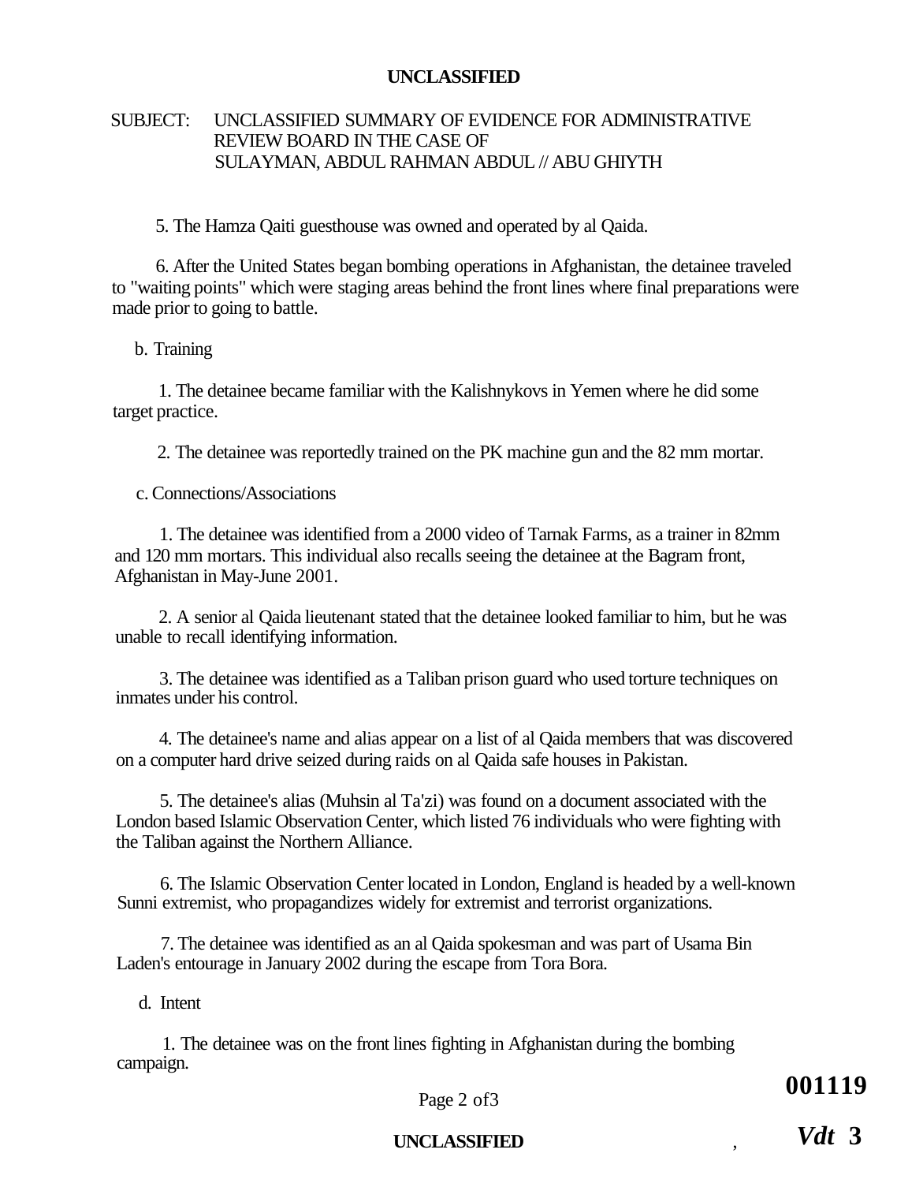**UNCLASSIFIED**

SUBJECT: UNCLASSIFIED SUMMARY OF EVIDENCE FOR ADMINISTRATIVE REVIEW BOARD IN THE CASE OF SULAYMAN, ABDUL RAHMAN ABDUL // ABU GHIYTH

5. The Hamza Qaiti guesthouse was owned and operated by al Qaida.

6. After the United States began bombing operations in Afghanistan, the detainee traveled to "waiting points" which were staging areas behind the front lines where final preparations were made prior to going to battle.

b. Training

1. The detainee became familiar with the Kalishnykovs in Yemen where he did some target practice.

2. The detainee was reportedly trained on the PK machine gun and the 82 mm mortar.

c. Connections/Associations

1. The detainee was identified from a 2000 video of Tarnak Farms, as a trainer in 82mm and 120 mm mortars. This individual also recalls seeing the detainee at the Bagram front, Afghanistan in May-June 2001.

2. A senior al Qaida lieutenant stated that the detainee looked familiar to him, but he was unable to recall identifying information.

3. The detainee was identified as a Taliban prison guard who used torture techniques on inmates under his control.

4. The detainee's name and alias appear on a list of al Qaida members that was discovered on a computer hard drive seized during raids on al Qaida safe houses in Pakistan.

5. The detainee's alias (Muhsin al Ta'zi) was found on a document associated with the London based Islamic Observation Center, which listed 76 individuals who were fighting with the Taliban against the Northern Alliance.

6. The Islamic Observation Center located in London, England is headed by a well-known Sunni extremist, who propagandizes widely for extremist and terrorist organizations.

7. The detainee was identified as an al Qaida spokesman and was part of Usama Bin Laden's entourage in January 2002 during the escape from Tora Bora.

d. Intent

1. The detainee was on the front lines fighting in Afghanistan during the bombing campaign.

**UNCLASSIFIED**

**001119**

***Vdt* 3**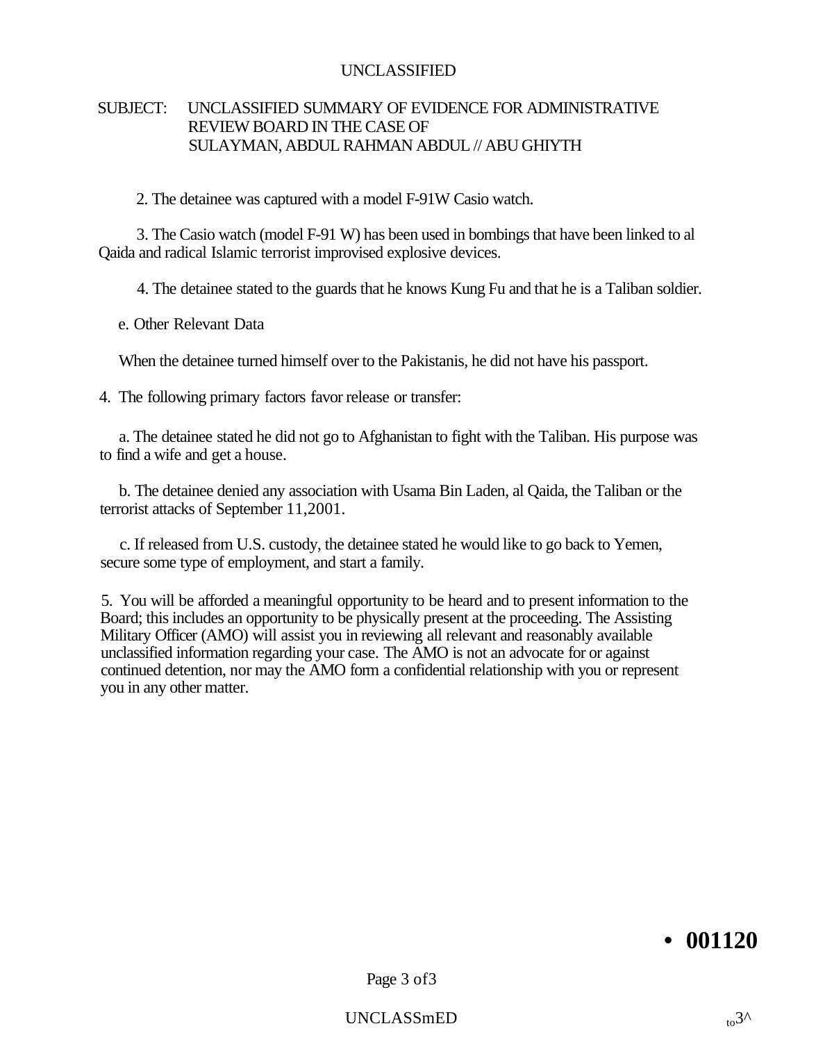SUBJECT: UNCLASSIFIED SUMMARY OF EVIDENCE FOR ADMINISTRATIVE REVIEW BOARD IN THE CASE OF SULAYMAN, ABDUL RAHMAN ABDUL // ABU GHIYTH

2. The detainee was captured with a model F-91W Casio watch.

3. The Casio watch (model F-91 W) has been used in bombings that have been linked to al Qaida and radical Islamic terrorist improvised explosive devices.

4. The detainee stated to the guards that he knows Kung Fu and that he is a Taliban soldier.

e. Other Relevant Data

When the detainee turned himself over to the Pakistanis, he did not have his passport.

4. The following primary factors favor release or transfer:

a. The detainee stated he did not go to Afghanistan to fight with the Taliban. His purpose was to find a wife and get a house.

b. The detainee denied any association with Usama Bin Laden, al Qaida, the Taliban or the terrorist attacks of September 11,2001.

c. If released from U.S. custody, the detainee stated he would like to go back to Yemen, secure some type of employment, and start a family.

5. You will be afforded a meaningful opportunity to be heard and to present information to the Board; this includes an opportunity to be physically present at the proceeding. The Assisting Military Officer (AMO) will assist you in reviewing all relevant and reasonably available unclassified information regarding your case. The AMO is not an advocate for or against continued detention, nor may the AMO form a confidential relationship with you or represent you in any other matter.

• **001120**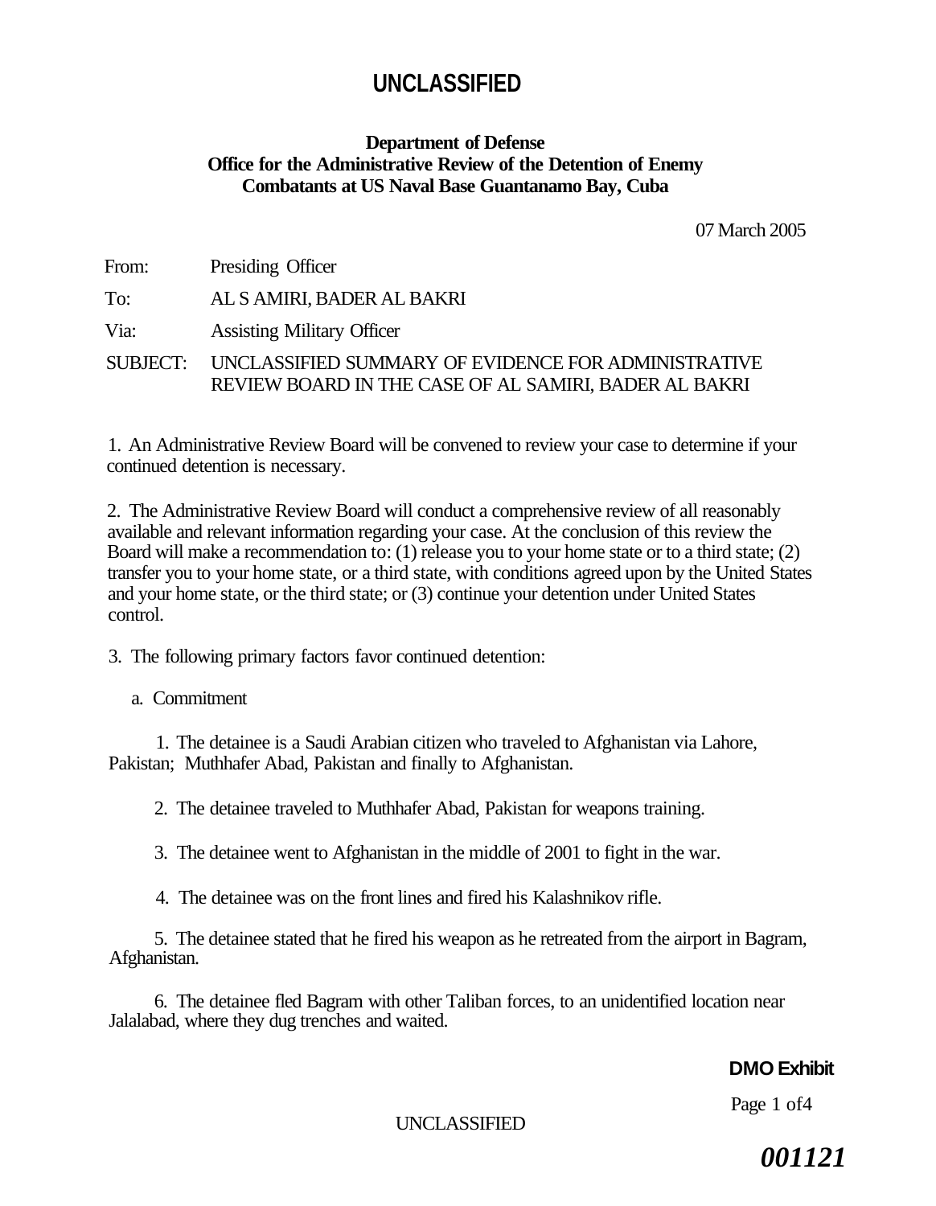# UNCLASSIFIED

**Department of Defense**
**Office for the Administrative Review of the Detention of Enemy Combatants at US Naval Base Guantanamo Bay, Cuba**

07 March 2005

From: Presiding Officer

To: AL S AMIRI, BADER AL BAKRI

Via: Assisting Military Officer

SUBJECT: UNCLASSIFIED SUMMARY OF EVIDENCE FOR ADMINISTRATIVE REVIEW BOARD IN THE CASE OF AL SAMIRI, BADER AL BAKRI

1. An Administrative Review Board will be convened to review your case to determine if your continued detention is necessary.

2. The Administrative Review Board will conduct a comprehensive review of all reasonably available and relevant information regarding your case. At the conclusion of this review the Board will make a recommendation to: (1) release you to your home state or to a third state; (2) transfer you to your home state, or a third state, with conditions agreed upon by the United States and your home state, or the third state; or (3) continue your detention under United States control.

3. The following primary factors favor continued detention:

a. Commitment

1. The detainee is a Saudi Arabian citizen who traveled to Afghanistan via Lahore, Pakistan; Muthhafer Abad, Pakistan and finally to Afghanistan.

2. The detainee traveled to Muthhafer Abad, Pakistan for weapons training.

3. The detainee went to Afghanistan in the middle of 2001 to fight in the war.

4. The detainee was on the front lines and fired his Kalashnikov rifle.

5. The detainee stated that he fired his weapon as he retreated from the airport in Bagram, Afghanistan.

6. The detainee fled Bagram with other Taliban forces, to an unidentified location near Jalalabad, where they dug trenches and waited.

**DMO Exhibit**

UNCLASSIFIED

***001121***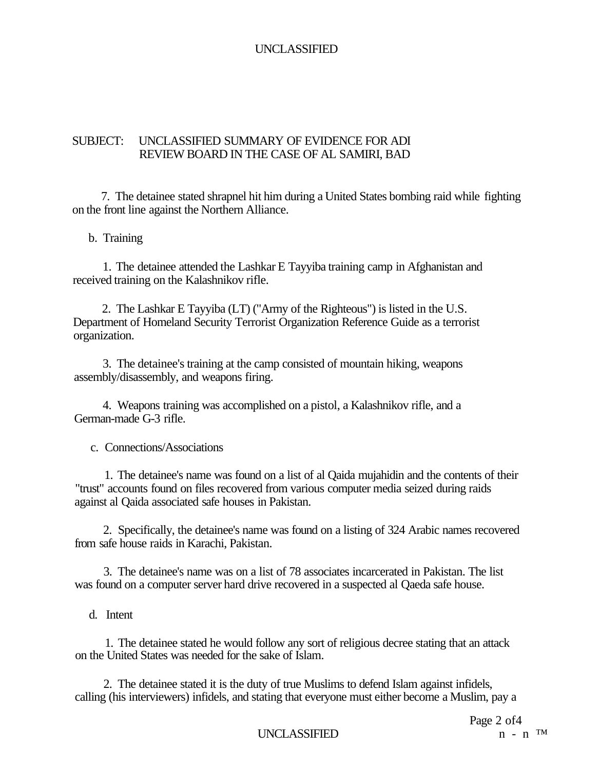SUBJECT: UNCLASSIFIED SUMMARY OF EVIDENCE FOR ADI REVIEW BOARD IN THE CASE OF AL SAMIRI, BAD

7. The detainee stated shrapnel hit him during a United States bombing raid while fighting on the front line against the Northern Alliance.

b. Training

1. The detainee attended the Lashkar E Tayyiba training camp in Afghanistan and received training on the Kalashnikov rifle.

2. The Lashkar E Tayyiba (LT) ("Army of the Righteous") is listed in the U.S. Department of Homeland Security Terrorist Organization Reference Guide as a terrorist organization.

3. The detainee's training at the camp consisted of mountain hiking, weapons assembly/disassembly, and weapons firing.

4. Weapons training was accomplished on a pistol, a Kalashnikov rifle, and a German-made G-3 rifle.

c. Connections/Associations

1. The detainee's name was found on a list of al Qaida mujahidin and the contents of their "trust" accounts found on files recovered from various computer media seized during raids against al Qaida associated safe houses in Pakistan.

2. Specifically, the detainee's name was found on a listing of 324 Arabic names recovered from safe house raids in Karachi, Pakistan.

3. The detainee's name was on a list of 78 associates incarcerated in Pakistan. The list was found on a computer server hard drive recovered in a suspected al Qaeda safe house.

d. Intent

1. The detainee stated he would follow any sort of religious decree stating that an attack on the United States was needed for the sake of Islam.

2. The detainee stated it is the duty of true Muslims to defend Islam against infidels, calling (his interviewers) infidels, and stating that everyone must either become a Muslim, pay a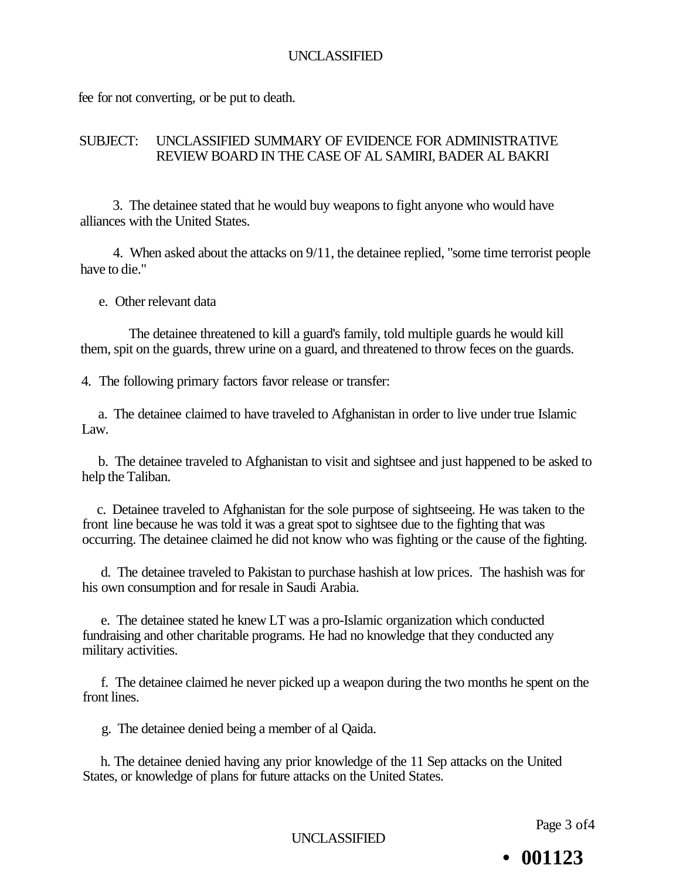fee for not converting, or be put to death.

SUBJECT: UNCLASSIFIED SUMMARY OF EVIDENCE FOR ADMINISTRATIVE REVIEW BOARD IN THE CASE OF AL SAMIRI, BADER AL BAKRI

3. The detainee stated that he would buy weapons to fight anyone who would have alliances with the United States.

4. When asked about the attacks on 9/11, the detainee replied, "some time terrorist people have to die."

e. Other relevant data

The detainee threatened to kill a guard's family, told multiple guards he would kill them, spit on the guards, threw urine on a guard, and threatened to throw feces on the guards.

4. The following primary factors favor release or transfer:

a. The detainee claimed to have traveled to Afghanistan in order to live under true Islamic Law.

b. The detainee traveled to Afghanistan to visit and sightsee and just happened to be asked to help the Taliban.

c. Detainee traveled to Afghanistan for the sole purpose of sightseeing. He was taken to the front line because he was told it was a great spot to sightsee due to the fighting that was occurring. The detainee claimed he did not know who was fighting or the cause of the fighting.

d. The detainee traveled to Pakistan to purchase hashish at low prices. The hashish was for his own consumption and for resale in Saudi Arabia.

e. The detainee stated he knew LT was a pro-Islamic organization which conducted fundraising and other charitable programs. He had no knowledge that they conducted any military activities.

f. The detainee claimed he never picked up a weapon during the two months he spent on the front lines.

g. The detainee denied being a member of al Qaida.

h. The detainee denied having any prior knowledge of the 11 Sep attacks on the United States, or knowledge of plans for future attacks on the United States.

• 001123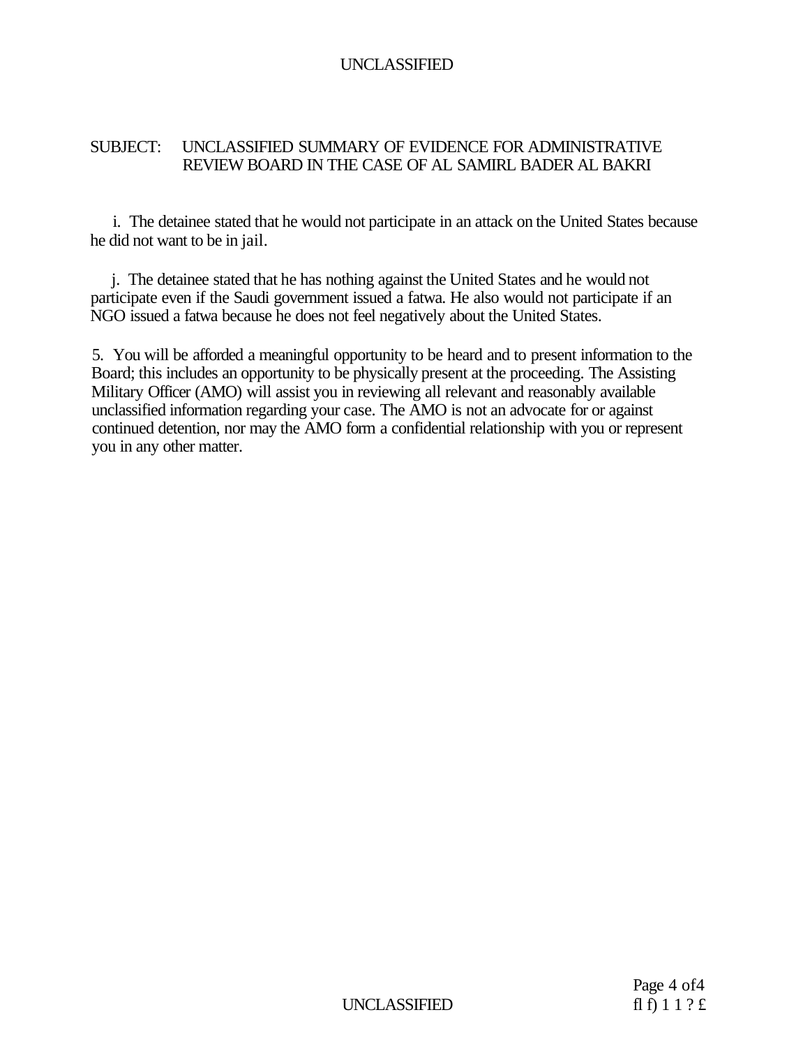SUBJECT: UNCLASSIFIED SUMMARY OF EVIDENCE FOR ADMINISTRATIVE REVIEW BOARD IN THE CASE OF AL SAMIRL BADER AL BAKRI

i. The detainee stated that he would not participate in an attack on the United States because he did not want to be in jail.

j. The detainee stated that he has nothing against the United States and he would not participate even if the Saudi government issued a fatwa. He also would not participate if an NGO issued a fatwa because he does not feel negatively about the United States.

5. You will be afforded a meaningful opportunity to be heard and to present information to the Board; this includes an opportunity to be physically present at the proceeding. The Assisting Military Officer (AMO) will assist you in reviewing all relevant and reasonably available unclassified information regarding your case. The AMO is not an advocate for or against continued detention, nor may the AMO form a confidential relationship with you or represent you in any other matter.

fl f) 1 1 ? £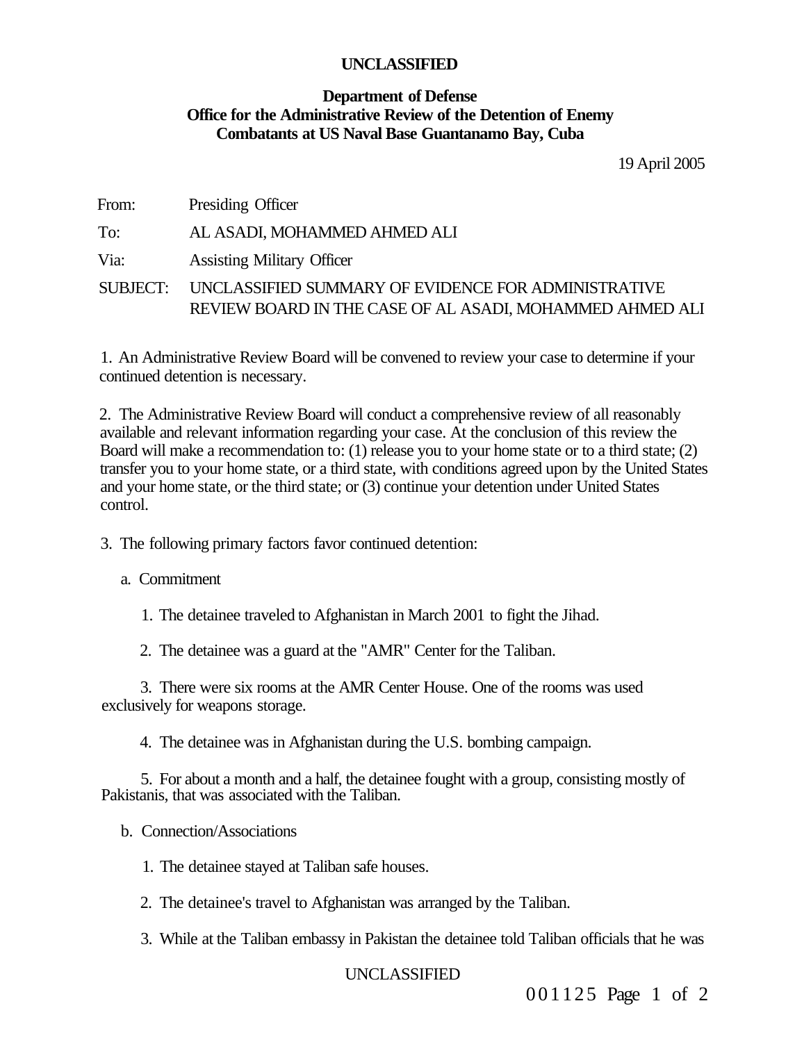**UNCLASSIFIED**

**Department of Defense**
**Office for the Administrative Review of the Detention of Enemy Combatants at US Naval Base Guantanamo Bay, Cuba**

19 April 2005

From: Presiding Officer

To: AL ASADI, MOHAMMED AHMED ALI

Via: Assisting Military Officer

SUBJECT: UNCLASSIFIED SUMMARY OF EVIDENCE FOR ADMINISTRATIVE REVIEW BOARD IN THE CASE OF AL ASADI, MOHAMMED AHMED ALI

1. An Administrative Review Board will be convened to review your case to determine if your continued detention is necessary.

2. The Administrative Review Board will conduct a comprehensive review of all reasonably available and relevant information regarding your case. At the conclusion of this review the Board will make a recommendation to: (1) release you to your home state or to a third state; (2) transfer you to your home state, or a third state, with conditions agreed upon by the United States and your home state, or the third state; or (3) continue your detention under United States control.

3. The following primary factors favor continued detention:

a. Commitment

1. The detainee traveled to Afghanistan in March 2001 to fight the Jihad.

2. The detainee was a guard at the "AMR" Center for the Taliban.

3. There were six rooms at the AMR Center House. One of the rooms was used exclusively for weapons storage.

4. The detainee was in Afghanistan during the U.S. bombing campaign.

5. For about a month and a half, the detainee fought with a group, consisting mostly of Pakistanis, that was associated with the Taliban.

b. Connection/Associations

1. The detainee stayed at Taliban safe houses.

2. The detainee's travel to Afghanistan was arranged by the Taliban.

3. While at the Taliban embassy in Pakistan the detainee told Taliban officials that he was

UNCLASSIFIED

001125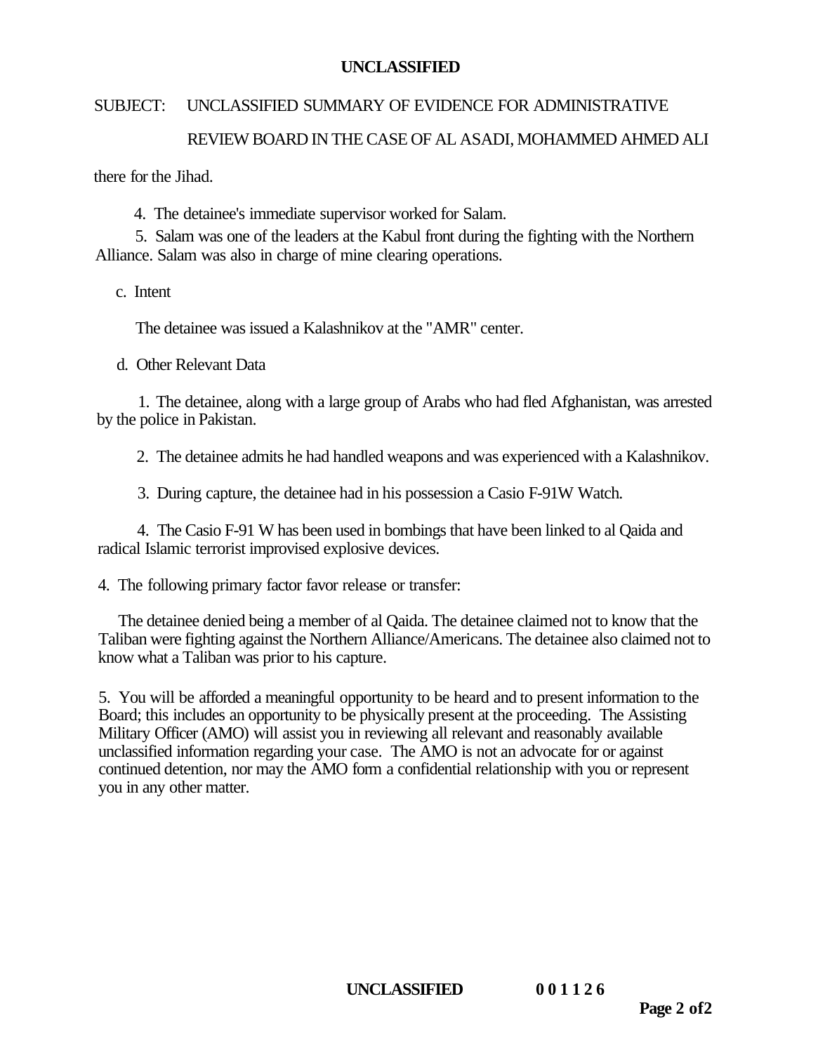SUBJECT: UNCLASSIFIED SUMMARY OF EVIDENCE FOR ADMINISTRATIVE REVIEW BOARD IN THE CASE OF AL ASADI, MOHAMMED AHMED ALI

there for the Jihad.

4. The detainee's immediate supervisor worked for Salam.

5. Salam was one of the leaders at the Kabul front during the fighting with the Northern Alliance. Salam was also in charge of mine clearing operations.

c. Intent

The detainee was issued a Kalashnikov at the "AMR" center.

d. Other Relevant Data

1. The detainee, along with a large group of Arabs who had fled Afghanistan, was arrested by the police in Pakistan.

2. The detainee admits he had handled weapons and was experienced with a Kalashnikov.

3. During capture, the detainee had in his possession a Casio F-91W Watch.

4. The Casio F-91 W has been used in bombings that have been linked to al Qaida and radical Islamic terrorist improvised explosive devices.

4. The following primary factor favor release or transfer:

The detainee denied being a member of al Qaida. The detainee claimed not to know that the Taliban were fighting against the Northern Alliance/Americans. The detainee also claimed not to know what a Taliban was prior to his capture.

5. You will be afforded a meaningful opportunity to be heard and to present information to the Board; this includes an opportunity to be physically present at the proceeding. The Assisting Military Officer (AMO) will assist you in reviewing all relevant and reasonably available unclassified information regarding your case. The AMO is not an advocate for or against continued detention, nor may the AMO form a confidential relationship with you or represent you in any other matter.

0 0 1 1 2 6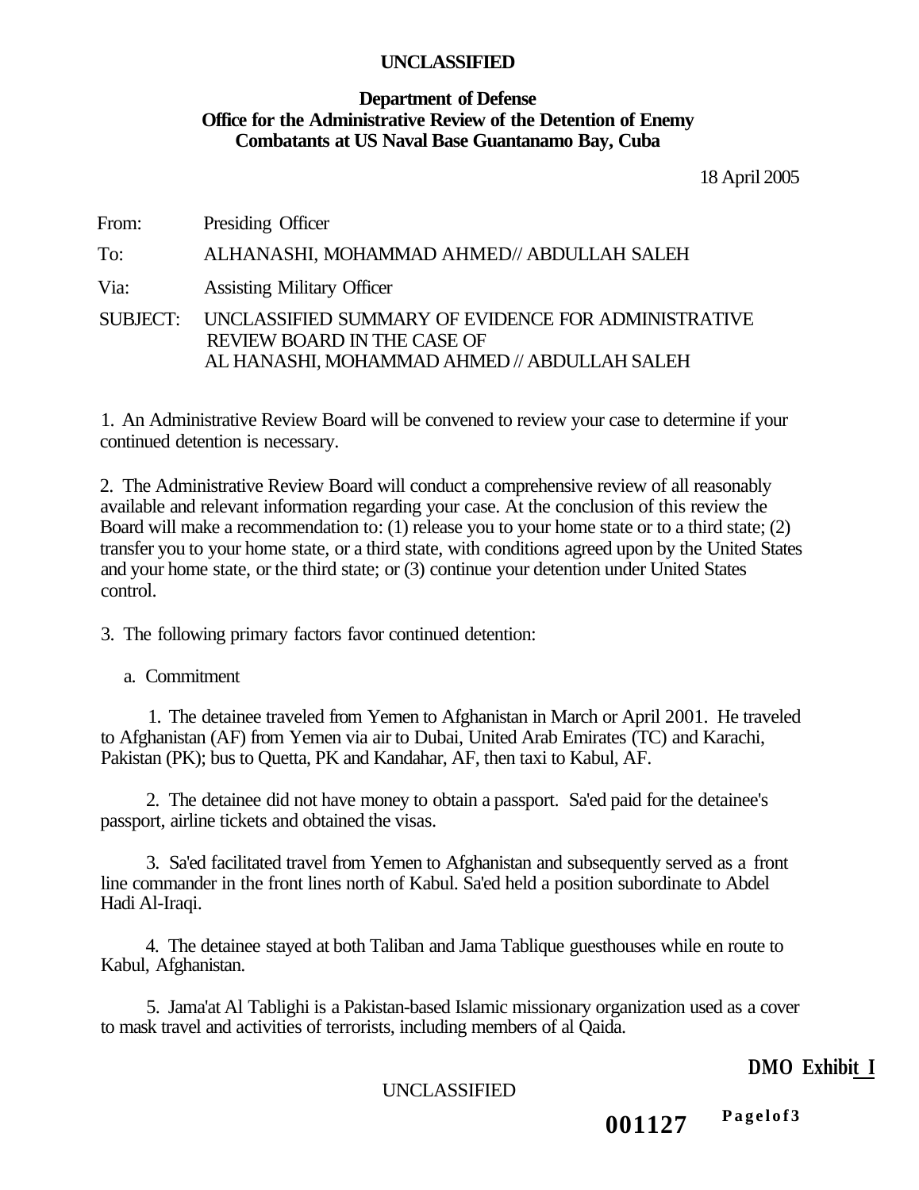**UNCLASSIFIED**

**Department of Defense**
**Office for the Administrative Review of the Detention of Enemy Combatants at US Naval Base Guantanamo Bay, Cuba**

18 April 2005

From: Presiding Officer

To: ALHANASHI, MOHAMMAD AHMED// ABDULLAH SALEH

Via: Assisting Military Officer

SUBJECT: UNCLASSIFIED SUMMARY OF EVIDENCE FOR ADMINISTRATIVE REVIEW BOARD IN THE CASE OF AL HANASHI, MOHAMMAD AHMED // ABDULLAH SALEH

1. An Administrative Review Board will be convened to review your case to determine if your continued detention is necessary.

2. The Administrative Review Board will conduct a comprehensive review of all reasonably available and relevant information regarding your case. At the conclusion of this review the Board will make a recommendation to: (1) release you to your home state or to a third state; (2) transfer you to your home state, or a third state, with conditions agreed upon by the United States and your home state, or the third state; or (3) continue your detention under United States control.

3. The following primary factors favor continued detention:

a. Commitment

1. The detainee traveled from Yemen to Afghanistan in March or April 2001. He traveled to Afghanistan (AF) from Yemen via air to Dubai, United Arab Emirates (TC) and Karachi, Pakistan (PK); bus to Quetta, PK and Kandahar, AF, then taxi to Kabul, AF.

2. The detainee did not have money to obtain a passport. Sa'ed paid for the detainee's passport, airline tickets and obtained the visas.

3. Sa'ed facilitated travel from Yemen to Afghanistan and subsequently served as a front line commander in the front lines north of Kabul. Sa'ed held a position subordinate to Abdel Hadi Al-Iraqi.

4. The detainee stayed at both Taliban and Jama Tablique guesthouses while en route to Kabul, Afghanistan.

5. Jama'at Al Tablighi is a Pakistan-based Islamic missionary organization used as a cover to mask travel and activities of terrorists, including members of al Qaida.

**DMO Exhibit I**

UNCLASSIFIED

**001127**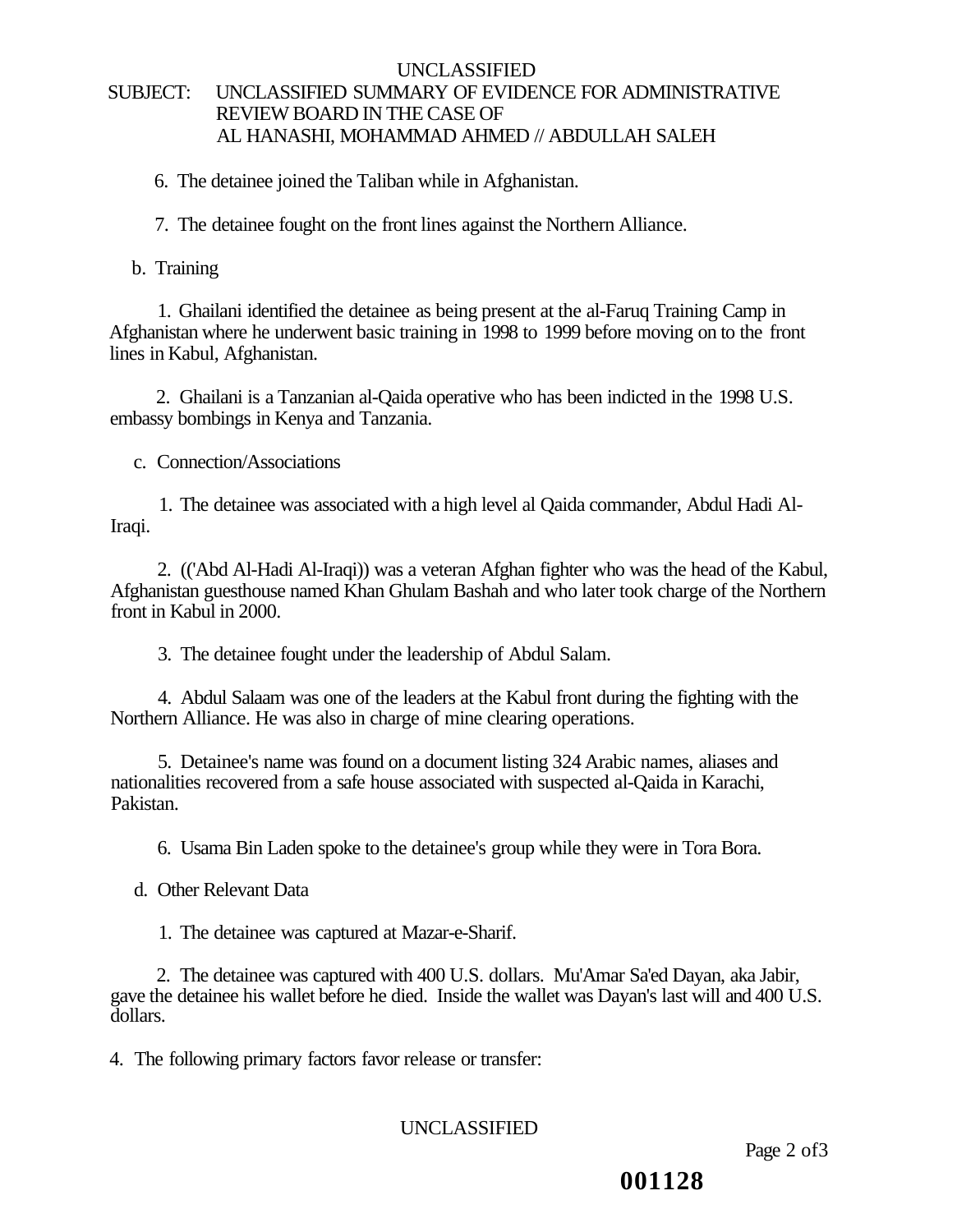UNCLASSIFIED

SUBJECT: UNCLASSIFIED SUMMARY OF EVIDENCE FOR ADMINISTRATIVE REVIEW BOARD IN THE CASE OF AL HANASHI, MOHAMMAD AHMED // ABDULLAH SALEH

6. The detainee joined the Taliban while in Afghanistan.

7. The detainee fought on the front lines against the Northern Alliance.

b. Training

1. Ghailani identified the detainee as being present at the al-Faruq Training Camp in Afghanistan where he underwent basic training in 1998 to 1999 before moving on to the front lines in Kabul, Afghanistan.

2. Ghailani is a Tanzanian al-Qaida operative who has been indicted in the 1998 U.S. embassy bombings in Kenya and Tanzania.

c. Connection/Associations

1. The detainee was associated with a high level al Qaida commander, Abdul Hadi Al-Iraqi.

2. (('Abd Al-Hadi Al-Iraqi)) was a veteran Afghan fighter who was the head of the Kabul, Afghanistan guesthouse named Khan Ghulam Bashah and who later took charge of the Northern front in Kabul in 2000.

3. The detainee fought under the leadership of Abdul Salam.

4. Abdul Salaam was one of the leaders at the Kabul front during the fighting with the Northern Alliance. He was also in charge of mine clearing operations.

5. Detainee's name was found on a document listing 324 Arabic names, aliases and nationalities recovered from a safe house associated with suspected al-Qaida in Karachi, Pakistan.

6. Usama Bin Laden spoke to the detainee's group while they were in Tora Bora.

d. Other Relevant Data

1. The detainee was captured at Mazar-e-Sharif.

2. The detainee was captured with 400 U.S. dollars. Mu'Amar Sa'ed Dayan, aka Jabir, gave the detainee his wallet before he died. Inside the wallet was Dayan's last will and 400 U.S. dollars.

4. The following primary factors favor release or transfer:

UNCLASSIFIED

001128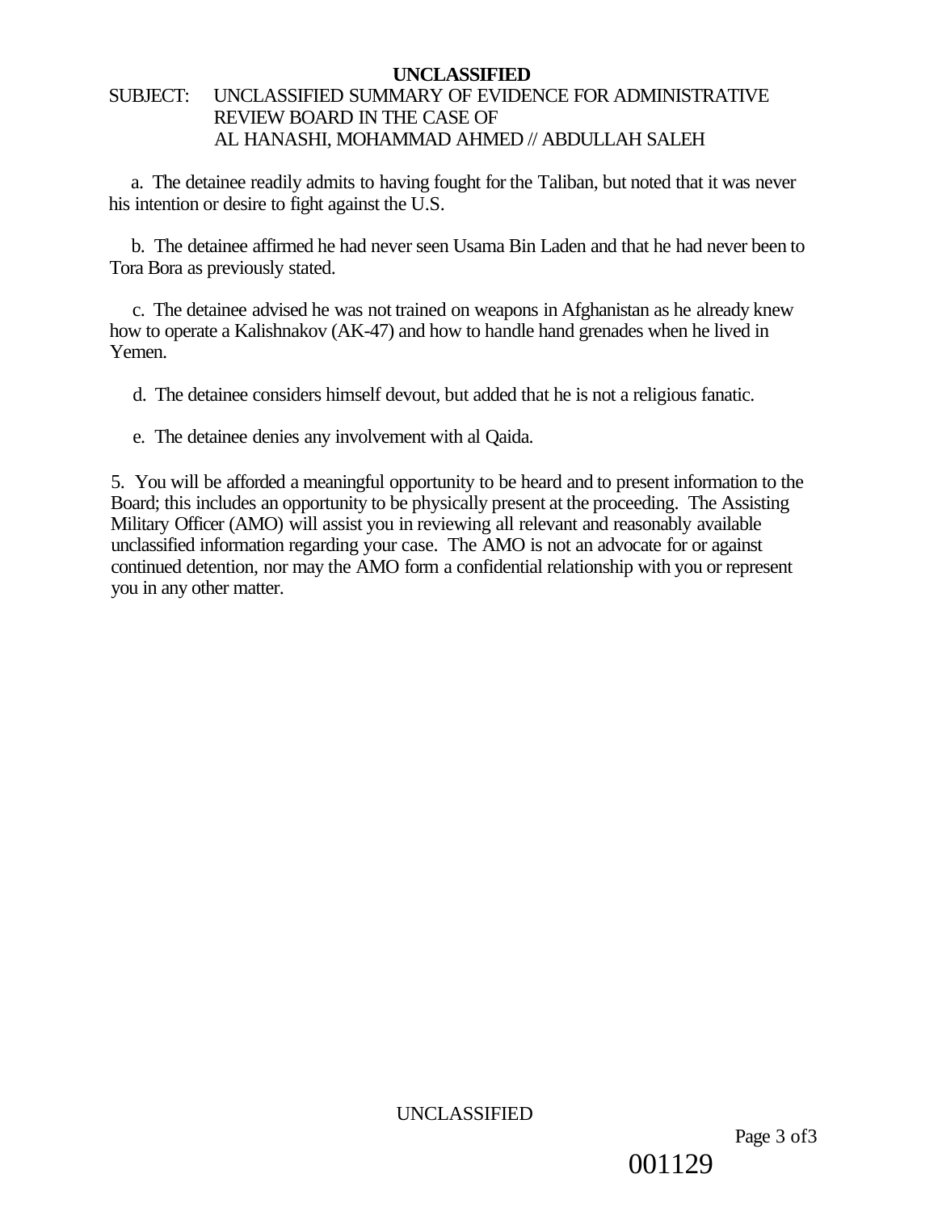SUBJECT: UNCLASSIFIED SUMMARY OF EVIDENCE FOR ADMINISTRATIVE REVIEW BOARD IN THE CASE OF AL HANASHI, MOHAMMAD AHMED // ABDULLAH SALEH

a. The detainee readily admits to having fought for the Taliban, but noted that it was never his intention or desire to fight against the U.S.

b. The detainee affirmed he had never seen Usama Bin Laden and that he had never been to Tora Bora as previously stated.

c. The detainee advised he was not trained on weapons in Afghanistan as he already knew how to operate a Kalishnakov (AK-47) and how to handle hand grenades when he lived in Yemen.

d. The detainee considers himself devout, but added that he is not a religious fanatic.

e. The detainee denies any involvement with al Qaida.

5. You will be afforded a meaningful opportunity to be heard and to present information to the Board; this includes an opportunity to be physically present at the proceeding. The Assisting Military Officer (AMO) will assist you in reviewing all relevant and reasonably available unclassified information regarding your case. The AMO is not an advocate for or against continued detention, nor may the AMO form a confidential relationship with you or represent you in any other matter.

001129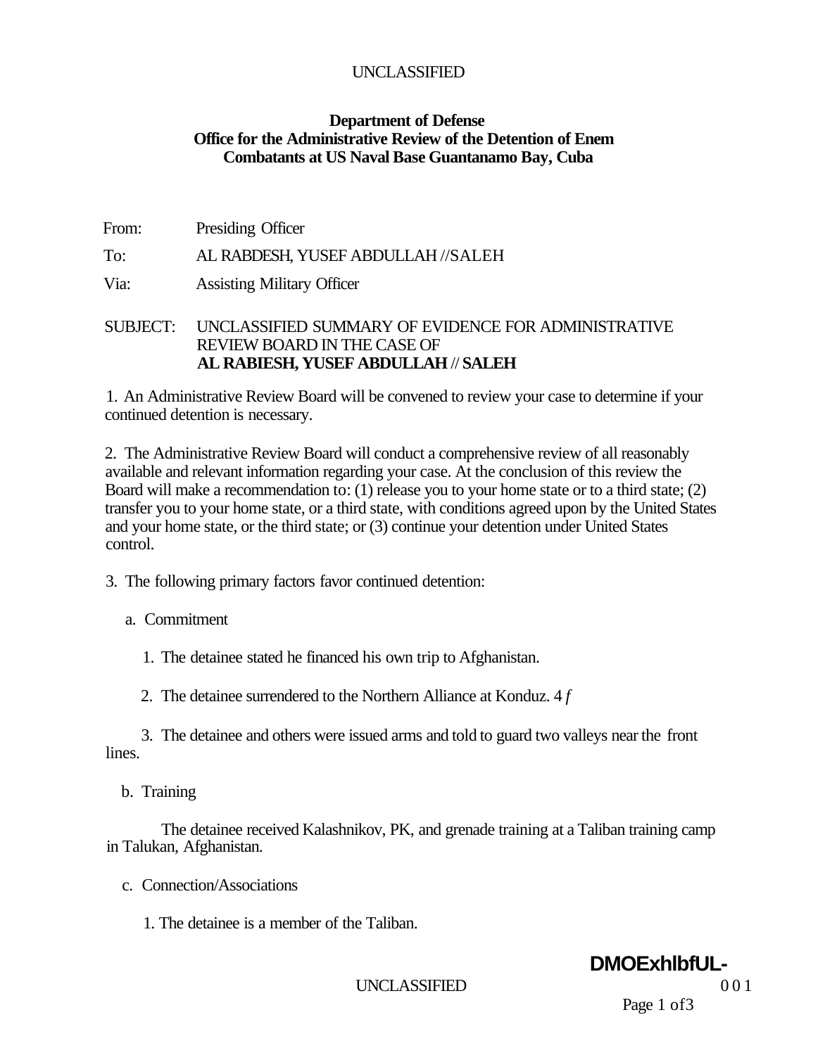UNCLASSIFIED

**Department of Defense**
**Office for the Administrative Review of the Detention of Enem Combatants at US Naval Base Guantanamo Bay, Cuba**

From: Presiding Officer

To: AL RABDESH, YUSEF ABDULLAH //SALEH

Via: Assisting Military Officer

SUBJECT: UNCLASSIFIED SUMMARY OF EVIDENCE FOR ADMINISTRATIVE REVIEW BOARD IN THE CASE OF **AL RABIESH, YUSEF ABDULLAH // SALEH**

1. An Administrative Review Board will be convened to review your case to determine if your continued detention is necessary.

2. The Administrative Review Board will conduct a comprehensive review of all reasonably available and relevant information regarding your case. At the conclusion of this review the Board will make a recommendation to: (1) release you to your home state or to a third state; (2) transfer you to your home state, or a third state, with conditions agreed upon by the United States and your home state, or the third state; or (3) continue your detention under United States control.

3. The following primary factors favor continued detention:

a. Commitment

1. The detainee stated he financed his own trip to Afghanistan.

2. The detainee surrendered to the Northern Alliance at Konduz. 4 *f*

3. The detainee and others were issued arms and told to guard two valleys near the front lines.

b. Training

The detainee received Kalashnikov, PK, and grenade training at a Taliban training camp in Talukan, Afghanistan.

c. Connection/Associations

1. The detainee is a member of the Taliban.

**DMOExhlbfUL-**
0 0 1

UNCLASSIFIED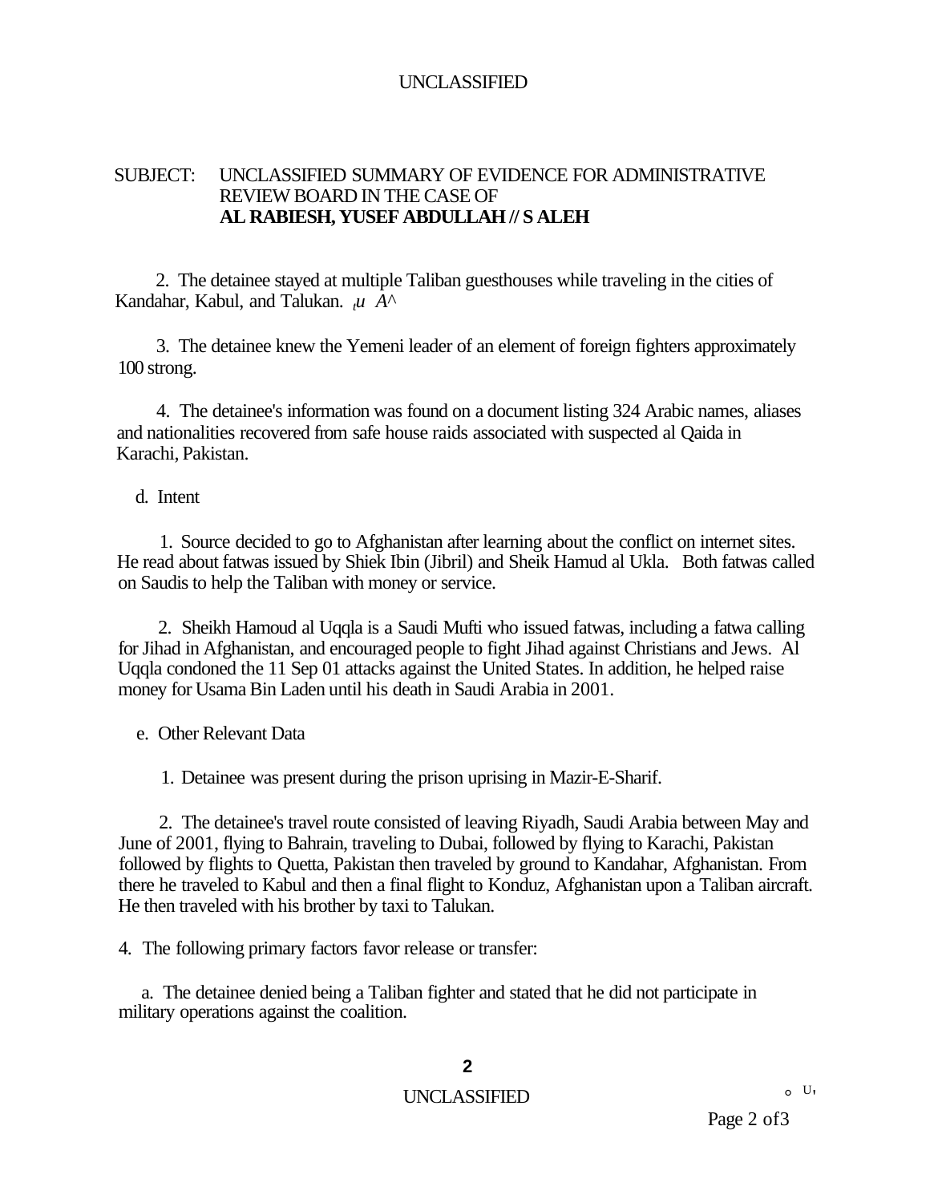SUBJECT: UNCLASSIFIED SUMMARY OF EVIDENCE FOR ADMINISTRATIVE REVIEW BOARD IN THE CASE OF **AL RABIESH, YUSEF ABDULLAH // S ALEH**

2. The detainee stayed at multiple Taliban guesthouses while traveling in the cities of Kandahar, Kabul, and Talukan.

3. The detainee knew the Yemeni leader of an element of foreign fighters approximately 100 strong.

4. The detainee's information was found on a document listing 324 Arabic names, aliases and nationalities recovered from safe house raids associated with suspected al Qaida in Karachi, Pakistan.

d. Intent

1. Source decided to go to Afghanistan after learning about the conflict on internet sites. He read about fatwas issued by Shiek Ibin (Jibril) and Sheik Hamud al Ukla. Both fatwas called on Saudis to help the Taliban with money or service.

2. Sheikh Hamoud al Uqqla is a Saudi Mufti who issued fatwas, including a fatwa calling for Jihad in Afghanistan, and encouraged people to fight Jihad against Christians and Jews. Al Uqqla condoned the 11 Sep 01 attacks against the United States. In addition, he helped raise money for Usama Bin Laden until his death in Saudi Arabia in 2001.

e. Other Relevant Data

1. Detainee was present during the prison uprising in Mazir-E-Sharif.

2. The detainee's travel route consisted of leaving Riyadh, Saudi Arabia between May and June of 2001, flying to Bahrain, traveling to Dubai, followed by flying to Karachi, Pakistan followed by flights to Quetta, Pakistan then traveled by ground to Kandahar, Afghanistan. From there he traveled to Kabul and then a final flight to Konduz, Afghanistan upon a Taliban aircraft. He then traveled with his brother by taxi to Talukan.

4. The following primary factors favor release or transfer:

a. The detainee denied being a Taliban fighter and stated that he did not participate in military operations against the coalition.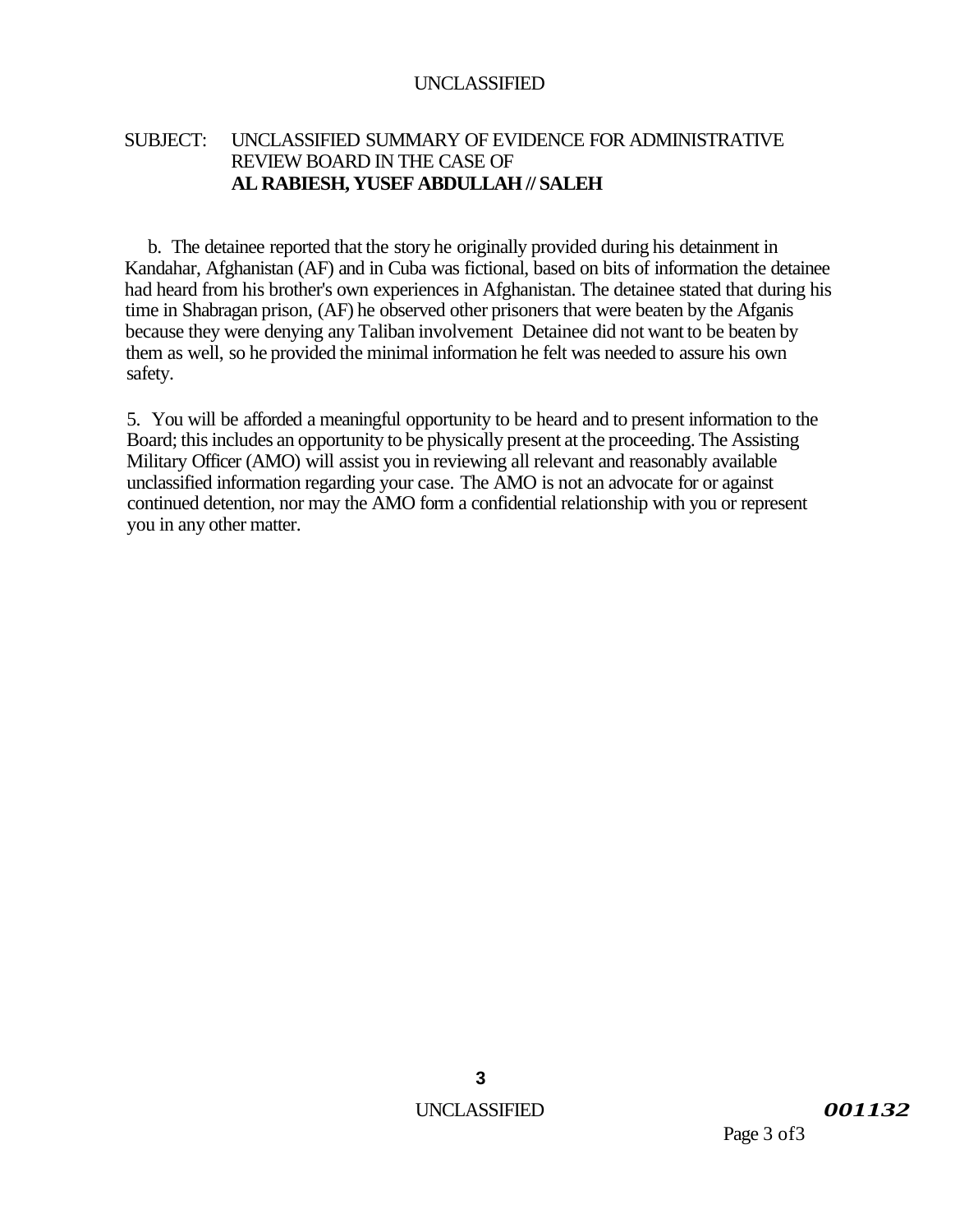SUBJECT: UNCLASSIFIED SUMMARY OF EVIDENCE FOR ADMINISTRATIVE REVIEW BOARD IN THE CASE OF **AL RABIESH, YUSEF ABDULLAH // SALEH**

b. The detainee reported that the story he originally provided during his detainment in Kandahar, Afghanistan (AF) and in Cuba was fictional, based on bits of information the detainee had heard from his brother's own experiences in Afghanistan. The detainee stated that during his time in Shabragan prison, (AF) he observed other prisoners that were beaten by the Afganis because they were denying any Taliban involvement Detainee did not want to be beaten by them as well, so he provided the minimal information he felt was needed to assure his own safety.

5. You will be afforded a meaningful opportunity to be heard and to present information to the Board; this includes an opportunity to be physically present at the proceeding. The Assisting Military Officer (AMO) will assist you in reviewing all relevant and reasonably available unclassified information regarding your case. The AMO is not an advocate for or against continued detention, nor may the AMO form a confidential relationship with you or represent you in any other matter.

*001132*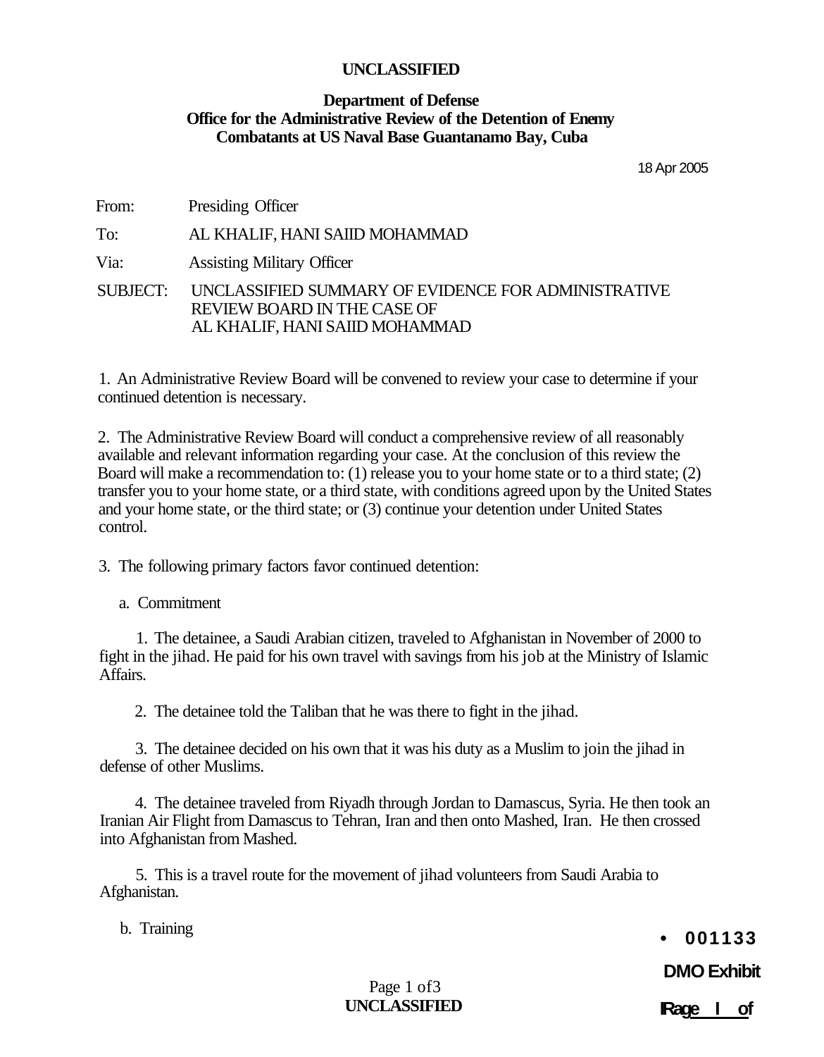**UNCLASSIFIED**

**Department of Defense**
**Office for the Administrative Review of the Detention of Enemy Combatants at US Naval Base Guantanamo Bay, Cuba**

18 Apr 2005

From: Presiding Officer

To: AL KHALIF, HANI SAIID MOHAMMAD

Via: Assisting Military Officer

SUBJECT: UNCLASSIFIED SUMMARY OF EVIDENCE FOR ADMINISTRATIVE REVIEW BOARD IN THE CASE OF AL KHALIF, HANI SAIID MOHAMMAD

1. An Administrative Review Board will be convened to review your case to determine if your continued detention is necessary.

2. The Administrative Review Board will conduct a comprehensive review of all reasonably available and relevant information regarding your case. At the conclusion of this review the Board will make a recommendation to: (1) release you to your home state or to a third state; (2) transfer you to your home state, or a third state, with conditions agreed upon by the United States and your home state, or the third state; or (3) continue your detention under United States control.

3. The following primary factors favor continued detention:

a. Commitment

1. The detainee, a Saudi Arabian citizen, traveled to Afghanistan in November of 2000 to fight in the jihad. He paid for his own travel with savings from his job at the Ministry of Islamic Affairs.

2. The detainee told the Taliban that he was there to fight in the jihad.

3. The detainee decided on his own that it was his duty as a Muslim to join the jihad in defense of other Muslims.

4. The detainee traveled from Riyadh through Jordan to Damascus, Syria. He then took an Iranian Air Flight from Damascus to Tehran, Iran and then onto Mashed, Iran. He then crossed into Afghanistan from Mashed.

5. This is a travel route for the movement of jihad volunteers from Saudi Arabia to Afghanistan.

b. Training

• 001133

DMO Exhibit

Page I of

**UNCLASSIFIED**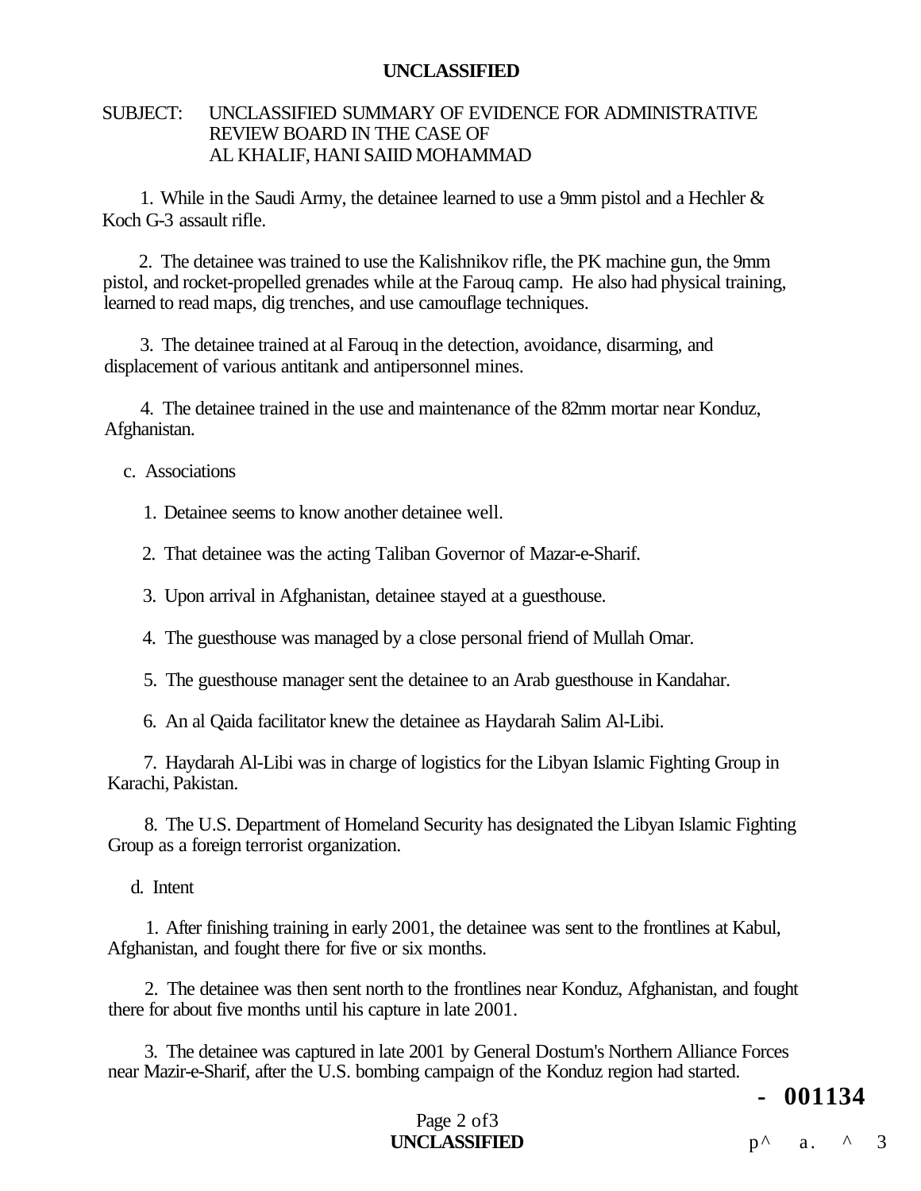**UNCLASSIFIED**

SUBJECT: UNCLASSIFIED SUMMARY OF EVIDENCE FOR ADMINISTRATIVE REVIEW BOARD IN THE CASE OF AL KHALIF, HANI SAIID MOHAMMAD

1. While in the Saudi Army, the detainee learned to use a 9mm pistol and a Hechler & Koch G-3 assault rifle.

2. The detainee was trained to use the Kalishnikov rifle, the PK machine gun, the 9mm pistol, and rocket-propelled grenades while at the Farouq camp. He also had physical training, learned to read maps, dig trenches, and use camouflage techniques.

3. The detainee trained at al Farouq in the detection, avoidance, disarming, and displacement of various antitank and antipersonnel mines.

4. The detainee trained in the use and maintenance of the 82mm mortar near Konduz, Afghanistan.

c. Associations

1. Detainee seems to know another detainee well.

2. That detainee was the acting Taliban Governor of Mazar-e-Sharif.

3. Upon arrival in Afghanistan, detainee stayed at a guesthouse.

4. The guesthouse was managed by a close personal friend of Mullah Omar.

5. The guesthouse manager sent the detainee to an Arab guesthouse in Kandahar.

6. An al Qaida facilitator knew the detainee as Haydarah Salim Al-Libi.

7. Haydarah Al-Libi was in charge of logistics for the Libyan Islamic Fighting Group in Karachi, Pakistan.

8. The U.S. Department of Homeland Security has designated the Libyan Islamic Fighting Group as a foreign terrorist organization.

d. Intent

1. After finishing training in early 2001, the detainee was sent to the frontlines at Kabul, Afghanistan, and fought there for five or six months.

2. The detainee was then sent north to the frontlines near Konduz, Afghanistan, and fought there for about five months until his capture in late 2001.

3. The detainee was captured in late 2001 by General Dostum's Northern Alliance Forces near Mazir-e-Sharif, after the U.S. bombing campaign of the Konduz region had started.

- 001134

**UNCLASSIFIED**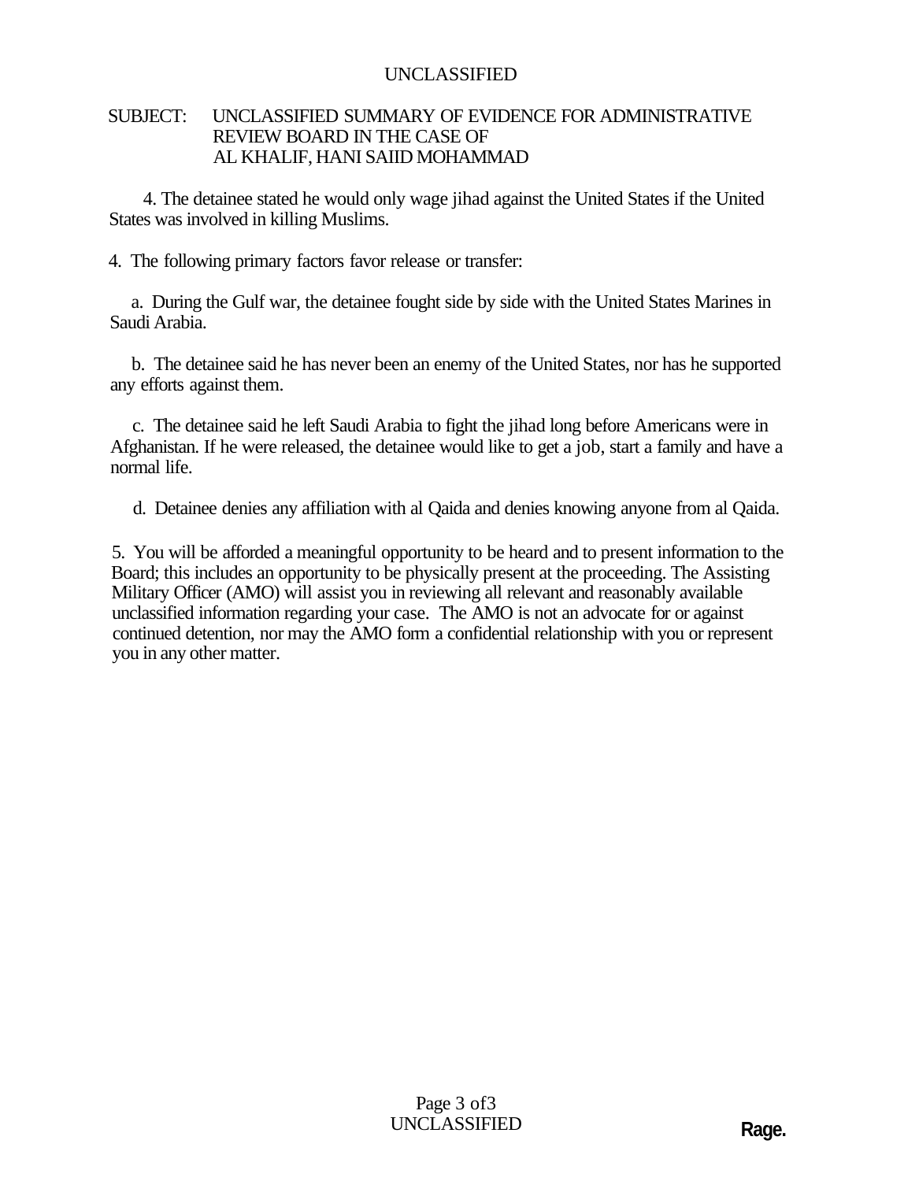SUBJECT: UNCLASSIFIED SUMMARY OF EVIDENCE FOR ADMINISTRATIVE REVIEW BOARD IN THE CASE OF AL KHALIF, HANI SAIID MOHAMMAD

4. The detainee stated he would only wage jihad against the United States if the United States was involved in killing Muslims.

4. The following primary factors favor release or transfer:

a. During the Gulf war, the detainee fought side by side with the United States Marines in Saudi Arabia.

b. The detainee said he has never been an enemy of the United States, nor has he supported any efforts against them.

c. The detainee said he left Saudi Arabia to fight the jihad long before Americans were in Afghanistan. If he were released, the detainee would like to get a job, start a family and have a normal life.

d. Detainee denies any affiliation with al Qaida and denies knowing anyone from al Qaida.

5. You will be afforded a meaningful opportunity to be heard and to present information to the Board; this includes an opportunity to be physically present at the proceeding. The Assisting Military Officer (AMO) will assist you in reviewing all relevant and reasonably available unclassified information regarding your case. The AMO is not an advocate for or against continued detention, nor may the AMO form a confidential relationship with you or represent you in any other matter.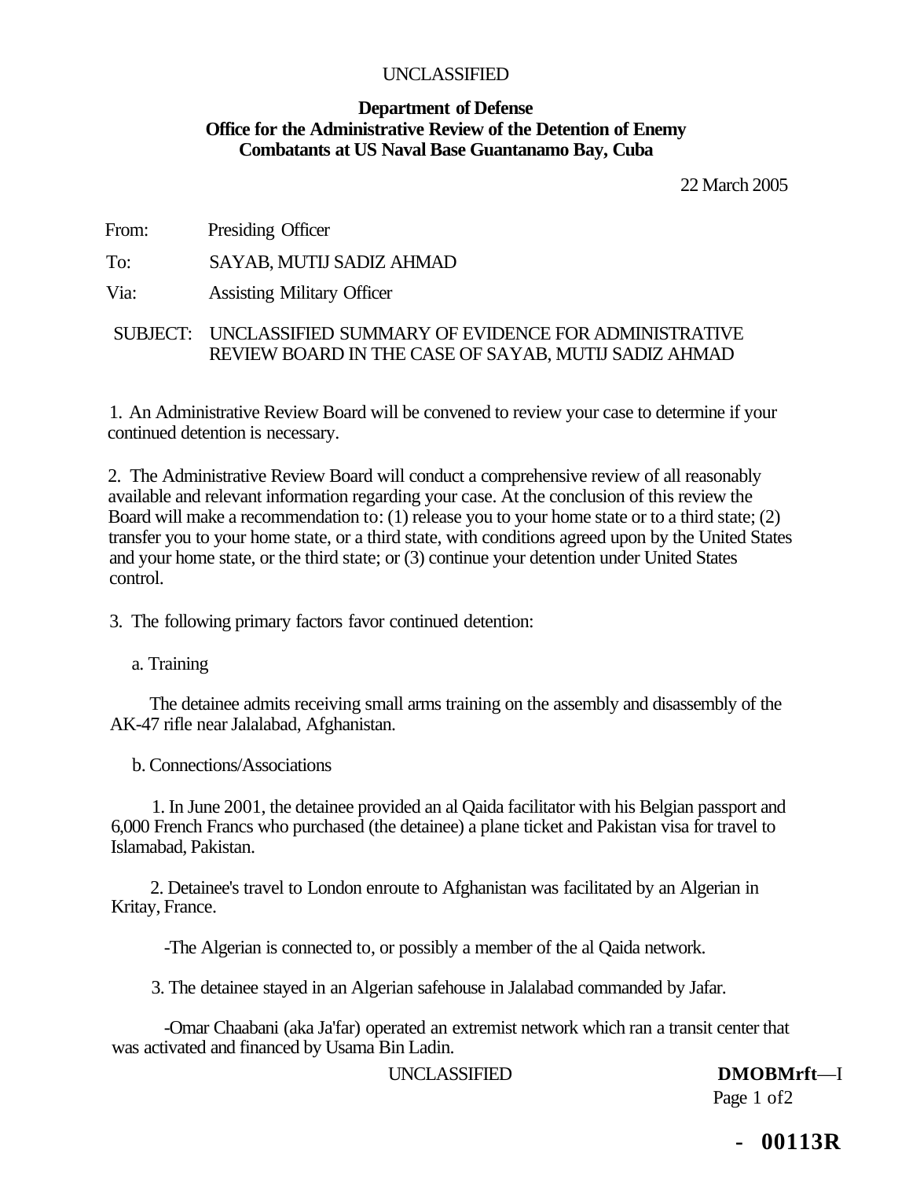UNCLASSIFIED

**Department of Defense**
**Office for the Administrative Review of the Detention of Enemy Combatants at US Naval Base Guantanamo Bay, Cuba**

22 March 2005

From: Presiding Officer

To: SAYAB, MUTIJ SADIZ AHMAD

Via: Assisting Military Officer

SUBJECT: UNCLASSIFIED SUMMARY OF EVIDENCE FOR ADMINISTRATIVE REVIEW BOARD IN THE CASE OF SAYAB, MUTIJ SADIZ AHMAD

1. An Administrative Review Board will be convened to review your case to determine if your continued detention is necessary.

2. The Administrative Review Board will conduct a comprehensive review of all reasonably available and relevant information regarding your case. At the conclusion of this review the Board will make a recommendation to: (1) release you to your home state or to a third state; (2) transfer you to your home state, or a third state, with conditions agreed upon by the United States and your home state, or the third state; or (3) continue your detention under United States control.

3. The following primary factors favor continued detention:

a. Training

The detainee admits receiving small arms training on the assembly and disassembly of the AK-47 rifle near Jalalabad, Afghanistan.

b. Connections/Associations

1. In June 2001, the detainee provided an al Qaida facilitator with his Belgian passport and 6,000 French Francs who purchased (the detainee) a plane ticket and Pakistan visa for travel to Islamabad, Pakistan.

2. Detainee's travel to London enroute to Afghanistan was facilitated by an Algerian in Kritay, France.

-The Algerian is connected to, or possibly a member of the al Qaida network.

3. The detainee stayed in an Algerian safehouse in Jalalabad commanded by Jafar.

-Omar Chaabani (aka Ja'far) operated an extremist network which ran a transit center that was activated and financed by Usama Bin Ladin.

UNCLASSIFIED **DMOBMrft**—I

- 00113R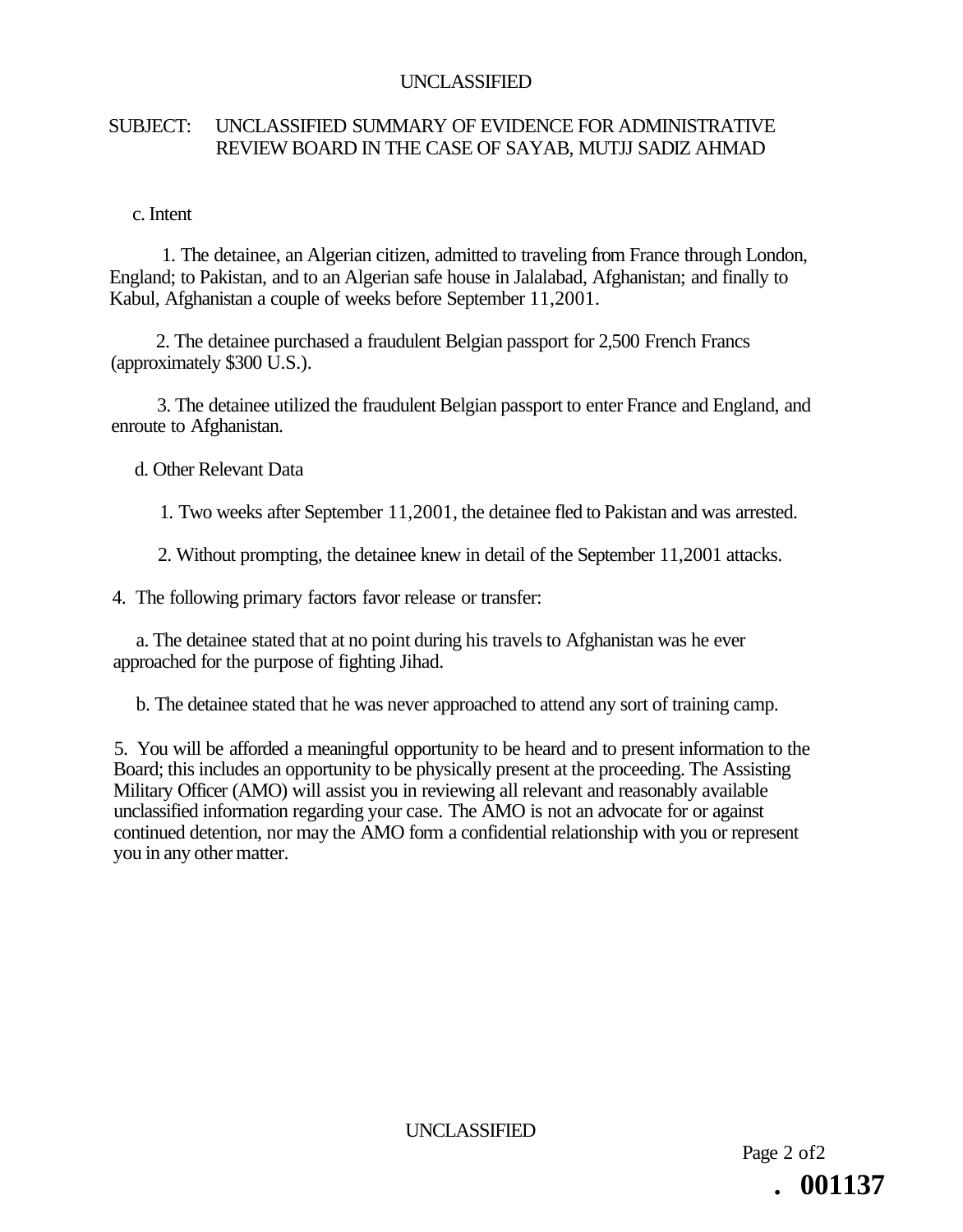UNCLASSIFIED

SUBJECT: UNCLASSIFIED SUMMARY OF EVIDENCE FOR ADMINISTRATIVE REVIEW BOARD IN THE CASE OF SAYAB, MUTJJ SADIZ AHMAD

c. Intent

1. The detainee, an Algerian citizen, admitted to traveling from France through London, England; to Pakistan, and to an Algerian safe house in Jalalabad, Afghanistan; and finally to Kabul, Afghanistan a couple of weeks before September 11,2001.

2. The detainee purchased a fraudulent Belgian passport for 2,500 French Francs (approximately $300 U.S.).

3. The detainee utilized the fraudulent Belgian passport to enter France and England, and enroute to Afghanistan.

d. Other Relevant Data

1. Two weeks after September 11,2001, the detainee fled to Pakistan and was arrested.

2. Without prompting, the detainee knew in detail of the September 11,2001 attacks.

4. The following primary factors favor release or transfer:

a. The detainee stated that at no point during his travels to Afghanistan was he ever approached for the purpose of fighting Jihad.

b. The detainee stated that he was never approached to attend any sort of training camp.

5. You will be afforded a meaningful opportunity to be heard and to present information to the Board; this includes an opportunity to be physically present at the proceeding. The Assisting Military Officer (AMO) will assist you in reviewing all relevant and reasonably available unclassified information regarding your case. The AMO is not an advocate for or against continued detention, nor may the AMO form a confidential relationship with you or represent you in any other matter.

UNCLASSIFIED

. 001137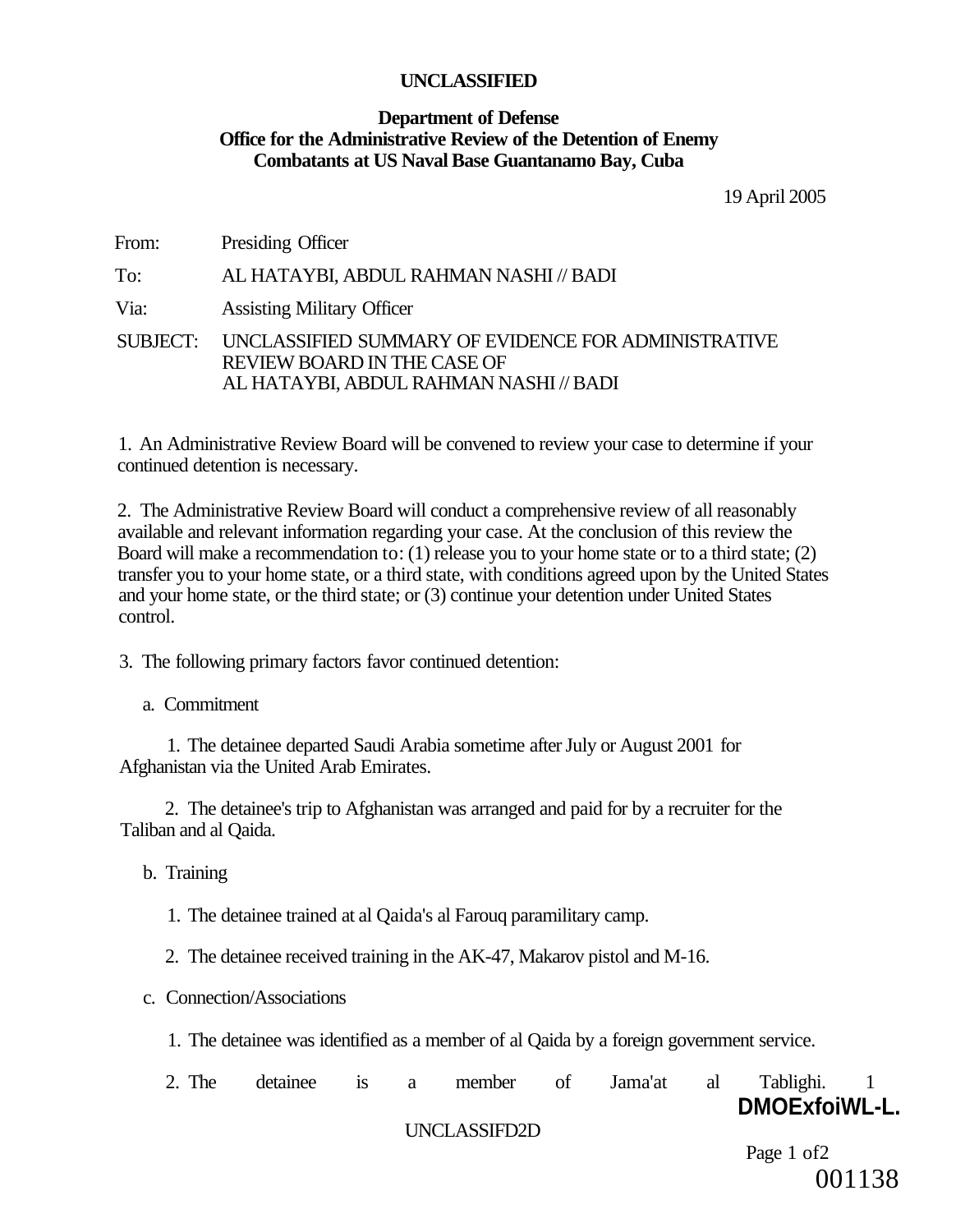**UNCLASSIFIED**

**Department of Defense**
**Office for the Administrative Review of the Detention of Enemy Combatants at US Naval Base Guantanamo Bay, Cuba**

19 April 2005

From: Presiding Officer

To: AL HATAYBI, ABDUL RAHMAN NASHI // BADI

Via: Assisting Military Officer

SUBJECT: UNCLASSIFIED SUMMARY OF EVIDENCE FOR ADMINISTRATIVE REVIEW BOARD IN THE CASE OF AL HATAYBI, ABDUL RAHMAN NASHI // BADI

1. An Administrative Review Board will be convened to review your case to determine if your continued detention is necessary.

2. The Administrative Review Board will conduct a comprehensive review of all reasonably available and relevant information regarding your case. At the conclusion of this review the Board will make a recommendation to: (1) release you to your home state or to a third state; (2) transfer you to your home state, or a third state, with conditions agreed upon by the United States and your home state, or the third state; or (3) continue your detention under United States control.

3. The following primary factors favor continued detention:

a. Commitment

1. The detainee departed Saudi Arabia sometime after July or August 2001 for Afghanistan via the United Arab Emirates.

2. The detainee's trip to Afghanistan was arranged and paid for by a recruiter for the Taliban and al Qaida.

b. Training

1. The detainee trained at al Qaida's al Farouq paramilitary camp.

2. The detainee received training in the AK-47, Makarov pistol and M-16.

c. Connection/Associations

1. The detainee was identified as a member of al Qaida by a foreign government service.

2. The detainee is a member of Jama'at al Tablighi. 1

DMOExfoiWL-L.

UNCLASSIFD2D

001138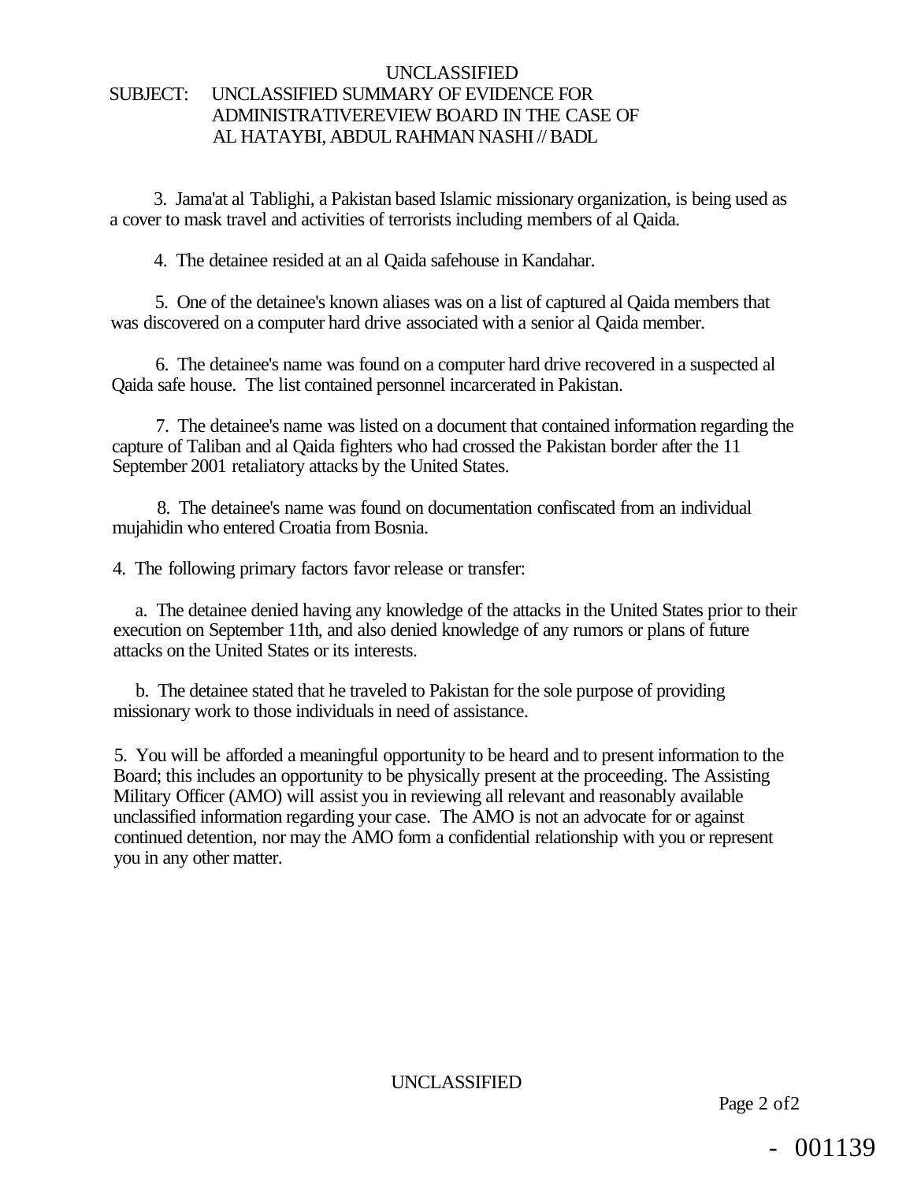UNCLASSIFIED

SUBJECT: UNCLASSIFIED SUMMARY OF EVIDENCE FOR ADMINISTRATIVEREVIEW BOARD IN THE CASE OF AL HATAYBI, ABDUL RAHMAN NASHI // BADL

3. Jama'at al Tablighi, a Pakistan based Islamic missionary organization, is being used as a cover to mask travel and activities of terrorists including members of al Qaida.

4. The detainee resided at an al Qaida safehouse in Kandahar.

5. One of the detainee's known aliases was on a list of captured al Qaida members that was discovered on a computer hard drive associated with a senior al Qaida member.

6. The detainee's name was found on a computer hard drive recovered in a suspected al Qaida safe house. The list contained personnel incarcerated in Pakistan.

7. The detainee's name was listed on a document that contained information regarding the capture of Taliban and al Qaida fighters who had crossed the Pakistan border after the 11 September 2001 retaliatory attacks by the United States.

8. The detainee's name was found on documentation confiscated from an individual mujahidin who entered Croatia from Bosnia.

4. The following primary factors favor release or transfer:

a. The detainee denied having any knowledge of the attacks in the United States prior to their execution on September 11th, and also denied knowledge of any rumors or plans of future attacks on the United States or its interests.

b. The detainee stated that he traveled to Pakistan for the sole purpose of providing missionary work to those individuals in need of assistance.

5. You will be afforded a meaningful opportunity to be heard and to present information to the Board; this includes an opportunity to be physically present at the proceeding. The Assisting Military Officer (AMO) will assist you in reviewing all relevant and reasonably available unclassified information regarding your case. The AMO is not an advocate for or against continued detention, nor may the AMO form a confidential relationship with you or represent you in any other matter.

UNCLASSIFIED

- 001139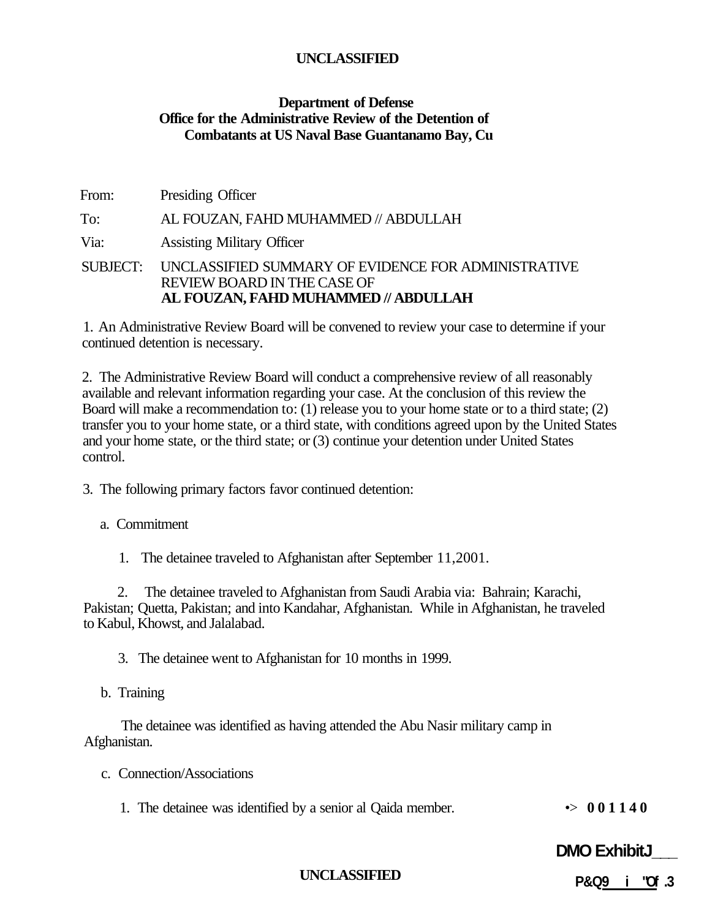UNCLASSIFIED

**Department of Defense**
**Office for the Administrative Review of the Detention of Combatants at US Naval Base Guantanamo Bay, Cu**

From: Presiding Officer

To: AL FOUZAN, FAHD MUHAMMED // ABDULLAH

Via: Assisting Military Officer

SUBJECT: UNCLASSIFIED SUMMARY OF EVIDENCE FOR ADMINISTRATIVE REVIEW BOARD IN THE CASE OF **AL FOUZAN, FAHD MUHAMMED // ABDULLAH**

1. An Administrative Review Board will be convened to review your case to determine if your continued detention is necessary.

2. The Administrative Review Board will conduct a comprehensive review of all reasonably available and relevant information regarding your case. At the conclusion of this review the Board will make a recommendation to: (1) release you to your home state or to a third state; (2) transfer you to your home state, or a third state, with conditions agreed upon by the United States and your home state, or the third state; or (3) continue your detention under United States control.

3. The following primary factors favor continued detention:

a. Commitment

1. The detainee traveled to Afghanistan after September 11,2001.

2. The detainee traveled to Afghanistan from Saudi Arabia via: Bahrain; Karachi, Pakistan; Quetta, Pakistan; and into Kandahar, Afghanistan. While in Afghanistan, he traveled to Kabul, Khowst, and Jalalabad.

3. The detainee went to Afghanistan for 10 months in 1999.

b. Training

The detainee was identified as having attended the Abu Nasir military camp in Afghanistan.

c. Connection/Associations

1. The detainee was identified by a senior al Qaida member. •> 001140

**DMO ExhibitJ\_\_\_**

UNCLASSIFIED

**P&Q9 i "Of .3**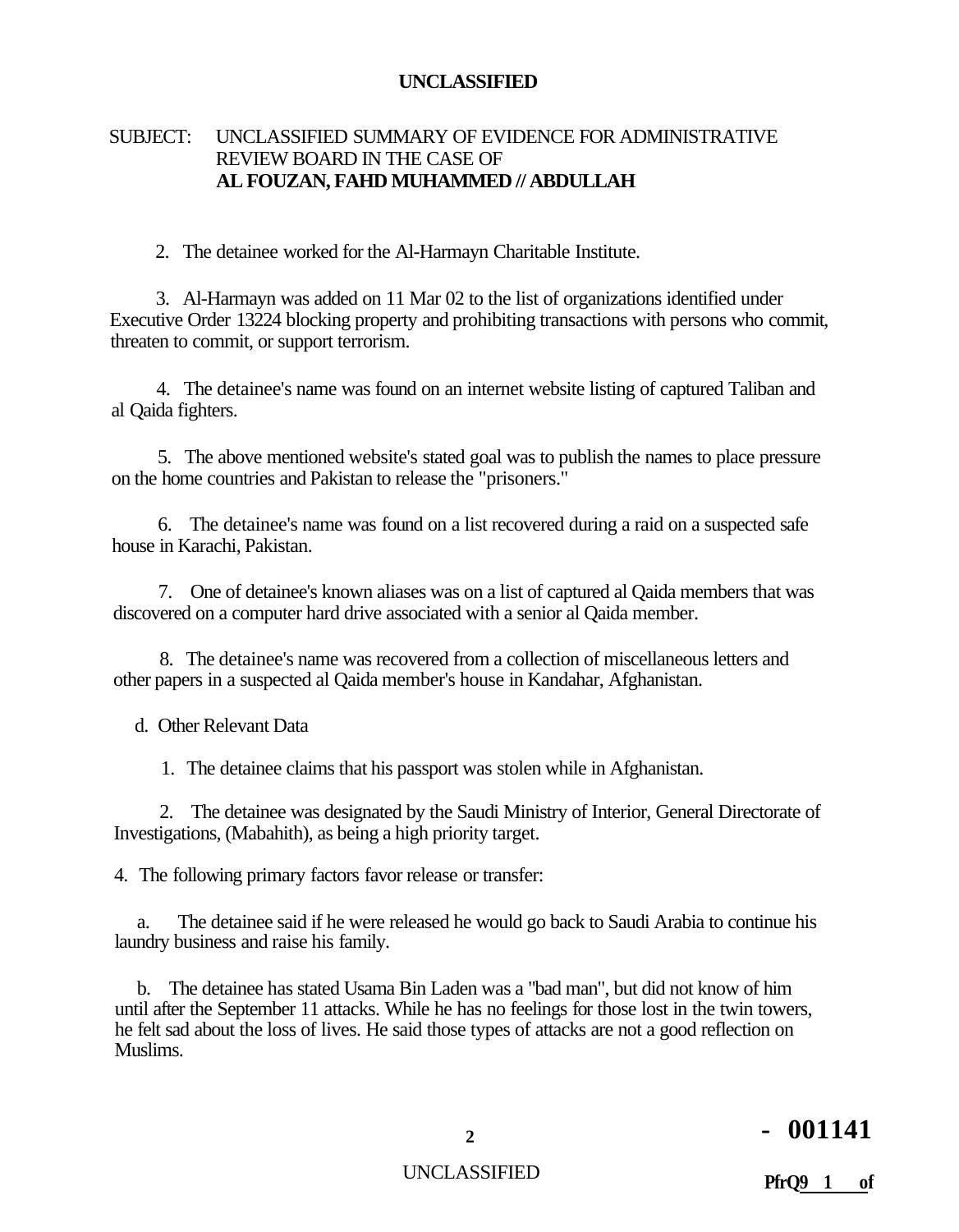**UNCLASSIFIED**

SUBJECT: UNCLASSIFIED SUMMARY OF EVIDENCE FOR ADMINISTRATIVE REVIEW BOARD IN THE CASE OF **AL FOUZAN, FAHD MUHAMMED // ABDULLAH**

2. The detainee worked for the Al-Harmayn Charitable Institute.

3. Al-Harmayn was added on 11 Mar 02 to the list of organizations identified under Executive Order 13224 blocking property and prohibiting transactions with persons who commit, threaten to commit, or support terrorism.

4. The detainee's name was found on an internet website listing of captured Taliban and al Qaida fighters.

5. The above mentioned website's stated goal was to publish the names to place pressure on the home countries and Pakistan to release the "prisoners."

6. The detainee's name was found on a list recovered during a raid on a suspected safe house in Karachi, Pakistan.

7. One of detainee's known aliases was on a list of captured al Qaida members that was discovered on a computer hard drive associated with a senior al Qaida member.

8. The detainee's name was recovered from a collection of miscellaneous letters and other papers in a suspected al Qaida member's house in Kandahar, Afghanistan.

d. Other Relevant Data

1. The detainee claims that his passport was stolen while in Afghanistan.

2. The detainee was designated by the Saudi Ministry of Interior, General Directorate of Investigations, (Mabahith), as being a high priority target.

4. The following primary factors favor release or transfer:

a. The detainee said if he were released he would go back to Saudi Arabia to continue his laundry business and raise his family.

b. The detainee has stated Usama Bin Laden was a "bad man", but did not know of him until after the September 11 attacks. While he has no feelings for those lost in the twin towers, he felt sad about the loss of lives. He said those types of attacks are not a good reflection on Muslims.

**- 001141**

UNCLASSIFIED

**PfrQ9 1 of**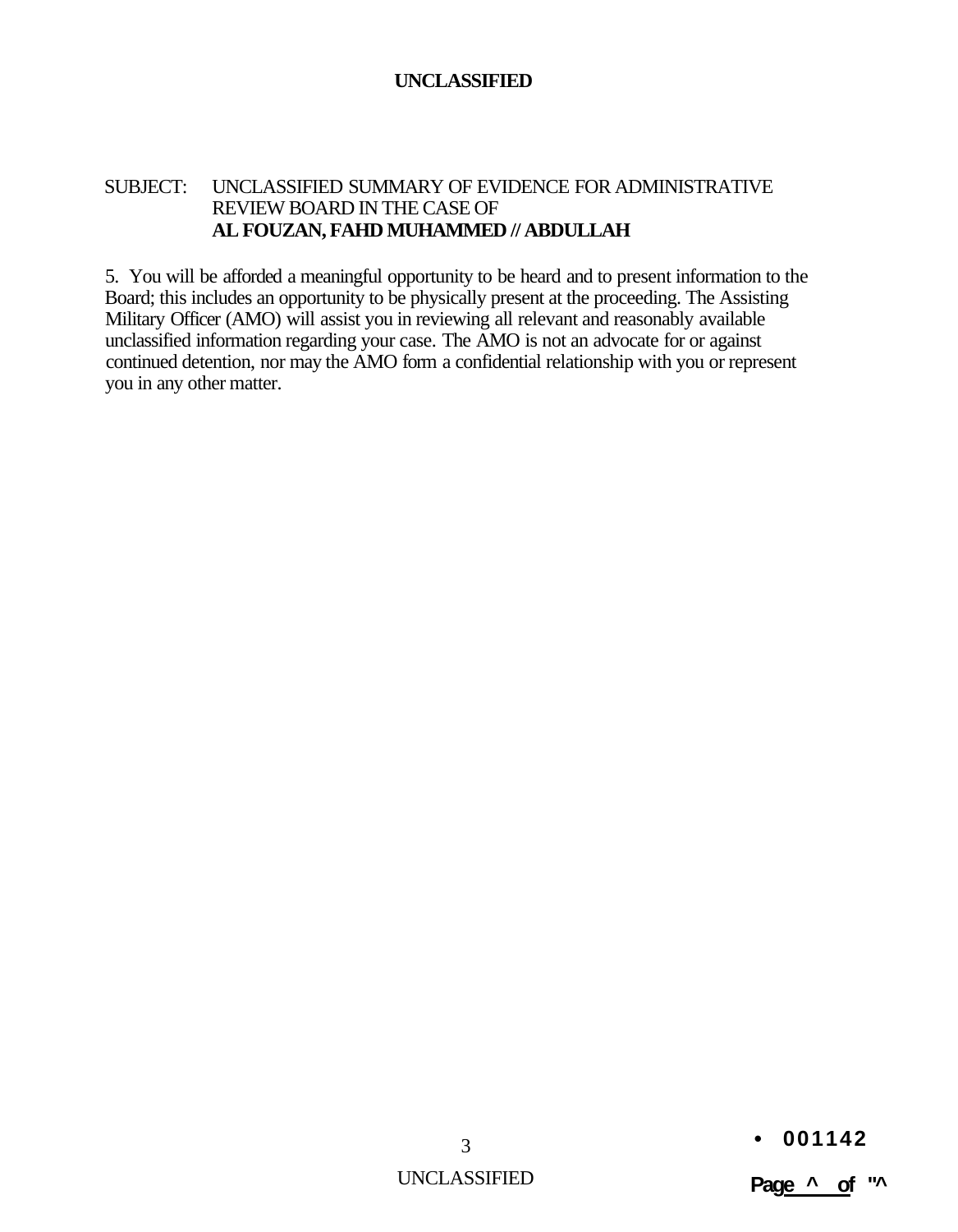SUBJECT: UNCLASSIFIED SUMMARY OF EVIDENCE FOR ADMINISTRATIVE REVIEW BOARD IN THE CASE OF **AL FOUZAN, FAHD MUHAMMED // ABDULLAH**

5. You will be afforded a meaningful opportunity to be heard and to present information to the Board; this includes an opportunity to be physically present at the proceeding. The Assisting Military Officer (AMO) will assist you in reviewing all relevant and reasonably available unclassified information regarding your case. The AMO is not an advocate for or against continued detention, nor may the AMO form a confidential relationship with you or represent you in any other matter.

• 001142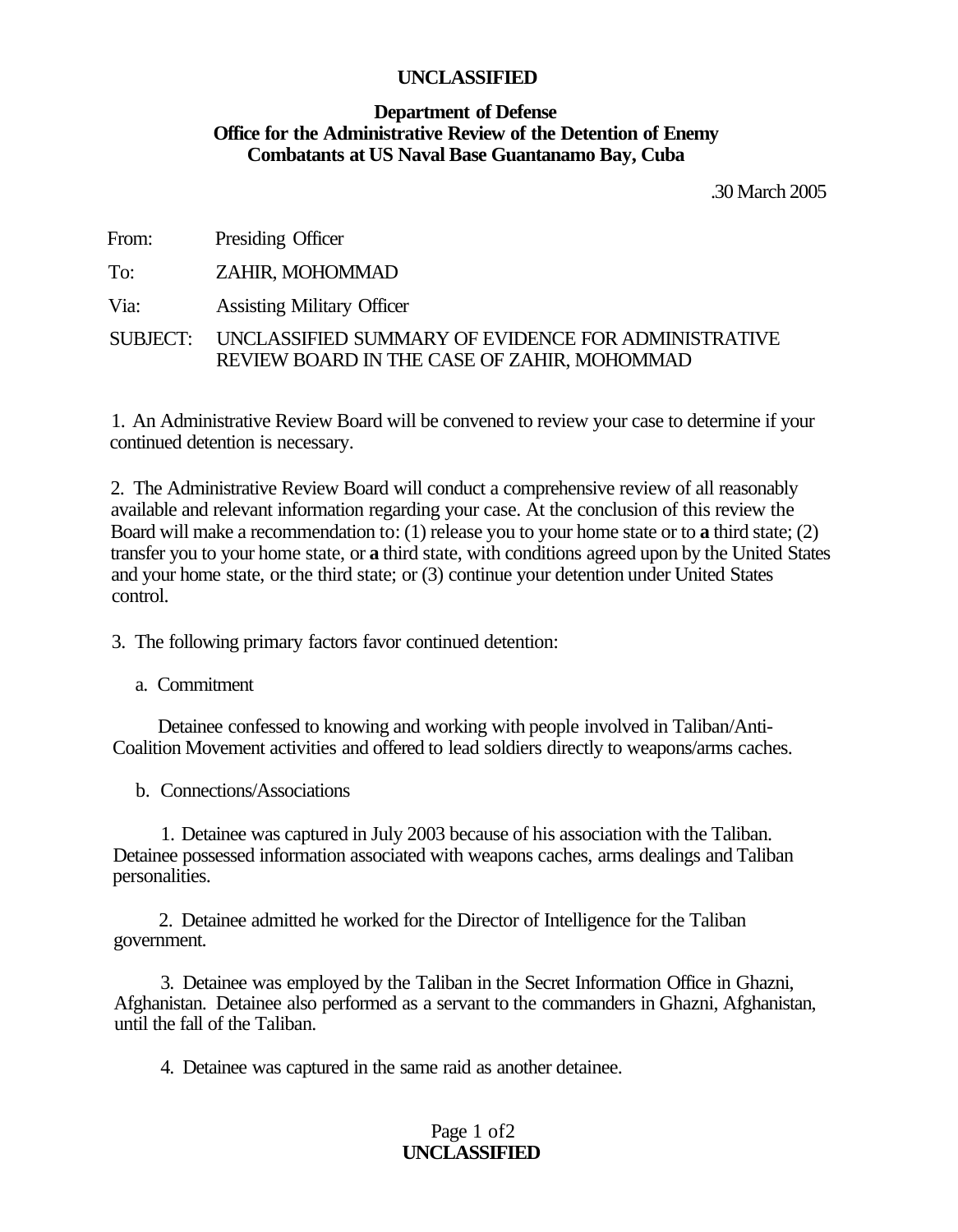**UNCLASSIFIED**

**Department of Defense**
**Office for the Administrative Review of the Detention of Enemy Combatants at US Naval Base Guantanamo Bay, Cuba**

.30 March 2005

From: Presiding Officer

To: ZAHIR, MOHOMMAD

Via: Assisting Military Officer

SUBJECT: UNCLASSIFIED SUMMARY OF EVIDENCE FOR ADMINISTRATIVE REVIEW BOARD IN THE CASE OF ZAHIR, MOHOMMAD

1. An Administrative Review Board will be convened to review your case to determine if your continued detention is necessary.

2. The Administrative Review Board will conduct a comprehensive review of all reasonably available and relevant information regarding your case. At the conclusion of this review the Board will make a recommendation to: (1) release you to your home state or to **a** third state; (2) transfer you to your home state, or **a** third state, with conditions agreed upon by the United States and your home state, or the third state; or (3) continue your detention under United States control.

3. The following primary factors favor continued detention:

a. Commitment

Detainee confessed to knowing and working with people involved in Taliban/Anti-Coalition Movement activities and offered to lead soldiers directly to weapons/arms caches.

b. Connections/Associations

1. Detainee was captured in July 2003 because of his association with the Taliban. Detainee possessed information associated with weapons caches, arms dealings and Taliban personalities.

2. Detainee admitted he worked for the Director of Intelligence for the Taliban government.

3. Detainee was employed by the Taliban in the Secret Information Office in Ghazni, Afghanistan. Detainee also performed as a servant to the commanders in Ghazni, Afghanistan, until the fall of the Taliban.

4. Detainee was captured in the same raid as another detainee.

**UNCLASSIFIED**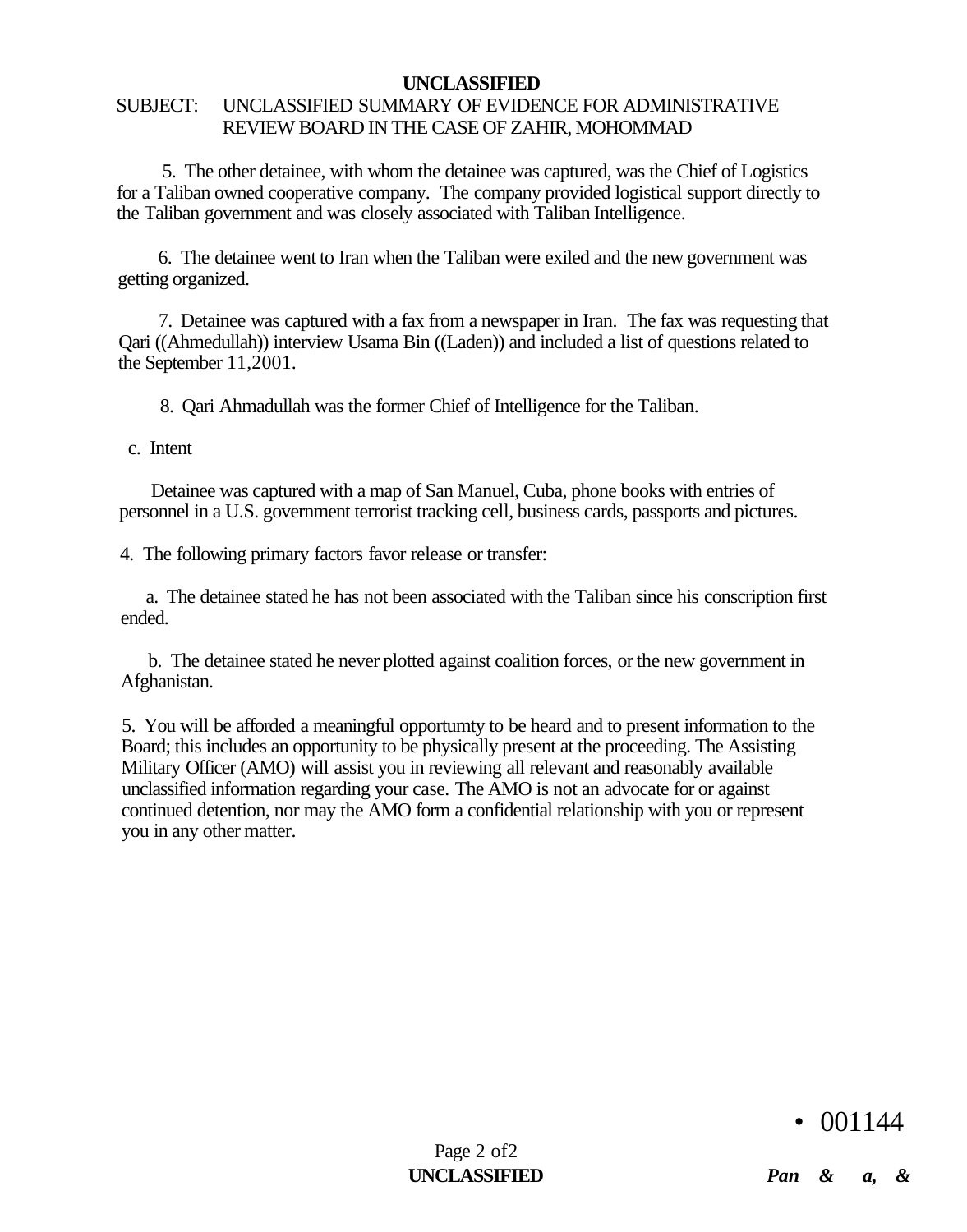**UNCLASSIFIED**

SUBJECT: UNCLASSIFIED SUMMARY OF EVIDENCE FOR ADMINISTRATIVE REVIEW BOARD IN THE CASE OF ZAHIR, MOHOMMAD

5. The other detainee, with whom the detainee was captured, was the Chief of Logistics for a Taliban owned cooperative company. The company provided logistical support directly to the Taliban government and was closely associated with Taliban Intelligence.

6. The detainee went to Iran when the Taliban were exiled and the new government was getting organized.

7. Detainee was captured with a fax from a newspaper in Iran. The fax was requesting that Qari ((Ahmedullah)) interview Usama Bin ((Laden)) and included a list of questions related to the September 11,2001.

8. Qari Ahmadullah was the former Chief of Intelligence for the Taliban.

c. Intent

Detainee was captured with a map of San Manuel, Cuba, phone books with entries of personnel in a U.S. government terrorist tracking cell, business cards, passports and pictures.

4. The following primary factors favor release or transfer:

a. The detainee stated he has not been associated with the Taliban since his conscription first ended.

b. The detainee stated he never plotted against coalition forces, or the new government in Afghanistan.

5. You will be afforded a meaningful opportumty to be heard and to present information to the Board; this includes an opportunity to be physically present at the proceeding. The Assisting Military Officer (AMO) will assist you in reviewing all relevant and reasonably available unclassified information regarding your case. The AMO is not an advocate for or against continued detention, nor may the AMO form a confidential relationship with you or represent you in any other matter.

• 001144

**UNCLASSIFIED**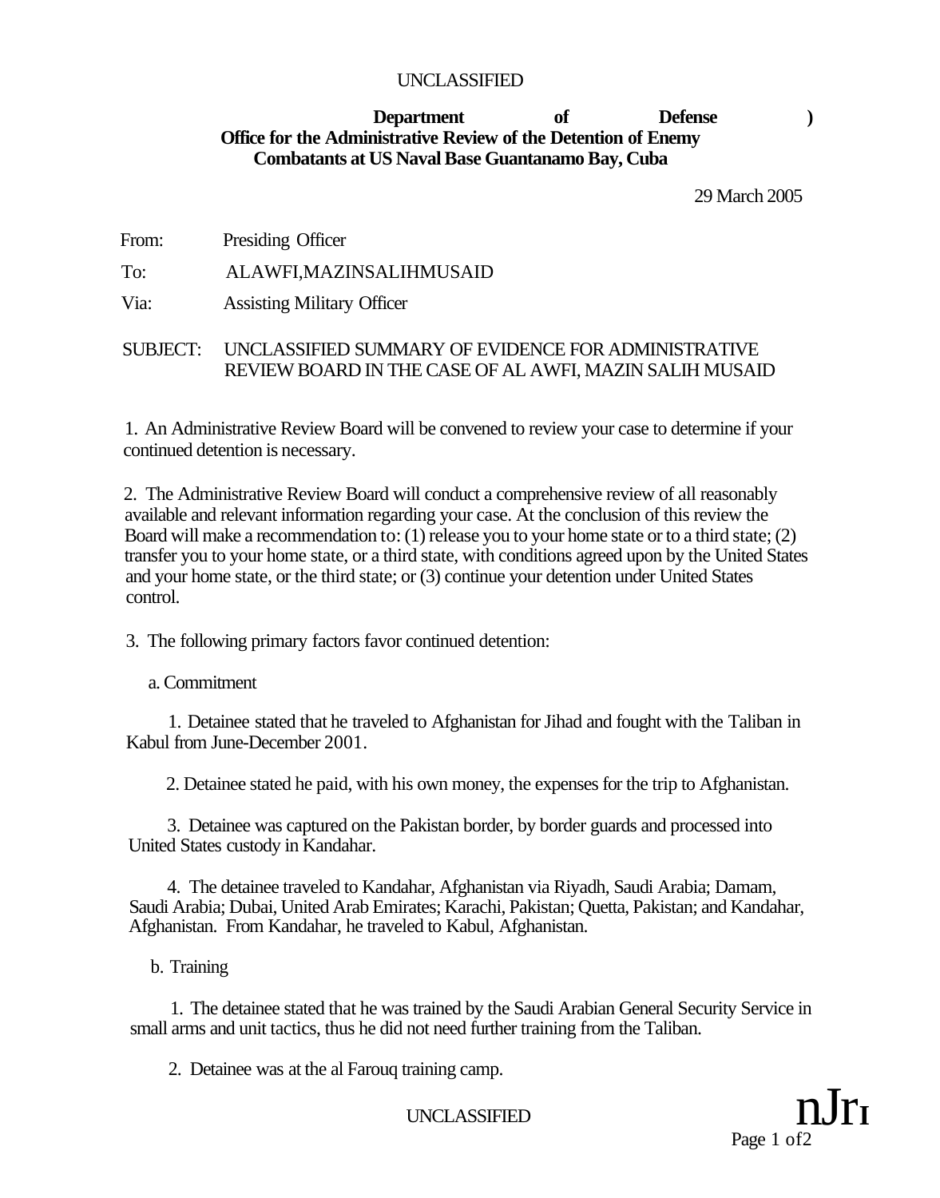UNCLASSIFIED

**Department of Defense**
**Office for the Administrative Review of the Detention of Enemy Combatants at US Naval Base Guantanamo Bay, Cuba**

29 March 2005

From: Presiding Officer

To: ALAWFI,MAZINSALIHMUSAID

Via: Assisting Military Officer

SUBJECT: UNCLASSIFIED SUMMARY OF EVIDENCE FOR ADMINISTRATIVE REVIEW BOARD IN THE CASE OF AL AWFI, MAZIN SALIH MUSAID

1. An Administrative Review Board will be convened to review your case to determine if your continued detention is necessary.

2. The Administrative Review Board will conduct a comprehensive review of all reasonably available and relevant information regarding your case. At the conclusion of this review the Board will make a recommendation to: (1) release you to your home state or to a third state; (2) transfer you to your home state, or a third state, with conditions agreed upon by the United States and your home state, or the third state; or (3) continue your detention under United States control.

3. The following primary factors favor continued detention:

a. Commitment

1. Detainee stated that he traveled to Afghanistan for Jihad and fought with the Taliban in Kabul from June-December 2001.

2. Detainee stated he paid, with his own money, the expenses for the trip to Afghanistan.

3. Detainee was captured on the Pakistan border, by border guards and processed into United States custody in Kandahar.

4. The detainee traveled to Kandahar, Afghanistan via Riyadh, Saudi Arabia; Damam, Saudi Arabia; Dubai, United Arab Emirates; Karachi, Pakistan; Quetta, Pakistan; and Kandahar, Afghanistan. From Kandahar, he traveled to Kabul, Afghanistan.

b. Training

1. The detainee stated that he was trained by the Saudi Arabian General Security Service in small arms and unit tactics, thus he did not need further training from the Taliban.

2. Detainee was at the al Farouq training camp.

UNCLASSIFIED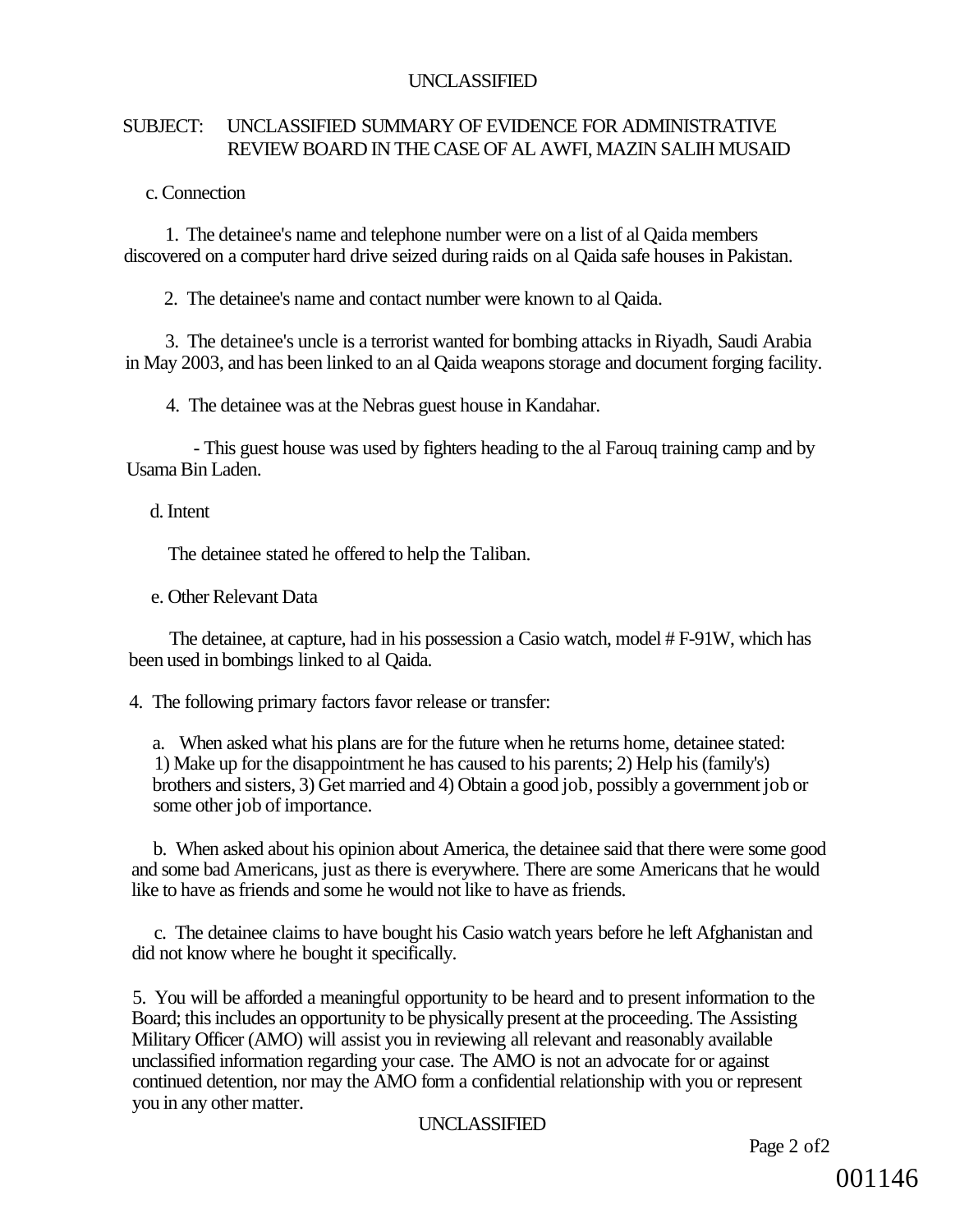SUBJECT: UNCLASSIFIED SUMMARY OF EVIDENCE FOR ADMINISTRATIVE REVIEW BOARD IN THE CASE OF AL AWFI, MAZIN SALIH MUSAID

c. Connection

1. The detainee's name and telephone number were on a list of al Qaida members discovered on a computer hard drive seized during raids on al Qaida safe houses in Pakistan.

2. The detainee's name and contact number were known to al Qaida.

3. The detainee's uncle is a terrorist wanted for bombing attacks in Riyadh, Saudi Arabia in May 2003, and has been linked to an al Qaida weapons storage and document forging facility.

4. The detainee was at the Nebras guest house in Kandahar.

- This guest house was used by fighters heading to the al Farouq training camp and by Usama Bin Laden.

d. Intent

The detainee stated he offered to help the Taliban.

e. Other Relevant Data

The detainee, at capture, had in his possession a Casio watch, model # F-91W, which has been used in bombings linked to al Qaida.

4. The following primary factors favor release or transfer:

a. When asked what his plans are for the future when he returns home, detainee stated: 1) Make up for the disappointment he has caused to his parents; 2) Help his (family's) brothers and sisters, 3) Get married and 4) Obtain a good job, possibly a government job or some other job of importance.

b. When asked about his opinion about America, the detainee said that there were some good and some bad Americans, just as there is everywhere. There are some Americans that he would like to have as friends and some he would not like to have as friends.

c. The detainee claims to have bought his Casio watch years before he left Afghanistan and did not know where he bought it specifically.

5. You will be afforded a meaningful opportunity to be heard and to present information to the Board; this includes an opportunity to be physically present at the proceeding. The Assisting Military Officer (AMO) will assist you in reviewing all relevant and reasonably available unclassified information regarding your case. The AMO is not an advocate for or against continued detention, nor may the AMO form a confidential relationship with you or represent you in any other matter.

001146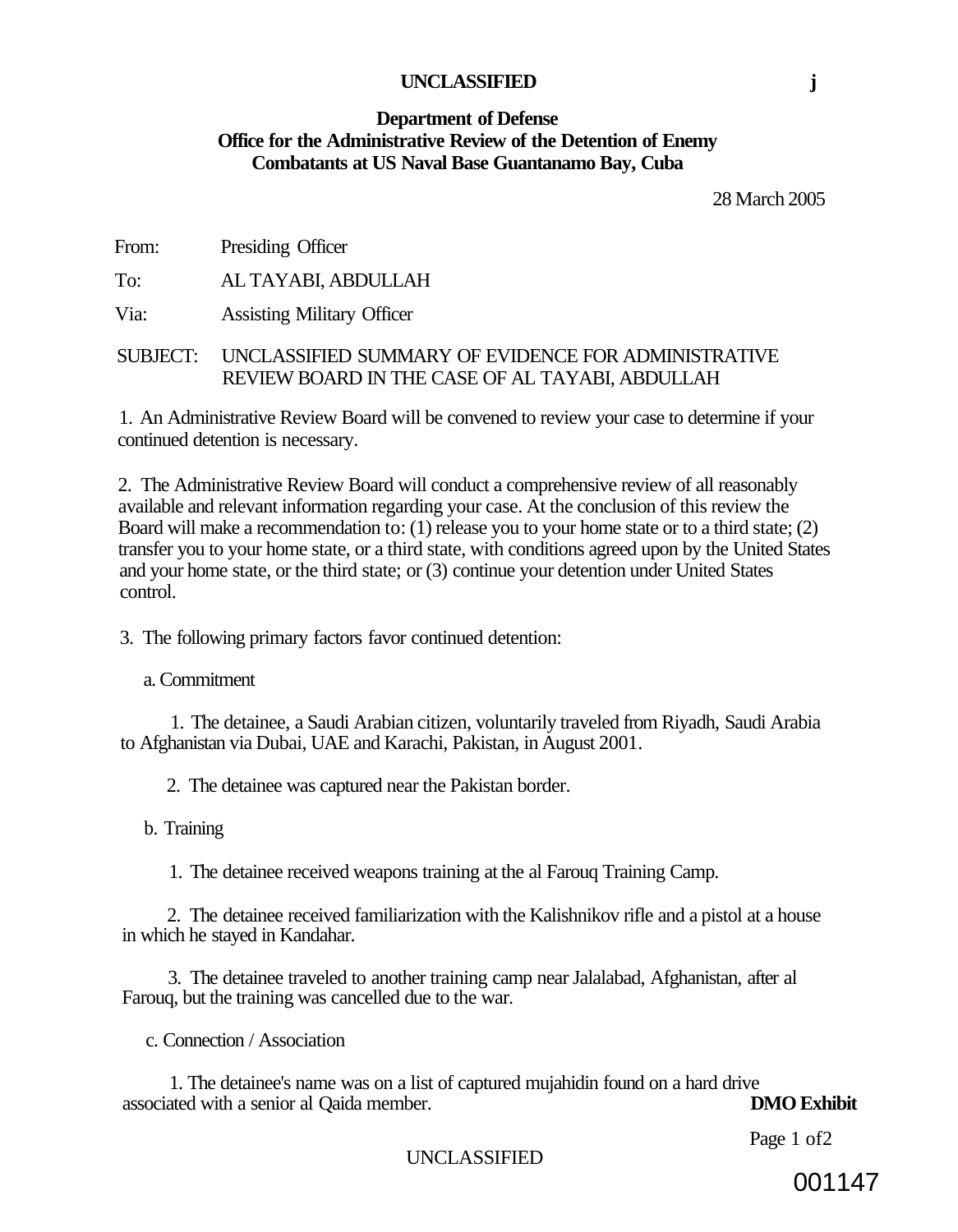**UNCLASSIFIED** **j**

**Department of Defense**
**Office for the Administrative Review of the Detention of Enemy Combatants at US Naval Base Guantanamo Bay, Cuba**

28 March 2005

From: Presiding Officer

To: AL TAYABI, ABDULLAH

Via: Assisting Military Officer

SUBJECT: UNCLASSIFIED SUMMARY OF EVIDENCE FOR ADMINISTRATIVE REVIEW BOARD IN THE CASE OF AL TAYABI, ABDULLAH

1. An Administrative Review Board will be convened to review your case to determine if your continued detention is necessary.

2. The Administrative Review Board will conduct a comprehensive review of all reasonably available and relevant information regarding your case. At the conclusion of this review the Board will make a recommendation to: (1) release you to your home state or to a third state; (2) transfer you to your home state, or a third state, with conditions agreed upon by the United States and your home state, or the third state; or (3) continue your detention under United States control.

3. The following primary factors favor continued detention:

a. Commitment

1. The detainee, a Saudi Arabian citizen, voluntarily traveled from Riyadh, Saudi Arabia to Afghanistan via Dubai, UAE and Karachi, Pakistan, in August 2001.

2. The detainee was captured near the Pakistan border.

b. Training

1. The detainee received weapons training at the al Farouq Training Camp.

2. The detainee received familiarization with the Kalishnikov rifle and a pistol at a house in which he stayed in Kandahar.

3. The detainee traveled to another training camp near Jalalabad, Afghanistan, after al Farouq, but the training was cancelled due to the war.

c. Connection / Association

1. The detainee's name was on a list of captured mujahidin found on a hard drive associated with a senior al Qaida member.

**DMO Exhibit**

UNCLASSIFIED

001147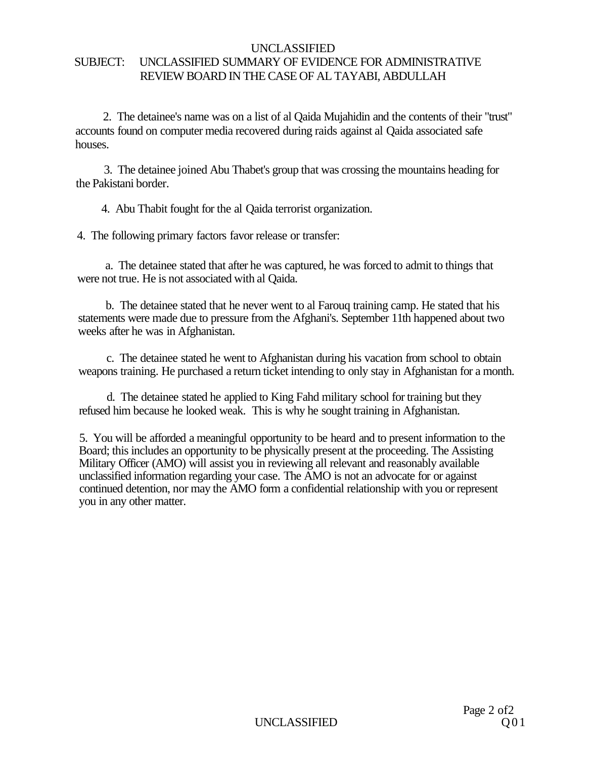UNCLASSIFIED

SUBJECT: UNCLASSIFIED SUMMARY OF EVIDENCE FOR ADMINISTRATIVE REVIEW BOARD IN THE CASE OF AL TAYABI, ABDULLAH

2. The detainee's name was on a list of al Qaida Mujahidin and the contents of their "trust" accounts found on computer media recovered during raids against al Qaida associated safe houses.

3. The detainee joined Abu Thabet's group that was crossing the mountains heading for the Pakistani border.

4. Abu Thabit fought for the al Qaida terrorist organization.

4. The following primary factors favor release or transfer:

a. The detainee stated that after he was captured, he was forced to admit to things that were not true. He is not associated with al Qaida.

b. The detainee stated that he never went to al Farouq training camp. He stated that his statements were made due to pressure from the Afghani's. September 11th happened about two weeks after he was in Afghanistan.

c. The detainee stated he went to Afghanistan during his vacation from school to obtain weapons training. He purchased a return ticket intending to only stay in Afghanistan for a month.

d. The detainee stated he applied to King Fahd military school for training but they refused him because he looked weak. This is why he sought training in Afghanistan.

5. You will be afforded a meaningful opportunity to be heard and to present information to the Board; this includes an opportunity to be physically present at the proceeding. The Assisting Military Officer (AMO) will assist you in reviewing all relevant and reasonably available unclassified information regarding your case. The AMO is not an advocate for or against continued detention, nor may the AMO form a confidential relationship with you or represent you in any other matter.

UNCLASSIFIED

Q01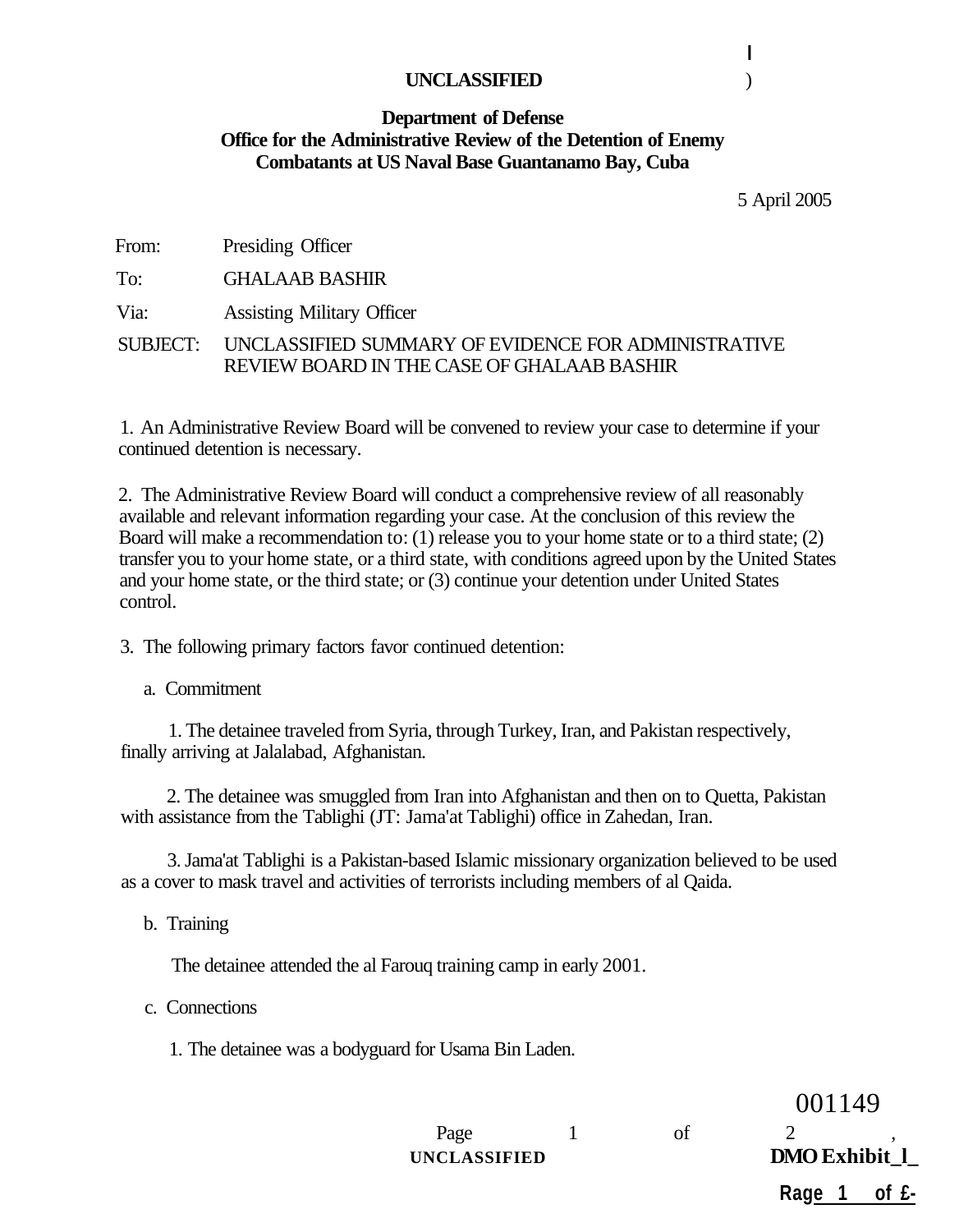UNCLASSIFIED

**Department of Defense**
**Office for the Administrative Review of the Detention of Enemy Combatants at US Naval Base Guantanamo Bay, Cuba**

5 April 2005

From: Presiding Officer

To: GHALAAB BASHIR

Via: Assisting Military Officer

SUBJECT: UNCLASSIFIED SUMMARY OF EVIDENCE FOR ADMINISTRATIVE REVIEW BOARD IN THE CASE OF GHALAAB BASHIR

1. An Administrative Review Board will be convened to review your case to determine if your continued detention is necessary.

2. The Administrative Review Board will conduct a comprehensive review of all reasonably available and relevant information regarding your case. At the conclusion of this review the Board will make a recommendation to: (1) release you to your home state or to a third state; (2) transfer you to your home state, or a third state, with conditions agreed upon by the United States and your home state, or the third state; or (3) continue your detention under United States control.

3. The following primary factors favor continued detention:

a. Commitment

1. The detainee traveled from Syria, through Turkey, Iran, and Pakistan respectively, finally arriving at Jalalabad, Afghanistan.

2. The detainee was smuggled from Iran into Afghanistan and then on to Quetta, Pakistan with assistance from the Tablighi (JT: Jama'at Tablighi) office in Zahedan, Iran.

3. Jama'at Tablighi is a Pakistan-based Islamic missionary organization believed to be used as a cover to mask travel and activities of terrorists including members of al Qaida.

b. Training

The detainee attended the al Farouq training camp in early 2001.

c. Connections

1. The detainee was a bodyguard for Usama Bin Laden.

001149

UNCLASSIFIED

DMO Exhibit_l_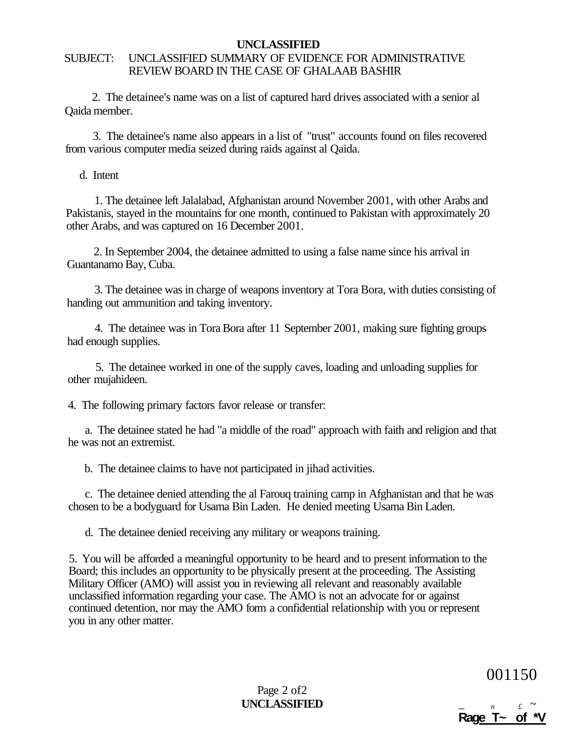**UNCLASSIFIED**

SUBJECT: UNCLASSIFIED SUMMARY OF EVIDENCE FOR ADMINISTRATIVE REVIEW BOARD IN THE CASE OF GHALAAB BASHIR

2. The detainee's name was on a list of captured hard drives associated with a senior al Qaida member.

3. The detainee's name also appears in a list of "trust" accounts found on files recovered from various computer media seized during raids against al Qaida.

d. Intent

1. The detainee left Jalalabad, Afghanistan around November 2001, with other Arabs and Pakistanis, stayed in the mountains for one month, continued to Pakistan with approximately 20 other Arabs, and was captured on 16 December 2001.

2. In September 2004, the detainee admitted to using a false name since his arrival in Guantanamo Bay, Cuba.

3. The detainee was in charge of weapons inventory at Tora Bora, with duties consisting of handing out ammunition and taking inventory.

4. The detainee was in Tora Bora after 11 September 2001, making sure fighting groups had enough supplies.

5. The detainee worked in one of the supply caves, loading and unloading supplies for other mujahideen.

4. The following primary factors favor release or transfer:

a. The detainee stated he had "a middle of the road" approach with faith and religion and that he was not an extremist.

b. The detainee claims to have not participated in jihad activities.

c. The detainee denied attending the al Farouq training camp in Afghanistan and that he was chosen to be a bodyguard for Usama Bin Laden. He denied meeting Usama Bin Laden.

d. The detainee denied receiving any military or weapons training.

5. You will be afforded a meaningful opportunity to be heard and to present information to the Board; this includes an opportunity to be physically present at the proceeding. The Assisting Military Officer (AMO) will assist you in reviewing all relevant and reasonably available unclassified information regarding your case. The AMO is not an advocate for or against continued detention, nor may the AMO form a confidential relationship with you or represent you in any other matter.

001150

**UNCLASSIFIED**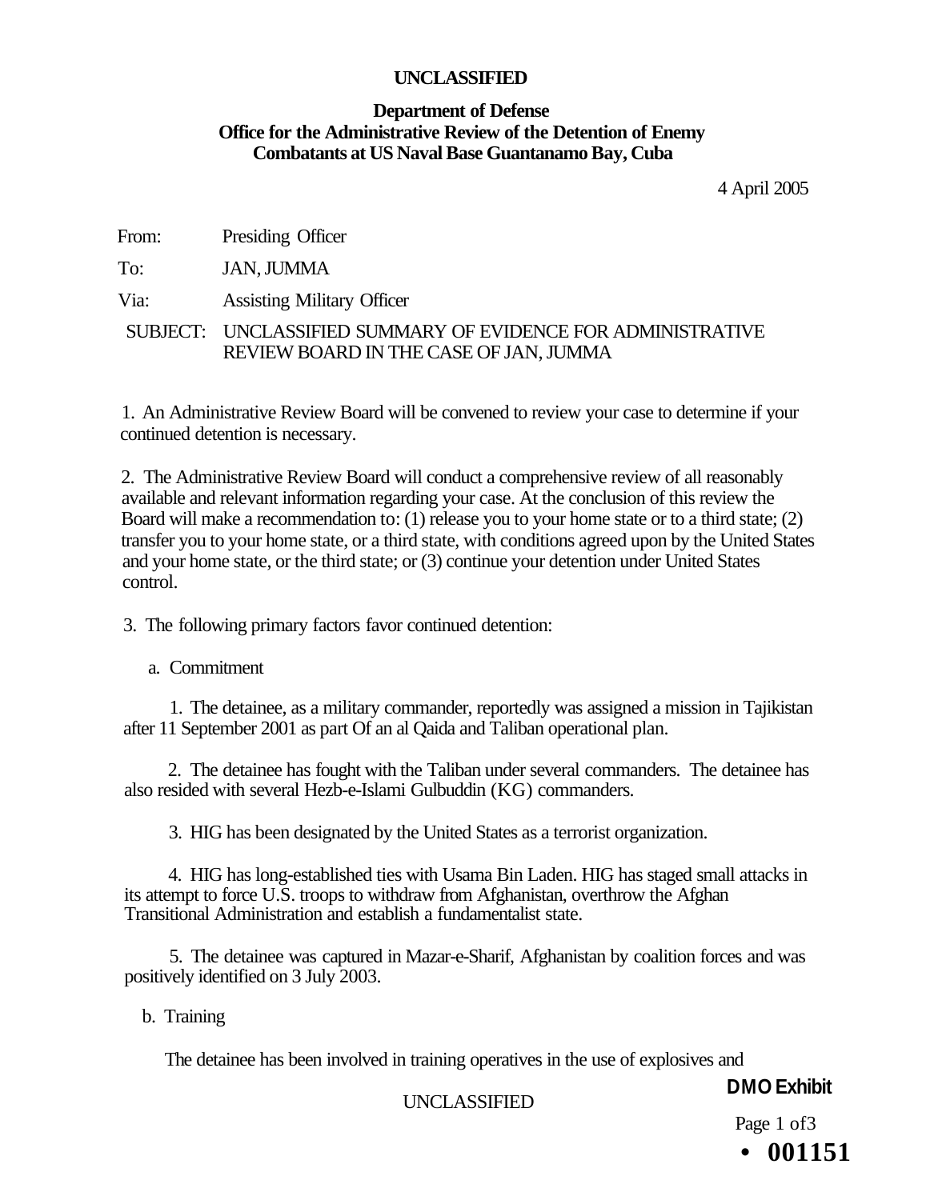**UNCLASSIFIED**

**Department of Defense**
**Office for the Administrative Review of the Detention of Enemy Combatants at US Naval Base Guantanamo Bay, Cuba**

4 April 2005

From: Presiding Officer

To: JAN, JUMMA

Via: Assisting Military Officer

SUBJECT: UNCLASSIFIED SUMMARY OF EVIDENCE FOR ADMINISTRATIVE REVIEW BOARD IN THE CASE OF JAN, JUMMA

1. An Administrative Review Board will be convened to review your case to determine if your continued detention is necessary.

2. The Administrative Review Board will conduct a comprehensive review of all reasonably available and relevant information regarding your case. At the conclusion of this review the Board will make a recommendation to: (1) release you to your home state or to a third state; (2) transfer you to your home state, or a third state, with conditions agreed upon by the United States and your home state, or the third state; or (3) continue your detention under United States control.

3. The following primary factors favor continued detention:

a. Commitment

1. The detainee, as a military commander, reportedly was assigned a mission in Tajikistan after 11 September 2001 as part Of an al Qaida and Taliban operational plan.

2. The detainee has fought with the Taliban under several commanders. The detainee has also resided with several Hezb-e-Islami Gulbuddin (KG) commanders.

3. HIG has been designated by the United States as a terrorist organization.

4. HIG has long-established ties with Usama Bin Laden. HIG has staged small attacks in its attempt to force U.S. troops to withdraw from Afghanistan, overthrow the Afghan Transitional Administration and establish a fundamentalist state.

5. The detainee was captured in Mazar-e-Sharif, Afghanistan by coalition forces and was positively identified on 3 July 2003.

b. Training

The detainee has been involved in training operatives in the use of explosives and

UNCLASSIFIED

**DMO Exhibit**

• **001151**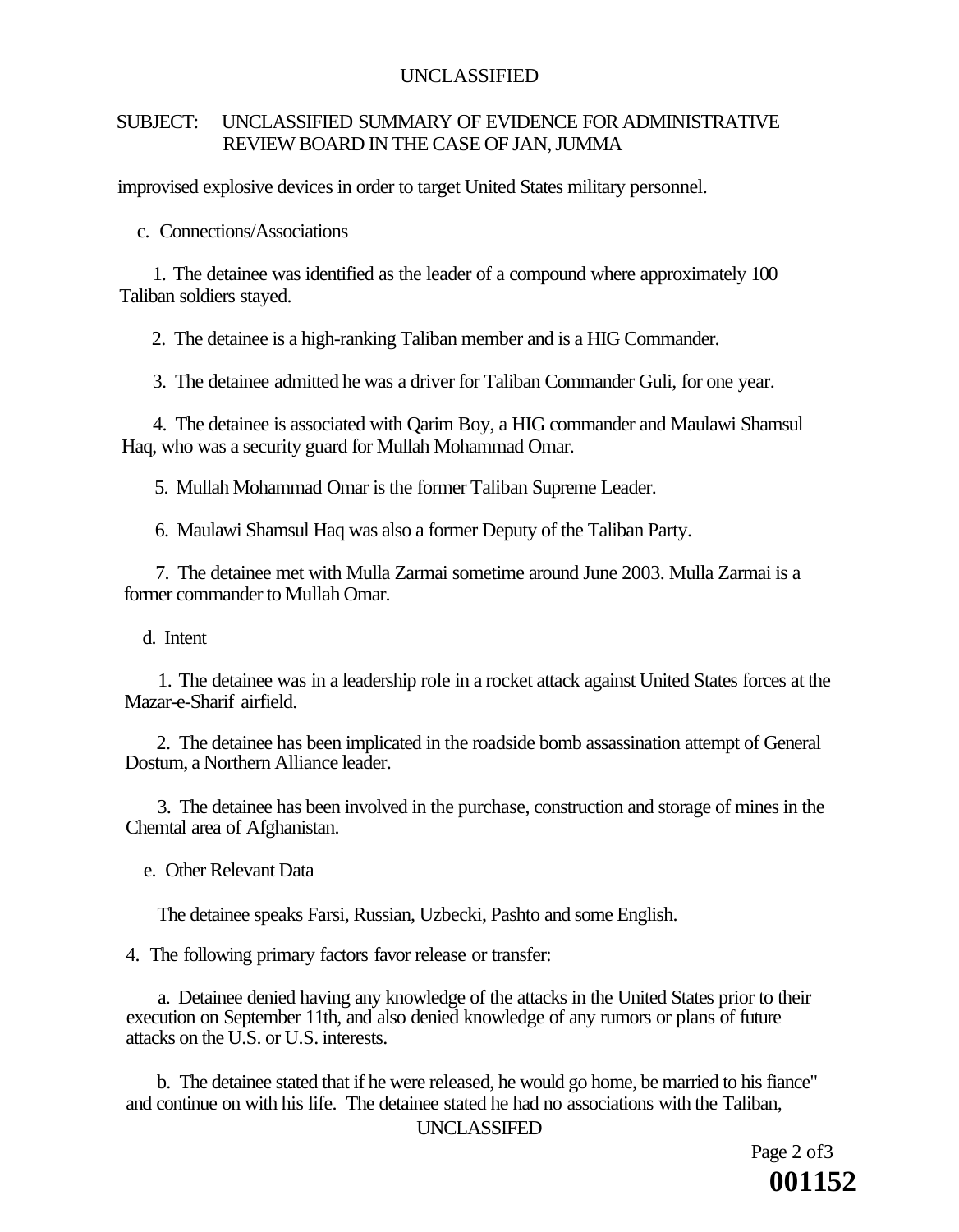SUBJECT: UNCLASSIFIED SUMMARY OF EVIDENCE FOR ADMINISTRATIVE REVIEW BOARD IN THE CASE OF JAN, JUMMA

improvised explosive devices in order to target United States military personnel.

c. Connections/Associations

1. The detainee was identified as the leader of a compound where approximately 100 Taliban soldiers stayed.

2. The detainee is a high-ranking Taliban member and is a HIG Commander.

3. The detainee admitted he was a driver for Taliban Commander Guli, for one year.

4. The detainee is associated with Qarim Boy, a HIG commander and Maulawi Shamsul Haq, who was a security guard for Mullah Mohammad Omar.

5. Mullah Mohammad Omar is the former Taliban Supreme Leader.

6. Maulawi Shamsul Haq was also a former Deputy of the Taliban Party.

7. The detainee met with Mulla Zarmai sometime around June 2003. Mulla Zarmai is a former commander to Mullah Omar.

d. Intent

1. The detainee was in a leadership role in a rocket attack against United States forces at the Mazar-e-Sharif airfield.

2. The detainee has been implicated in the roadside bomb assassination attempt of General Dostum, a Northern Alliance leader.

3. The detainee has been involved in the purchase, construction and storage of mines in the Chemtal area of Afghanistan.

e. Other Relevant Data

The detainee speaks Farsi, Russian, Uzbecki, Pashto and some English.

4. The following primary factors favor release or transfer:

a. Detainee denied having any knowledge of the attacks in the United States prior to their execution on September 11th, and also denied knowledge of any rumors or plans of future attacks on the U.S. or U.S. interests.

b. The detainee stated that if he were released, he would go home, be married to his fiance" and continue on with his life. The detainee stated he had no associations with the Taliban,

001152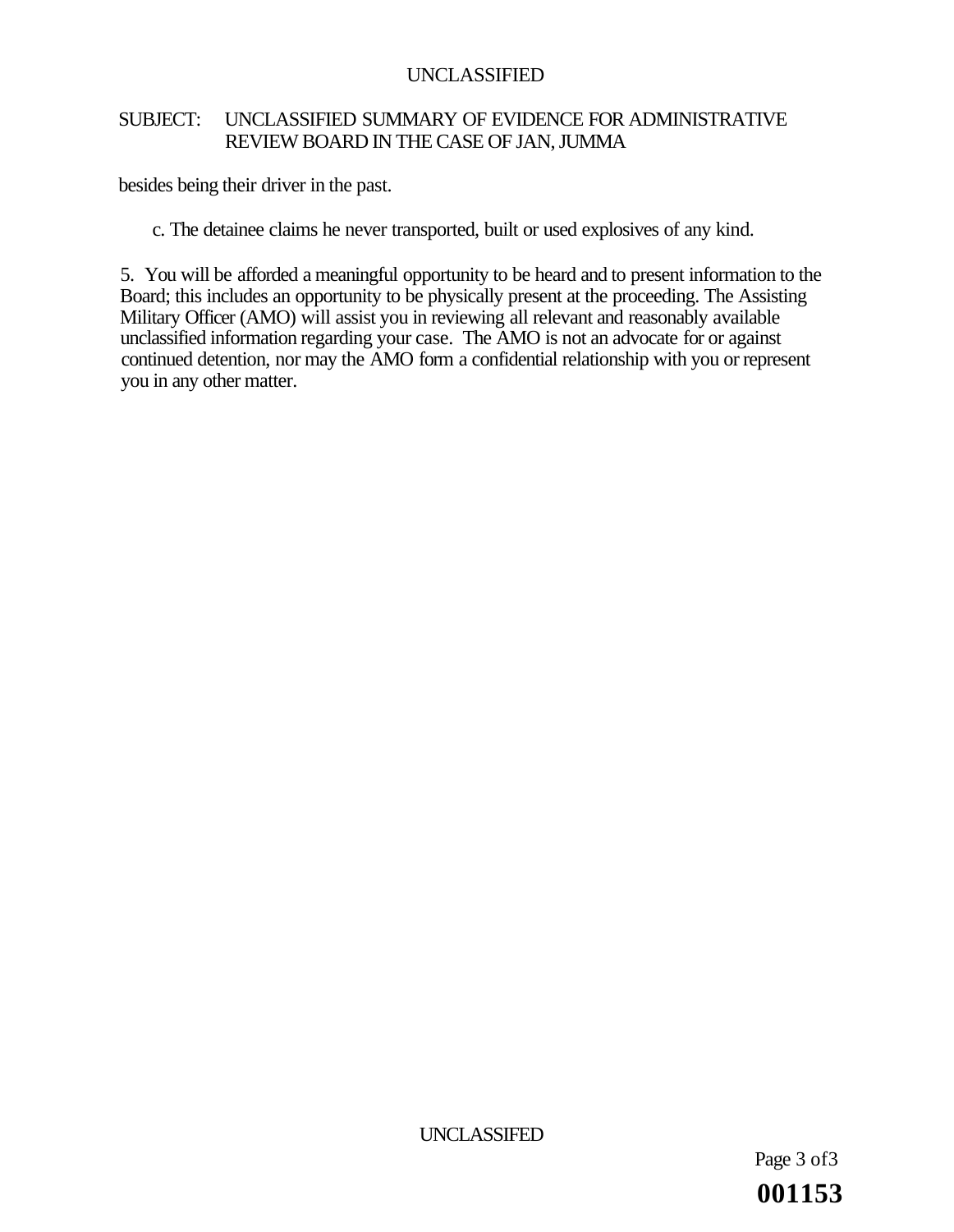SUBJECT: UNCLASSIFIED SUMMARY OF EVIDENCE FOR ADMINISTRATIVE REVIEW BOARD IN THE CASE OF JAN, JUMMA

besides being their driver in the past.

c. The detainee claims he never transported, built or used explosives of any kind.

5. You will be afforded a meaningful opportunity to be heard and to present information to the Board; this includes an opportunity to be physically present at the proceeding. The Assisting Military Officer (AMO) will assist you in reviewing all relevant and reasonably available unclassified information regarding your case. The AMO is not an advocate for or against continued detention, nor may the AMO form a confidential relationship with you or represent you in any other matter.

001153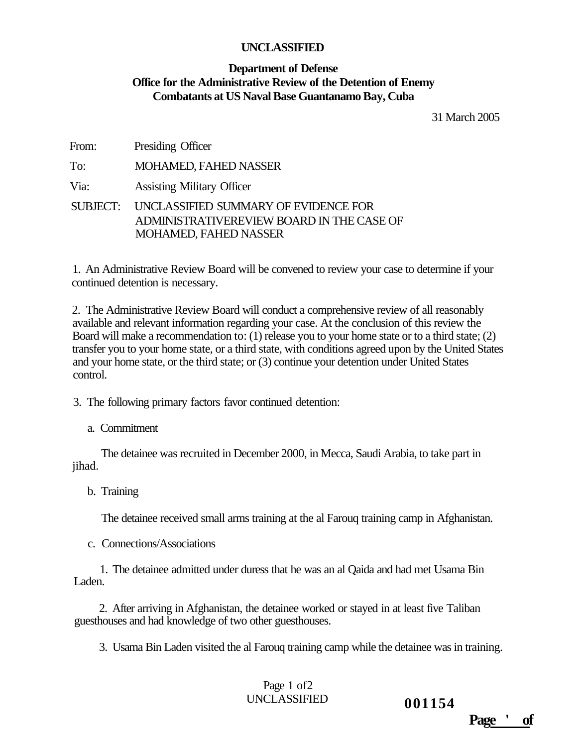**UNCLASSIFIED**

**Department of Defense**
**Office for the Administrative Review of the Detention of Enemy Combatants at US Naval Base Guantanamo Bay, Cuba**

31 March 2005

From: Presiding Officer

To: MOHAMED, FAHED NASSER

Via: Assisting Military Officer

SUBJECT: UNCLASSIFIED SUMMARY OF EVIDENCE FOR ADMINISTRATIVEREVIEW BOARD IN THE CASE OF MOHAMED, FAHED NASSER

1. An Administrative Review Board will be convened to review your case to determine if your continued detention is necessary.

2. The Administrative Review Board will conduct a comprehensive review of all reasonably available and relevant information regarding your case. At the conclusion of this review the Board will make a recommendation to: (1) release you to your home state or to a third state; (2) transfer you to your home state, or a third state, with conditions agreed upon by the United States and your home state, or the third state; or (3) continue your detention under United States control.

3. The following primary factors favor continued detention:

   a. Commitment

      The detainee was recruited in December 2000, in Mecca, Saudi Arabia, to take part in jihad.

   b. Training

      The detainee received small arms training at the al Farouq training camp in Afghanistan.

   c. Connections/Associations

      1. The detainee admitted under duress that he was an al Qaida and had met Usama Bin Laden.

      2. After arriving in Afghanistan, the detainee worked or stayed in at least five Taliban guesthouses and had knowledge of two other guesthouses.

      3. Usama Bin Laden visited the al Farouq training camp while the detainee was in training.

UNCLASSIFIED

001154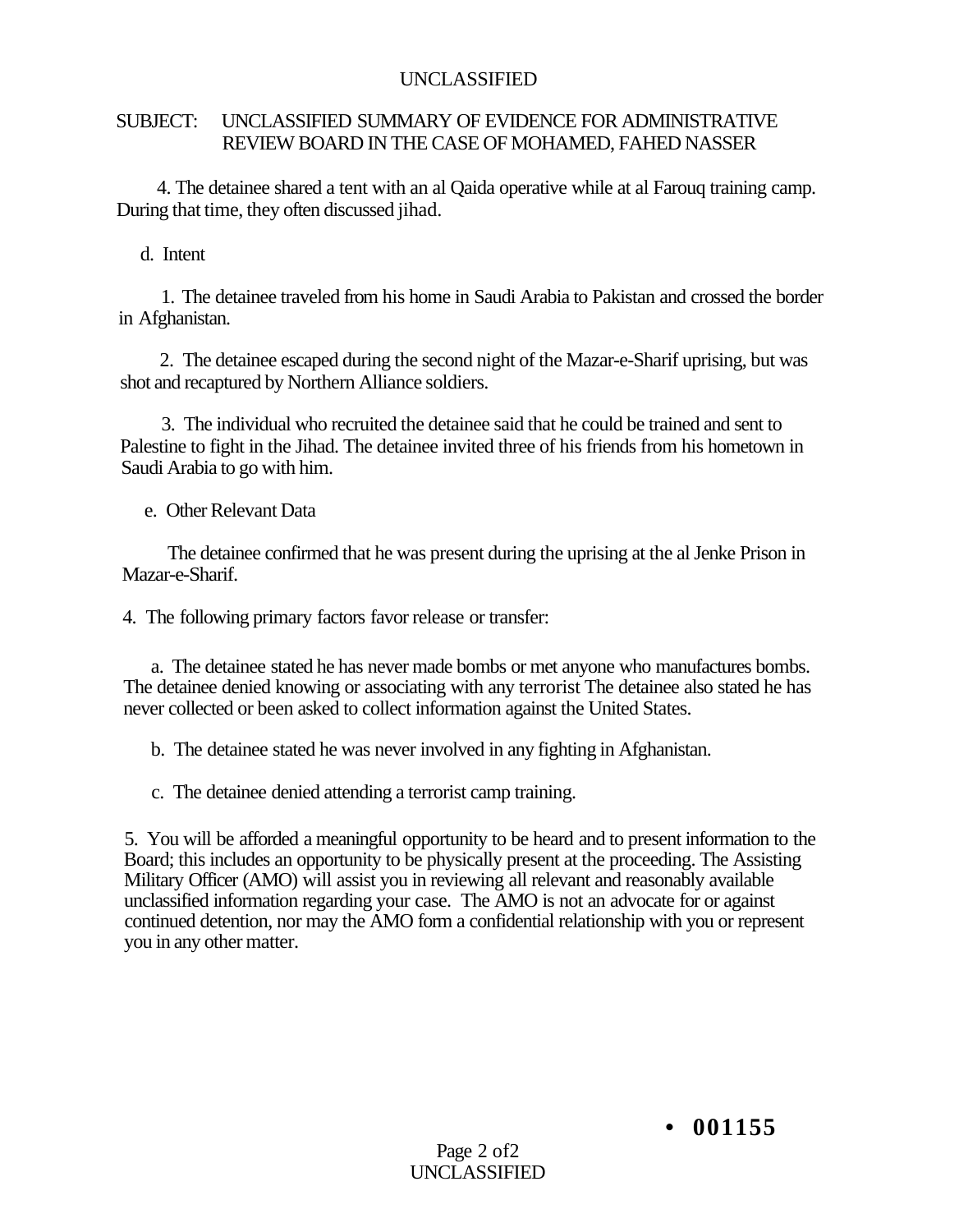SUBJECT: UNCLASSIFIED SUMMARY OF EVIDENCE FOR ADMINISTRATIVE REVIEW BOARD IN THE CASE OF MOHAMED, FAHED NASSER

4. The detainee shared a tent with an al Qaida operative while at al Farouq training camp. During that time, they often discussed jihad.

d. Intent

1. The detainee traveled from his home in Saudi Arabia to Pakistan and crossed the border in Afghanistan.

2. The detainee escaped during the second night of the Mazar-e-Sharif uprising, but was shot and recaptured by Northern Alliance soldiers.

3. The individual who recruited the detainee said that he could be trained and sent to Palestine to fight in the Jihad. The detainee invited three of his friends from his hometown in Saudi Arabia to go with him.

e. Other Relevant Data

The detainee confirmed that he was present during the uprising at the al Jenke Prison in Mazar-e-Sharif.

4. The following primary factors favor release or transfer:

a. The detainee stated he has never made bombs or met anyone who manufactures bombs. The detainee denied knowing or associating with any terrorist The detainee also stated he has never collected or been asked to collect information against the United States.

b. The detainee stated he was never involved in any fighting in Afghanistan.

c. The detainee denied attending a terrorist camp training.

5. You will be afforded a meaningful opportunity to be heard and to present information to the Board; this includes an opportunity to be physically present at the proceeding. The Assisting Military Officer (AMO) will assist you in reviewing all relevant and reasonably available unclassified information regarding your case. The AMO is not an advocate for or against continued detention, nor may the AMO form a confidential relationship with you or represent you in any other matter.

• 001155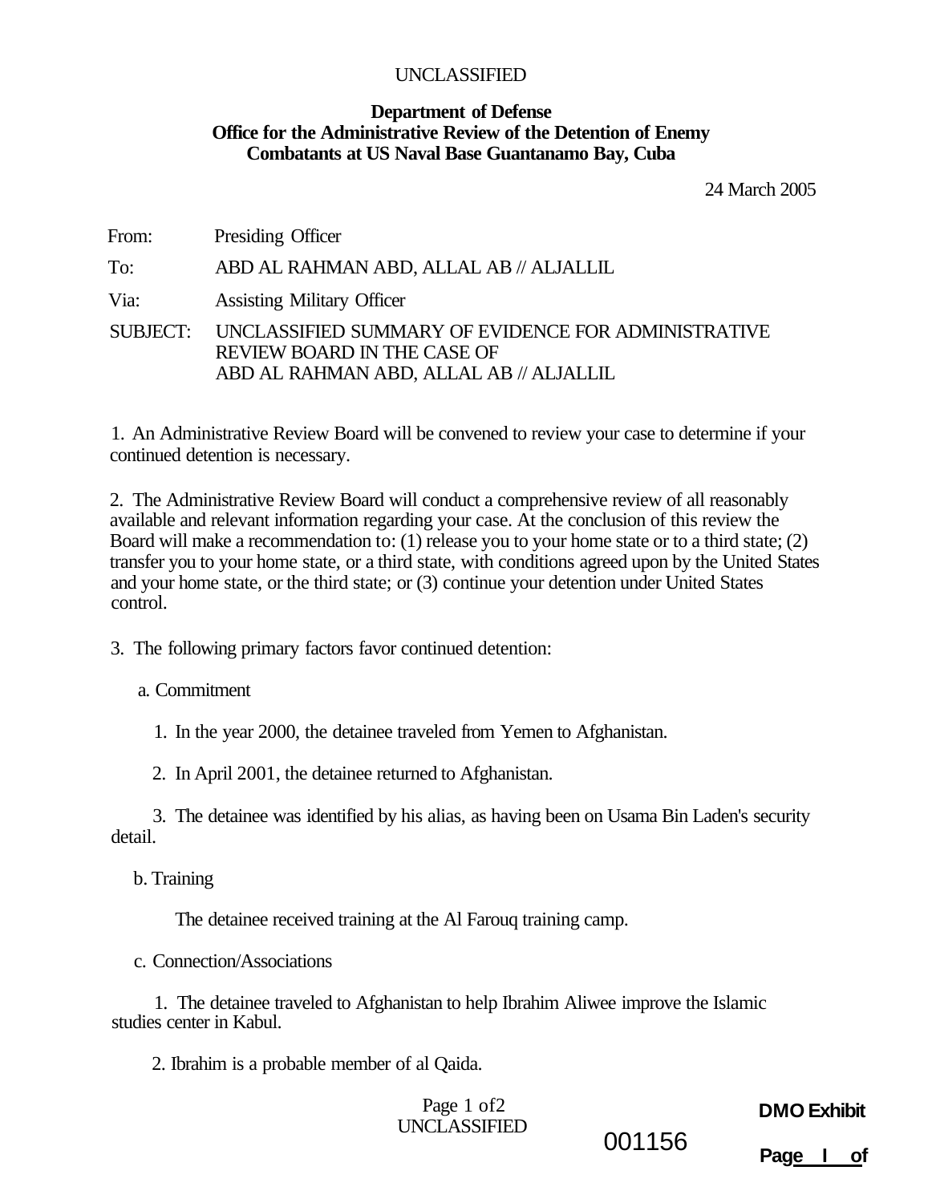UNCLASSIFIED

**Department of Defense**
**Office for the Administrative Review of the Detention of Enemy Combatants at US Naval Base Guantanamo Bay, Cuba**

24 March 2005

From: Presiding Officer

To: ABD AL RAHMAN ABD, ALLAL AB // ALJALLIL

Via: Assisting Military Officer

SUBJECT: UNCLASSIFIED SUMMARY OF EVIDENCE FOR ADMINISTRATIVE REVIEW BOARD IN THE CASE OF ABD AL RAHMAN ABD, ALLAL AB // ALJALLIL

1. An Administrative Review Board will be convened to review your case to determine if your continued detention is necessary.

2. The Administrative Review Board will conduct a comprehensive review of all reasonably available and relevant information regarding your case. At the conclusion of this review the Board will make a recommendation to: (1) release you to your home state or to a third state; (2) transfer you to your home state, or a third state, with conditions agreed upon by the United States and your home state, or the third state; or (3) continue your detention under United States control.

3. The following primary factors favor continued detention:

a. Commitment

1. In the year 2000, the detainee traveled from Yemen to Afghanistan.

2. In April 2001, the detainee returned to Afghanistan.

3. The detainee was identified by his alias, as having been on Usama Bin Laden's security detail.

b. Training

The detainee received training at the Al Farouq training camp.

c. Connection/Associations

1. The detainee traveled to Afghanistan to help Ibrahim Aliwee improve the Islamic studies center in Kabul.

2. Ibrahim is a probable member of al Qaida.

UNCLASSIFIED

001156

DMO Exhibit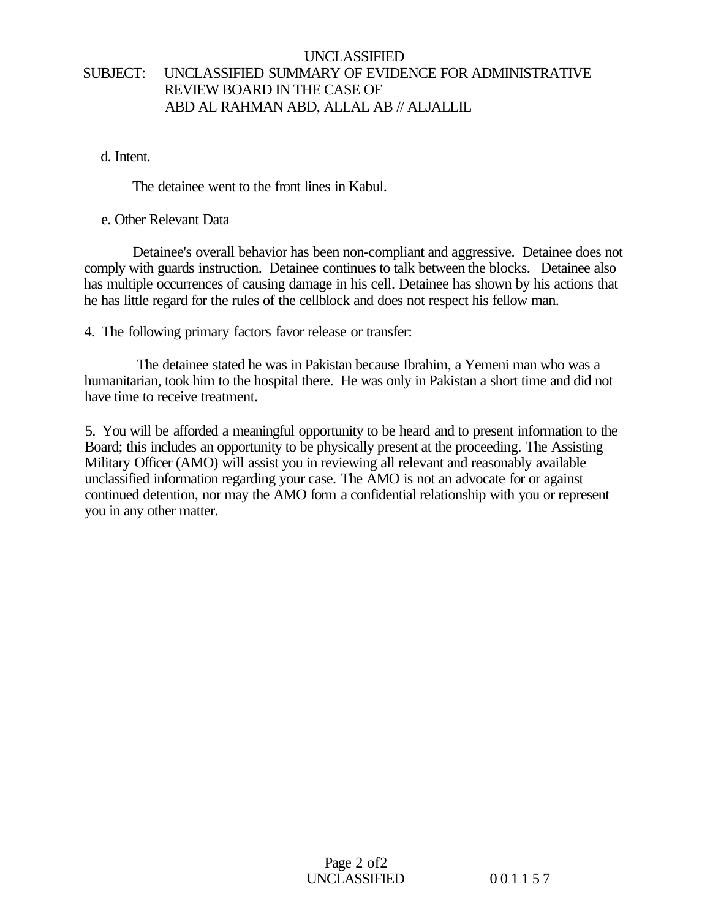UNCLASSIFIED

SUBJECT: UNCLASSIFIED SUMMARY OF EVIDENCE FOR ADMINISTRATIVE REVIEW BOARD IN THE CASE OF ABD AL RAHMAN ABD, ALLAL AB // ALJALLIL

d. Intent.

The detainee went to the front lines in Kabul.

e. Other Relevant Data

Detainee's overall behavior has been non-compliant and aggressive. Detainee does not comply with guards instruction. Detainee continues to talk between the blocks. Detainee also has multiple occurrences of causing damage in his cell. Detainee has shown by his actions that he has little regard for the rules of the cellblock and does not respect his fellow man.

4. The following primary factors favor release or transfer:

The detainee stated he was in Pakistan because Ibrahim, a Yemeni man who was a humanitarian, took him to the hospital there. He was only in Pakistan a short time and did not have time to receive treatment.

5. You will be afforded a meaningful opportunity to be heard and to present information to the Board; this includes an opportunity to be physically present at the proceeding. The Assisting Military Officer (AMO) will assist you in reviewing all relevant and reasonably available unclassified information regarding your case. The AMO is not an advocate for or against continued detention, nor may the AMO form a confidential relationship with you or represent you in any other matter.

UNCLASSIFIED 0 0 1 1 5 7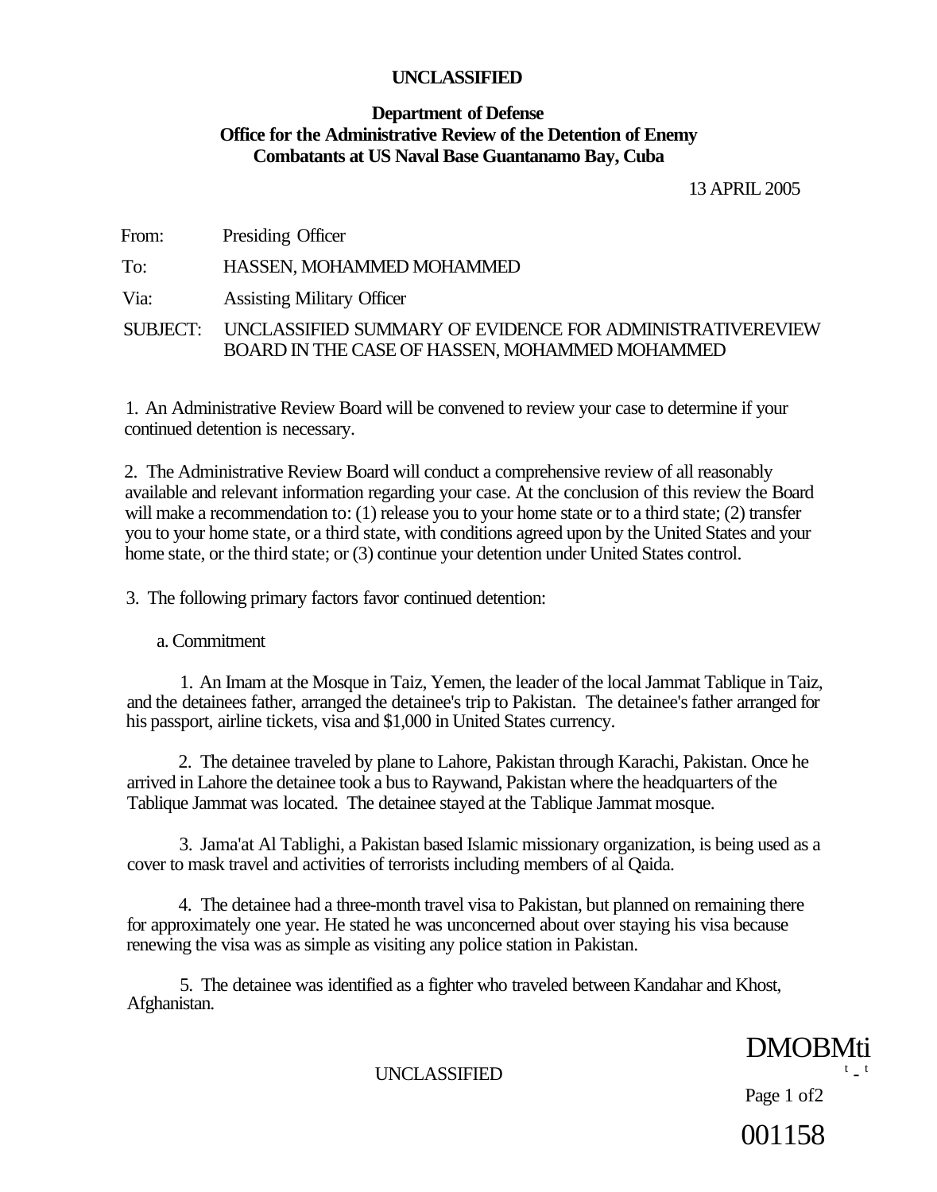**UNCLASSIFIED**

**Department of Defense**
**Office for the Administrative Review of the Detention of Enemy Combatants at US Naval Base Guantanamo Bay, Cuba**

13 APRIL 2005

From: Presiding Officer

To: HASSEN, MOHAMMED MOHAMMED

Via: Assisting Military Officer

SUBJECT: UNCLASSIFIED SUMMARY OF EVIDENCE FOR ADMINISTRATIVEREVIEW BOARD IN THE CASE OF HASSEN, MOHAMMED MOHAMMED

1. An Administrative Review Board will be convened to review your case to determine if your continued detention is necessary.

2. The Administrative Review Board will conduct a comprehensive review of all reasonably available and relevant information regarding your case. At the conclusion of this review the Board will make a recommendation to: (1) release you to your home state or to a third state; (2) transfer you to your home state, or a third state, with conditions agreed upon by the United States and your home state, or the third state; or (3) continue your detention under United States control.

3. The following primary factors favor continued detention:

a. Commitment

1. An Imam at the Mosque in Taiz, Yemen, the leader of the local Jammat Tablique in Taiz, and the detainees father, arranged the detainee's trip to Pakistan. The detainee's father arranged for his passport, airline tickets, visa and $1,000 in United States currency.

2. The detainee traveled by plane to Lahore, Pakistan through Karachi, Pakistan. Once he arrived in Lahore the detainee took a bus to Raywand, Pakistan where the headquarters of the Tablique Jammat was located. The detainee stayed at the Tablique Jammat mosque.

3. Jama'at Al Tablighi, a Pakistan based Islamic missionary organization, is being used as a cover to mask travel and activities of terrorists including members of al Qaida.

4. The detainee had a three-month travel visa to Pakistan, but planned on remaining there for approximately one year. He stated he was unconcerned about over staying his visa because renewing the visa was as simple as visiting any police station in Pakistan.

5. The detainee was identified as a fighter who traveled between Kandahar and Khost, Afghanistan.

UNCLASSIFIED

DMOBMti

001158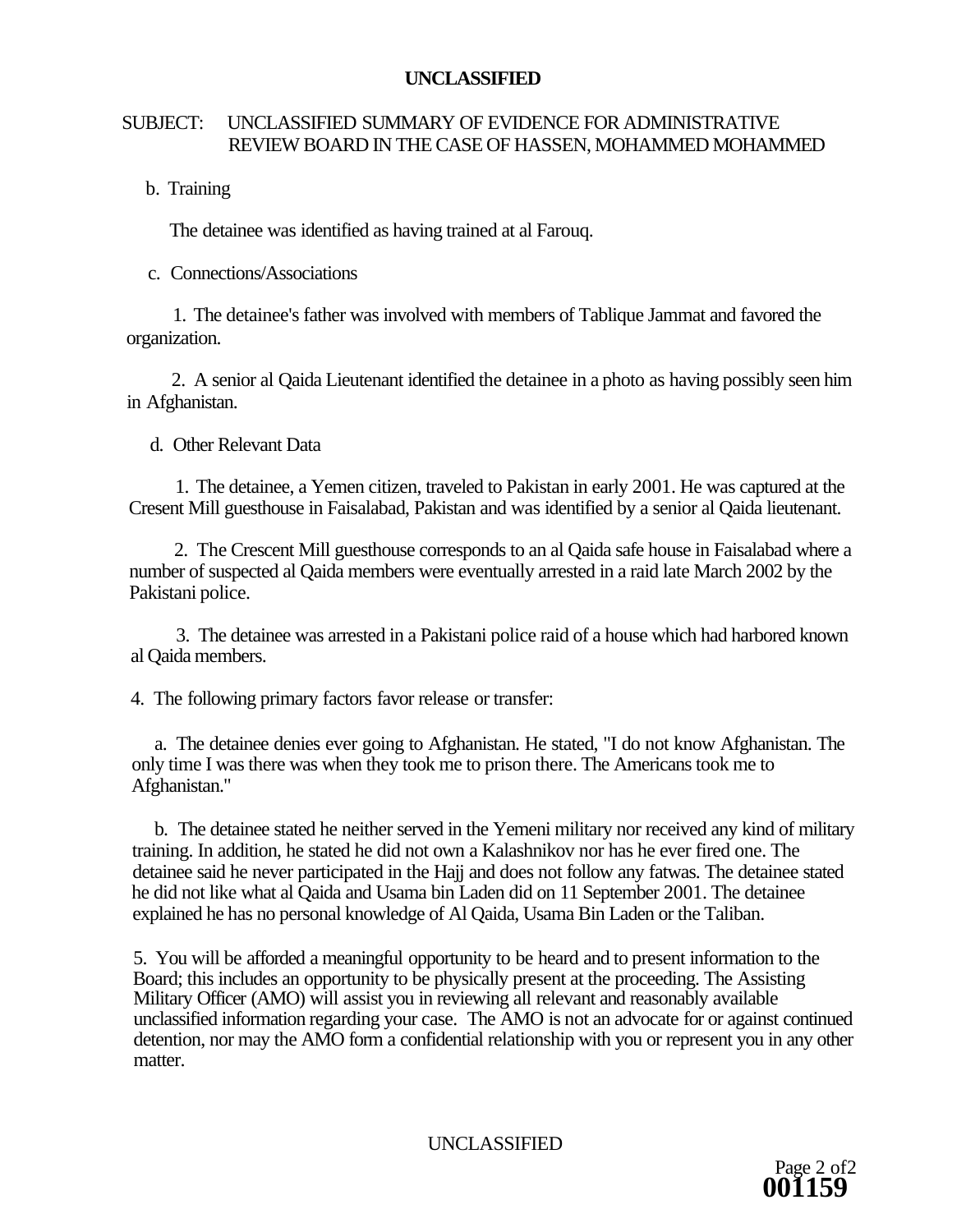**UNCLASSIFIED**

SUBJECT: UNCLASSIFIED SUMMARY OF EVIDENCE FOR ADMINISTRATIVE REVIEW BOARD IN THE CASE OF HASSEN, MOHAMMED MOHAMMED

b. Training

The detainee was identified as having trained at al Farouq.

c. Connections/Associations

1. The detainee's father was involved with members of Tablique Jammat and favored the organization.

2. A senior al Qaida Lieutenant identified the detainee in a photo as having possibly seen him in Afghanistan.

d. Other Relevant Data

1. The detainee, a Yemen citizen, traveled to Pakistan in early 2001. He was captured at the Cresent Mill guesthouse in Faisalabad, Pakistan and was identified by a senior al Qaida lieutenant.

2. The Crescent Mill guesthouse corresponds to an al Qaida safe house in Faisalabad where a number of suspected al Qaida members were eventually arrested in a raid late March 2002 by the Pakistani police.

3. The detainee was arrested in a Pakistani police raid of a house which had harbored known al Qaida members.

4. The following primary factors favor release or transfer:

a. The detainee denies ever going to Afghanistan. He stated, "I do not know Afghanistan. The only time I was there was when they took me to prison there. The Americans took me to Afghanistan."

b. The detainee stated he neither served in the Yemeni military nor received any kind of military training. In addition, he stated he did not own a Kalashnikov nor has he ever fired one. The detainee said he never participated in the Hajj and does not follow any fatwas. The detainee stated he did not like what al Qaida and Usama bin Laden did on 11 September 2001. The detainee explained he has no personal knowledge of Al Qaida, Usama Bin Laden or the Taliban.

5. You will be afforded a meaningful opportunity to be heard and to present information to the Board; this includes an opportunity to be physically present at the proceeding. The Assisting Military Officer (AMO) will assist you in reviewing all relevant and reasonably available unclassified information regarding your case. The AMO is not an advocate for or against continued detention, nor may the AMO form a confidential relationship with you or represent you in any other matter.

UNCLASSIFIED

**001159**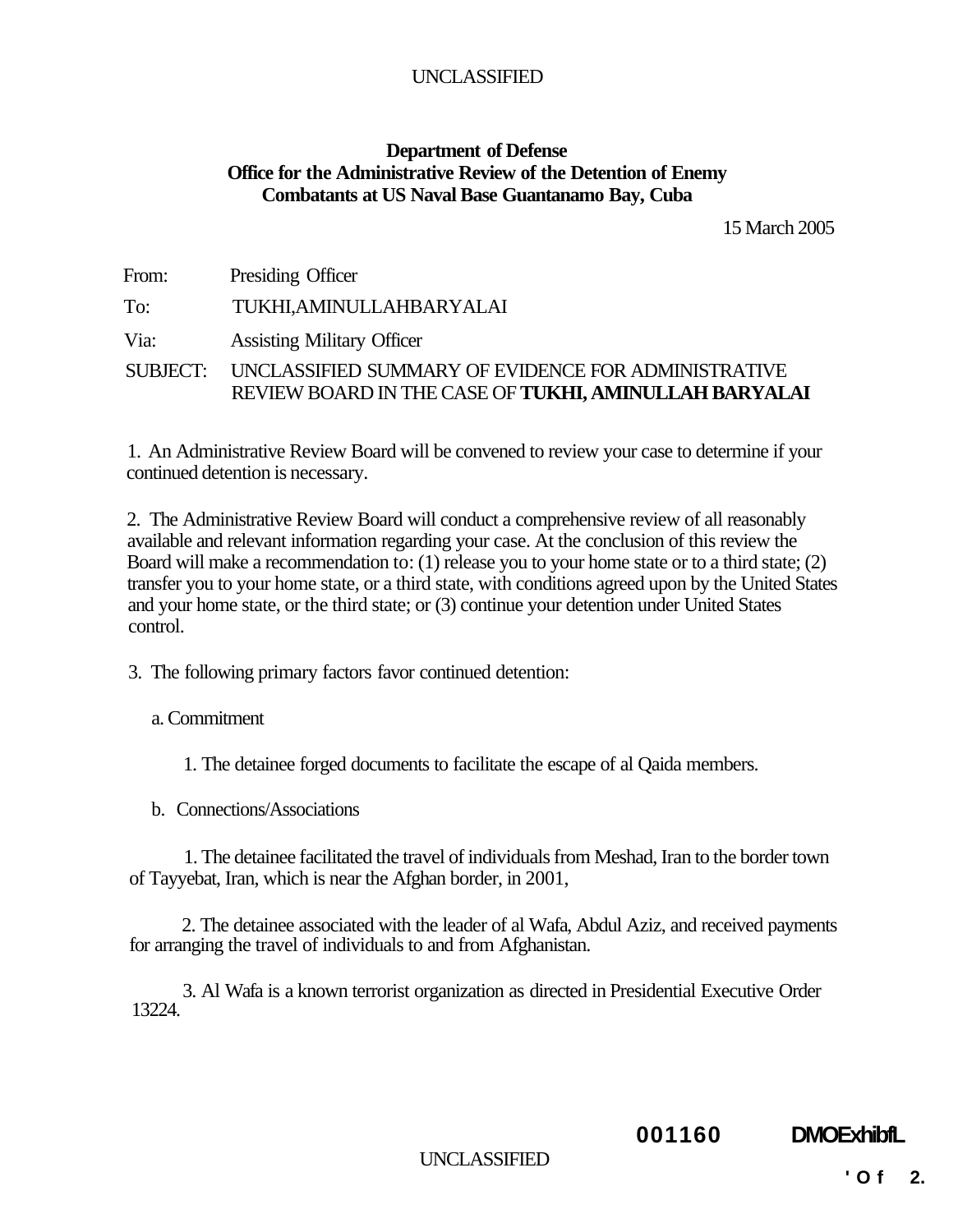**Department of Defense**
**Office for the Administrative Review of the Detention of Enemy Combatants at US Naval Base Guantanamo Bay, Cuba**

15 March 2005

From: Presiding Officer

To: TUKHI,AMINULLAHBARYALAI

Via: Assisting Military Officer

SUBJECT: UNCLASSIFIED SUMMARY OF EVIDENCE FOR ADMINISTRATIVE REVIEW BOARD IN THE CASE OF **TUKHI, AMINULLAH BARYALAI**

1. An Administrative Review Board will be convened to review your case to determine if your continued detention is necessary.

2. The Administrative Review Board will conduct a comprehensive review of all reasonably available and relevant information regarding your case. At the conclusion of this review the Board will make a recommendation to: (1) release you to your home state or to a third state; (2) transfer you to your home state, or a third state, with conditions agreed upon by the United States and your home state, or the third state; or (3) continue your detention under United States control.

3. The following primary factors favor continued detention:

a. Commitment

1. The detainee forged documents to facilitate the escape of al Qaida members.

b. Connections/Associations

1. The detainee facilitated the travel of individuals from Meshad, Iran to the border town of Tayyebat, Iran, which is near the Afghan border, in 2001,

2. The detainee associated with the leader of al Wafa, Abdul Aziz, and received payments for arranging the travel of individuals to and from Afghanistan.

3. Al Wafa is a known terrorist organization as directed in Presidential Executive Order 13224.

001160 DMO Exhibit L